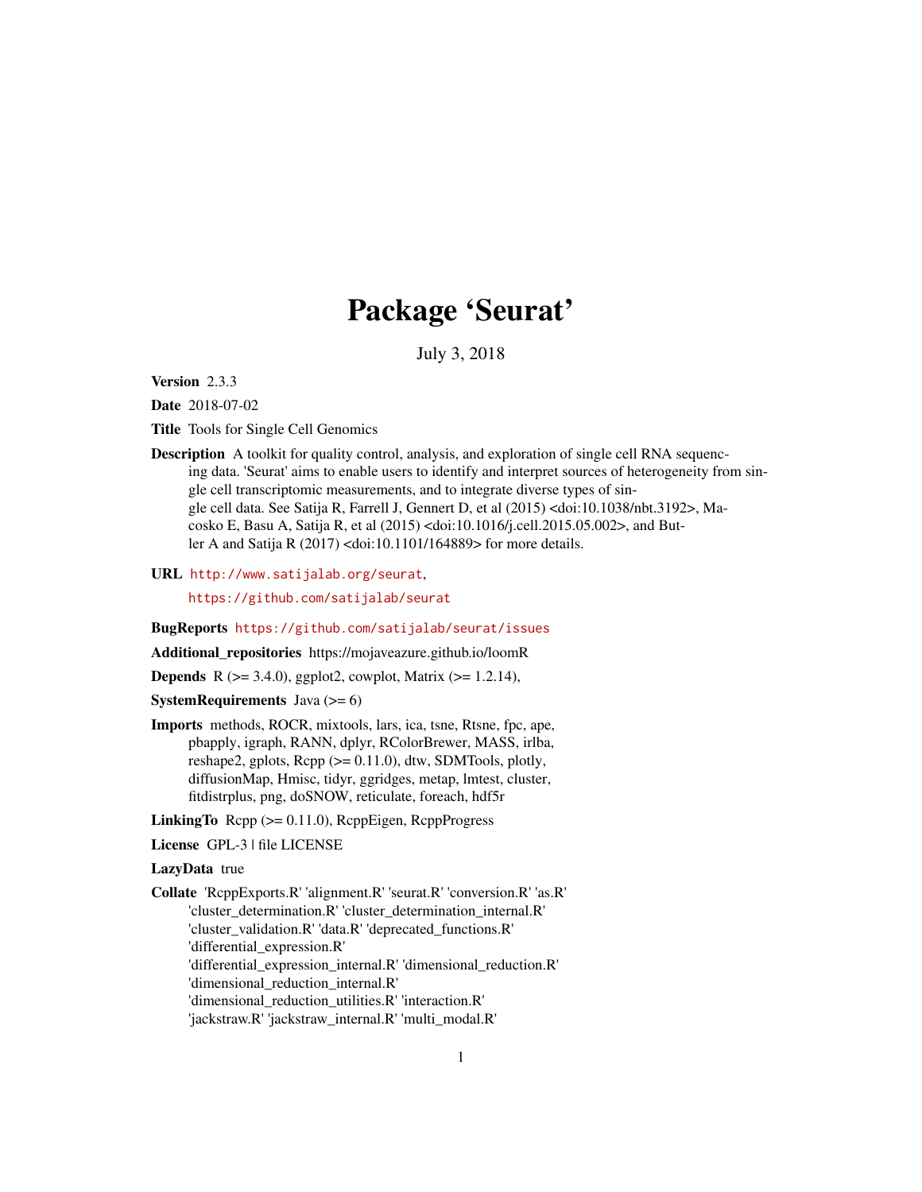# Package 'Seurat'

July 3, 2018

**Version** 2.3.3

**Date** 2018-07-02

**Title** Tools for Single Cell Genomics

**Description** A toolkit for quality control, analysis, and exploration of single cell RNA sequencing data. 'Seurat' aims to enable users to identify and interpret sources of heterogeneity from single cell transcriptomic measurements, and to integrate diverse types of single cell data. See Satija R, Farrell J, Gennert D, et al (2015) <doi:10.1038/nbt.3192>, Macosko E, Basu A, Satija R, et al (2015) <doi:10.1016/j.cell.2015.05.002>, and Butler A and Satija R (2017) <doi:10.1101/164889> for more details.

**URL** http://www.satijalab.org/seurat, https://github.com/satijalab/seurat

**BugReports** https://github.com/satijalab/seurat/issues

**Additional_repositories** https://mojaveazure.github.io/loomR

**Depends** R (>= 3.4.0), ggplot2, cowplot, Matrix (>= 1.2.14),

**SystemRequirements** Java (>= 6)

**Imports** methods, ROCR, mixtools, lars, ica, tsne, Rtsne, fpc, ape, pbapply, igraph, RANN, dplyr, RColorBrewer, MASS, irlba, reshape2, gplots, Rcpp (>= 0.11.0), dtw, SDMTools, plotly, diffusionMap, Hmisc, tidyr, ggridges, metap, lmtest, cluster, fitdistrplus, png, doSNOW, reticulate, foreach, hdf5r

**LinkingTo** Rcpp (>= 0.11.0), RcppEigen, RcppProgress

**License** GPL-3 | file LICENSE

**LazyData** true

**Collate** 'RcppExports.R' 'alignment.R' 'seurat.R' 'conversion.R' 'as.R' 'cluster_determination.R' 'cluster_determination_internal.R' 'cluster_validation.R' 'data.R' 'deprecated_functions.R' 'differential_expression.R' 'differential_expression_internal.R' 'dimensional_reduction.R' 'dimensional_reduction_internal.R' 'dimensional_reduction_utilities.R' 'interaction.R' 'jackstraw.R' 'jackstraw_internal.R' 'multi_modal.R'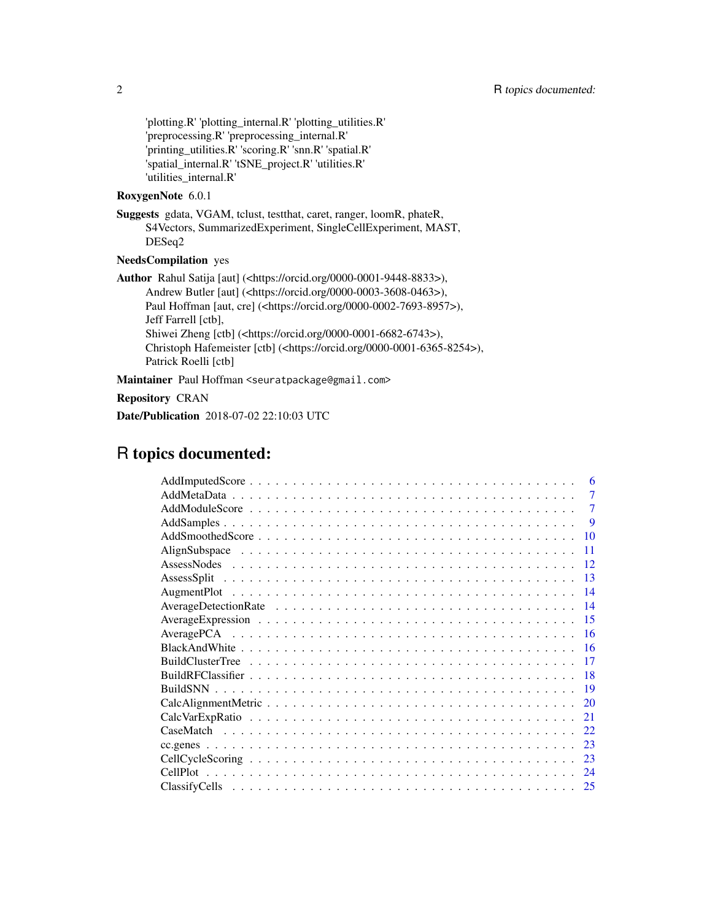'plotting.R' 'plotting_internal.R' 'plotting_utilities.R'
'preprocessing.R' 'preprocessing_internal.R'
'printing_utilities.R' 'scoring.R' 'snn.R' 'spatial.R'
'spatial_internal.R' 'tSNE_project.R' 'utilities.R'
'utilities_internal.R'

**RoxygenNote** 6.0.1

**Suggests** gdata, VGAM, tclust, testthat, caret, ranger, loomR, phateR,
S4Vectors, SummarizedExperiment, SingleCellExperiment, MAST,
DESeq2

**NeedsCompilation** yes

**Author** Rahul Satija [aut] (<https://orcid.org/0000-0001-9448-8833>),
Andrew Butler [aut] (<https://orcid.org/0000-0003-3608-0463>),
Paul Hoffman [aut, cre] (<https://orcid.org/0000-0002-7693-8957>),
Jeff Farrell [ctb],
Shiwei Zheng [ctb] (<https://orcid.org/0000-0001-6682-6743>),
Christoph Hafemeister [ctb] (<https://orcid.org/0000-0001-6365-8254>),
Patrick Roelli [ctb]

**Maintainer** Paul Hoffman <seuratpackage@gmail.com>

**Repository** CRAN

**Date/Publication** 2018-07-02 22:10:03 UTC

# R topics documented:

| | |
|---|---|
| AddImputedScore | 6 |
| AddMetaData | 7 |
| AddModuleScore | 7 |
| AddSamples | 9 |
| AddSmoothedScore | 10 |
| AlignSubspace | 11 |
| AssessNodes | 12 |
| AssessSplit | 13 |
| AugmentPlot | 14 |
| AverageDetectionRate | 14 |
| AverageExpression | 15 |
| AveragePCA | 16 |
| BlackAndWhite | 16 |
| BuildClusterTree | 17 |
| BuildRFClassifier | 18 |
| BuildSNN | 19 |
| CalcAlignmentMetric | 20 |
| CalcVarExpRatio | 21 |
| CaseMatch | 22 |
| cc.genes | 23 |
| CellCycleScoring | 23 |
| CellPlot | 24 |
| ClassifyCells | 25 |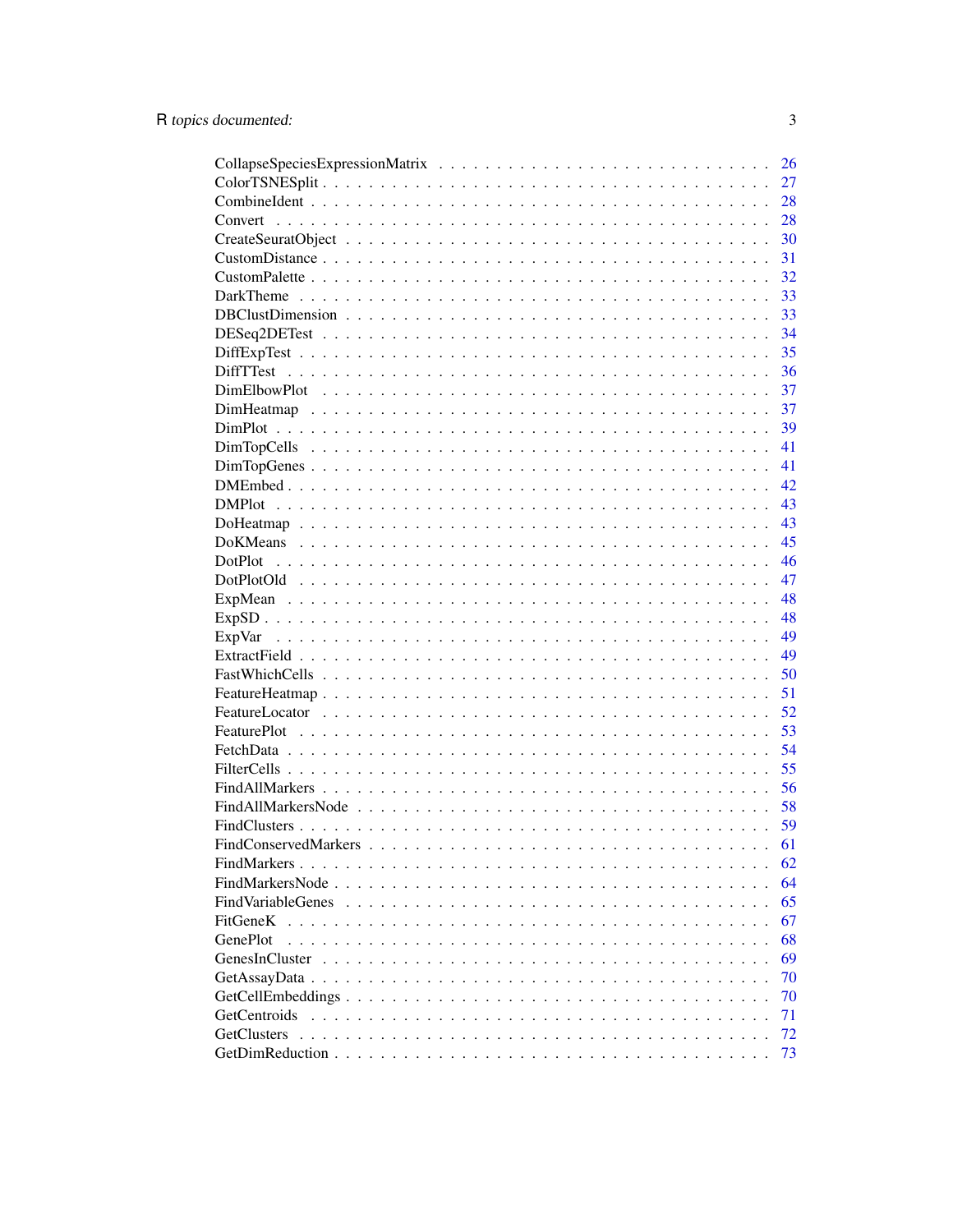CollapseSpeciesExpressionMatrix . . . . . . . . . . . . . . . . . . . . . . . . . . . . 26
ColorTSNESplit . . . . . . . . . . . . . . . . . . . . . . . . . . . . . . . . . . . . 27
CombineIdent . . . . . . . . . . . . . . . . . . . . . . . . . . . . . . . . . . . . . 28
Convert . . . . . . . . . . . . . . . . . . . . . . . . . . . . . . . . . . . . . . . 28
CreateSeuratObject . . . . . . . . . . . . . . . . . . . . . . . . . . . . . . . . . . 30
CustomDistance . . . . . . . . . . . . . . . . . . . . . . . . . . . . . . . . . . . . 31
CustomPalette . . . . . . . . . . . . . . . . . . . . . . . . . . . . . . . . . . . . . 32
DarkTheme . . . . . . . . . . . . . . . . . . . . . . . . . . . . . . . . . . . . . . 33
DBClustDimension . . . . . . . . . . . . . . . . . . . . . . . . . . . . . . . . . . . 33
DESeq2DETest . . . . . . . . . . . . . . . . . . . . . . . . . . . . . . . . . . . . . 34
DiffExpTest . . . . . . . . . . . . . . . . . . . . . . . . . . . . . . . . . . . . . . 35
DiffTTest . . . . . . . . . . . . . . . . . . . . . . . . . . . . . . . . . . . . . . . 36
DimElbowPlot . . . . . . . . . . . . . . . . . . . . . . . . . . . . . . . . . . . . . 37
DimHeatmap . . . . . . . . . . . . . . . . . . . . . . . . . . . . . . . . . . . . . . 37
DimPlot . . . . . . . . . . . . . . . . . . . . . . . . . . . . . . . . . . . . . . . 39
DimTopCells . . . . . . . . . . . . . . . . . . . . . . . . . . . . . . . . . . . . . . 41
DimTopGenes . . . . . . . . . . . . . . . . . . . . . . . . . . . . . . . . . . . . . . 41
DMEmbed . . . . . . . . . . . . . . . . . . . . . . . . . . . . . . . . . . . . . . . . 42
DMPlot . . . . . . . . . . . . . . . . . . . . . . . . . . . . . . . . . . . . . . . . 43
DoHeatmap . . . . . . . . . . . . . . . . . . . . . . . . . . . . . . . . . . . . . . . 43
DoKMeans . . . . . . . . . . . . . . . . . . . . . . . . . . . . . . . . . . . . . . . 45
DotPlot . . . . . . . . . . . . . . . . . . . . . . . . . . . . . . . . . . . . . . . . 46
DotPlotOld . . . . . . . . . . . . . . . . . . . . . . . . . . . . . . . . . . . . . . . 47
ExpMean . . . . . . . . . . . . . . . . . . . . . . . . . . . . . . . . . . . . . . . . 48
ExpSD . . . . . . . . . . . . . . . . . . . . . . . . . . . . . . . . . . . . . . . . . 48
ExpVar . . . . . . . . . . . . . . . . . . . . . . . . . . . . . . . . . . . . . . . . 49
ExtractField . . . . . . . . . . . . . . . . . . . . . . . . . . . . . . . . . . . . . . 49
FastWhichCells . . . . . . . . . . . . . . . . . . . . . . . . . . . . . . . . . . . . . 50
FeatureHeatmap . . . . . . . . . . . . . . . . . . . . . . . . . . . . . . . . . . . . . 51
FeatureLocator . . . . . . . . . . . . . . . . . . . . . . . . . . . . . . . . . . . . . 52
FeaturePlot . . . . . . . . . . . . . . . . . . . . . . . . . . . . . . . . . . . . . . 53
FetchData . . . . . . . . . . . . . . . . . . . . . . . . . . . . . . . . . . . . . . . 54
FilterCells . . . . . . . . . . . . . . . . . . . . . . . . . . . . . . . . . . . . . . 55
FindAllMarkers . . . . . . . . . . . . . . . . . . . . . . . . . . . . . . . . . . . . . 56
FindAllMarkersNode . . . . . . . . . . . . . . . . . . . . . . . . . . . . . . . . . . . 58
FindClusters . . . . . . . . . . . . . . . . . . . . . . . . . . . . . . . . . . . . . . 59
FindConservedMarkers . . . . . . . . . . . . . . . . . . . . . . . . . . . . . . . . . . 61
FindMarkers . . . . . . . . . . . . . . . . . . . . . . . . . . . . . . . . . . . . . . 62
FindMarkersNode . . . . . . . . . . . . . . . . . . . . . . . . . . . . . . . . . . . . 64
FindVariableGenes . . . . . . . . . . . . . . . . . . . . . . . . . . . . . . . . . . . 65
FitGeneK . . . . . . . . . . . . . . . . . . . . . . . . . . . . . . . . . . . . . . . . 67
GenePlot . . . . . . . . . . . . . . . . . . . . . . . . . . . . . . . . . . . . . . . . 68
GenesInCluster . . . . . . . . . . . . . . . . . . . . . . . . . . . . . . . . . . . . . 69
GetAssayData . . . . . . . . . . . . . . . . . . . . . . . . . . . . . . . . . . . . . . 70
GetCellEmbeddings . . . . . . . . . . . . . . . . . . . . . . . . . . . . . . . . . . . 70
GetCentroids . . . . . . . . . . . . . . . . . . . . . . . . . . . . . . . . . . . . . . 71
GetClusters . . . . . . . . . . . . . . . . . . . . . . . . . . . . . . . . . . . . . . 72
GetDimReduction . . . . . . . . . . . . . . . . . . . . . . . . . . . . . . . . . . . . 73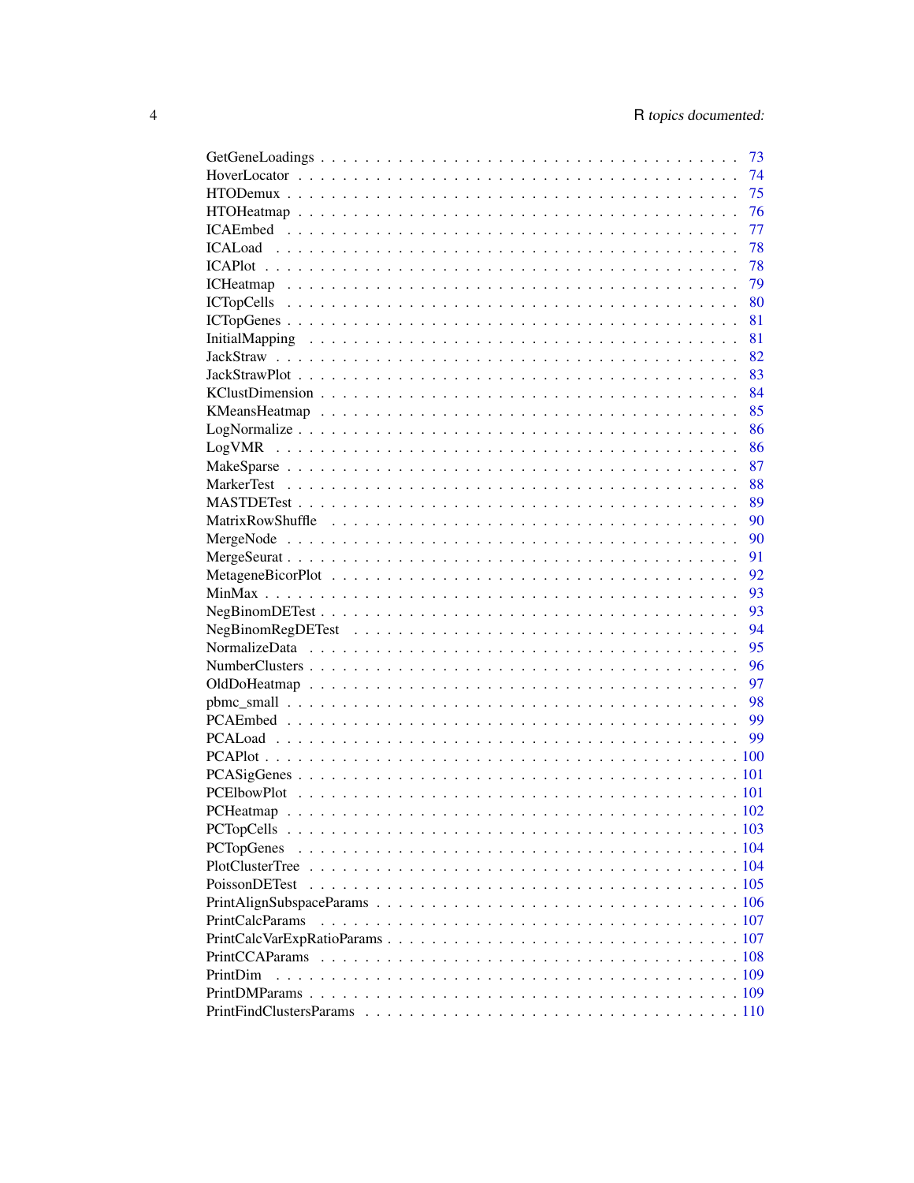GetGeneLoadings . . . . . . . . . . . . . . . . . . . . . . . . . . . . . . . . . . . . 73
HoverLocator . . . . . . . . . . . . . . . . . . . . . . . . . . . . . . . . . . . . . . 74
HTODemux . . . . . . . . . . . . . . . . . . . . . . . . . . . . . . . . . . . . . . . 75
HTOHeatmap . . . . . . . . . . . . . . . . . . . . . . . . . . . . . . . . . . . . . . 76
ICAEmbed . . . . . . . . . . . . . . . . . . . . . . . . . . . . . . . . . . . . . . . 77
ICALoad . . . . . . . . . . . . . . . . . . . . . . . . . . . . . . . . . . . . . . . . 78
ICAPlot . . . . . . . . . . . . . . . . . . . . . . . . . . . . . . . . . . . . . . . . 78
ICHeatmap . . . . . . . . . . . . . . . . . . . . . . . . . . . . . . . . . . . . . . . 79
ICTopCells . . . . . . . . . . . . . . . . . . . . . . . . . . . . . . . . . . . . . . . 80
ICTopGenes . . . . . . . . . . . . . . . . . . . . . . . . . . . . . . . . . . . . . . 81
InitialMapping . . . . . . . . . . . . . . . . . . . . . . . . . . . . . . . . . . . . . 81
JackStraw . . . . . . . . . . . . . . . . . . . . . . . . . . . . . . . . . . . . . . . 82
JackStrawPlot . . . . . . . . . . . . . . . . . . . . . . . . . . . . . . . . . . . . . 83
KClustDimension . . . . . . . . . . . . . . . . . . . . . . . . . . . . . . . . . . . 84
KMeansHeatmap . . . . . . . . . . . . . . . . . . . . . . . . . . . . . . . . . . . . 85
LogNormalize . . . . . . . . . . . . . . . . . . . . . . . . . . . . . . . . . . . . . 86
LogVMR . . . . . . . . . . . . . . . . . . . . . . . . . . . . . . . . . . . . . . . . 86
MakeSparse . . . . . . . . . . . . . . . . . . . . . . . . . . . . . . . . . . . . . . 87
MarkerTest . . . . . . . . . . . . . . . . . . . . . . . . . . . . . . . . . . . . . . . 88
MASTDETest . . . . . . . . . . . . . . . . . . . . . . . . . . . . . . . . . . . . . . 89
MatrixRowShuffle . . . . . . . . . . . . . . . . . . . . . . . . . . . . . . . . . . . 90
MergeNode . . . . . . . . . . . . . . . . . . . . . . . . . . . . . . . . . . . . . . . 90
MergeSeurat . . . . . . . . . . . . . . . . . . . . . . . . . . . . . . . . . . . . . . 91
MetageneBicorPlot . . . . . . . . . . . . . . . . . . . . . . . . . . . . . . . . . . . 92
MinMax . . . . . . . . . . . . . . . . . . . . . . . . . . . . . . . . . . . . . . . . 93
NegBinomDETest . . . . . . . . . . . . . . . . . . . . . . . . . . . . . . . . . . . 93
NegBinomRegDETest . . . . . . . . . . . . . . . . . . . . . . . . . . . . . . . . . 94
NormalizeData . . . . . . . . . . . . . . . . . . . . . . . . . . . . . . . . . . . . . 95
NumberClusters . . . . . . . . . . . . . . . . . . . . . . . . . . . . . . . . . . . . 96
OldDoHeatmap . . . . . . . . . . . . . . . . . . . . . . . . . . . . . . . . . . . . 97
pbmc_small . . . . . . . . . . . . . . . . . . . . . . . . . . . . . . . . . . . . . . 98
PCAEmbed . . . . . . . . . . . . . . . . . . . . . . . . . . . . . . . . . . . . . . . 99
PCALoad . . . . . . . . . . . . . . . . . . . . . . . . . . . . . . . . . . . . . . . . 99
PCAPlot . . . . . . . . . . . . . . . . . . . . . . . . . . . . . . . . . . . . . . . . 100
PCASigGenes . . . . . . . . . . . . . . . . . . . . . . . . . . . . . . . . . . . . . . 101
PCElbowPlot . . . . . . . . . . . . . . . . . . . . . . . . . . . . . . . . . . . . . . 101
PCHeatmap . . . . . . . . . . . . . . . . . . . . . . . . . . . . . . . . . . . . . . . 102
PCTopCells . . . . . . . . . . . . . . . . . . . . . . . . . . . . . . . . . . . . . . . 103
PCTopGenes . . . . . . . . . . . . . . . . . . . . . . . . . . . . . . . . . . . . . . 104
PlotClusterTree . . . . . . . . . . . . . . . . . . . . . . . . . . . . . . . . . . . . . 104
PoissonDETest . . . . . . . . . . . . . . . . . . . . . . . . . . . . . . . . . . . . . 105
PrintAlignSubspaceParams . . . . . . . . . . . . . . . . . . . . . . . . . . . . . . 106
PrintCalcParams . . . . . . . . . . . . . . . . . . . . . . . . . . . . . . . . . . . . 107
PrintCalcVarExpRatioParams . . . . . . . . . . . . . . . . . . . . . . . . . . . . . 107
PrintCCAParams . . . . . . . . . . . . . . . . . . . . . . . . . . . . . . . . . . . . 108
PrintDim . . . . . . . . . . . . . . . . . . . . . . . . . . . . . . . . . . . . . . . . 109
PrintDMParams . . . . . . . . . . . . . . . . . . . . . . . . . . . . . . . . . . . . . 109
PrintFindClustersParams . . . . . . . . . . . . . . . . . . . . . . . . . . . . . . . 110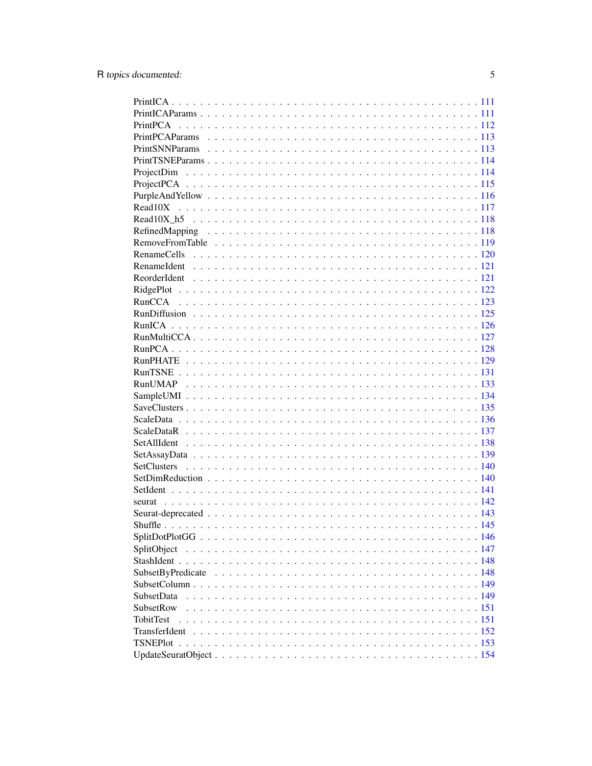PrintICA . . . . . . . . . . . . . . . . . . . . . . . . . . . . . . . . . . . . . . . . 111
PrintICAParams . . . . . . . . . . . . . . . . . . . . . . . . . . . . . . . . . . . . . 111
PrintPCA . . . . . . . . . . . . . . . . . . . . . . . . . . . . . . . . . . . . . . . . 112
PrintPCAParams . . . . . . . . . . . . . . . . . . . . . . . . . . . . . . . . . . . . . 113
PrintSNNParams . . . . . . . . . . . . . . . . . . . . . . . . . . . . . . . . . . . . . 113
PrintTSNEParams . . . . . . . . . . . . . . . . . . . . . . . . . . . . . . . . . . . . 114
ProjectDim . . . . . . . . . . . . . . . . . . . . . . . . . . . . . . . . . . . . . . . 114
ProjectPCA . . . . . . . . . . . . . . . . . . . . . . . . . . . . . . . . . . . . . . . 115
PurpleAndYellow . . . . . . . . . . . . . . . . . . . . . . . . . . . . . . . . . . . . 116
Read10X . . . . . . . . . . . . . . . . . . . . . . . . . . . . . . . . . . . . . . . . 117
Read10X_h5 . . . . . . . . . . . . . . . . . . . . . . . . . . . . . . . . . . . . . . 118
RefinedMapping . . . . . . . . . . . . . . . . . . . . . . . . . . . . . . . . . . . . 118
RemoveFromTable . . . . . . . . . . . . . . . . . . . . . . . . . . . . . . . . . . . 119
RenameCells . . . . . . . . . . . . . . . . . . . . . . . . . . . . . . . . . . . . . . 120
RenameIdent . . . . . . . . . . . . . . . . . . . . . . . . . . . . . . . . . . . . . . 121
ReorderIdent . . . . . . . . . . . . . . . . . . . . . . . . . . . . . . . . . . . . . . 121
RidgePlot . . . . . . . . . . . . . . . . . . . . . . . . . . . . . . . . . . . . . . . 122
RunCCA . . . . . . . . . . . . . . . . . . . . . . . . . . . . . . . . . . . . . . . . 123
RunDiffusion . . . . . . . . . . . . . . . . . . . . . . . . . . . . . . . . . . . . . . 125
RunICA . . . . . . . . . . . . . . . . . . . . . . . . . . . . . . . . . . . . . . . . 126
RunMultiCCA . . . . . . . . . . . . . . . . . . . . . . . . . . . . . . . . . . . . . 127
RunPCA . . . . . . . . . . . . . . . . . . . . . . . . . . . . . . . . . . . . . . . . 128
RunPHATE . . . . . . . . . . . . . . . . . . . . . . . . . . . . . . . . . . . . . . . 129
RunTSNE . . . . . . . . . . . . . . . . . . . . . . . . . . . . . . . . . . . . . . . 131
RunUMAP . . . . . . . . . . . . . . . . . . . . . . . . . . . . . . . . . . . . . . . 133
SampleUMI . . . . . . . . . . . . . . . . . . . . . . . . . . . . . . . . . . . . . . 134
SaveClusters . . . . . . . . . . . . . . . . . . . . . . . . . . . . . . . . . . . . . . 135
ScaleData . . . . . . . . . . . . . . . . . . . . . . . . . . . . . . . . . . . . . . . 136
ScaleDataR . . . . . . . . . . . . . . . . . . . . . . . . . . . . . . . . . . . . . . 137
SetAllIdent . . . . . . . . . . . . . . . . . . . . . . . . . . . . . . . . . . . . . . 138
SetAssayData . . . . . . . . . . . . . . . . . . . . . . . . . . . . . . . . . . . . . 139
SetClusters . . . . . . . . . . . . . . . . . . . . . . . . . . . . . . . . . . . . . . 140
SetDimReduction . . . . . . . . . . . . . . . . . . . . . . . . . . . . . . . . . . . . 140
SetIdent . . . . . . . . . . . . . . . . . . . . . . . . . . . . . . . . . . . . . . . . 141
seurat . . . . . . . . . . . . . . . . . . . . . . . . . . . . . . . . . . . . . . . . . 142
Seurat-deprecated . . . . . . . . . . . . . . . . . . . . . . . . . . . . . . . . . . . 143
Shuffle . . . . . . . . . . . . . . . . . . . . . . . . . . . . . . . . . . . . . . . . 145
SplitDotPlotGG . . . . . . . . . . . . . . . . . . . . . . . . . . . . . . . . . . . . . 146
SplitObject . . . . . . . . . . . . . . . . . . . . . . . . . . . . . . . . . . . . . . 147
StashIdent . . . . . . . . . . . . . . . . . . . . . . . . . . . . . . . . . . . . . . . 148
SubsetByPredicate . . . . . . . . . . . . . . . . . . . . . . . . . . . . . . . . . . . 148
SubsetColumn . . . . . . . . . . . . . . . . . . . . . . . . . . . . . . . . . . . . . 149
SubsetData . . . . . . . . . . . . . . . . . . . . . . . . . . . . . . . . . . . . . . . 149
SubsetRow . . . . . . . . . . . . . . . . . . . . . . . . . . . . . . . . . . . . . . . 151
TobitTest . . . . . . . . . . . . . . . . . . . . . . . . . . . . . . . . . . . . . . . 151
TransferIdent . . . . . . . . . . . . . . . . . . . . . . . . . . . . . . . . . . . . . . 152
TSNEPlot . . . . . . . . . . . . . . . . . . . . . . . . . . . . . . . . . . . . . . . . 153
UpdateSeuratObject . . . . . . . . . . . . . . . . . . . . . . . . . . . . . . . . . . 154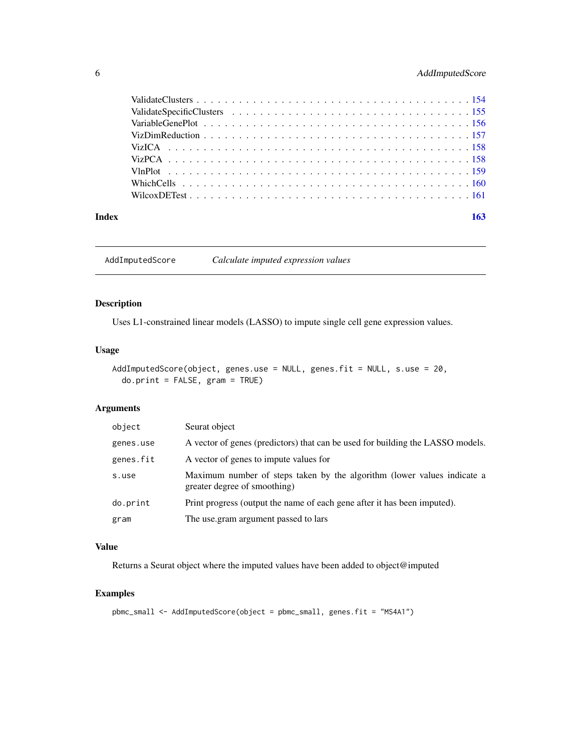ValidateClusters . . . . . . . . . . . . . . . . . . . . . . . . . . . . . . . . . . . . . . . 154
ValidateSpecificClusters . . . . . . . . . . . . . . . . . . . . . . . . . . . . . . . . . . . 155
VariableGenePlot . . . . . . . . . . . . . . . . . . . . . . . . . . . . . . . . . . . . . . . 156
VizDimReduction . . . . . . . . . . . . . . . . . . . . . . . . . . . . . . . . . . . . . . . 157
VizICA . . . . . . . . . . . . . . . . . . . . . . . . . . . . . . . . . . . . . . . . . . . . 158
VizPCA . . . . . . . . . . . . . . . . . . . . . . . . . . . . . . . . . . . . . . . . . . . . 158
VlnPlot . . . . . . . . . . . . . . . . . . . . . . . . . . . . . . . . . . . . . . . . . . . . 159
WhichCells . . . . . . . . . . . . . . . . . . . . . . . . . . . . . . . . . . . . . . . . . . 160
WilcoxDETest . . . . . . . . . . . . . . . . . . . . . . . . . . . . . . . . . . . . . . . . . 161

**Index** **163**

---

`AddImputedScore` *Calculate imputed expression values*

---

## Description

Uses L1-constrained linear models (LASSO) to impute single cell gene expression values.

## Usage

```
AddImputedScore(object, genes.use = NULL, genes.fit = NULL, s.use = 20,
  do.print = FALSE, gram = TRUE)
```

## Arguments

| | |
|---|---|
| `object` | Seurat object |
| `genes.use` | A vector of genes (predictors) that can be used for building the LASSO models. |
| `genes.fit` | A vector of genes to impute values for |
| `s.use` | Maximum number of steps taken by the algorithm (lower values indicate a greater degree of smoothing) |
| `do.print` | Print progress (output the name of each gene after it has been imputed). |
| `gram` | The use.gram argument passed to lars |

## Value

Returns a Seurat object where the imputed values have been added to object@imputed

## Examples

```
pbmc_small <- AddImputedScore(object = pbmc_small, genes.fit = "MS4A1")
```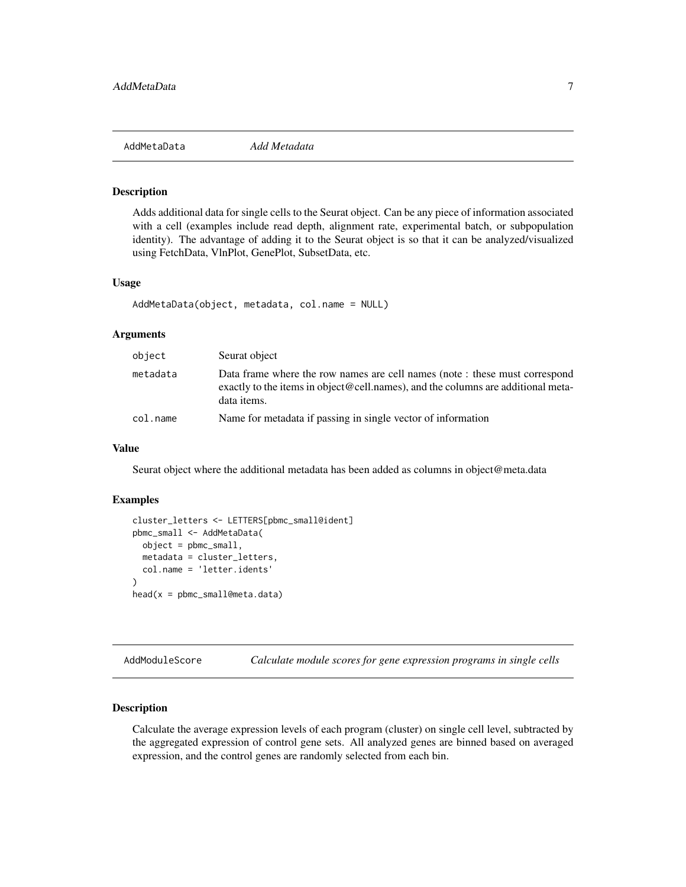## AddMetaData *Add Metadata*

### Description

Adds additional data for single cells to the Seurat object. Can be any piece of information associated with a cell (examples include read depth, alignment rate, experimental batch, or subpopulation identity). The advantage of adding it to the Seurat object is so that it can be analyzed/visualized using FetchData, VlnPlot, GenePlot, SubsetData, etc.

### Usage

```
AddMetaData(object, metadata, col.name = NULL)
```

### Arguments

| | |
|---|---|
| `object` | Seurat object |
| `metadata` | Data frame where the row names are cell names (note : these must correspond exactly to the items in object@cell.names), and the columns are additional metadata items. |
| `col.name` | Name for metadata if passing in single vector of information |

### Value

Seurat object where the additional metadata has been added as columns in object@meta.data

### Examples

```
cluster_letters <- LETTERS[pbmc_small@ident]
pbmc_small <- AddMetaData(
  object = pbmc_small,
  metadata = cluster_letters,
  col.name = 'letter.idents'
)
head(x = pbmc_small@meta.data)
```

## AddModuleScore *Calculate module scores for gene expression programs in single cells*

### Description

Calculate the average expression levels of each program (cluster) on single cell level, subtracted by the aggregated expression of control gene sets. All analyzed genes are binned based on averaged expression, and the control genes are randomly selected from each bin.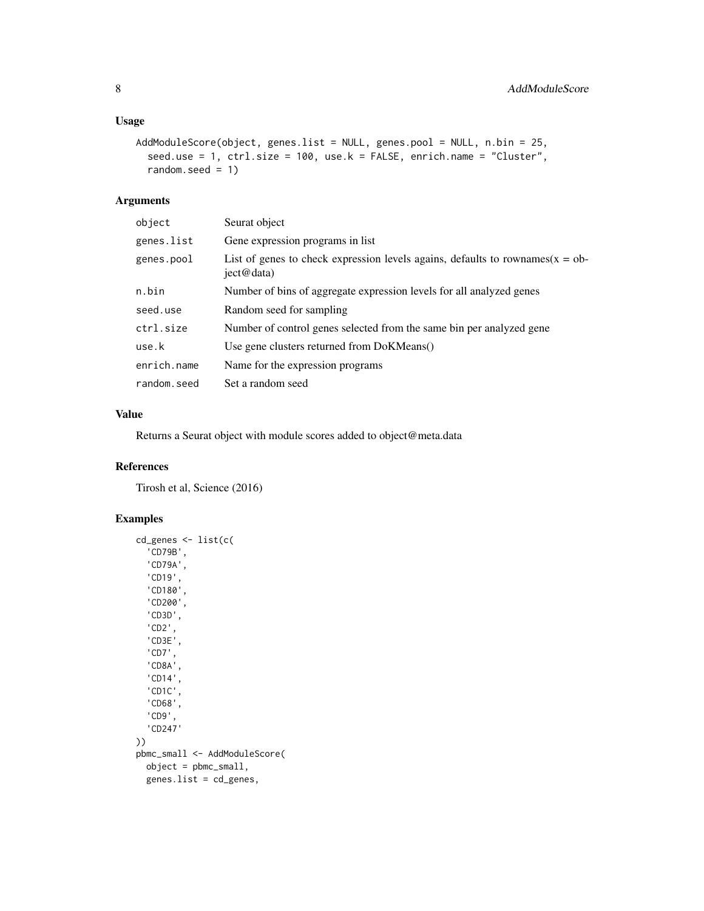### Usage

```
AddModuleScore(object, genes.list = NULL, genes.pool = NULL, n.bin = 25,
  seed.use = 1, ctrl.size = 100, use.k = FALSE, enrich.name = "Cluster",
  random.seed = 1)
```

### Arguments

| | |
|---|---|
| object | Seurat object |
| genes.list | Gene expression programs in list |
| genes.pool | List of genes to check expression levels agains, defaults to rownames(x = object@data) |
| n.bin | Number of bins of aggregate expression levels for all analyzed genes |
| seed.use | Random seed for sampling |
| ctrl.size | Number of control genes selected from the same bin per analyzed gene |
| use.k | Use gene clusters returned from DoKMeans() |
| enrich.name | Name for the expression programs |
| random.seed | Set a random seed |

### Value

Returns a Seurat object with module scores added to object@meta.data

### References

Tirosh et al, Science (2016)

### Examples

```
cd_genes <- list(c(
  'CD79B',
  'CD79A',
  'CD19',
  'CD180',
  'CD200',
  'CD3D',
  'CD2',
  'CD3E',
  'CD7',
  'CD8A',
  'CD14',
  'CD1C',
  'CD68',
  'CD9',
  'CD247'
))
pbmc_small <- AddModuleScore(
  object = pbmc_small,
  genes.list = cd_genes,
```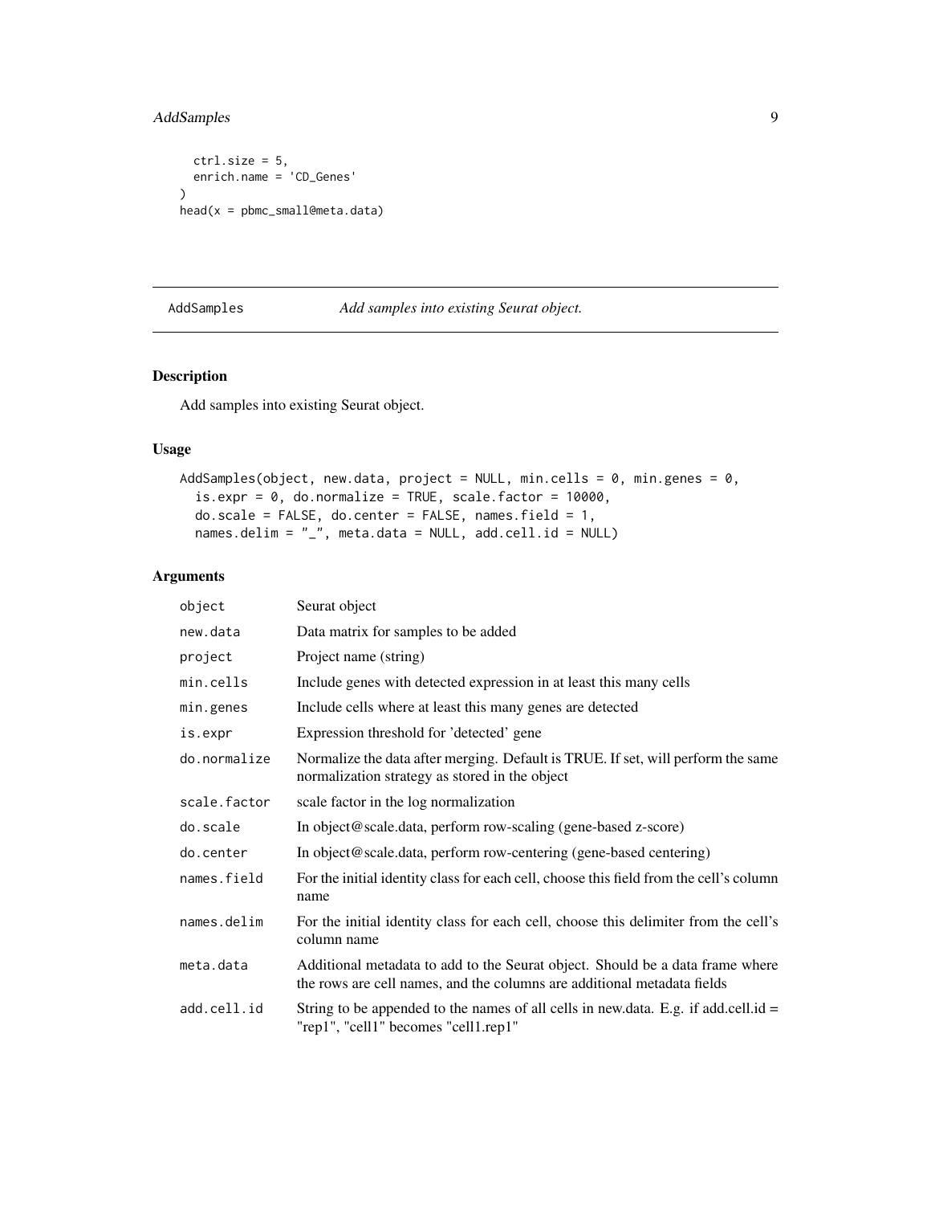```
  ctrl.size = 5,
  enrich.name = 'CD_Genes'
)
head(x = pbmc_small@meta.data)
```

## AddSamples — *Add samples into existing Seurat object.*

### Description

Add samples into existing Seurat object.

### Usage

```
AddSamples(object, new.data, project = NULL, min.cells = 0, min.genes = 0,
  is.expr = 0, do.normalize = TRUE, scale.factor = 10000,
  do.scale = FALSE, do.center = FALSE, names.field = 1,
  names.delim = "_", meta.data = NULL, add.cell.id = NULL)
```

### Arguments

| Argument | Description |
|---|---|
| object | Seurat object |
| new.data | Data matrix for samples to be added |
| project | Project name (string) |
| min.cells | Include genes with detected expression in at least this many cells |
| min.genes | Include cells where at least this many genes are detected |
| is.expr | Expression threshold for 'detected' gene |
| do.normalize | Normalize the data after merging. Default is TRUE. If set, will perform the same normalization strategy as stored in the object |
| scale.factor | scale factor in the log normalization |
| do.scale | In object@scale.data, perform row-scaling (gene-based z-score) |
| do.center | In object@scale.data, perform row-centering (gene-based centering) |
| names.field | For the initial identity class for each cell, choose this field from the cell's column name |
| names.delim | For the initial identity class for each cell, choose this delimiter from the cell's column name |
| meta.data | Additional metadata to add to the Seurat object. Should be a data frame where the rows are cell names, and the columns are additional metadata fields |
| add.cell.id | String to be appended to the names of all cells in new.data. E.g. if add.cell.id = "rep1", "cell1" becomes "cell1.rep1" |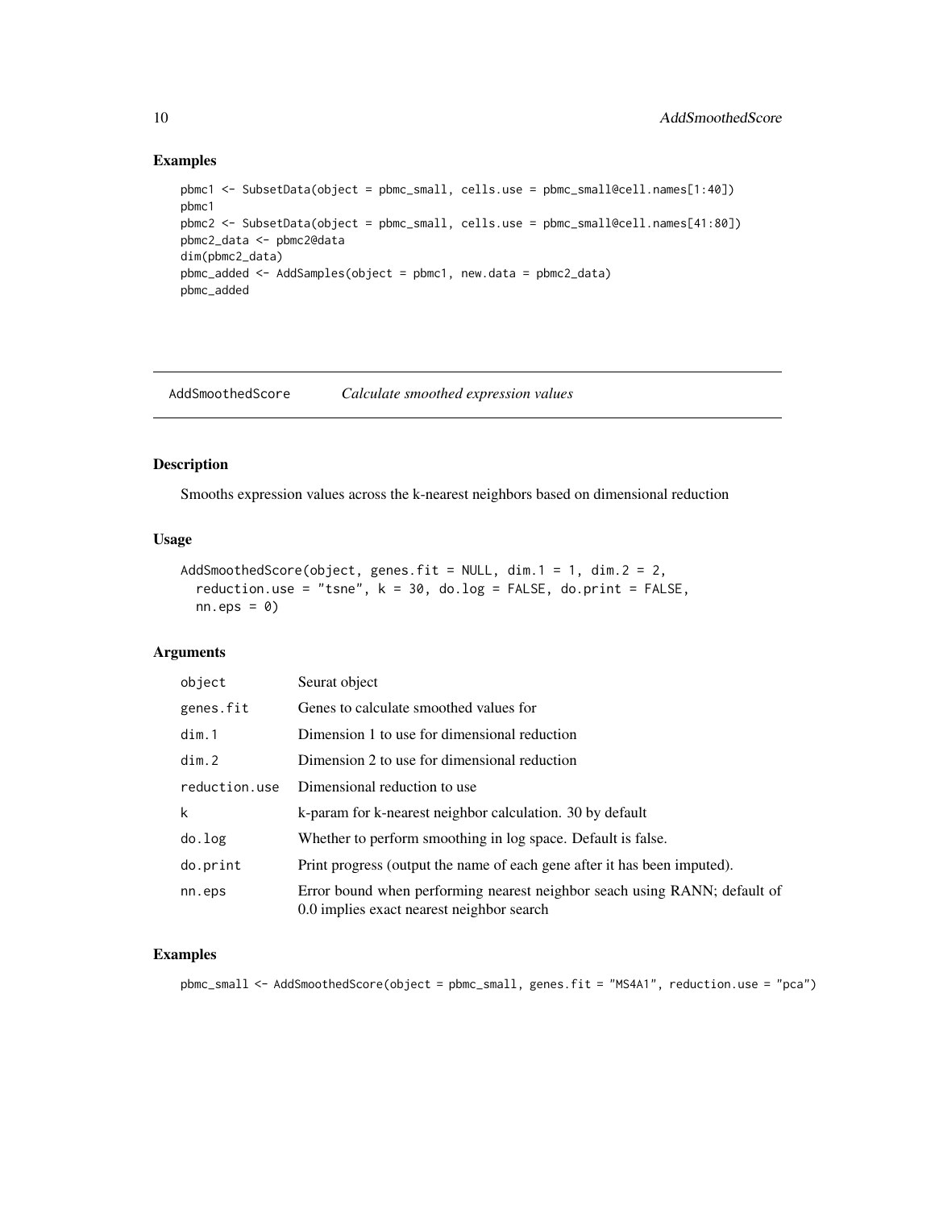## Examples

```
pbmc1 <- SubsetData(object = pbmc_small, cells.use = pbmc_small@cell.names[1:40])
pbmc1
pbmc2 <- SubsetData(object = pbmc_small, cells.use = pbmc_small@cell.names[41:80])
pbmc2_data <- pbmc2@data
dim(pbmc2_data)
pbmc_added <- AddSamples(object = pbmc1, new.data = pbmc2_data)
pbmc_added
```

---

# AddSmoothedScore *Calculate smoothed expression values*

---

## Description

Smooths expression values across the k-nearest neighbors based on dimensional reduction

## Usage

```
AddSmoothedScore(object, genes.fit = NULL, dim.1 = 1, dim.2 = 2,
  reduction.use = "tsne", k = 30, do.log = FALSE, do.print = FALSE,
  nn.eps = 0)
```

## Arguments

| | |
|---|---|
| object | Seurat object |
| genes.fit | Genes to calculate smoothed values for |
| dim.1 | Dimension 1 to use for dimensional reduction |
| dim.2 | Dimension 2 to use for dimensional reduction |
| reduction.use | Dimensional reduction to use |
| k | k-param for k-nearest neighbor calculation. 30 by default |
| do.log | Whether to perform smoothing in log space. Default is false. |
| do.print | Print progress (output the name of each gene after it has been imputed). |
| nn.eps | Error bound when performing nearest neighbor seach using RANN; default of 0.0 implies exact nearest neighbor search |

## Examples

```
pbmc_small <- AddSmoothedScore(object = pbmc_small, genes.fit = "MS4A1", reduction.use = "pca")
```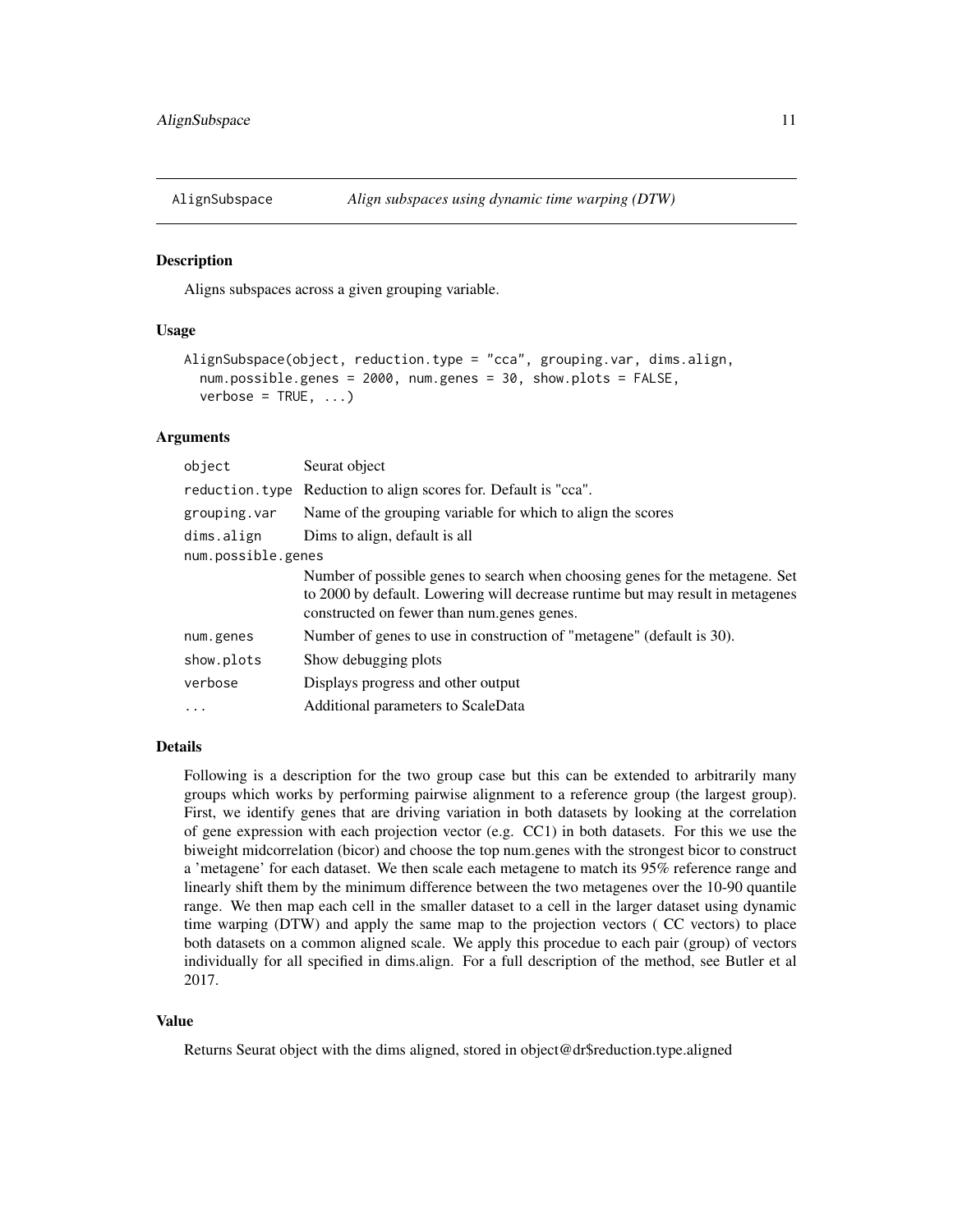## AlignSubspace — *Align subspaces using dynamic time warping (DTW)*

### Description

Aligns subspaces across a given grouping variable.

### Usage

```
AlignSubspace(object, reduction.type = "cca", grouping.var, dims.align,
  num.possible.genes = 2000, num.genes = 30, show.plots = FALSE,
  verbose = TRUE, ...)
```

### Arguments

| | |
|---|---|
| `object` | Seurat object |
| `reduction.type` | Reduction to align scores for. Default is "cca". |
| `grouping.var` | Name of the grouping variable for which to align the scores |
| `dims.align` | Dims to align, default is all |
| `num.possible.genes` | Number of possible genes to search when choosing genes for the metagene. Set to 2000 by default. Lowering will decrease runtime but may result in metagenes constructed on fewer than num.genes genes. |
| `num.genes` | Number of genes to use in construction of "metagene" (default is 30). |
| `show.plots` | Show debugging plots |
| `verbose` | Displays progress and other output |
| `...` | Additional parameters to ScaleData |

### Details

Following is a description for the two group case but this can be extended to arbitrarily many groups which works by performing pairwise alignment to a reference group (the largest group). First, we identify genes that are driving variation in both datasets by looking at the correlation of gene expression with each projection vector (e.g. CC1) in both datasets. For this we use the biweight midcorrelation (bicor) and choose the top num.genes with the strongest bicor to construct a 'metagene' for each dataset. We then scale each metagene to match its 95% reference range and linearly shift them by the minimum difference between the two metagenes over the 10-90 quantile range. We then map each cell in the smaller dataset to a cell in the larger dataset using dynamic time warping (DTW) and apply the same map to the projection vectors ( CC vectors) to place both datasets on a common aligned scale. We apply this procedue to each pair (group) of vectors individually for all specified in dims.align. For a full description of the method, see Butler et al 2017.

### Value

Returns Seurat object with the dims aligned, stored in object@dr$reduction.type.aligned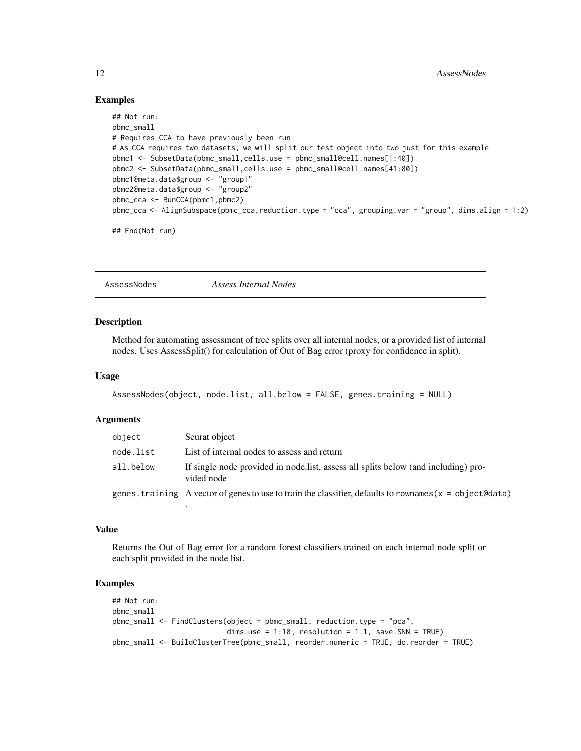### Examples

```
## Not run:
pbmc_small
# Requires CCA to have previously been run
# As CCA requires two datasets, we will split our test object into two just for this example
pbmc1 <- SubsetData(pbmc_small,cells.use = pbmc_small@cell.names[1:40])
pbmc2 <- SubsetData(pbmc_small,cells.use = pbmc_small@cell.names[41:80])
pbmc1@meta.data$group <- "group1"
pbmc2@meta.data$group <- "group2"
pbmc_cca <- RunCCA(pbmc1,pbmc2)
pbmc_cca <- AlignSubspace(pbmc_cca,reduction.type = "cca", grouping.var = "group", dims.align = 1:2)

## End(Not run)
```

## AssessNodes *Assess Internal Nodes*

### Description

Method for automating assessment of tree splits over all internal nodes, or a provided list of internal nodes. Uses AssessSplit() for calculation of Out of Bag error (proxy for confidence in split).

### Usage

```
AssessNodes(object, node.list, all.below = FALSE, genes.training = NULL)
```

### Arguments

| | |
|---|---|
| object | Seurat object |
| node.list | List of internal nodes to assess and return |
| all.below | If single node provided in node.list, assess all splits below (and including) provided node |
| genes.training | A vector of genes to use to train the classifier, defaults to `rownames(x = object@data)`. |

### Value

Returns the Out of Bag error for a random forest classifiers trained on each internal node split or each split provided in the node list.

### Examples

```
## Not run:
pbmc_small
pbmc_small <- FindClusters(object = pbmc_small, reduction.type = "pca",
                           dims.use = 1:10, resolution = 1.1, save.SNN = TRUE)
pbmc_small <- BuildClusterTree(pbmc_small, reorder.numeric = TRUE, do.reorder = TRUE)
```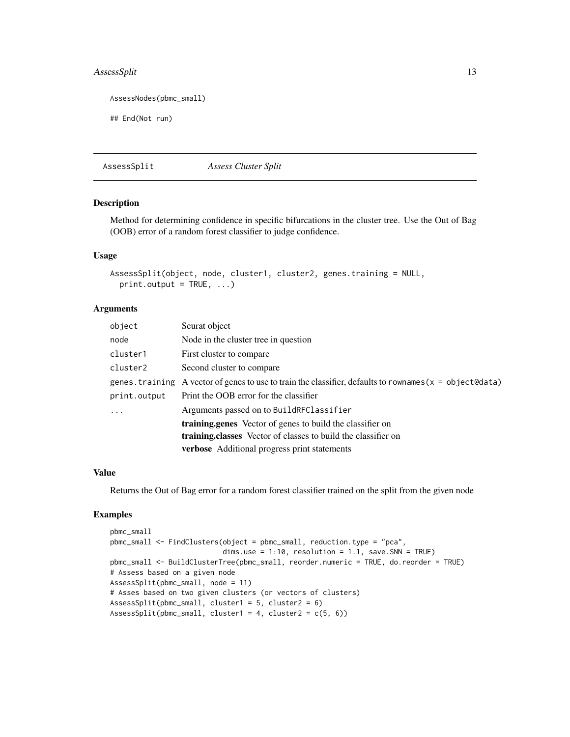```
AssessNodes(pbmc_small)

## End(Not run)
```

## AssessSplit *Assess Cluster Split*

### Description

Method for determining confidence in specific bifurcations in the cluster tree. Use the Out of Bag (OOB) error of a random forest classifier to judge confidence.

### Usage

```
AssessSplit(object, node, cluster1, cluster2, genes.training = NULL,
  print.output = TRUE, ...)
```

### Arguments

| | |
|---|---|
| object | Seurat object |
| node | Node in the cluster tree in question |
| cluster1 | First cluster to compare |
| cluster2 | Second cluster to compare |
| genes.training | A vector of genes to use to train the classifier, defaults to rownames(x = object@data) |
| print.output | Print the OOB error for the classifier |
| ... | Arguments passed on to BuildRFClassifier<br>**training.genes** Vector of genes to build the classifier on<br>**training.classes** Vector of classes to build the classifier on<br>**verbose** Additional progress print statements |

### Value

Returns the Out of Bag error for a random forest classifier trained on the split from the given node

### Examples

```
pbmc_small
pbmc_small <- FindClusters(object = pbmc_small, reduction.type = "pca",
                           dims.use = 1:10, resolution = 1.1, save.SNN = TRUE)
pbmc_small <- BuildClusterTree(pbmc_small, reorder.numeric = TRUE, do.reorder = TRUE)
# Assess based on a given node
AssessSplit(pbmc_small, node = 11)
# Asses based on two given clusters (or vectors of clusters)
AssessSplit(pbmc_small, cluster1 = 5, cluster2 = 6)
AssessSplit(pbmc_small, cluster1 = 4, cluster2 = c(5, 6))
```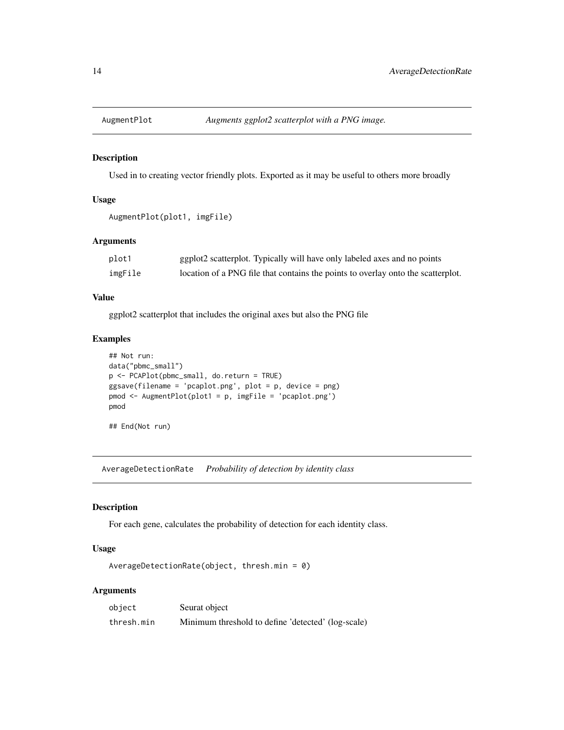## AugmentPlot *Augments ggplot2 scatterplot with a PNG image.*

### Description

Used in to creating vector friendly plots. Exported as it may be useful to others more broadly

### Usage

```
AugmentPlot(plot1, imgFile)
```

### Arguments

| | |
|---|---|
| `plot1` | ggplot2 scatterplot. Typically will have only labeled axes and no points |
| `imgFile` | location of a PNG file that contains the points to overlay onto the scatterplot. |

### Value

ggplot2 scatterplot that includes the original axes but also the PNG file

### Examples

```
## Not run:
data("pbmc_small")
p <- PCAPlot(pbmc_small, do.return = TRUE)
ggsave(filename = 'pcaplot.png', plot = p, device = png)
pmod <- AugmentPlot(plot1 = p, imgFile = 'pcaplot.png')
pmod

## End(Not run)
```

## AverageDetectionRate *Probability of detection by identity class*

### Description

For each gene, calculates the probability of detection for each identity class.

### Usage

```
AverageDetectionRate(object, thresh.min = 0)
```

### Arguments

| | |
|---|---|
| `object` | Seurat object |
| `thresh.min` | Minimum threshold to define 'detected' (log-scale) |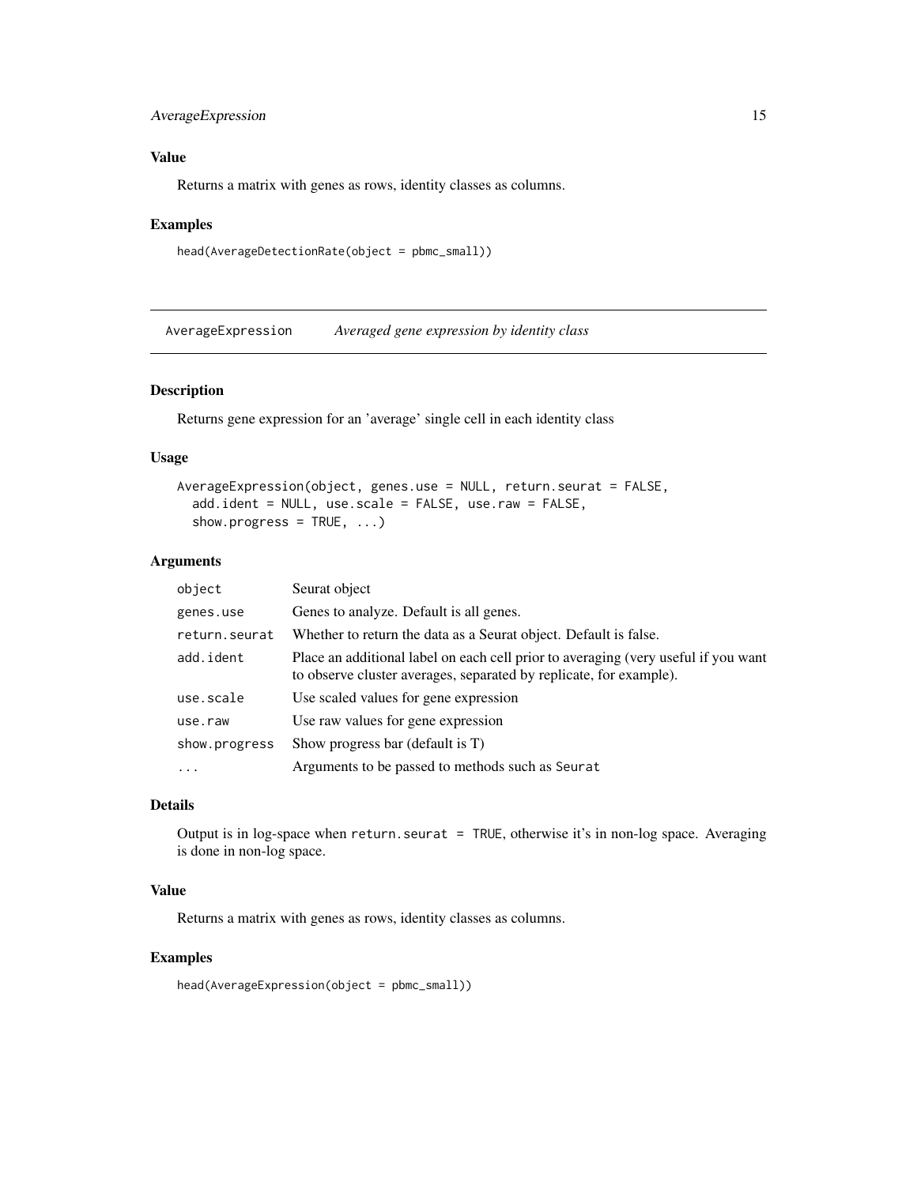### Value

Returns a matrix with genes as rows, identity classes as columns.

### Examples

```
head(AverageDetectionRate(object = pbmc_small))
```

---

## AverageExpression *Averaged gene expression by identity class*

---

### Description

Returns gene expression for an 'average' single cell in each identity class

### Usage

```
AverageExpression(object, genes.use = NULL, return.seurat = FALSE,
  add.ident = NULL, use.scale = FALSE, use.raw = FALSE,
  show.progress = TRUE, ...)
```

### Arguments

| | |
|---|---|
| object | Seurat object |
| genes.use | Genes to analyze. Default is all genes. |
| return.seurat | Whether to return the data as a Seurat object. Default is false. |
| add.ident | Place an additional label on each cell prior to averaging (very useful if you want to observe cluster averages, separated by replicate, for example). |
| use.scale | Use scaled values for gene expression |
| use.raw | Use raw values for gene expression |
| show.progress | Show progress bar (default is T) |
| ... | Arguments to be passed to methods such as Seurat |

### Details

Output is in log-space when `return.seurat = TRUE`, otherwise it's in non-log space. Averaging is done in non-log space.

### Value

Returns a matrix with genes as rows, identity classes as columns.

### Examples

```
head(AverageExpression(object = pbmc_small))
```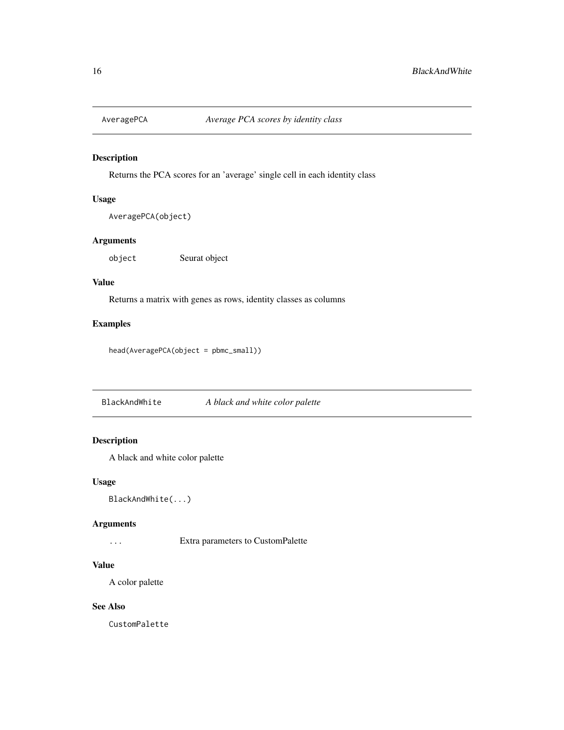## AveragePCA *Average PCA scores by identity class*

### Description

Returns the PCA scores for an 'average' single cell in each identity class

### Usage

```
AveragePCA(object)
```

### Arguments

`object` Seurat object

### Value

Returns a matrix with genes as rows, identity classes as columns

### Examples

```
head(AveragePCA(object = pbmc_small))
```

## BlackAndWhite *A black and white color palette*

### Description

A black and white color palette

### Usage

```
BlackAndWhite(...)
```

### Arguments

`...` Extra parameters to CustomPalette

### Value

A color palette

### See Also

`CustomPalette`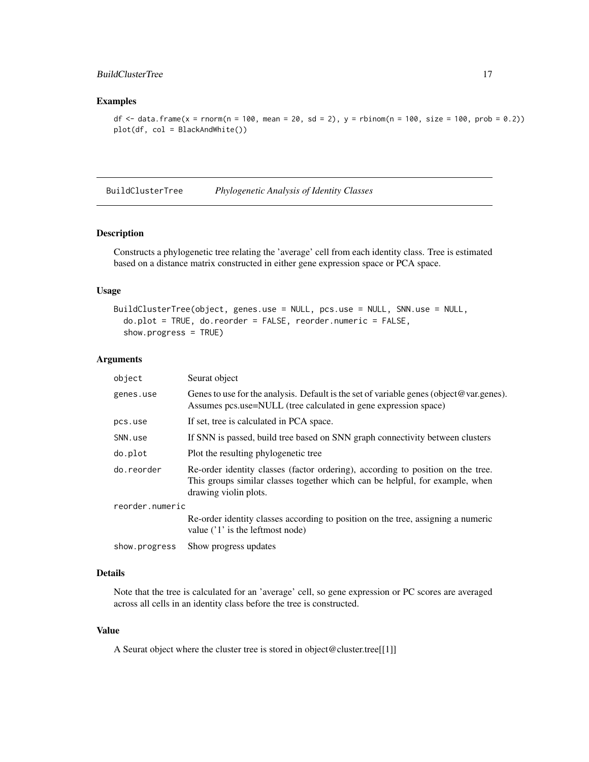### Examples

```
df <- data.frame(x = rnorm(n = 100, mean = 20, sd = 2), y = rbinom(n = 100, size = 100, prob = 0.2))
plot(df, col = BlackAndWhite())
```

---

## BuildClusterTree *Phylogenetic Analysis of Identity Classes*

---

### Description

Constructs a phylogenetic tree relating the 'average' cell from each identity class. Tree is estimated based on a distance matrix constructed in either gene expression space or PCA space.

### Usage

```
BuildClusterTree(object, genes.use = NULL, pcs.use = NULL, SNN.use = NULL,
  do.plot = TRUE, do.reorder = FALSE, reorder.numeric = FALSE,
  show.progress = TRUE)
```

### Arguments

| | |
|---|---|
| object | Seurat object |
| genes.use | Genes to use for the analysis. Default is the set of variable genes (object@var.genes). Assumes pcs.use=NULL (tree calculated in gene expression space) |
| pcs.use | If set, tree is calculated in PCA space. |
| SNN.use | If SNN is passed, build tree based on SNN graph connectivity between clusters |
| do.plot | Plot the resulting phylogenetic tree |
| do.reorder | Re-order identity classes (factor ordering), according to position on the tree. This groups similar classes together which can be helpful, for example, when drawing violin plots. |
| reorder.numeric | Re-order identity classes according to position on the tree, assigning a numeric value ('1' is the leftmost node) |
| show.progress | Show progress updates |

### Details

Note that the tree is calculated for an 'average' cell, so gene expression or PC scores are averaged across all cells in an identity class before the tree is constructed.

### Value

A Seurat object where the cluster tree is stored in object@cluster.tree[[1]]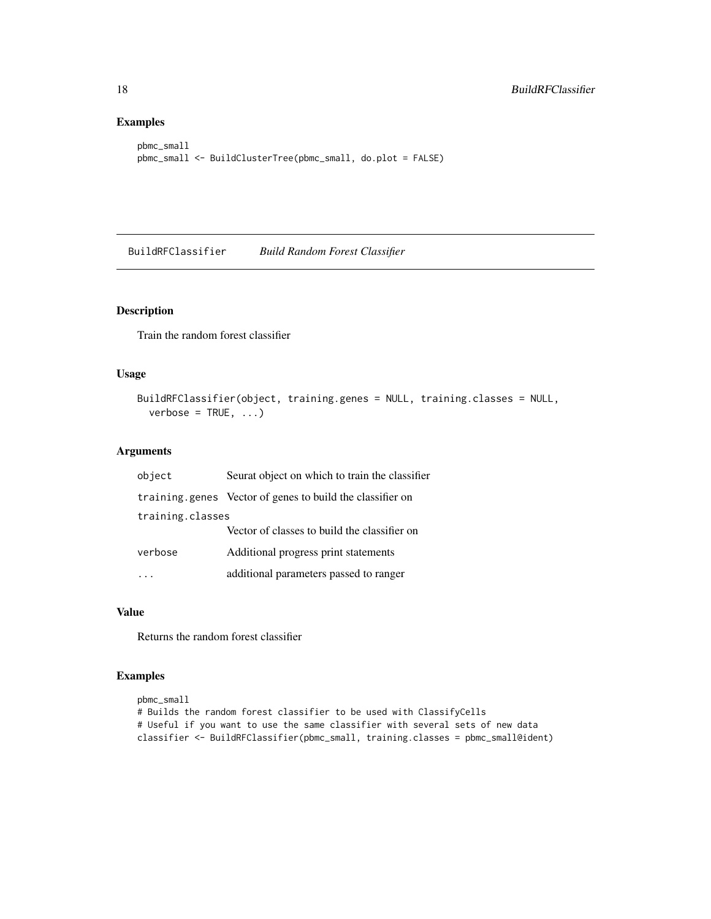## Examples

```
pbmc_small
pbmc_small <- BuildClusterTree(pbmc_small, do.plot = FALSE)
```

---

# BuildRFClassifier &nbsp;&nbsp;&nbsp; *Build Random Forest Classifier*

---

## Description

Train the random forest classifier

## Usage

```
BuildRFClassifier(object, training.genes = NULL, training.classes = NULL,
  verbose = TRUE, ...)
```

## Arguments

| | |
|---|---|
| `object` | Seurat object on which to train the classifier |
| `training.genes` | Vector of genes to build the classifier on |
| `training.classes` | Vector of classes to build the classifier on |
| `verbose` | Additional progress print statements |
| `...` | additional parameters passed to ranger |

## Value

Returns the random forest classifier

## Examples

```
pbmc_small
# Builds the random forest classifier to be used with ClassifyCells
# Useful if you want to use the same classifier with several sets of new data
classifier <- BuildRFClassifier(pbmc_small, training.classes = pbmc_small@ident)
```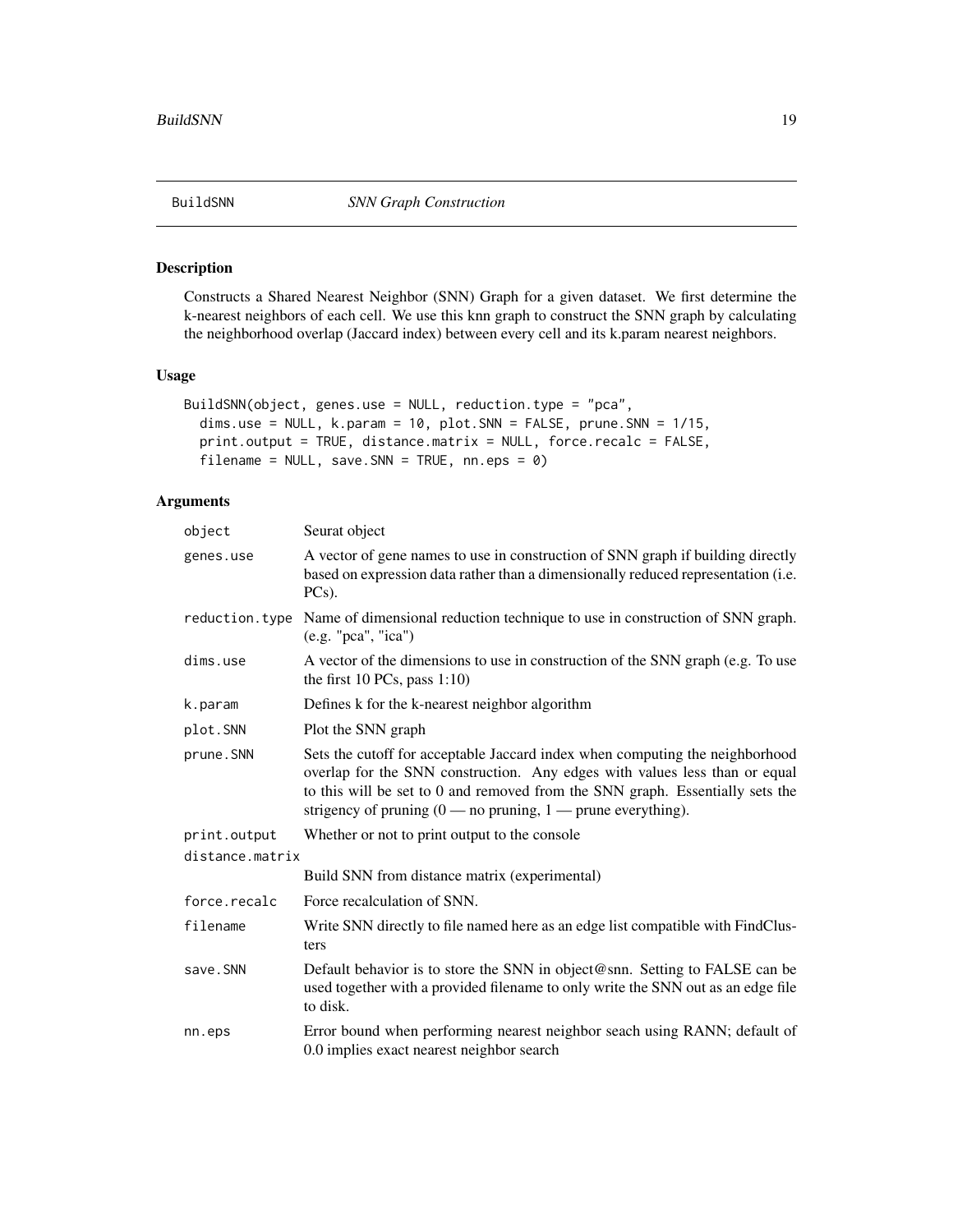# BuildSNN *SNN Graph Construction*

## Description

Constructs a Shared Nearest Neighbor (SNN) Graph for a given dataset. We first determine the k-nearest neighbors of each cell. We use this knn graph to construct the SNN graph by calculating the neighborhood overlap (Jaccard index) between every cell and its k.param nearest neighbors.

## Usage

```
BuildSNN(object, genes.use = NULL, reduction.type = "pca",
  dims.use = NULL, k.param = 10, plot.SNN = FALSE, prune.SNN = 1/15,
  print.output = TRUE, distance.matrix = NULL, force.recalc = FALSE,
  filename = NULL, save.SNN = TRUE, nn.eps = 0)
```

## Arguments

| | |
|---|---|
| object | Seurat object |
| genes.use | A vector of gene names to use in construction of SNN graph if building directly based on expression data rather than a dimensionally reduced representation (i.e. PCs). |
| reduction.type | Name of dimensional reduction technique to use in construction of SNN graph. (e.g. "pca", "ica") |
| dims.use | A vector of the dimensions to use in construction of the SNN graph (e.g. To use the first 10 PCs, pass 1:10) |
| k.param | Defines k for the k-nearest neighbor algorithm |
| plot.SNN | Plot the SNN graph |
| prune.SNN | Sets the cutoff for acceptable Jaccard index when computing the neighborhood overlap for the SNN construction. Any edges with values less than or equal to this will be set to 0 and removed from the SNN graph. Essentially sets the strigency of pruning (0 — no pruning, 1 — prune everything). |
| print.output | Whether or not to print output to the console |
| distance.matrix | Build SNN from distance matrix (experimental) |
| force.recalc | Force recalculation of SNN. |
| filename | Write SNN directly to file named here as an edge list compatible with FindClusters |
| save.SNN | Default behavior is to store the SNN in object@snn. Setting to FALSE can be used together with a provided filename to only write the SNN out as an edge file to disk. |
| nn.eps | Error bound when performing nearest neighbor seach using RANN; default of 0.0 implies exact nearest neighbor search |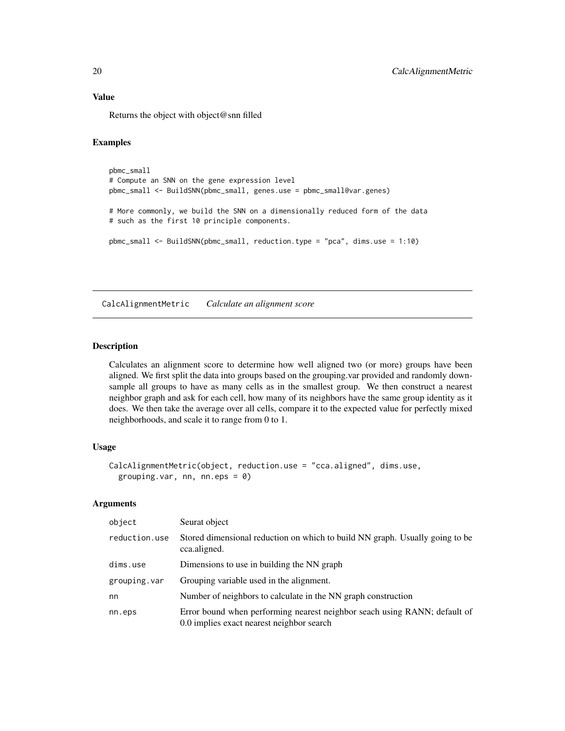### Value

Returns the object with object@snn filled

### Examples

```
pbmc_small
# Compute an SNN on the gene expression level
pbmc_small <- BuildSNN(pbmc_small, genes.use = pbmc_small@var.genes)

# More commonly, we build the SNN on a dimensionally reduced form of the data
# such as the first 10 principle components.

pbmc_small <- BuildSNN(pbmc_small, reduction.type = "pca", dims.use = 1:10)
```

---

## CalcAlignmentMetric *Calculate an alignment score*

---

### Description

Calculates an alignment score to determine how well aligned two (or more) groups have been aligned. We first split the data into groups based on the grouping.var provided and randomly downsample all groups to have as many cells as in the smallest group. We then construct a nearest neighbor graph and ask for each cell, how many of its neighbors have the same group identity as it does. We then take the average over all cells, compare it to the expected value for perfectly mixed neighborhoods, and scale it to range from 0 to 1.

### Usage

```
CalcAlignmentMetric(object, reduction.use = "cca.aligned", dims.use,
  grouping.var, nn, nn.eps = 0)
```

### Arguments

| | |
|---|---|
| object | Seurat object |
| reduction.use | Stored dimensional reduction on which to build NN graph. Usually going to be cca.aligned. |
| dims.use | Dimensions to use in building the NN graph |
| grouping.var | Grouping variable used in the alignment. |
| nn | Number of neighbors to calculate in the NN graph construction |
| nn.eps | Error bound when performing nearest neighbor seach using RANN; default of 0.0 implies exact nearest neighbor search |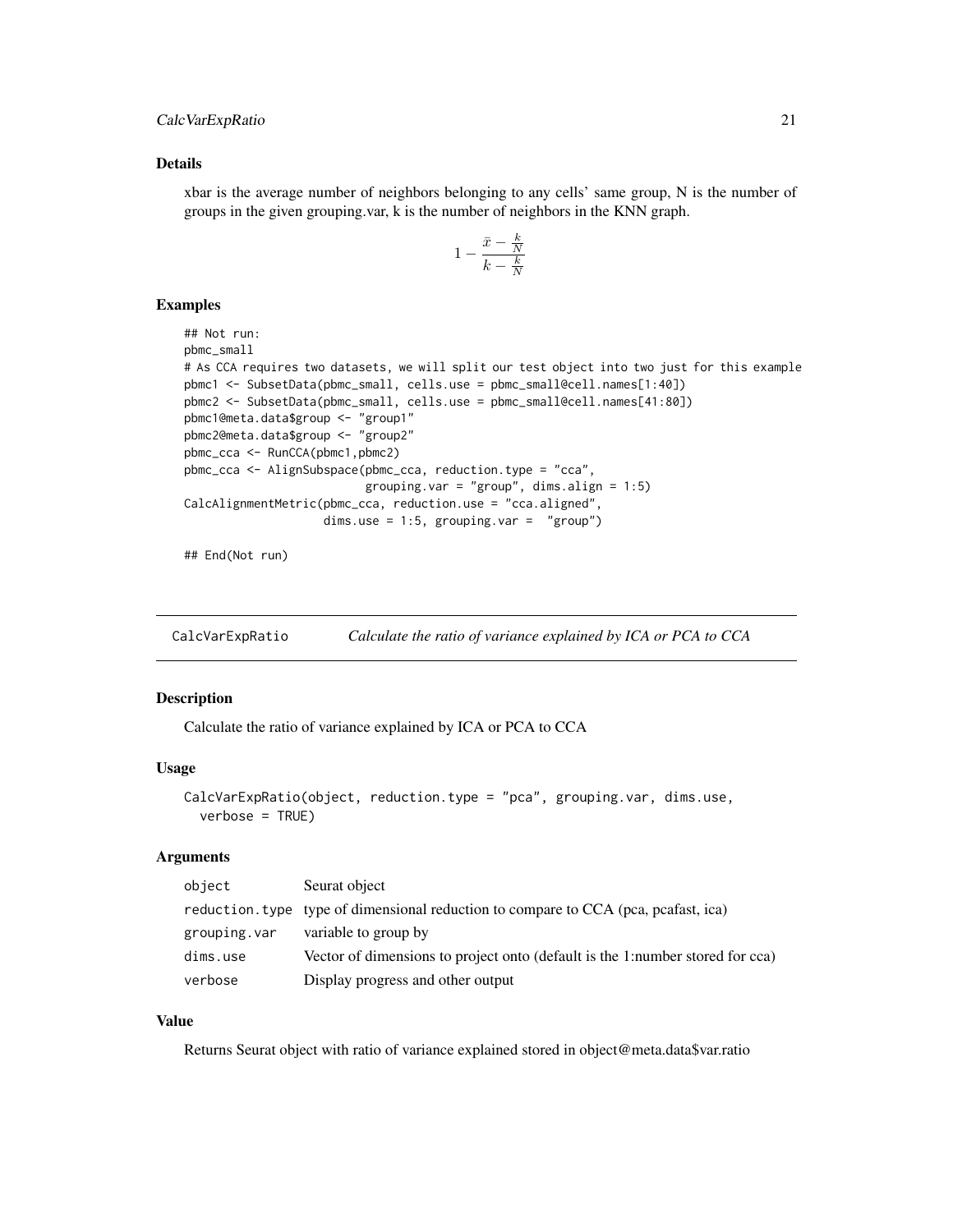## Details

xbar is the average number of neighbors belonging to any cells' same group, N is the number of groups in the given grouping.var, k is the number of neighbors in the KNN graph.

$$1 - \frac{\bar{x} - \frac{k}{N}}{k - \frac{k}{N}}$$

## Examples

```
## Not run:
pbmc_small
# As CCA requires two datasets, we will split our test object into two just for this example
pbmc1 <- SubsetData(pbmc_small, cells.use = pbmc_small@cell.names[1:40])
pbmc2 <- SubsetData(pbmc_small, cells.use = pbmc_small@cell.names[41:80])
pbmc1@meta.data$group <- "group1"
pbmc2@meta.data$group <- "group2"
pbmc_cca <- RunCCA(pbmc1,pbmc2)
pbmc_cca <- AlignSubspace(pbmc_cca, reduction.type = "cca",
                          grouping.var = "group", dims.align = 1:5)
CalcAlignmentMetric(pbmc_cca, reduction.use = "cca.aligned",
                    dims.use = 1:5, grouping.var =  "group")

## End(Not run)
```

---

# CalcVarExpRatio — *Calculate the ratio of variance explained by ICA or PCA to CCA*

## Description

Calculate the ratio of variance explained by ICA or PCA to CCA

## Usage

```
CalcVarExpRatio(object, reduction.type = "pca", grouping.var, dims.use,
  verbose = TRUE)
```

## Arguments

| | |
|---|---|
| object | Seurat object |
| reduction.type | type of dimensional reduction to compare to CCA (pca, pcafast, ica) |
| grouping.var | variable to group by |
| dims.use | Vector of dimensions to project onto (default is the 1:number stored for cca) |
| verbose | Display progress and other output |

## Value

Returns Seurat object with ratio of variance explained stored in object@meta.data$var.ratio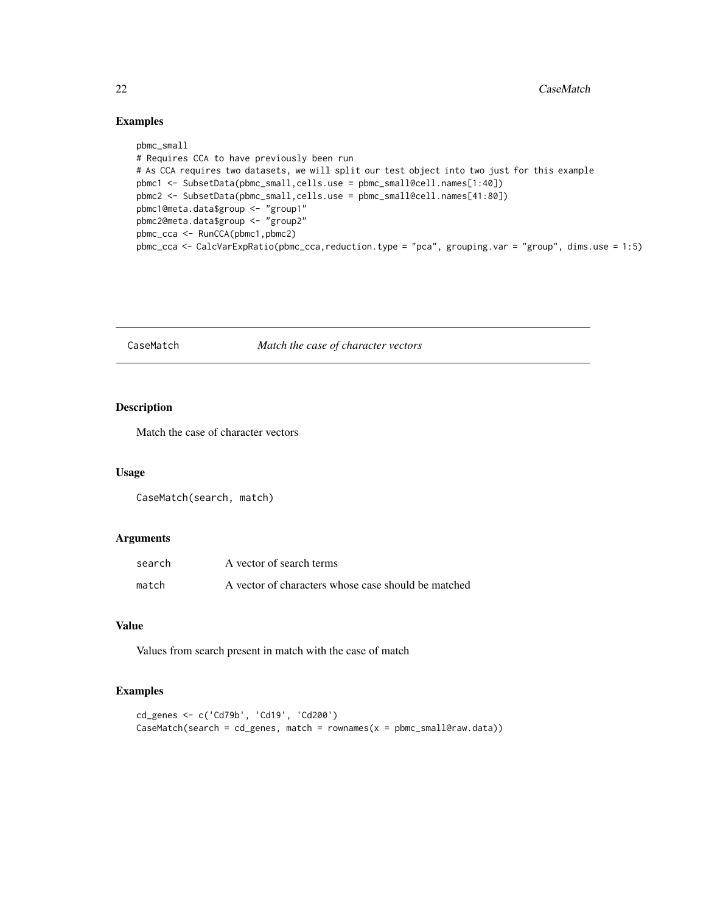## Examples

```
pbmc_small
# Requires CCA to have previously been run
# As CCA requires two datasets, we will split our test object into two just for this example
pbmc1 <- SubsetData(pbmc_small,cells.use = pbmc_small@cell.names[1:40])
pbmc2 <- SubsetData(pbmc_small,cells.use = pbmc_small@cell.names[41:80])
pbmc1@meta.data$group <- "group1"
pbmc2@meta.data$group <- "group2"
pbmc_cca <- RunCCA(pbmc1,pbmc2)
pbmc_cca <- CalcVarExpRatio(pbmc_cca,reduction.type = "pca", grouping.var = "group", dims.use = 1:5)
```

---

# CaseMatch — *Match the case of character vectors*

## Description

Match the case of character vectors

## Usage

```
CaseMatch(search, match)
```

## Arguments

| | |
|---|---|
| search | A vector of search terms |
| match | A vector of characters whose case should be matched |

## Value

Values from search present in match with the case of match

## Examples

```
cd_genes <- c('Cd79b', 'Cd19', 'Cd200')
CaseMatch(search = cd_genes, match = rownames(x = pbmc_small@raw.data))
```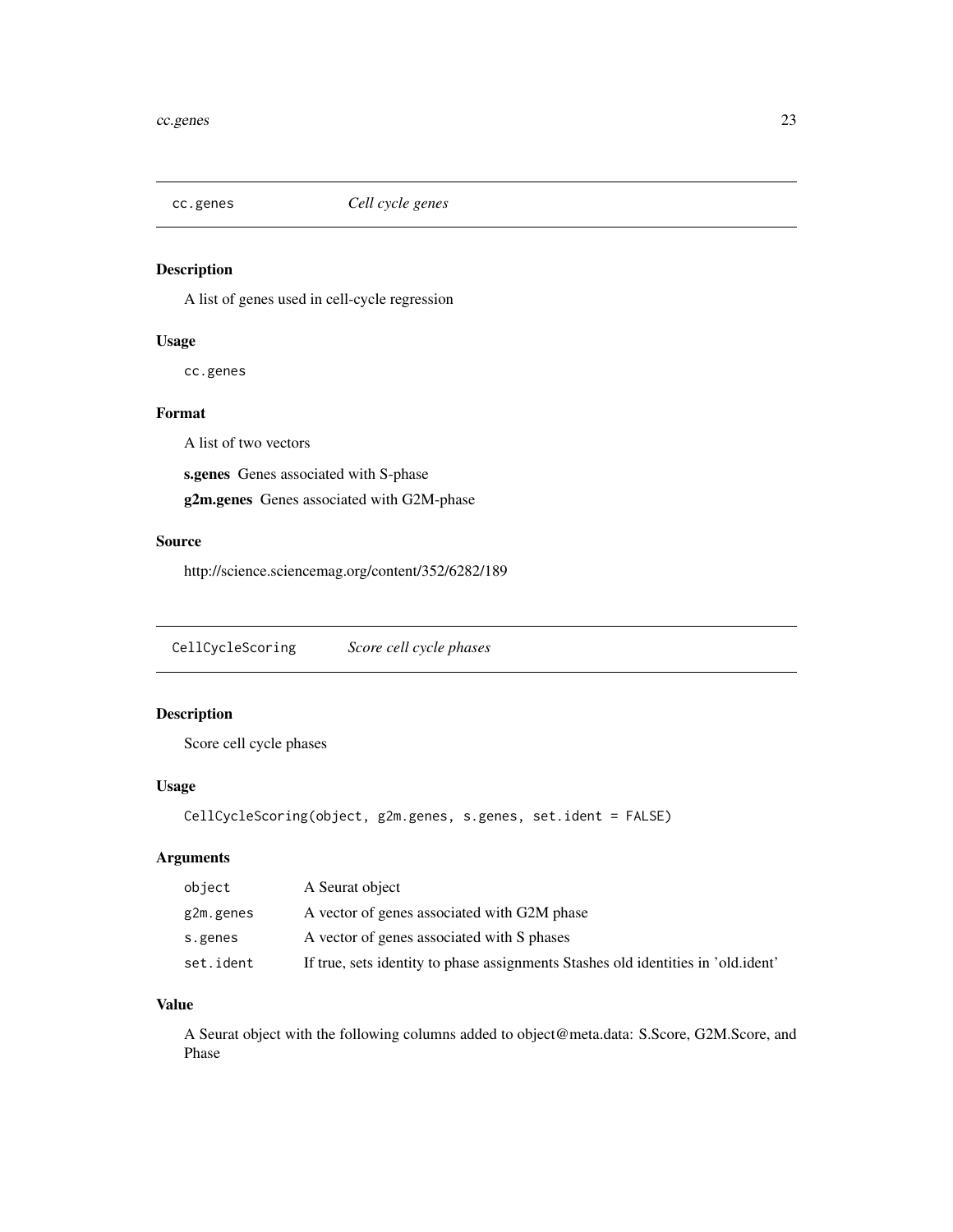## cc.genes *Cell cycle genes*

### Description

A list of genes used in cell-cycle regression

### Usage

```
cc.genes
```

### Format

A list of two vectors

**s.genes** Genes associated with S-phase

**g2m.genes** Genes associated with G2M-phase

### Source

http://science.sciencemag.org/content/352/6282/189

## CellCycleScoring *Score cell cycle phases*

### Description

Score cell cycle phases

### Usage

```
CellCycleScoring(object, g2m.genes, s.genes, set.ident = FALSE)
```

### Arguments

| | |
|---|---|
| object | A Seurat object |
| g2m.genes | A vector of genes associated with G2M phase |
| s.genes | A vector of genes associated with S phases |
| set.ident | If true, sets identity to phase assignments Stashes old identities in 'old.ident' |

### Value

A Seurat object with the following columns added to object@meta.data: S.Score, G2M.Score, and Phase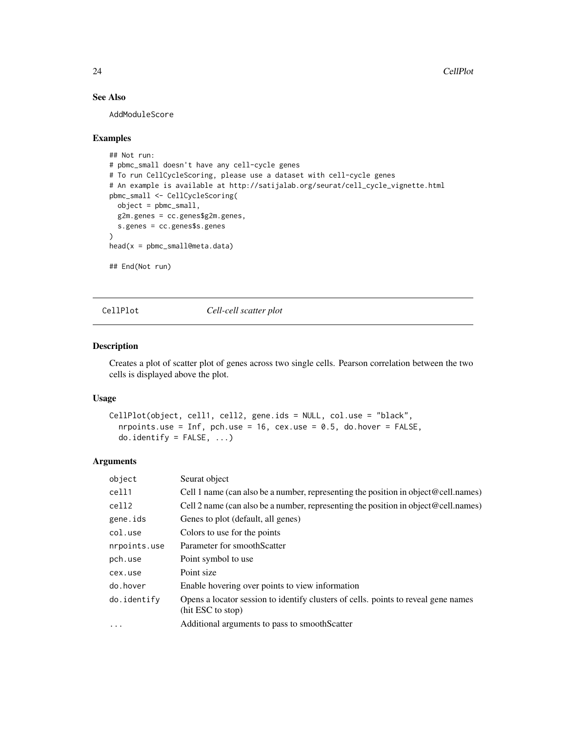## See Also

AddModuleScore

## Examples

```
## Not run:
# pbmc_small doesn't have any cell-cycle genes
# To run CellCycleScoring, please use a dataset with cell-cycle genes
# An example is available at http://satijalab.org/seurat/cell_cycle_vignette.html
pbmc_small <- CellCycleScoring(
  object = pbmc_small,
  g2m.genes = cc.genes$g2m.genes,
  s.genes = cc.genes$s.genes
)
head(x = pbmc_small@meta.data)

## End(Not run)
```

---

# CellPlot *Cell-cell scatter plot*

---

## Description

Creates a plot of scatter plot of genes across two single cells. Pearson correlation between the two cells is displayed above the plot.

## Usage

```
CellPlot(object, cell1, cell2, gene.ids = NULL, col.use = "black",
  nrpoints.use = Inf, pch.use = 16, cex.use = 0.5, do.hover = FALSE,
  do.identify = FALSE, ...)
```

## Arguments

| | |
|---|---|
| object | Seurat object |
| cell1 | Cell 1 name (can also be a number, representing the position in object@cell.names) |
| cell2 | Cell 2 name (can also be a number, representing the position in object@cell.names) |
| gene.ids | Genes to plot (default, all genes) |
| col.use | Colors to use for the points |
| nrpoints.use | Parameter for smoothScatter |
| pch.use | Point symbol to use |
| cex.use | Point size |
| do.hover | Enable hovering over points to view information |
| do.identify | Opens a locator session to identify clusters of cells. points to reveal gene names (hit ESC to stop) |
| ... | Additional arguments to pass to smoothScatter |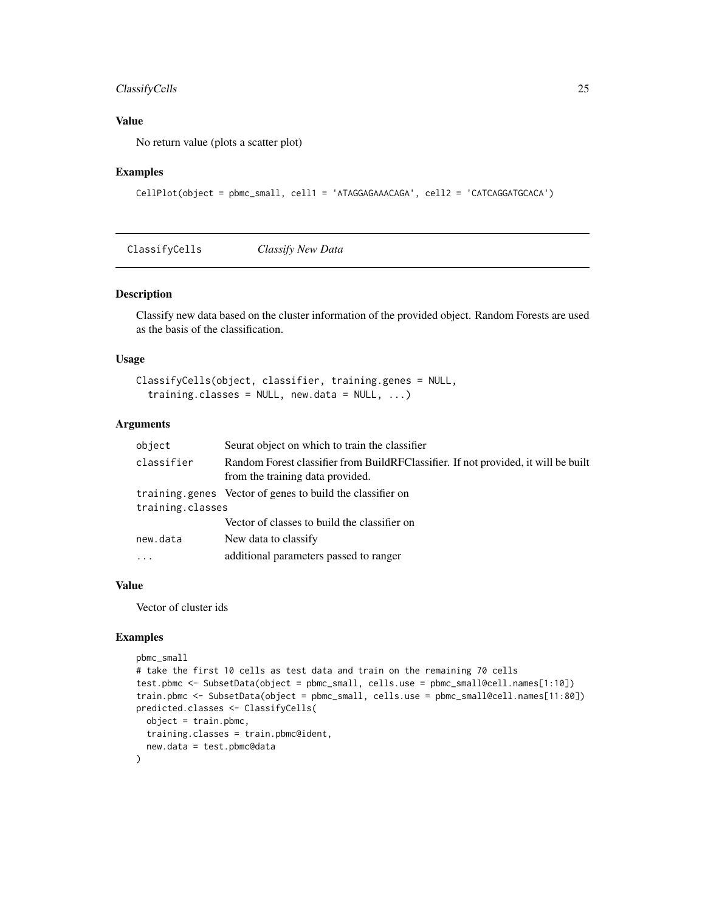### Value

No return value (plots a scatter plot)

### Examples

```
CellPlot(object = pbmc_small, cell1 = 'ATAGGAGAAACAGA', cell2 = 'CATCAGGATGCACA')
```

---

## ClassifyCells *Classify New Data*

---

### Description

Classify new data based on the cluster information of the provided object. Random Forests are used as the basis of the classification.

### Usage

```
ClassifyCells(object, classifier, training.genes = NULL,
  training.classes = NULL, new.data = NULL, ...)
```

### Arguments

| | |
|---|---|
| object | Seurat object on which to train the classifier |
| classifier | Random Forest classifier from BuildRFClassifier. If not provided, it will be built from the training data provided. |
| training.genes | Vector of genes to build the classifier on |
| training.classes | Vector of classes to build the classifier on |
| new.data | New data to classify |
| ... | additional parameters passed to ranger |

### Value

Vector of cluster ids

### Examples

```
pbmc_small
# take the first 10 cells as test data and train on the remaining 70 cells
test.pbmc <- SubsetData(object = pbmc_small, cells.use = pbmc_small@cell.names[1:10])
train.pbmc <- SubsetData(object = pbmc_small, cells.use = pbmc_small@cell.names[11:80])
predicted.classes <- ClassifyCells(
  object = train.pbmc,
  training.classes = train.pbmc@ident,
  new.data = test.pbmc@data
)
```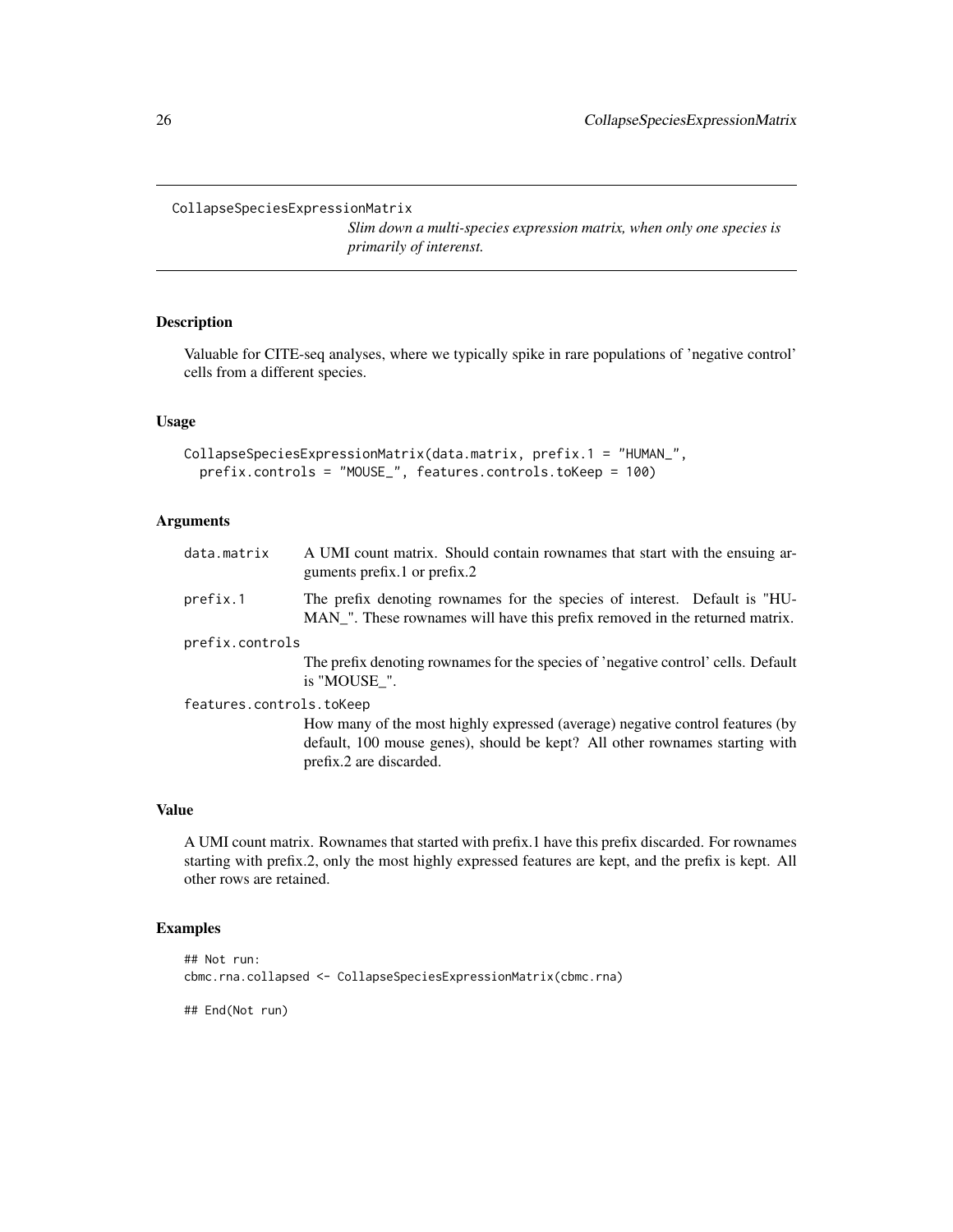# CollapseSpeciesExpressionMatrix

*Slim down a multi-species expression matrix, when only one species is primarily of interenst.*

## Description

Valuable for CITE-seq analyses, where we typically spike in rare populations of 'negative control' cells from a different species.

## Usage

```
CollapseSpeciesExpressionMatrix(data.matrix, prefix.1 = "HUMAN_",
  prefix.controls = "MOUSE_", features.controls.toKeep = 100)
```

## Arguments

| | |
|---|---|
| data.matrix | A UMI count matrix. Should contain rownames that start with the ensuing arguments prefix.1 or prefix.2 |
| prefix.1 | The prefix denoting rownames for the species of interest. Default is "HUMAN_". These rownames will have this prefix removed in the returned matrix. |
| prefix.controls | The prefix denoting rownames for the species of 'negative control' cells. Default is "MOUSE_". |
| features.controls.toKeep | How many of the most highly expressed (average) negative control features (by default, 100 mouse genes), should be kept? All other rownames starting with prefix.2 are discarded. |

## Value

A UMI count matrix. Rownames that started with prefix.1 have this prefix discarded. For rownames starting with prefix.2, only the most highly expressed features are kept, and the prefix is kept. All other rows are retained.

## Examples

```
## Not run:
cbmc.rna.collapsed <- CollapseSpeciesExpressionMatrix(cbmc.rna)

## End(Not run)
```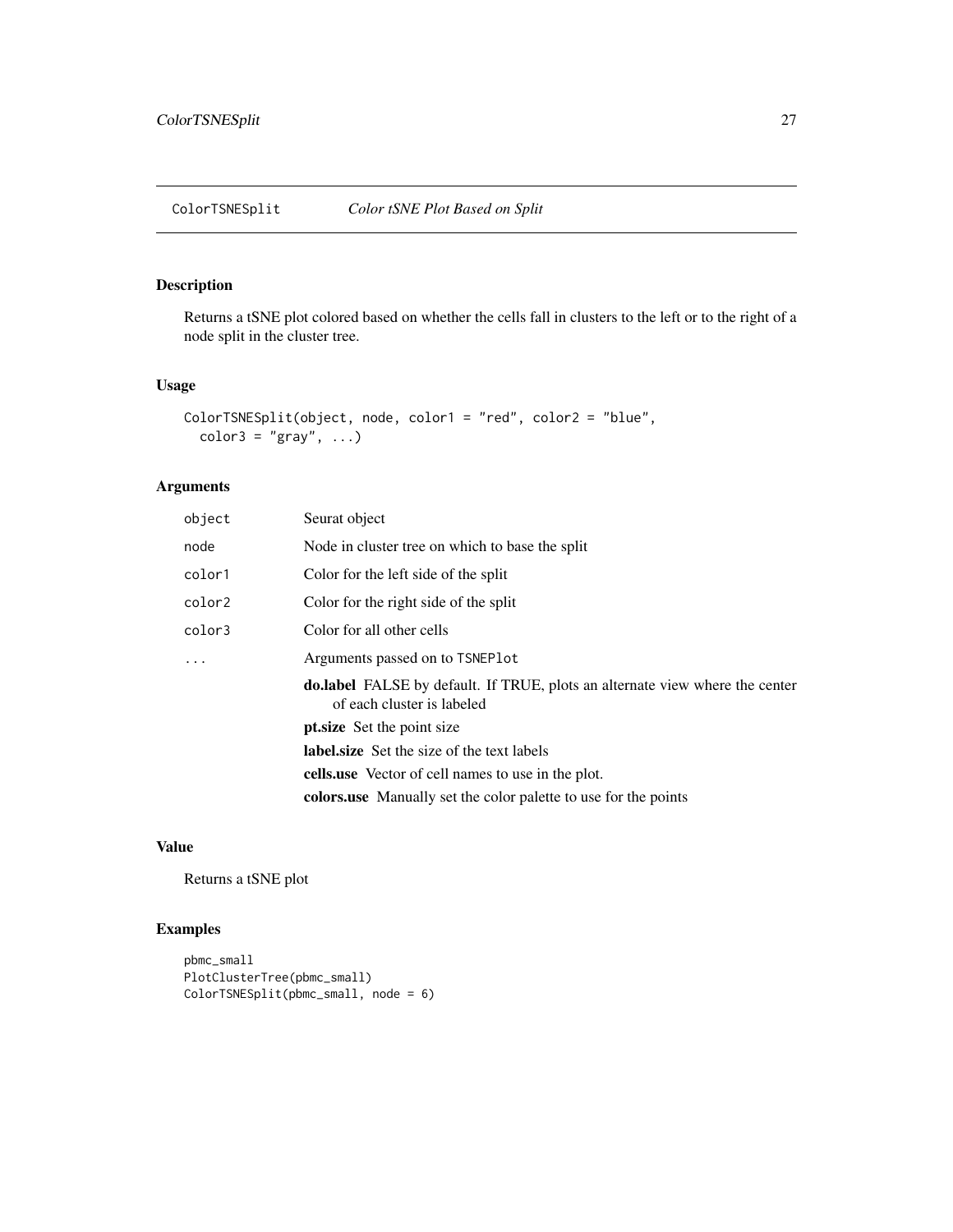## ColorTSNESplit *Color tSNE Plot Based on Split*

### Description

Returns a tSNE plot colored based on whether the cells fall in clusters to the left or to the right of a node split in the cluster tree.

### Usage

```
ColorTSNESplit(object, node, color1 = "red", color2 = "blue",
  color3 = "gray", ...)
```

### Arguments

| | |
|---|---|
| object | Seurat object |
| node | Node in cluster tree on which to base the split |
| color1 | Color for the left side of the split |
| color2 | Color for the right side of the split |
| color3 | Color for all other cells |
| ... | Arguments passed on to TSNEPlot |

- **do.label** FALSE by default. If TRUE, plots an alternate view where the center of each cluster is labeled
- **pt.size** Set the point size
- **label.size** Set the size of the text labels
- **cells.use** Vector of cell names to use in the plot.
- **colors.use** Manually set the color palette to use for the points

### Value

Returns a tSNE plot

### Examples

```
pbmc_small
PlotClusterTree(pbmc_small)
ColorTSNESplit(pbmc_small, node = 6)
```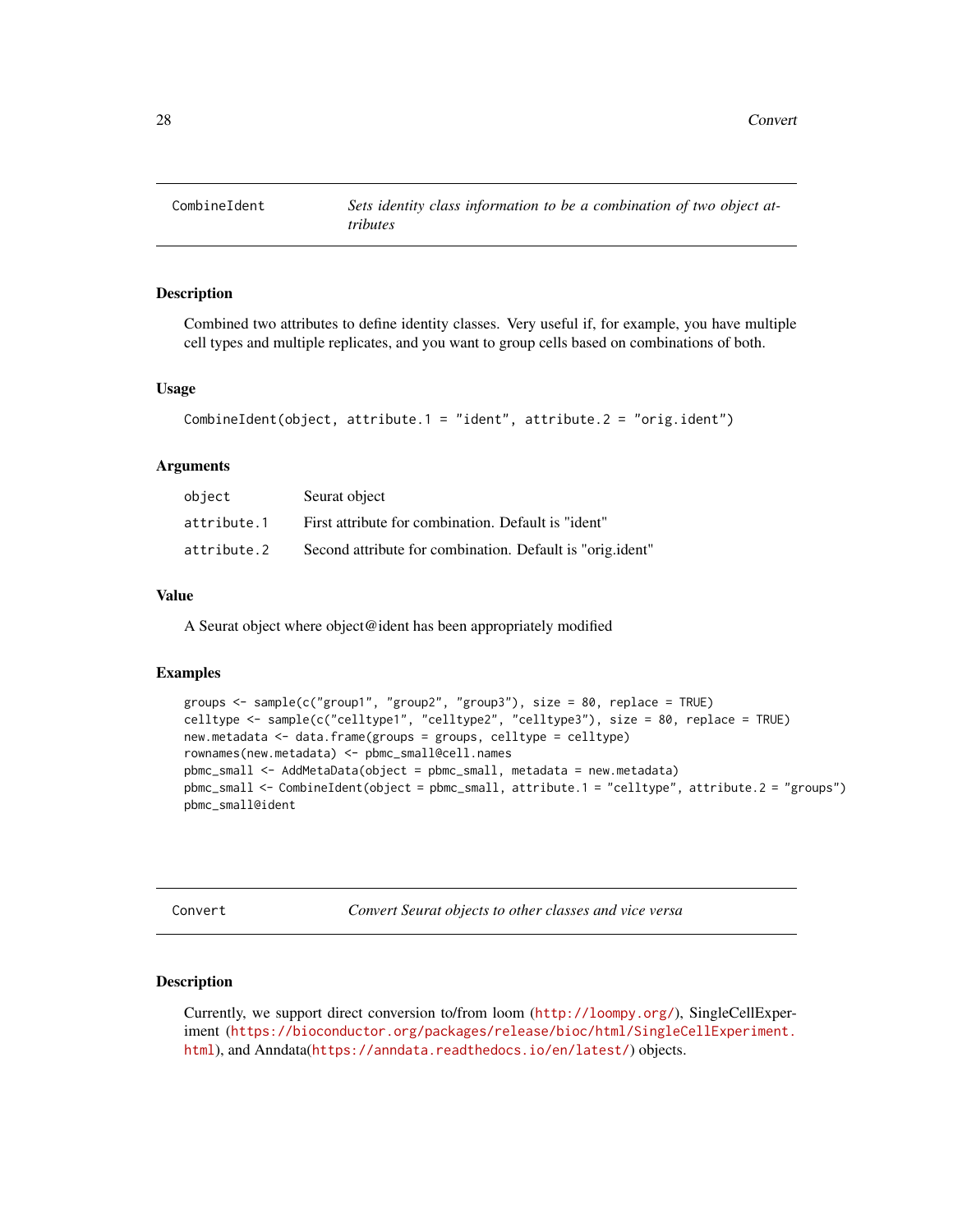## CombineIdent — *Sets identity class information to be a combination of two object attributes*

### Description

Combined two attributes to define identity classes. Very useful if, for example, you have multiple cell types and multiple replicates, and you want to group cells based on combinations of both.

### Usage

```
CombineIdent(object, attribute.1 = "ident", attribute.2 = "orig.ident")
```

### Arguments

| | |
|---|---|
| object | Seurat object |
| attribute.1 | First attribute for combination. Default is "ident" |
| attribute.2 | Second attribute for combination. Default is "orig.ident" |

### Value

A Seurat object where object@ident has been appropriately modified

### Examples

```
groups <- sample(c("group1", "group2", "group3"), size = 80, replace = TRUE)
celltype <- sample(c("celltype1", "celltype2", "celltype3"), size = 80, replace = TRUE)
new.metadata <- data.frame(groups = groups, celltype = celltype)
rownames(new.metadata) <- pbmc_small@cell.names
pbmc_small <- AddMetaData(object = pbmc_small, metadata = new.metadata)
pbmc_small <- CombineIdent(object = pbmc_small, attribute.1 = "celltype", attribute.2 = "groups")
pbmc_small@ident
```

## Convert — *Convert Seurat objects to other classes and vice versa*

### Description

Currently, we support direct conversion to/from loom (http://loompy.org/), SingleCellExperiment (https://bioconductor.org/packages/release/bioc/html/SingleCellExperiment.html), and Anndata(https://anndata.readthedocs.io/en/latest/) objects.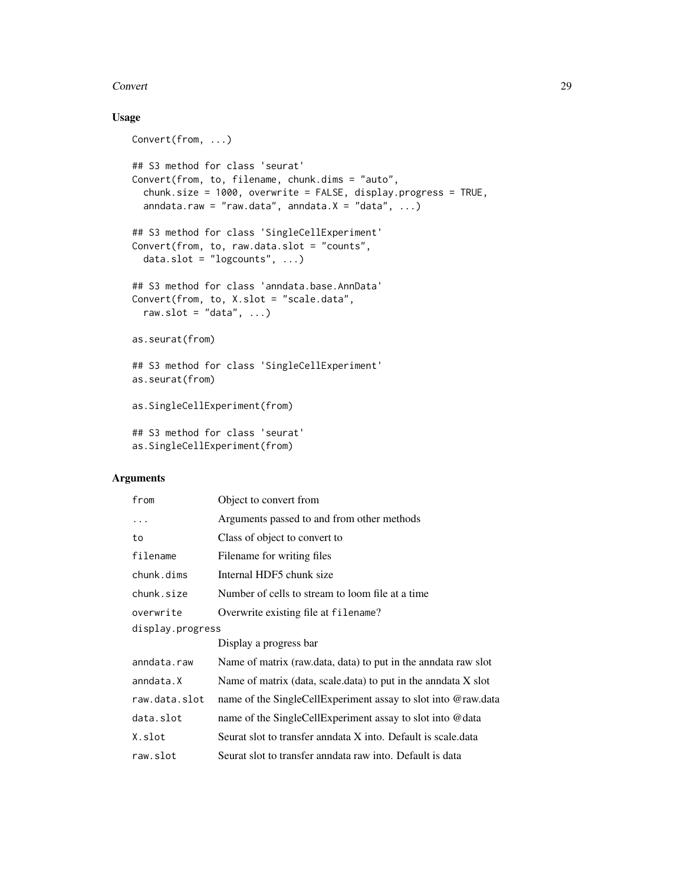## Usage

```
Convert(from, ...)

## S3 method for class 'seurat'
Convert(from, to, filename, chunk.dims = "auto",
  chunk.size = 1000, overwrite = FALSE, display.progress = TRUE,
  anndata.raw = "raw.data", anndata.X = "data", ...)

## S3 method for class 'SingleCellExperiment'
Convert(from, to, raw.data.slot = "counts",
  data.slot = "logcounts", ...)

## S3 method for class 'anndata.base.AnnData'
Convert(from, to, X.slot = "scale.data",
  raw.slot = "data", ...)

as.seurat(from)

## S3 method for class 'SingleCellExperiment'
as.seurat(from)

as.SingleCellExperiment(from)

## S3 method for class 'seurat'
as.SingleCellExperiment(from)
```

## Arguments

| | |
|---|---|
| `from` | Object to convert from |
| `...` | Arguments passed to and from other methods |
| `to` | Class of object to convert to |
| `filename` | Filename for writing files |
| `chunk.dims` | Internal HDF5 chunk size |
| `chunk.size` | Number of cells to stream to loom file at a time |
| `overwrite` | Overwrite existing file at `filename`? |
| `display.progress` | Display a progress bar |
| `anndata.raw` | Name of matrix (raw.data, data) to put in the anndata raw slot |
| `anndata.X` | Name of matrix (data, scale.data) to put in the anndata X slot |
| `raw.data.slot` | name of the SingleCellExperiment assay to slot into @raw.data |
| `data.slot` | name of the SingleCellExperiment assay to slot into @data |
| `X.slot` | Seurat slot to transfer anndata X into. Default is scale.data |
| `raw.slot` | Seurat slot to transfer anndata raw into. Default is data |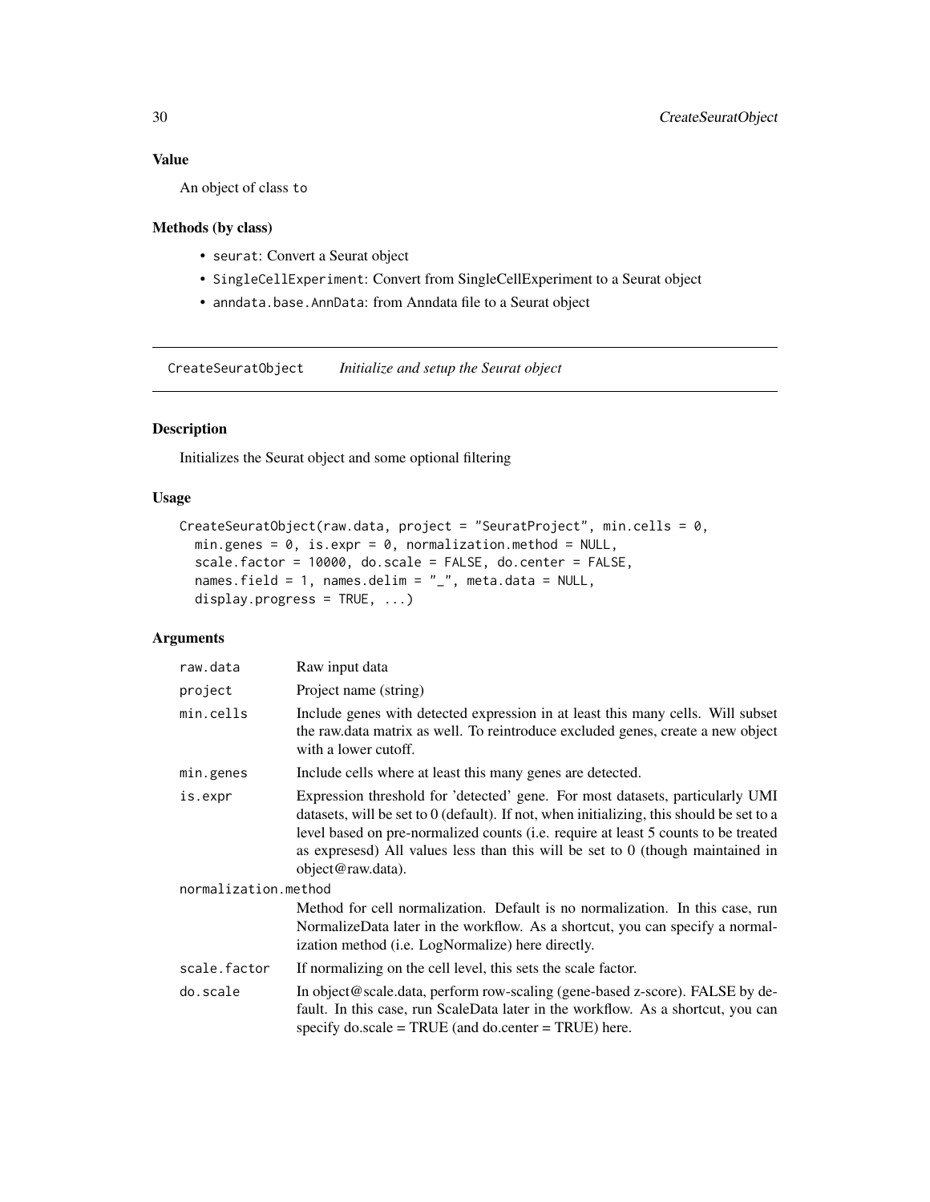## Value

An object of class to

## Methods (by class)

- `seurat`: Convert a Seurat object
- `SingleCellExperiment`: Convert from SingleCellExperiment to a Seurat object
- `anndata.base.AnnData`: from Anndata file to a Seurat object

---

# CreateSeuratObject *Initialize and setup the Seurat object*

## Description

Initializes the Seurat object and some optional filtering

## Usage

```
CreateSeuratObject(raw.data, project = "SeuratProject", min.cells = 0,
  min.genes = 0, is.expr = 0, normalization.method = NULL,
  scale.factor = 10000, do.scale = FALSE, do.center = FALSE,
  names.field = 1, names.delim = "_", meta.data = NULL,
  display.progress = TRUE, ...)
```

## Arguments

| | |
|---|---|
| raw.data | Raw input data |
| project | Project name (string) |
| min.cells | Include genes with detected expression in at least this many cells. Will subset the raw.data matrix as well. To reintroduce excluded genes, create a new object with a lower cutoff. |
| min.genes | Include cells where at least this many genes are detected. |
| is.expr | Expression threshold for 'detected' gene. For most datasets, particularly UMI datasets, will be set to 0 (default). If not, when initializing, this should be set to a level based on pre-normalized counts (i.e. require at least 5 counts to be treated as expresesd) All values less than this will be set to 0 (though maintained in object@raw.data). |
| normalization.method | Method for cell normalization. Default is no normalization. In this case, run NormalizeData later in the workflow. As a shortcut, you can specify a normalization method (i.e. LogNormalize) here directly. |
| scale.factor | If normalizing on the cell level, this sets the scale factor. |
| do.scale | In object@scale.data, perform row-scaling (gene-based z-score). FALSE by default. In this case, run ScaleData later in the workflow. As a shortcut, you can specify do.scale = TRUE (and do.center = TRUE) here. |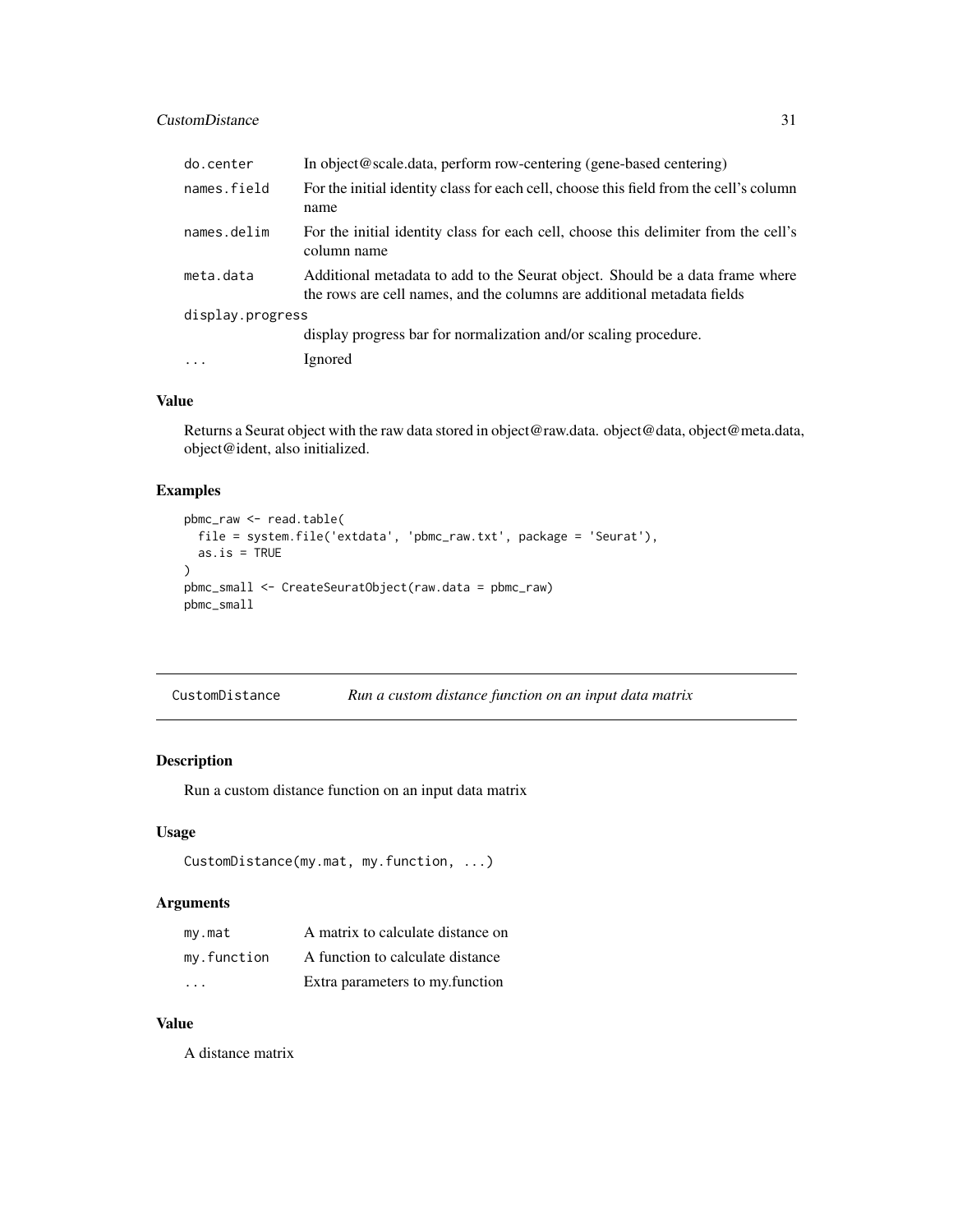| | |
|---|---|
| do.center | In object@scale.data, perform row-centering (gene-based centering) |
| names.field | For the initial identity class for each cell, choose this field from the cell's column name |
| names.delim | For the initial identity class for each cell, choose this delimiter from the cell's column name |
| meta.data | Additional metadata to add to the Seurat object. Should be a data frame where the rows are cell names, and the columns are additional metadata fields |
| display.progress | display progress bar for normalization and/or scaling procedure. |
| ... | Ignored |

### Value

Returns a Seurat object with the raw data stored in object@raw.data. object@data, object@meta.data, object@ident, also initialized.

### Examples

```
pbmc_raw <- read.table(
  file = system.file('extdata', 'pbmc_raw.txt', package = 'Seurat'),
  as.is = TRUE
)
pbmc_small <- CreateSeuratObject(raw.data = pbmc_raw)
pbmc_small
```

---

## CustomDistance    *Run a custom distance function on an input data matrix*

---

### Description

Run a custom distance function on an input data matrix

### Usage

```
CustomDistance(my.mat, my.function, ...)
```

### Arguments

| | |
|---|---|
| my.mat | A matrix to calculate distance on |
| my.function | A function to calculate distance |
| ... | Extra parameters to my.function |

### Value

A distance matrix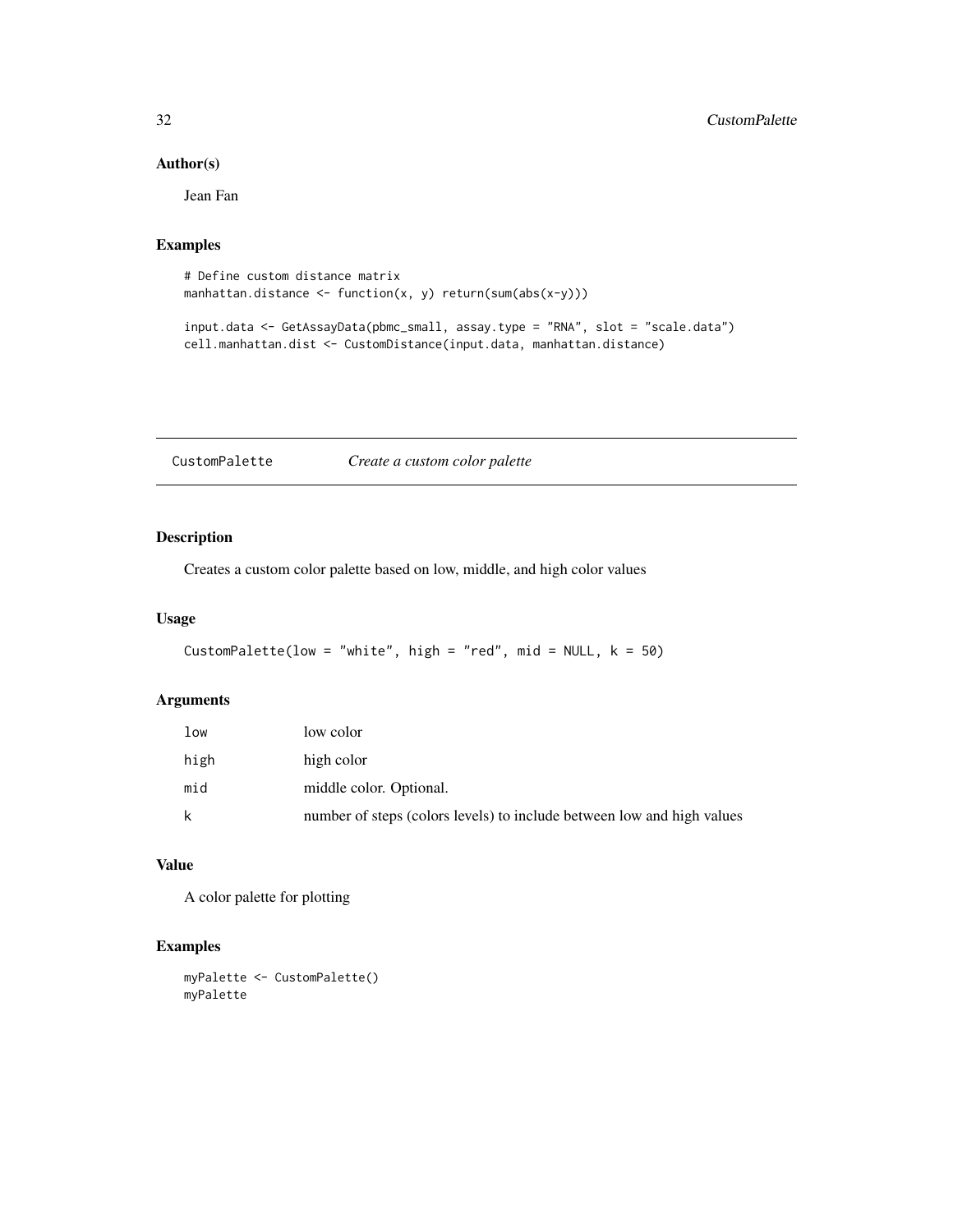## Author(s)

Jean Fan

## Examples

```
# Define custom distance matrix
manhattan.distance <- function(x, y) return(sum(abs(x-y)))

input.data <- GetAssayData(pbmc_small, assay.type = "RNA", slot = "scale.data")
cell.manhattan.dist <- CustomDistance(input.data, manhattan.distance)
```

---

# CustomPalette — *Create a custom color palette*

---

## Description

Creates a custom color palette based on low, middle, and high color values

## Usage

```
CustomPalette(low = "white", high = "red", mid = NULL, k = 50)
```

## Arguments

| | |
|---|---|
| low | low color |
| high | high color |
| mid | middle color. Optional. |
| k | number of steps (colors levels) to include between low and high values |

## Value

A color palette for plotting

## Examples

```
myPalette <- CustomPalette()
myPalette
```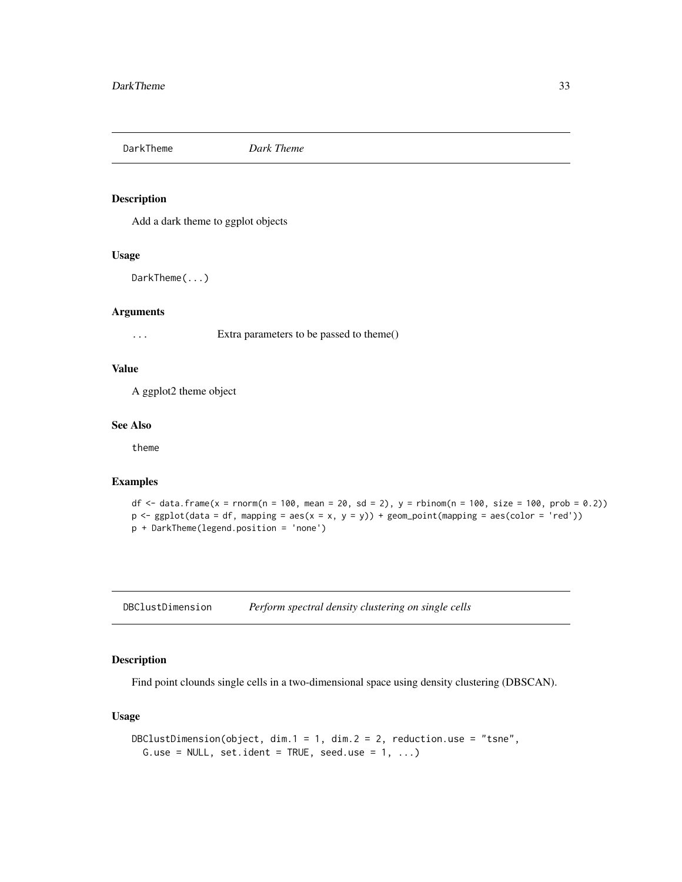## DarkTheme *Dark Theme*

### Description

Add a dark theme to ggplot objects

### Usage

```
DarkTheme(...)
```

### Arguments

| | |
|---|---|
| ... | Extra parameters to be passed to theme() |

### Value

A ggplot2 theme object

### See Also

theme

### Examples

```
df <- data.frame(x = rnorm(n = 100, mean = 20, sd = 2), y = rbinom(n = 100, size = 100, prob = 0.2))
p <- ggplot(data = df, mapping = aes(x = x, y = y)) + geom_point(mapping = aes(color = 'red'))
p + DarkTheme(legend.position = 'none')
```

## DBClustDimension *Perform spectral density clustering on single cells*

### Description

Find point clounds single cells in a two-dimensional space using density clustering (DBSCAN).

### Usage

```
DBClustDimension(object, dim.1 = 1, dim.2 = 2, reduction.use = "tsne",
  G.use = NULL, set.ident = TRUE, seed.use = 1, ...)
```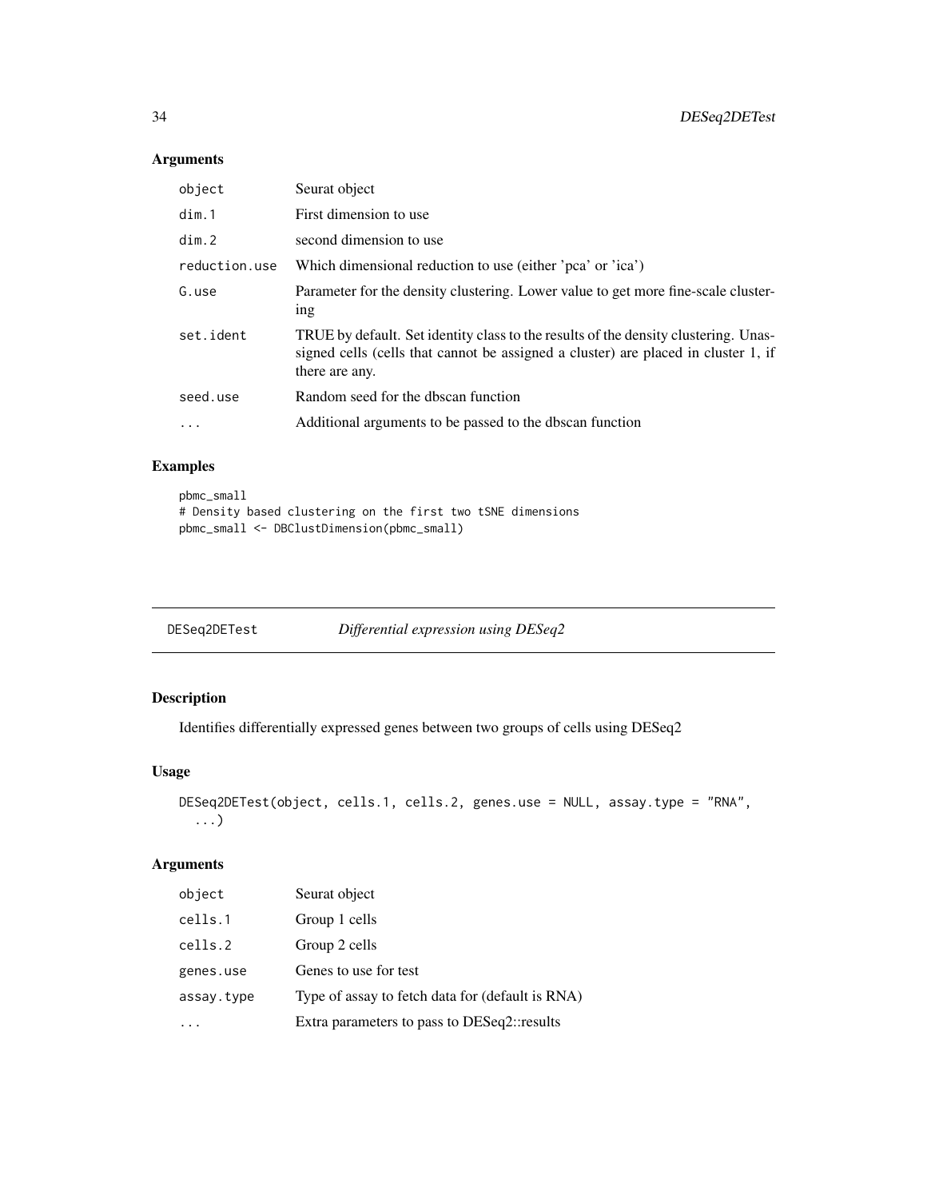## Arguments

| | |
|---|---|
| object | Seurat object |
| dim.1 | First dimension to use |
| dim.2 | second dimension to use |
| reduction.use | Which dimensional reduction to use (either 'pca' or 'ica') |
| G.use | Parameter for the density clustering. Lower value to get more fine-scale clustering |
| set.ident | TRUE by default. Set identity class to the results of the density clustering. Unassigned cells (cells that cannot be assigned a cluster) are placed in cluster 1, if there are any. |
| seed.use | Random seed for the dbscan function |
| ... | Additional arguments to be passed to the dbscan function |

## Examples

```
pbmc_small
# Density based clustering on the first two tSNE dimensions
pbmc_small <- DBClustDimension(pbmc_small)
```

---

# DESeq2DETest *Differential expression using DESeq2*

## Description

Identifies differentially expressed genes between two groups of cells using DESeq2

## Usage

```
DESeq2DETest(object, cells.1, cells.2, genes.use = NULL, assay.type = "RNA",
  ...)
```

## Arguments

| | |
|---|---|
| object | Seurat object |
| cells.1 | Group 1 cells |
| cells.2 | Group 2 cells |
| genes.use | Genes to use for test |
| assay.type | Type of assay to fetch data for (default is RNA) |
| ... | Extra parameters to pass to DESeq2::results |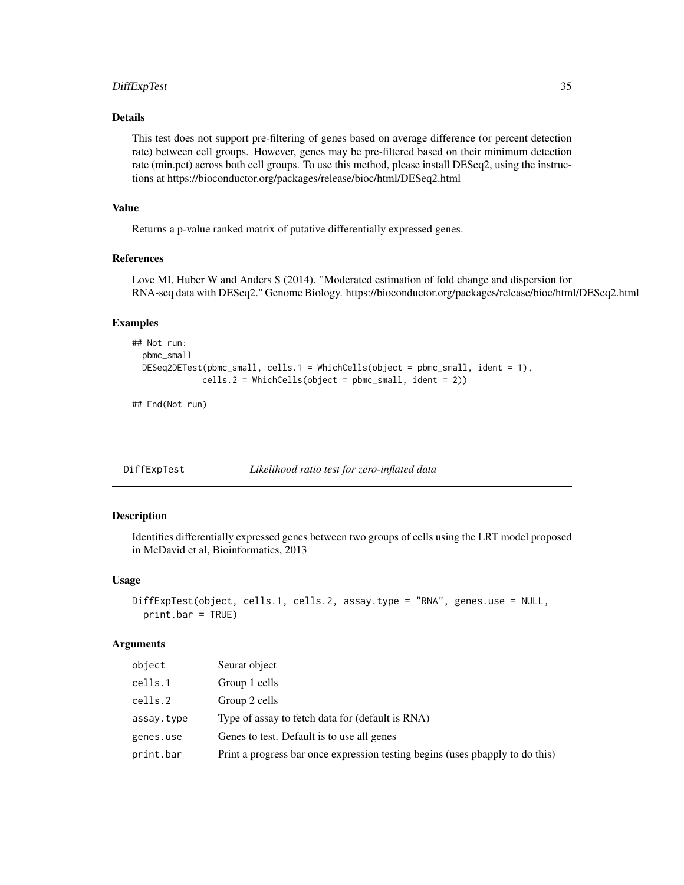### Details

This test does not support pre-filtering of genes based on average difference (or percent detection rate) between cell groups. However, genes may be pre-filtered based on their minimum detection rate (min.pct) across both cell groups. To use this method, please install DESeq2, using the instructions at https://bioconductor.org/packages/release/bioc/html/DESeq2.html

### Value

Returns a p-value ranked matrix of putative differentially expressed genes.

### References

Love MI, Huber W and Anders S (2014). "Moderated estimation of fold change and dispersion for RNA-seq data with DESeq2." Genome Biology. https://bioconductor.org/packages/release/bioc/html/DESeq2.html

### Examples

```
## Not run:
  pbmc_small
  DESeq2DETest(pbmc_small, cells.1 = WhichCells(object = pbmc_small, ident = 1),
              cells.2 = WhichCells(object = pbmc_small, ident = 2))

## End(Not run)
```

---

## DiffExpTest — *Likelihood ratio test for zero-inflated data*

### Description

Identifies differentially expressed genes between two groups of cells using the LRT model proposed in McDavid et al, Bioinformatics, 2013

### Usage

```
DiffExpTest(object, cells.1, cells.2, assay.type = "RNA", genes.use = NULL,
  print.bar = TRUE)
```

### Arguments

| | |
|---|---|
| `object` | Seurat object |
| `cells.1` | Group 1 cells |
| `cells.2` | Group 2 cells |
| `assay.type` | Type of assay to fetch data for (default is RNA) |
| `genes.use` | Genes to test. Default is to use all genes |
| `print.bar` | Print a progress bar once expression testing begins (uses pbapply to do this) |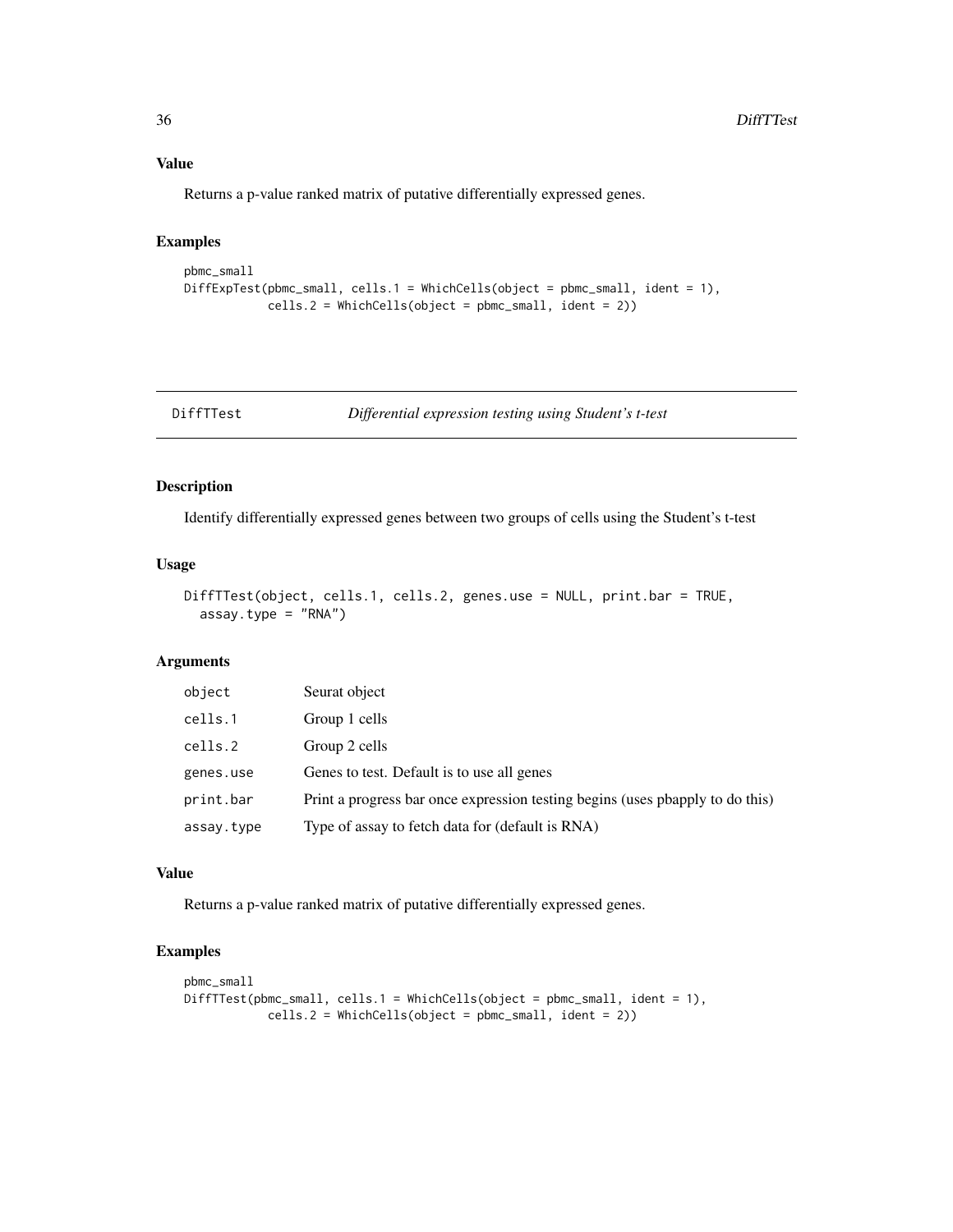### Value

Returns a p-value ranked matrix of putative differentially expressed genes.

### Examples

```
pbmc_small
DiffExpTest(pbmc_small, cells.1 = WhichCells(object = pbmc_small, ident = 1),
            cells.2 = WhichCells(object = pbmc_small, ident = 2))
```

---

## DiffTTest — *Differential expression testing using Student's t-test*

### Description

Identify differentially expressed genes between two groups of cells using the Student's t-test

### Usage

```
DiffTTest(object, cells.1, cells.2, genes.use = NULL, print.bar = TRUE,
  assay.type = "RNA")
```

### Arguments

| | |
|---|---|
| object | Seurat object |
| cells.1 | Group 1 cells |
| cells.2 | Group 2 cells |
| genes.use | Genes to test. Default is to use all genes |
| print.bar | Print a progress bar once expression testing begins (uses pbapply to do this) |
| assay.type | Type of assay to fetch data for (default is RNA) |

### Value

Returns a p-value ranked matrix of putative differentially expressed genes.

### Examples

```
pbmc_small
DiffTTest(pbmc_small, cells.1 = WhichCells(object = pbmc_small, ident = 1),
            cells.2 = WhichCells(object = pbmc_small, ident = 2))
```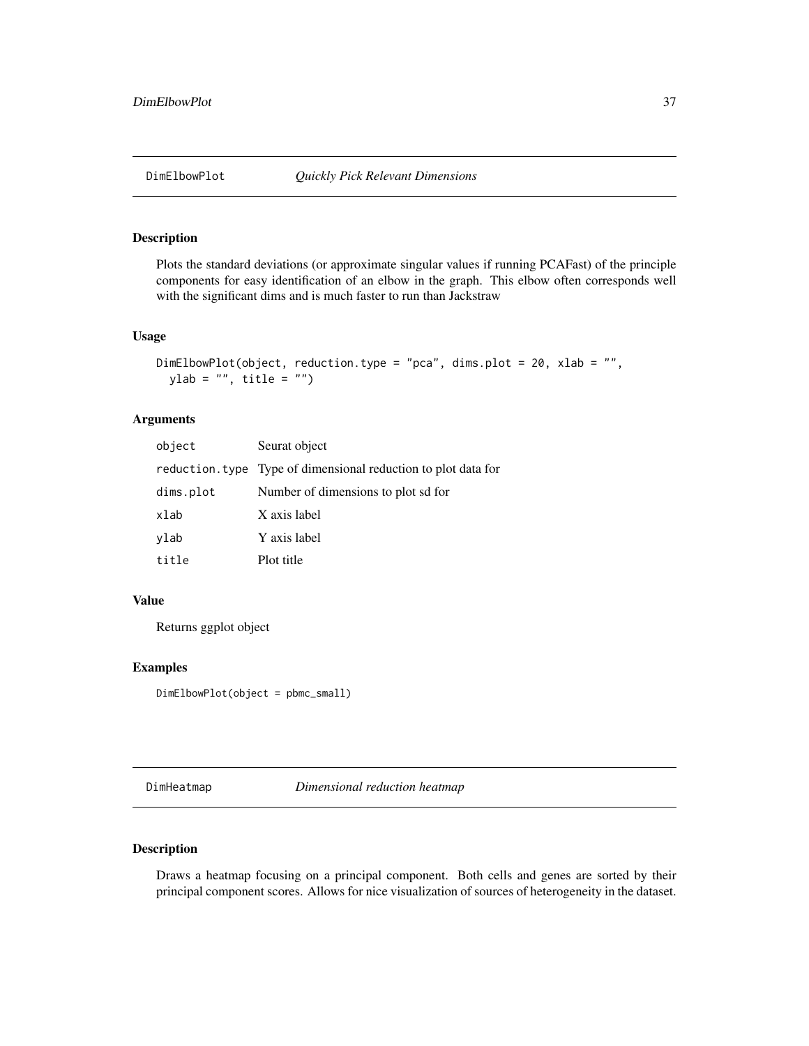## DimElbowPlot — *Quickly Pick Relevant Dimensions*

### Description

Plots the standard deviations (or approximate singular values if running PCAFast) of the principle components for easy identification of an elbow in the graph. This elbow often corresponds well with the significant dims and is much faster to run than Jackstraw

### Usage

```
DimElbowPlot(object, reduction.type = "pca", dims.plot = 20, xlab = "",
  ylab = "", title = "")
```

### Arguments

| | |
|---|---|
| object | Seurat object |
| reduction.type | Type of dimensional reduction to plot data for |
| dims.plot | Number of dimensions to plot sd for |
| xlab | X axis label |
| ylab | Y axis label |
| title | Plot title |

### Value

Returns ggplot object

### Examples

```
DimElbowPlot(object = pbmc_small)
```

## DimHeatmap — *Dimensional reduction heatmap*

### Description

Draws a heatmap focusing on a principal component. Both cells and genes are sorted by their principal component scores. Allows for nice visualization of sources of heterogeneity in the dataset.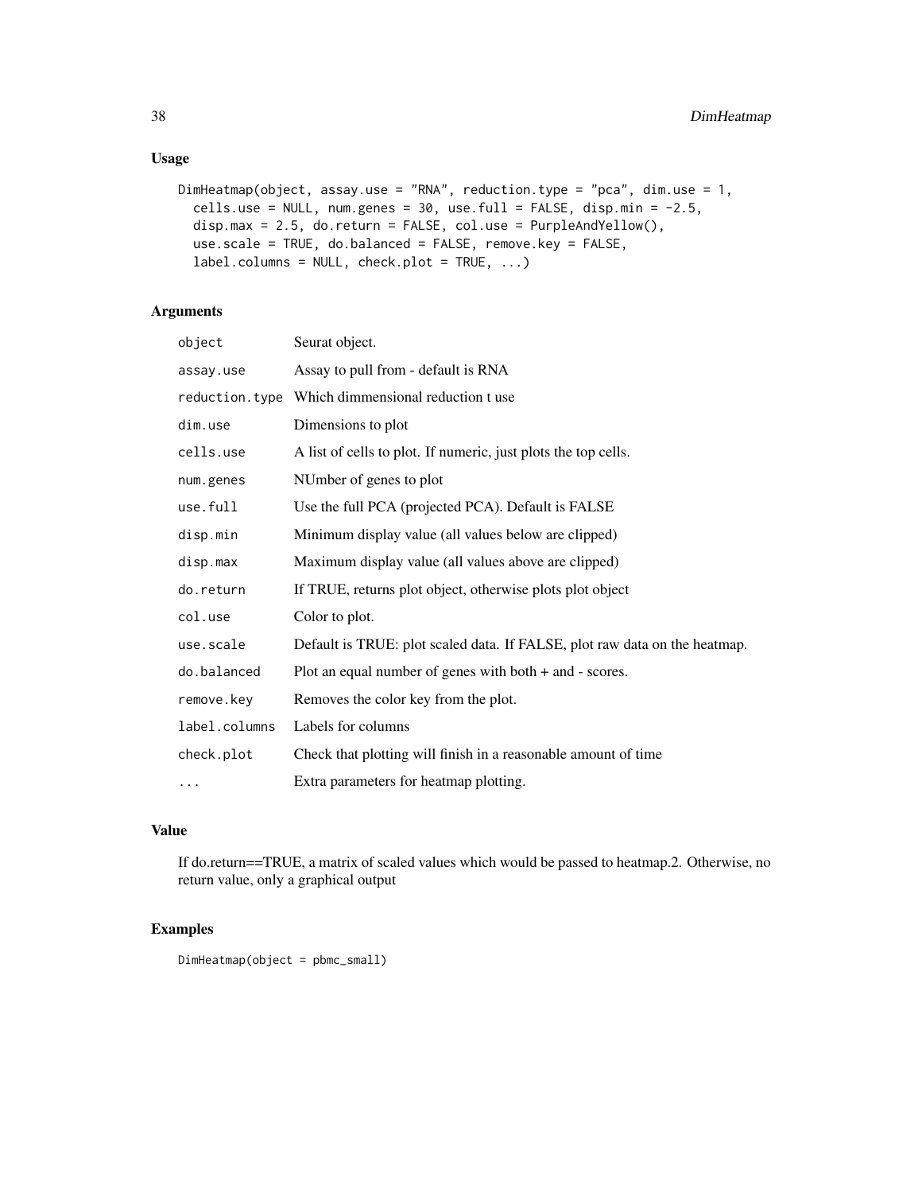## Usage

```
DimHeatmap(object, assay.use = "RNA", reduction.type = "pca", dim.use = 1,
  cells.use = NULL, num.genes = 30, use.full = FALSE, disp.min = -2.5,
  disp.max = 2.5, do.return = FALSE, col.use = PurpleAndYellow(),
  use.scale = TRUE, do.balanced = FALSE, remove.key = FALSE,
  label.columns = NULL, check.plot = TRUE, ...)
```

## Arguments

| | |
|---|---|
| `object` | Seurat object. |
| `assay.use` | Assay to pull from - default is RNA |
| `reduction.type` | Which dimmensional reduction t use |
| `dim.use` | Dimensions to plot |
| `cells.use` | A list of cells to plot. If numeric, just plots the top cells. |
| `num.genes` | NUmber of genes to plot |
| `use.full` | Use the full PCA (projected PCA). Default is FALSE |
| `disp.min` | Minimum display value (all values below are clipped) |
| `disp.max` | Maximum display value (all values above are clipped) |
| `do.return` | If TRUE, returns plot object, otherwise plots plot object |
| `col.use` | Color to plot. |
| `use.scale` | Default is TRUE: plot scaled data. If FALSE, plot raw data on the heatmap. |
| `do.balanced` | Plot an equal number of genes with both + and - scores. |
| `remove.key` | Removes the color key from the plot. |
| `label.columns` | Labels for columns |
| `check.plot` | Check that plotting will finish in a reasonable amount of time |
| `...` | Extra parameters for heatmap plotting. |

## Value

If do.return==TRUE, a matrix of scaled values which would be passed to heatmap.2. Otherwise, no return value, only a graphical output

## Examples

```
DimHeatmap(object = pbmc_small)
```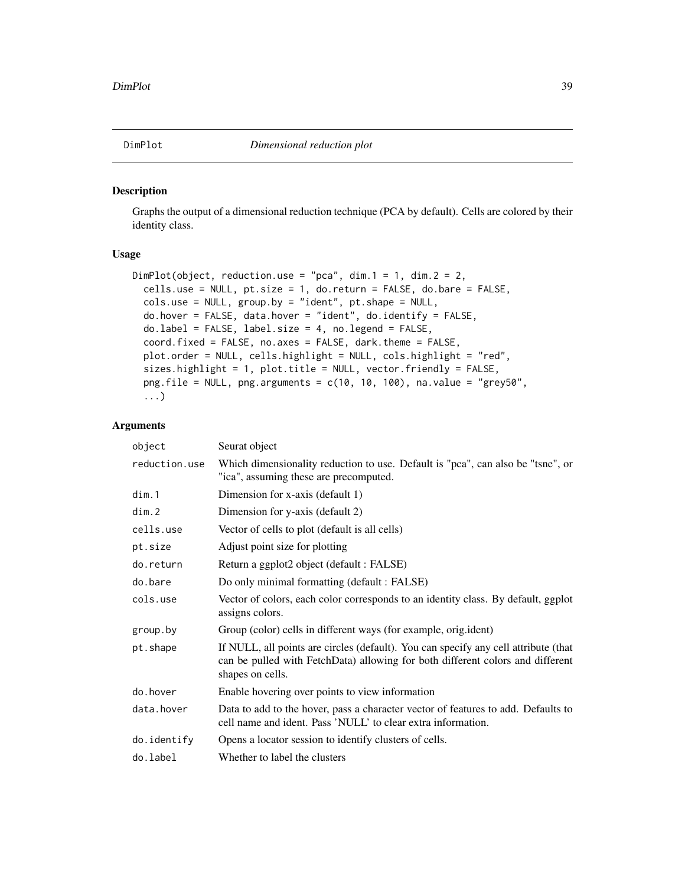## DimPlot *Dimensional reduction plot*

### Description

Graphs the output of a dimensional reduction technique (PCA by default). Cells are colored by their identity class.

### Usage

```
DimPlot(object, reduction.use = "pca", dim.1 = 1, dim.2 = 2,
  cells.use = NULL, pt.size = 1, do.return = FALSE, do.bare = FALSE,
  cols.use = NULL, group.by = "ident", pt.shape = NULL,
  do.hover = FALSE, data.hover = "ident", do.identify = FALSE,
  do.label = FALSE, label.size = 4, no.legend = FALSE,
  coord.fixed = FALSE, no.axes = FALSE, dark.theme = FALSE,
  plot.order = NULL, cells.highlight = NULL, cols.highlight = "red",
  sizes.highlight = 1, plot.title = NULL, vector.friendly = FALSE,
  png.file = NULL, png.arguments = c(10, 10, 100), na.value = "grey50",
  ...)
```

### Arguments

| | |
|---|---|
| `object` | Seurat object |
| `reduction.use` | Which dimensionality reduction to use. Default is "pca", can also be "tsne", or "ica", assuming these are precomputed. |
| `dim.1` | Dimension for x-axis (default 1) |
| `dim.2` | Dimension for y-axis (default 2) |
| `cells.use` | Vector of cells to plot (default is all cells) |
| `pt.size` | Adjust point size for plotting |
| `do.return` | Return a ggplot2 object (default : FALSE) |
| `do.bare` | Do only minimal formatting (default : FALSE) |
| `cols.use` | Vector of colors, each color corresponds to an identity class. By default, ggplot assigns colors. |
| `group.by` | Group (color) cells in different ways (for example, orig.ident) |
| `pt.shape` | If NULL, all points are circles (default). You can specify any cell attribute (that can be pulled with FetchData) allowing for both different colors and different shapes on cells. |
| `do.hover` | Enable hovering over points to view information |
| `data.hover` | Data to add to the hover, pass a character vector of features to add. Defaults to cell name and ident. Pass 'NULL' to clear extra information. |
| `do.identify` | Opens a locator session to identify clusters of cells. |
| `do.label` | Whether to label the clusters |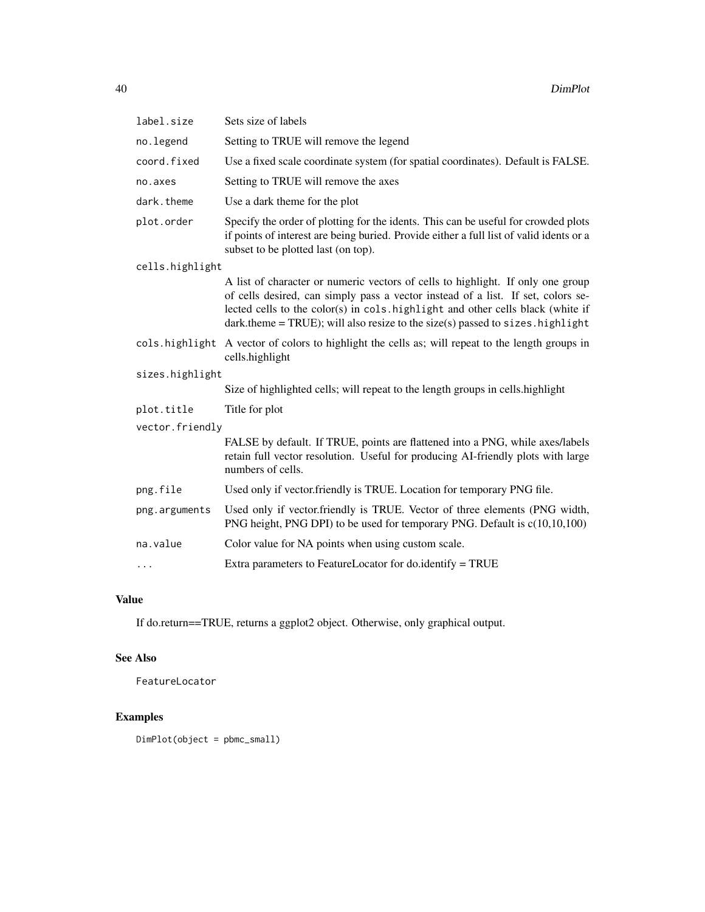| | |
|---|---|
| `label.size` | Sets size of labels |
| `no.legend` | Setting to TRUE will remove the legend |
| `coord.fixed` | Use a fixed scale coordinate system (for spatial coordinates). Default is FALSE. |
| `no.axes` | Setting to TRUE will remove the axes |
| `dark.theme` | Use a dark theme for the plot |
| `plot.order` | Specify the order of plotting for the idents. This can be useful for crowded plots if points of interest are being buried. Provide either a full list of valid idents or a subset to be plotted last (on top). |
| `cells.highlight` | A list of character or numeric vectors of cells to highlight. If only one group of cells desired, can simply pass a vector instead of a list. If set, colors selected cells to the color(s) in `cols.highlight` and other cells black (white if dark.theme = TRUE); will also resize to the size(s) passed to `sizes.highlight` |
| `cols.highlight` | A vector of colors to highlight the cells as; will repeat to the length groups in cells.highlight |
| `sizes.highlight` | Size of highlighted cells; will repeat to the length groups in cells.highlight |
| `plot.title` | Title for plot |
| `vector.friendly` | FALSE by default. If TRUE, points are flattened into a PNG, while axes/labels retain full vector resolution. Useful for producing AI-friendly plots with large numbers of cells. |
| `png.file` | Used only if vector.friendly is TRUE. Location for temporary PNG file. |
| `png.arguments` | Used only if vector.friendly is TRUE. Vector of three elements (PNG width, PNG height, PNG DPI) to be used for temporary PNG. Default is c(10,10,100) |
| `na.value` | Color value for NA points when using custom scale. |
| `...` | Extra parameters to FeatureLocator for do.identify = TRUE |

## Value

If do.return==TRUE, returns a ggplot2 object. Otherwise, only graphical output.

## See Also

`FeatureLocator`

## Examples

```
DimPlot(object = pbmc_small)
```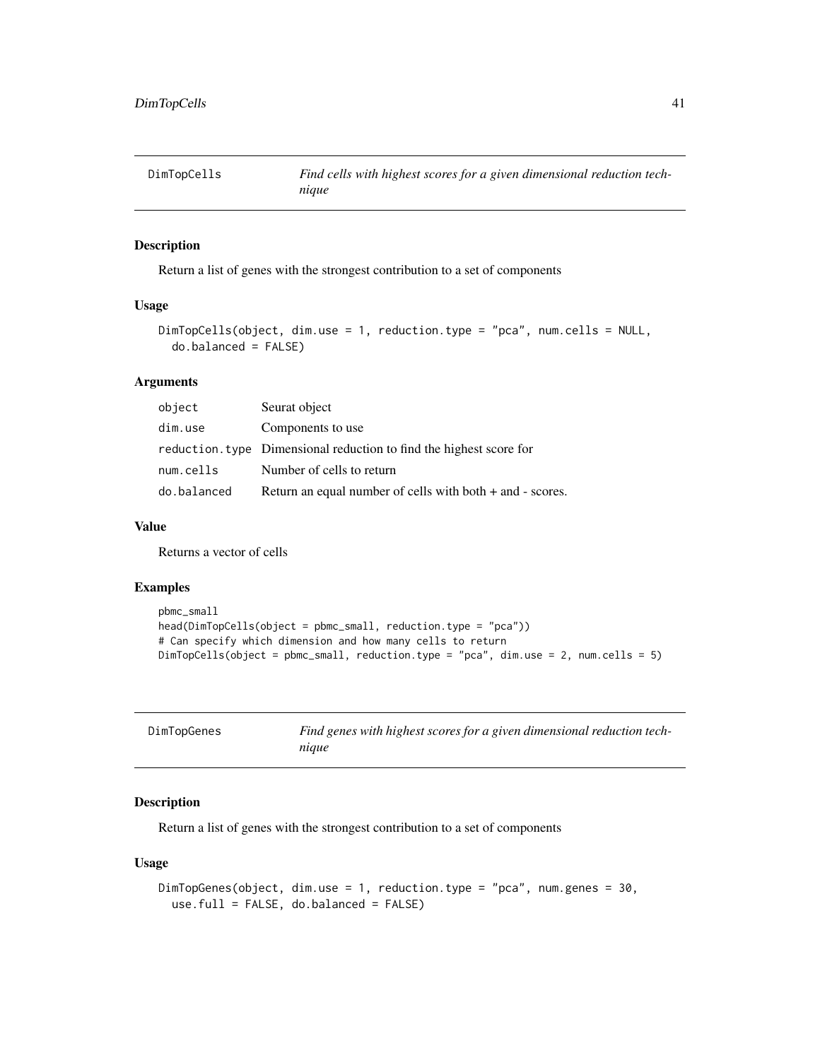## DimTopCells — *Find cells with highest scores for a given dimensional reduction technique*

### Description

Return a list of genes with the strongest contribution to a set of components

### Usage

```
DimTopCells(object, dim.use = 1, reduction.type = "pca", num.cells = NULL,
  do.balanced = FALSE)
```

### Arguments

| | |
|---|---|
| object | Seurat object |
| dim.use | Components to use |
| reduction.type | Dimensional reduction to find the highest score for |
| num.cells | Number of cells to return |
| do.balanced | Return an equal number of cells with both + and - scores. |

### Value

Returns a vector of cells

### Examples

```
pbmc_small
head(DimTopCells(object = pbmc_small, reduction.type = "pca"))
# Can specify which dimension and how many cells to return
DimTopCells(object = pbmc_small, reduction.type = "pca", dim.use = 2, num.cells = 5)
```

## DimTopGenes — *Find genes with highest scores for a given dimensional reduction technique*

### Description

Return a list of genes with the strongest contribution to a set of components

### Usage

```
DimTopGenes(object, dim.use = 1, reduction.type = "pca", num.genes = 30,
  use.full = FALSE, do.balanced = FALSE)
```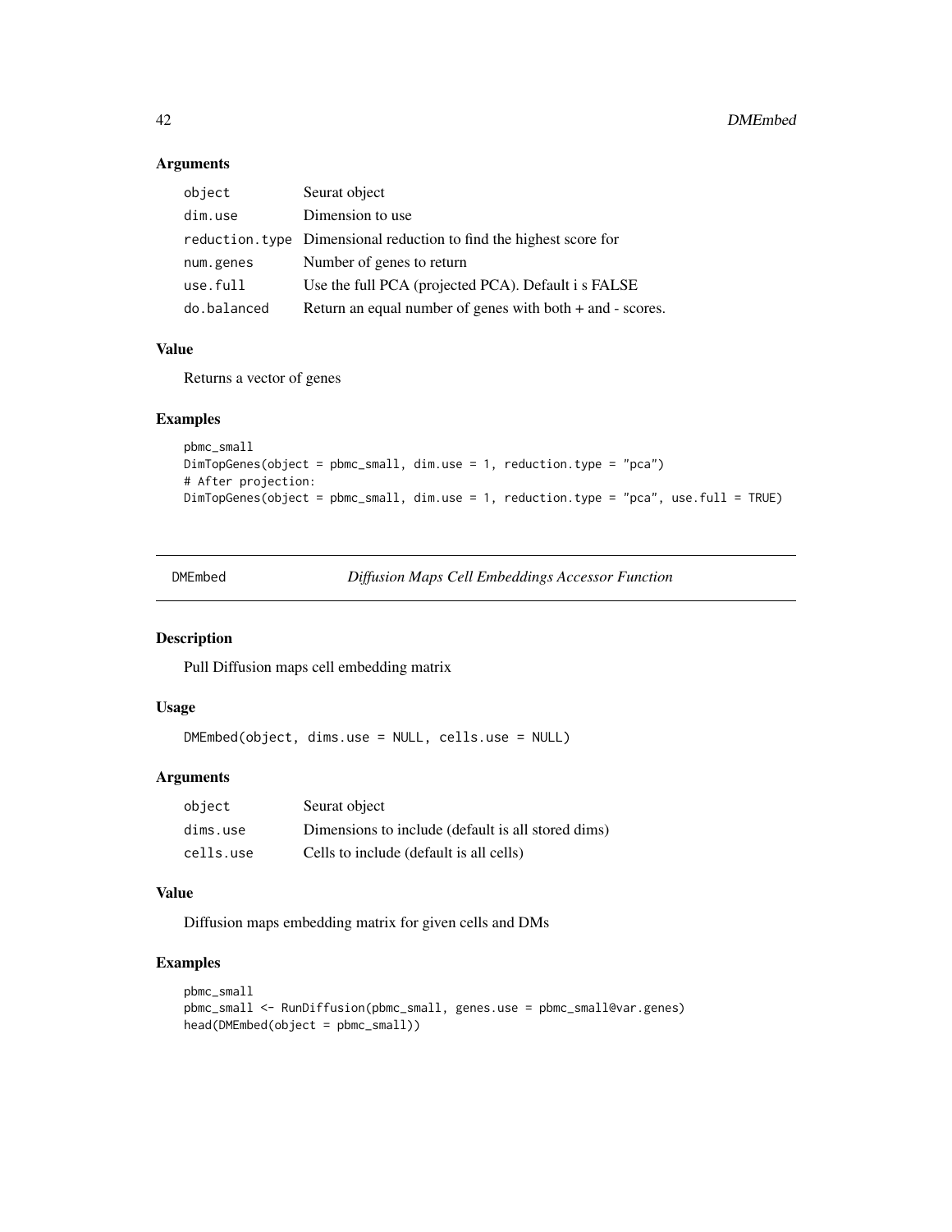### Arguments

| | |
|---|---|
| object | Seurat object |
| dim.use | Dimension to use |
| reduction.type | Dimensional reduction to find the highest score for |
| num.genes | Number of genes to return |
| use.full | Use the full PCA (projected PCA). Default i s FALSE |
| do.balanced | Return an equal number of genes with both + and - scores. |

### Value

Returns a vector of genes

### Examples

```
pbmc_small
DimTopGenes(object = pbmc_small, dim.use = 1, reduction.type = "pca")
# After projection:
DimTopGenes(object = pbmc_small, dim.use = 1, reduction.type = "pca", use.full = TRUE)
```

---

## DMEmbed — *Diffusion Maps Cell Embeddings Accessor Function*

---

### Description

Pull Diffusion maps cell embedding matrix

### Usage

```
DMEmbed(object, dims.use = NULL, cells.use = NULL)
```

### Arguments

| | |
|---|---|
| object | Seurat object |
| dims.use | Dimensions to include (default is all stored dims) |
| cells.use | Cells to include (default is all cells) |

### Value

Diffusion maps embedding matrix for given cells and DMs

### Examples

```
pbmc_small
pbmc_small <- RunDiffusion(pbmc_small, genes.use = pbmc_small@var.genes)
head(DMEmbed(object = pbmc_small))
```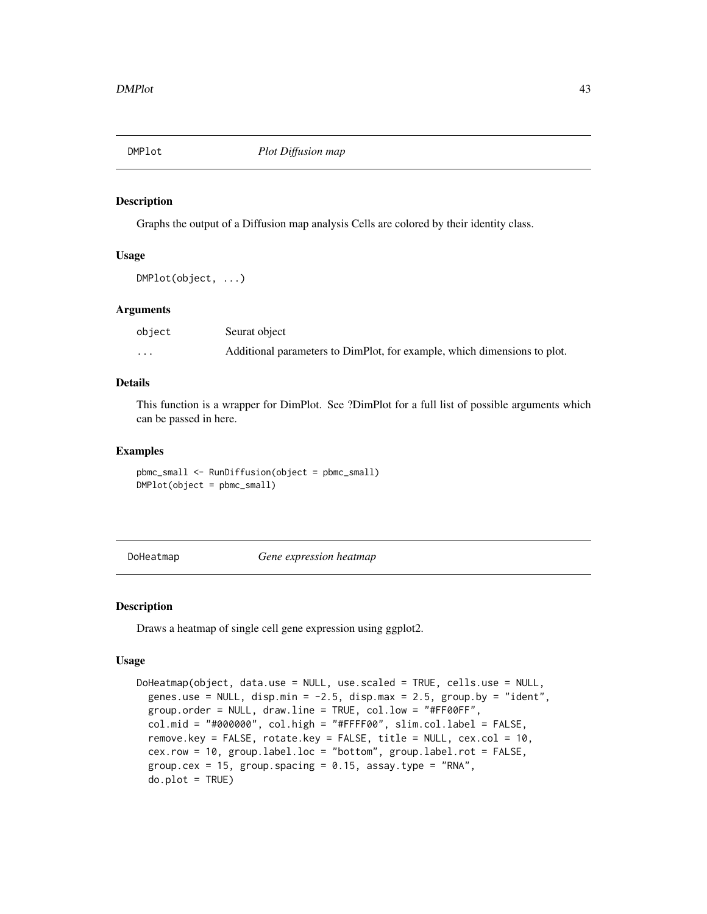## DMPlot *Plot Diffusion map*

### Description

Graphs the output of a Diffusion map analysis Cells are colored by their identity class.

### Usage

```
DMPlot(object, ...)
```

### Arguments

| | |
|---|---|
| object | Seurat object |
| ... | Additional parameters to DimPlot, for example, which dimensions to plot. |

### Details

This function is a wrapper for DimPlot. See ?DimPlot for a full list of possible arguments which can be passed in here.

### Examples

```
pbmc_small <- RunDiffusion(object = pbmc_small)
DMPlot(object = pbmc_small)
```

## DoHeatmap *Gene expression heatmap*

### Description

Draws a heatmap of single cell gene expression using ggplot2.

### Usage

```
DoHeatmap(object, data.use = NULL, use.scaled = TRUE, cells.use = NULL,
  genes.use = NULL, disp.min = -2.5, disp.max = 2.5, group.by = "ident",
  group.order = NULL, draw.line = TRUE, col.low = "#FF00FF",
  col.mid = "#000000", col.high = "#FFFF00", slim.col.label = FALSE,
  remove.key = FALSE, rotate.key = FALSE, title = NULL, cex.col = 10,
  cex.row = 10, group.label.loc = "bottom", group.label.rot = FALSE,
  group.cex = 15, group.spacing = 0.15, assay.type = "RNA",
  do.plot = TRUE)
```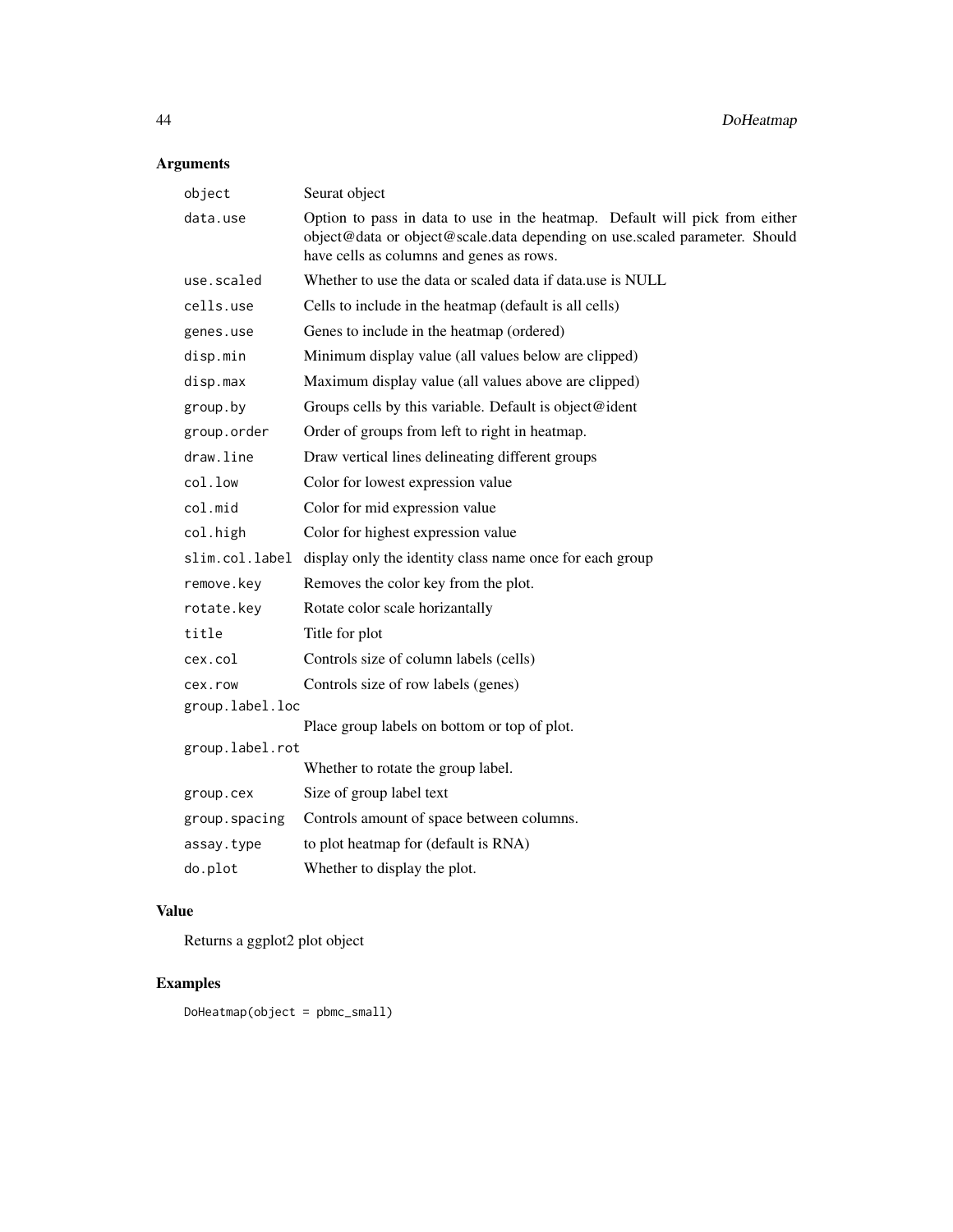## Arguments

| | |
|---|---|
| `object` | Seurat object |
| `data.use` | Option to pass in data to use in the heatmap. Default will pick from either object@data or object@scale.data depending on use.scaled parameter. Should have cells as columns and genes as rows. |
| `use.scaled` | Whether to use the data or scaled data if data.use is NULL |
| `cells.use` | Cells to include in the heatmap (default is all cells) |
| `genes.use` | Genes to include in the heatmap (ordered) |
| `disp.min` | Minimum display value (all values below are clipped) |
| `disp.max` | Maximum display value (all values above are clipped) |
| `group.by` | Groups cells by this variable. Default is object@ident |
| `group.order` | Order of groups from left to right in heatmap. |
| `draw.line` | Draw vertical lines delineating different groups |
| `col.low` | Color for lowest expression value |
| `col.mid` | Color for mid expression value |
| `col.high` | Color for highest expression value |
| `slim.col.label` | display only the identity class name once for each group |
| `remove.key` | Removes the color key from the plot. |
| `rotate.key` | Rotate color scale horizantally |
| `title` | Title for plot |
| `cex.col` | Controls size of column labels (cells) |
| `cex.row` | Controls size of row labels (genes) |
| `group.label.loc` | Place group labels on bottom or top of plot. |
| `group.label.rot` | Whether to rotate the group label. |
| `group.cex` | Size of group label text |
| `group.spacing` | Controls amount of space between columns. |
| `assay.type` | to plot heatmap for (default is RNA) |
| `do.plot` | Whether to display the plot. |

## Value

Returns a ggplot2 plot object

## Examples

```
DoHeatmap(object = pbmc_small)
```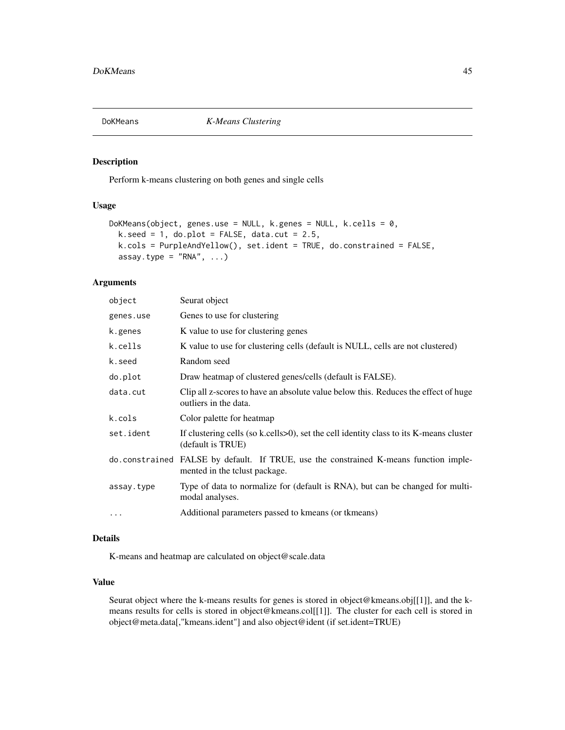# DoKMeans *K-Means Clustering*

## Description

Perform k-means clustering on both genes and single cells

## Usage

```
DoKMeans(object, genes.use = NULL, k.genes = NULL, k.cells = 0,
  k.seed = 1, do.plot = FALSE, data.cut = 2.5,
  k.cols = PurpleAndYellow(), set.ident = TRUE, do.constrained = FALSE,
  assay.type = "RNA", ...)
```

## Arguments

| | |
|---|---|
| `object` | Seurat object |
| `genes.use` | Genes to use for clustering |
| `k.genes` | K value to use for clustering genes |
| `k.cells` | K value to use for clustering cells (default is NULL, cells are not clustered) |
| `k.seed` | Random seed |
| `do.plot` | Draw heatmap of clustered genes/cells (default is FALSE). |
| `data.cut` | Clip all z-scores to have an absolute value below this. Reduces the effect of huge outliers in the data. |
| `k.cols` | Color palette for heatmap |
| `set.ident` | If clustering cells (so k.cells>0), set the cell identity class to its K-means cluster (default is TRUE) |
| `do.constrained` | FALSE by default. If TRUE, use the constrained K-means function implemented in the tclust package. |
| `assay.type` | Type of data to normalize for (default is RNA), but can be changed for multimodal analyses. |
| `...` | Additional parameters passed to kmeans (or tkmeans) |

## Details

K-means and heatmap are calculated on object@scale.data

## Value

Seurat object where the k-means results for genes is stored in object@kmeans.obj[[1]], and the k-means results for cells is stored in object@kmeans.col[[1]]. The cluster for each cell is stored in object@meta.data[,"kmeans.ident"] and also object@ident (if set.ident=TRUE)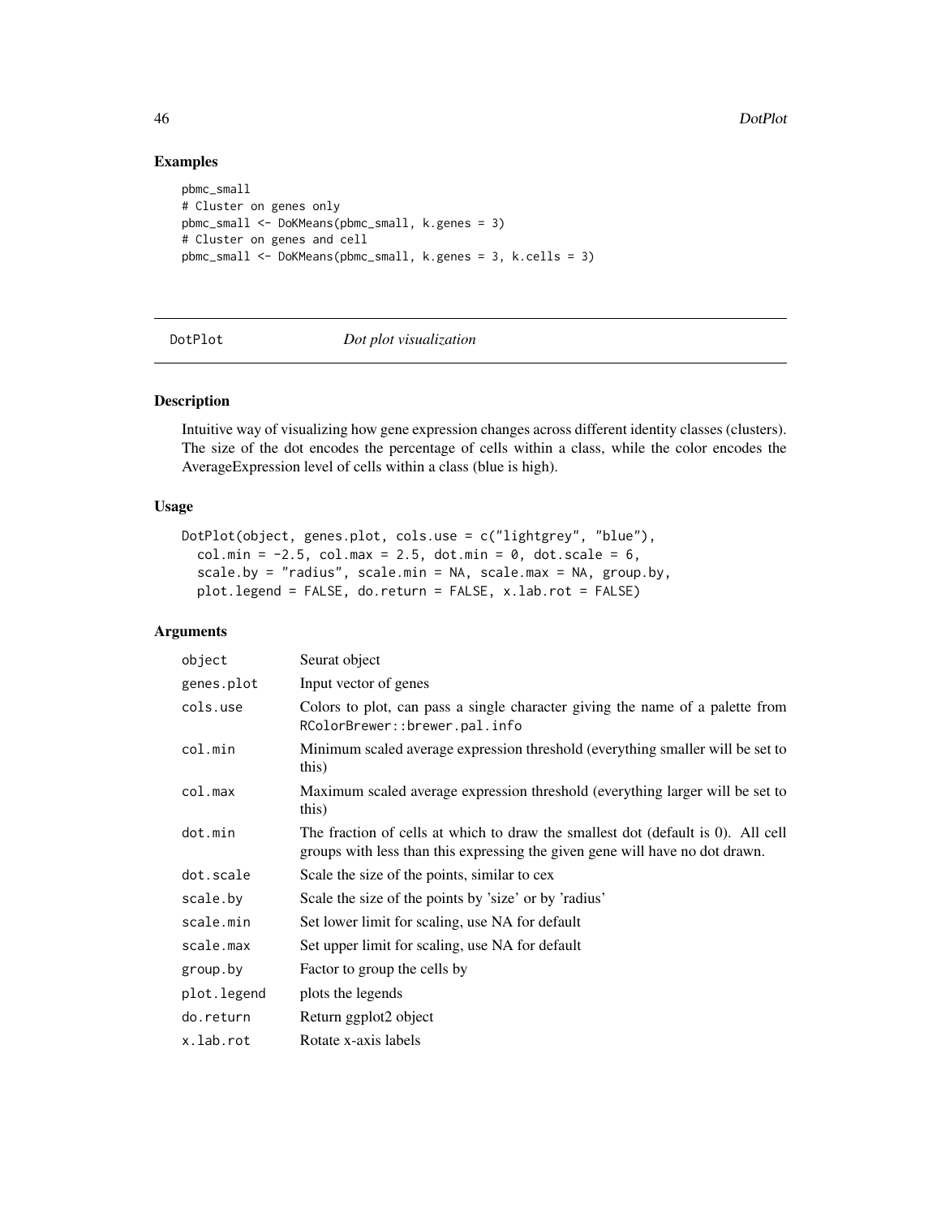## Examples

```
pbmc_small
# Cluster on genes only
pbmc_small <- DoKMeans(pbmc_small, k.genes = 3)
# Cluster on genes and cell
pbmc_small <- DoKMeans(pbmc_small, k.genes = 3, k.cells = 3)
```

---

# DotPlot — *Dot plot visualization*

## Description

Intuitive way of visualizing how gene expression changes across different identity classes (clusters). The size of the dot encodes the percentage of cells within a class, while the color encodes the AverageExpression level of cells within a class (blue is high).

## Usage

```
DotPlot(object, genes.plot, cols.use = c("lightgrey", "blue"),
  col.min = -2.5, col.max = 2.5, dot.min = 0, dot.scale = 6,
  scale.by = "radius", scale.min = NA, scale.max = NA, group.by,
  plot.legend = FALSE, do.return = FALSE, x.lab.rot = FALSE)
```

## Arguments

| | |
|---|---|
| `object` | Seurat object |
| `genes.plot` | Input vector of genes |
| `cols.use` | Colors to plot, can pass a single character giving the name of a palette from `RColorBrewer::brewer.pal.info` |
| `col.min` | Minimum scaled average expression threshold (everything smaller will be set to this) |
| `col.max` | Maximum scaled average expression threshold (everything larger will be set to this) |
| `dot.min` | The fraction of cells at which to draw the smallest dot (default is 0). All cell groups with less than this expressing the given gene will have no dot drawn. |
| `dot.scale` | Scale the size of the points, similar to cex |
| `scale.by` | Scale the size of the points by 'size' or by 'radius' |
| `scale.min` | Set lower limit for scaling, use NA for default |
| `scale.max` | Set upper limit for scaling, use NA for default |
| `group.by` | Factor to group the cells by |
| `plot.legend` | plots the legends |
| `do.return` | Return ggplot2 object |
| `x.lab.rot` | Rotate x-axis labels |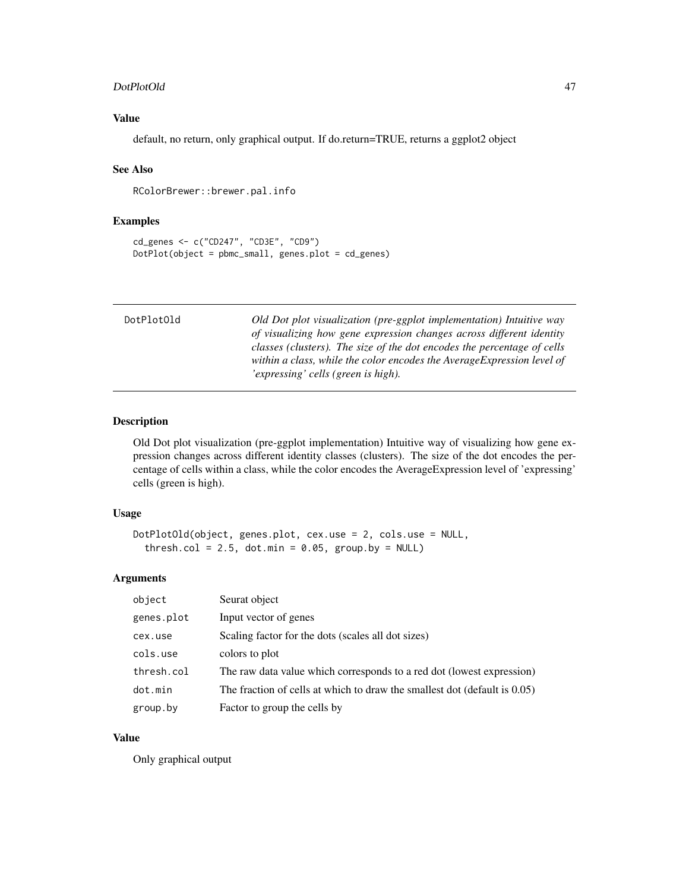### Value

default, no return, only graphical output. If do.return=TRUE, returns a ggplot2 object

### See Also

RColorBrewer::brewer.pal.info

### Examples

```
cd_genes <- c("CD247", "CD3E", "CD9")
DotPlot(object = pbmc_small, genes.plot = cd_genes)
```

---

## DotPlotOld

*Old Dot plot visualization (pre-ggplot implementation) Intuitive way of visualizing how gene expression changes across different identity classes (clusters). The size of the dot encodes the percentage of cells within a class, while the color encodes the AverageExpression level of 'expressing' cells (green is high).*

---

### Description

Old Dot plot visualization (pre-ggplot implementation) Intuitive way of visualizing how gene expression changes across different identity classes (clusters). The size of the dot encodes the percentage of cells within a class, while the color encodes the AverageExpression level of 'expressing' cells (green is high).

### Usage

```
DotPlotOld(object, genes.plot, cex.use = 2, cols.use = NULL,
  thresh.col = 2.5, dot.min = 0.05, group.by = NULL)
```

### Arguments

| | |
|---|---|
| object | Seurat object |
| genes.plot | Input vector of genes |
| cex.use | Scaling factor for the dots (scales all dot sizes) |
| cols.use | colors to plot |
| thresh.col | The raw data value which corresponds to a red dot (lowest expression) |
| dot.min | The fraction of cells at which to draw the smallest dot (default is 0.05) |
| group.by | Factor to group the cells by |

### Value

Only graphical output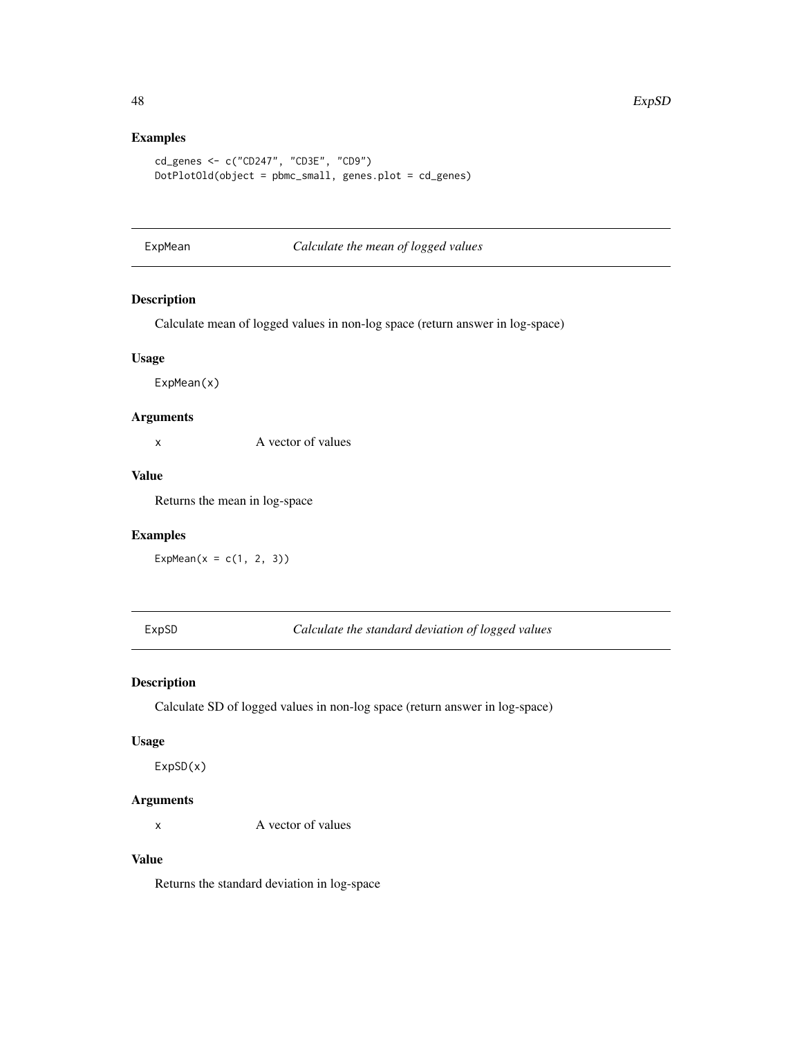### Examples

```
cd_genes <- c("CD247", "CD3E", "CD9")
DotPlotOld(object = pbmc_small, genes.plot = cd_genes)
```

---

## ExpMean *Calculate the mean of logged values*

---

### Description

Calculate mean of logged values in non-log space (return answer in log-space)

### Usage

```
ExpMean(x)
```

### Arguments

| | |
|---|---|
| x | A vector of values |

### Value

Returns the mean in log-space

### Examples

```
ExpMean(x = c(1, 2, 3))
```

---

## ExpSD *Calculate the standard deviation of logged values*

---

### Description

Calculate SD of logged values in non-log space (return answer in log-space)

### Usage

```
ExpSD(x)
```

### Arguments

| | |
|---|---|
| x | A vector of values |

### Value

Returns the standard deviation in log-space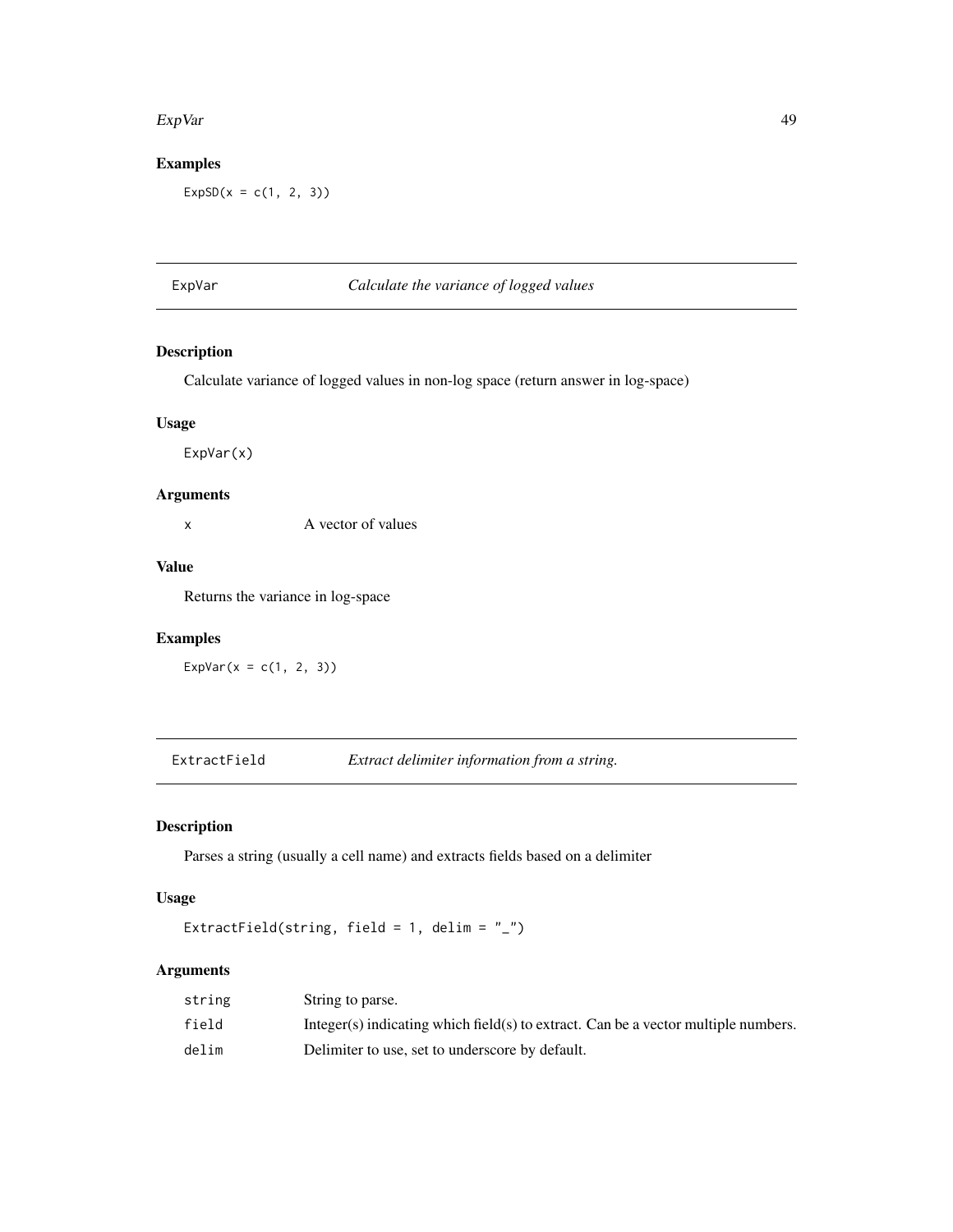### Examples

```
ExpSD(x = c(1, 2, 3))
```

## ExpVar — *Calculate the variance of logged values*

### Description

Calculate variance of logged values in non-log space (return answer in log-space)

### Usage

```
ExpVar(x)
```

### Arguments

| | |
|---|---|
| x | A vector of values |

### Value

Returns the variance in log-space

### Examples

```
ExpVar(x = c(1, 2, 3))
```

## ExtractField — *Extract delimiter information from a string.*

### Description

Parses a string (usually a cell name) and extracts fields based on a delimiter

### Usage

```
ExtractField(string, field = 1, delim = "_")
```

### Arguments

| | |
|---|---|
| string | String to parse. |
| field | Integer(s) indicating which field(s) to extract. Can be a vector multiple numbers. |
| delim | Delimiter to use, set to underscore by default. |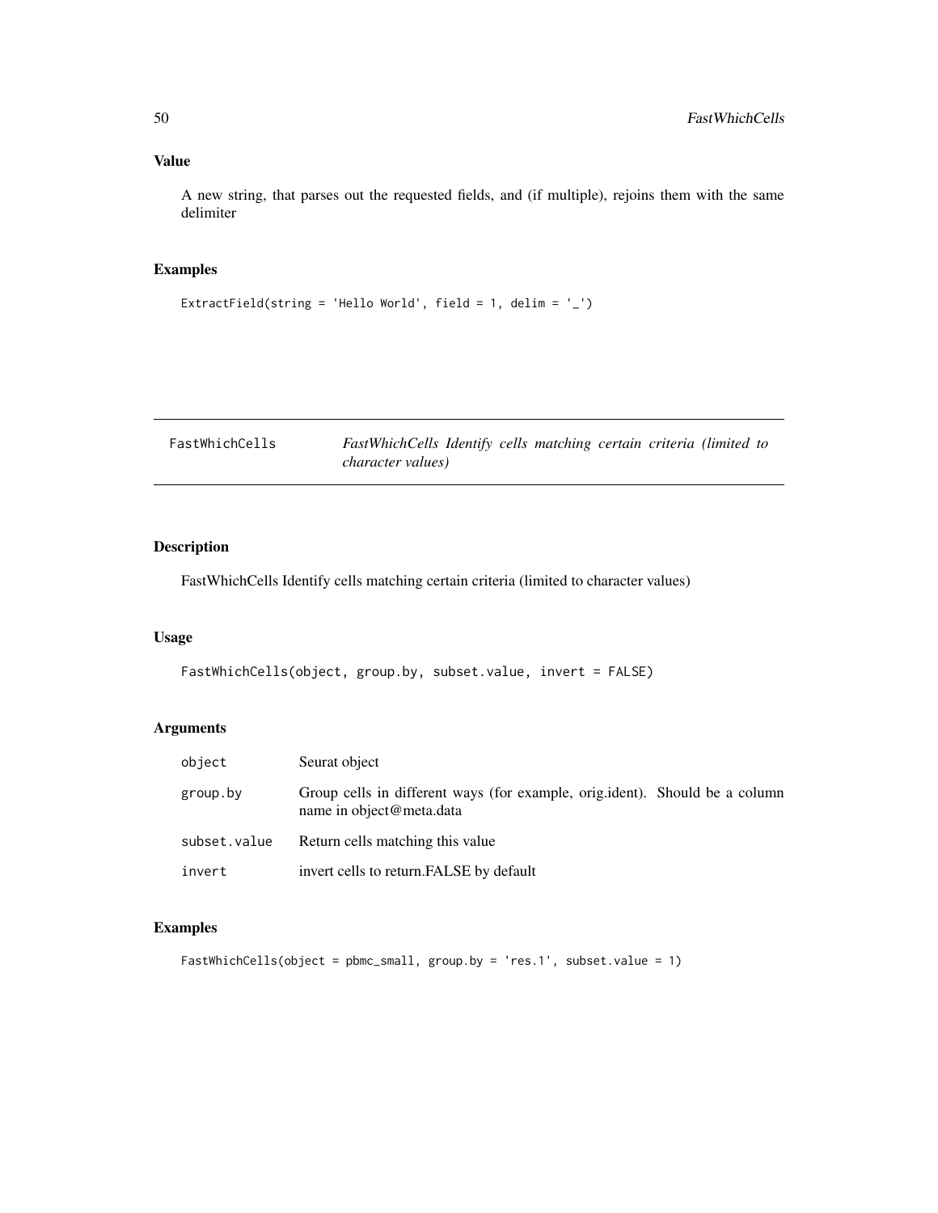## Value

A new string, that parses out the requested fields, and (if multiple), rejoins them with the same delimiter

## Examples

```
ExtractField(string = 'Hello World', field = 1, delim = '_')
```

---

# FastWhichCells — *FastWhichCells Identify cells matching certain criteria (limited to character values)*

---

## Description

FastWhichCells Identify cells matching certain criteria (limited to character values)

## Usage

```
FastWhichCells(object, group.by, subset.value, invert = FALSE)
```

## Arguments

| | |
|---|---|
| object | Seurat object |
| group.by | Group cells in different ways (for example, orig.ident). Should be a column name in object@meta.data |
| subset.value | Return cells matching this value |
| invert | invert cells to return.FALSE by default |

## Examples

```
FastWhichCells(object = pbmc_small, group.by = 'res.1', subset.value = 1)
```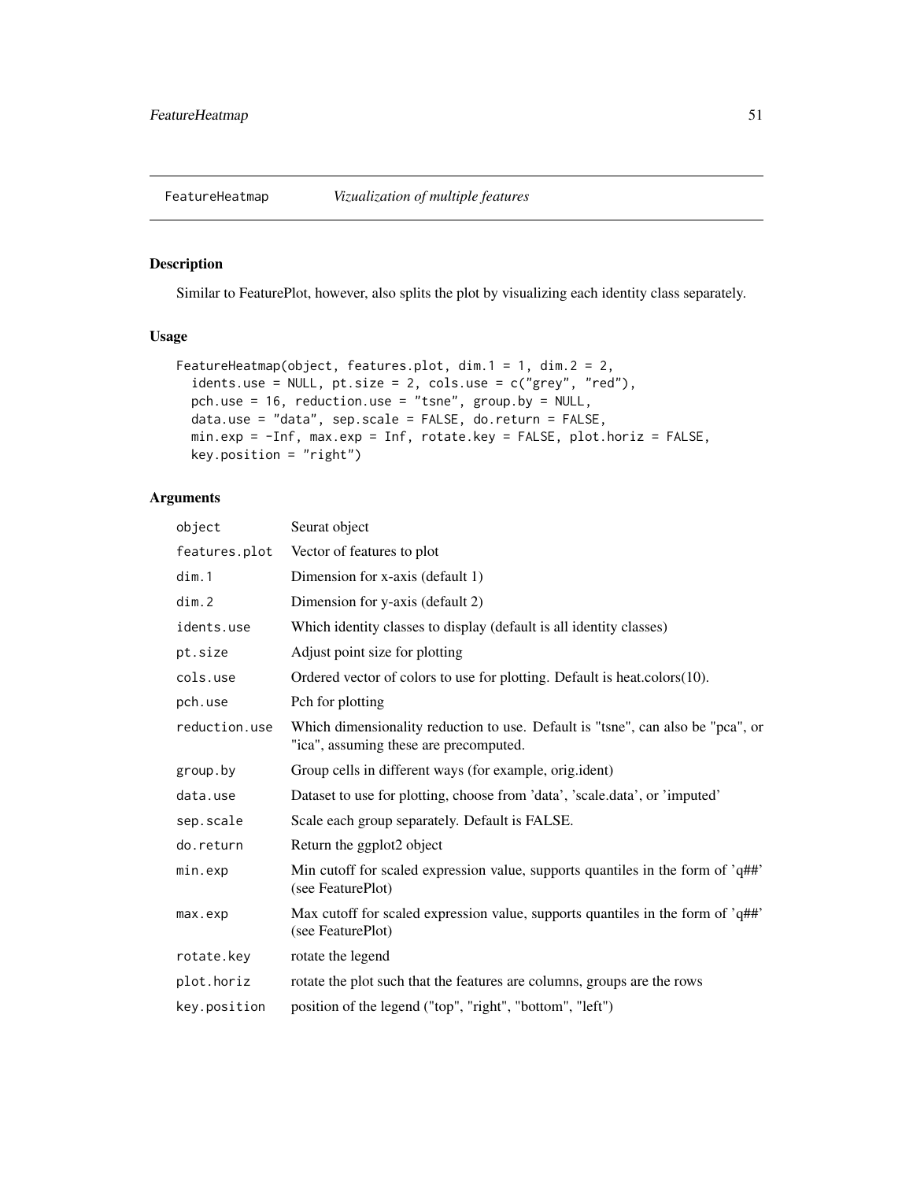## FeatureHeatmap *Vizualization of multiple features*

### Description

Similar to FeaturePlot, however, also splits the plot by visualizing each identity class separately.

### Usage

```
FeatureHeatmap(object, features.plot, dim.1 = 1, dim.2 = 2,
  idents.use = NULL, pt.size = 2, cols.use = c("grey", "red"),
  pch.use = 16, reduction.use = "tsne", group.by = NULL,
  data.use = "data", sep.scale = FALSE, do.return = FALSE,
  min.exp = -Inf, max.exp = Inf, rotate.key = FALSE, plot.horiz = FALSE,
  key.position = "right")
```

### Arguments

| Argument | Description |
|---|---|
| `object` | Seurat object |
| `features.plot` | Vector of features to plot |
| `dim.1` | Dimension for x-axis (default 1) |
| `dim.2` | Dimension for y-axis (default 2) |
| `idents.use` | Which identity classes to display (default is all identity classes) |
| `pt.size` | Adjust point size for plotting |
| `cols.use` | Ordered vector of colors to use for plotting. Default is heat.colors(10). |
| `pch.use` | Pch for plotting |
| `reduction.use` | Which dimensionality reduction to use. Default is "tsne", can also be "pca", or "ica", assuming these are precomputed. |
| `group.by` | Group cells in different ways (for example, orig.ident) |
| `data.use` | Dataset to use for plotting, choose from 'data', 'scale.data', or 'imputed' |
| `sep.scale` | Scale each group separately. Default is FALSE. |
| `do.return` | Return the ggplot2 object |
| `min.exp` | Min cutoff for scaled expression value, supports quantiles in the form of 'q##' (see FeaturePlot) |
| `max.exp` | Max cutoff for scaled expression value, supports quantiles in the form of 'q##' (see FeaturePlot) |
| `rotate.key` | rotate the legend |
| `plot.horiz` | rotate the plot such that the features are columns, groups are the rows |
| `key.position` | position of the legend ("top", "right", "bottom", "left") |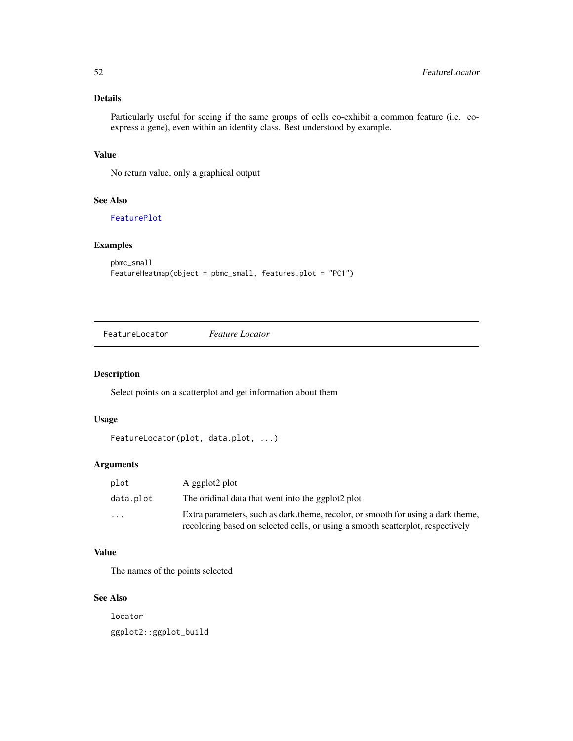### Details

Particularly useful for seeing if the same groups of cells co-exhibit a common feature (i.e. co-express a gene), even within an identity class. Best understood by example.

### Value

No return value, only a graphical output

### See Also

FeaturePlot

### Examples

```
pbmc_small
FeatureHeatmap(object = pbmc_small, features.plot = "PC1")
```

---

## FeatureLocator *Feature Locator*

---

### Description

Select points on a scatterplot and get information about them

### Usage

```
FeatureLocator(plot, data.plot, ...)
```

### Arguments

| | |
|---|---|
| plot | A ggplot2 plot |
| data.plot | The oridinal data that went into the ggplot2 plot |
| ... | Extra parameters, such as dark.theme, recolor, or smooth for using a dark theme, recoloring based on selected cells, or using a smooth scatterplot, respectively |

### Value

The names of the points selected

### See Also

locator

ggplot2::ggplot_build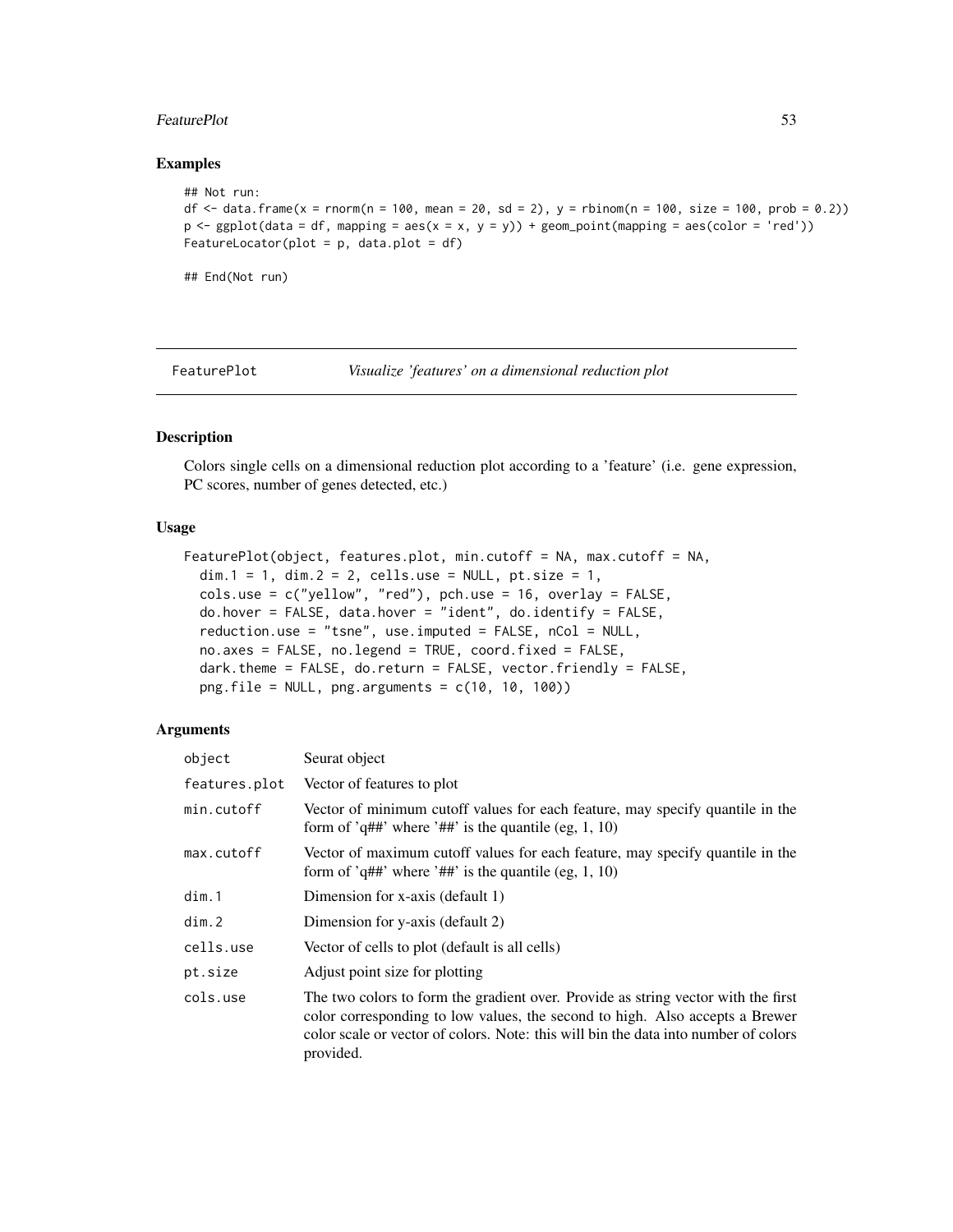## Examples

```
## Not run:
df <- data.frame(x = rnorm(n = 100, mean = 20, sd = 2), y = rbinom(n = 100, size = 100, prob = 0.2))
p <- ggplot(data = df, mapping = aes(x = x, y = y)) + geom_point(mapping = aes(color = 'red'))
FeatureLocator(plot = p, data.plot = df)

## End(Not run)
```

---

# FeaturePlot — *Visualize 'features' on a dimensional reduction plot*

---

## Description

Colors single cells on a dimensional reduction plot according to a 'feature' (i.e. gene expression, PC scores, number of genes detected, etc.)

## Usage

```
FeaturePlot(object, features.plot, min.cutoff = NA, max.cutoff = NA,
  dim.1 = 1, dim.2 = 2, cells.use = NULL, pt.size = 1,
  cols.use = c("yellow", "red"), pch.use = 16, overlay = FALSE,
  do.hover = FALSE, data.hover = "ident", do.identify = FALSE,
  reduction.use = "tsne", use.imputed = FALSE, nCol = NULL,
  no.axes = FALSE, no.legend = TRUE, coord.fixed = FALSE,
  dark.theme = FALSE, do.return = FALSE, vector.friendly = FALSE,
  png.file = NULL, png.arguments = c(10, 10, 100))
```

## Arguments

| | |
|---|---|
| `object` | Seurat object |
| `features.plot` | Vector of features to plot |
| `min.cutoff` | Vector of minimum cutoff values for each feature, may specify quantile in the form of 'q##' where '##' is the quantile (eg, 1, 10) |
| `max.cutoff` | Vector of maximum cutoff values for each feature, may specify quantile in the form of 'q##' where '##' is the quantile (eg, 1, 10) |
| `dim.1` | Dimension for x-axis (default 1) |
| `dim.2` | Dimension for y-axis (default 2) |
| `cells.use` | Vector of cells to plot (default is all cells) |
| `pt.size` | Adjust point size for plotting |
| `cols.use` | The two colors to form the gradient over. Provide as string vector with the first color corresponding to low values, the second to high. Also accepts a Brewer color scale or vector of colors. Note: this will bin the data into number of colors provided. |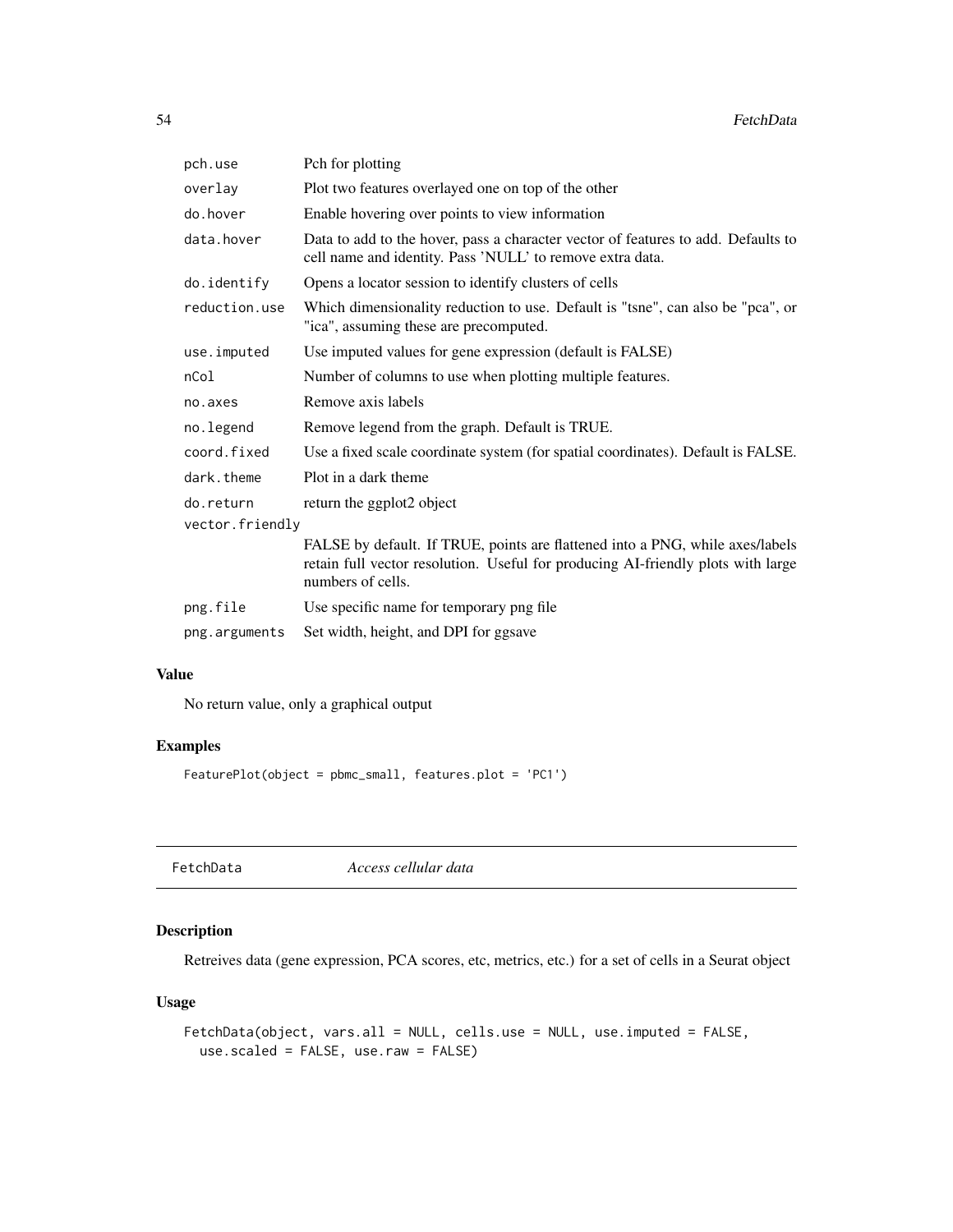| | |
|---|---|
| pch.use | Pch for plotting |
| overlay | Plot two features overlayed one on top of the other |
| do.hover | Enable hovering over points to view information |
| data.hover | Data to add to the hover, pass a character vector of features to add. Defaults to cell name and identity. Pass 'NULL' to remove extra data. |
| do.identify | Opens a locator session to identify clusters of cells |
| reduction.use | Which dimensionality reduction to use. Default is "tsne", can also be "pca", or "ica", assuming these are precomputed. |
| use.imputed | Use imputed values for gene expression (default is FALSE) |
| nCol | Number of columns to use when plotting multiple features. |
| no.axes | Remove axis labels |
| no.legend | Remove legend from the graph. Default is TRUE. |
| coord.fixed | Use a fixed scale coordinate system (for spatial coordinates). Default is FALSE. |
| dark.theme | Plot in a dark theme |
| do.return | return the ggplot2 object |
| vector.friendly | FALSE by default. If TRUE, points are flattened into a PNG, while axes/labels retain full vector resolution. Useful for producing AI-friendly plots with large numbers of cells. |
| png.file | Use specific name for temporary png file |
| png.arguments | Set width, height, and DPI for ggsave |

## Value

No return value, only a graphical output

## Examples

```
FeaturePlot(object = pbmc_small, features.plot = 'PC1')
```

---

# FetchData *Access cellular data*

## Description

Retreives data (gene expression, PCA scores, etc, metrics, etc.) for a set of cells in a Seurat object

## Usage

```
FetchData(object, vars.all = NULL, cells.use = NULL, use.imputed = FALSE,
  use.scaled = FALSE, use.raw = FALSE)
```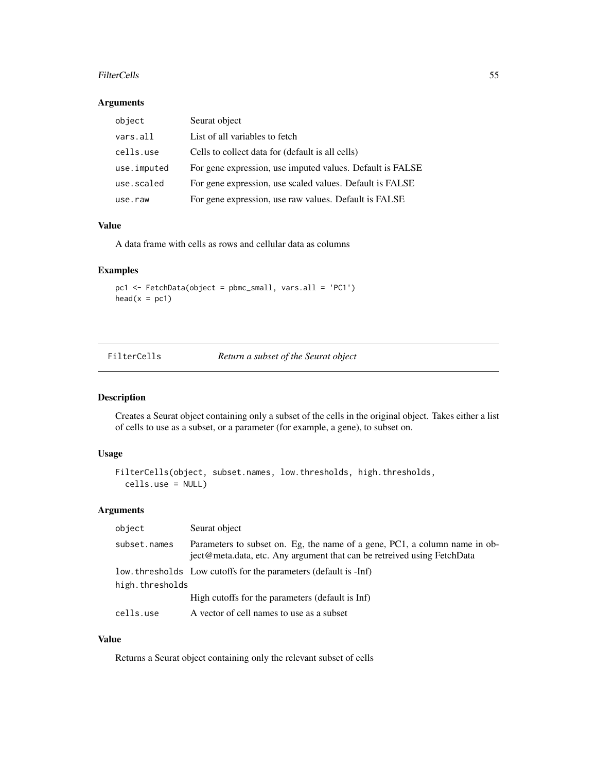## Arguments

| | |
|---|---|
| object | Seurat object |
| vars.all | List of all variables to fetch |
| cells.use | Cells to collect data for (default is all cells) |
| use.imputed | For gene expression, use imputed values. Default is FALSE |
| use.scaled | For gene expression, use scaled values. Default is FALSE |
| use.raw | For gene expression, use raw values. Default is FALSE |

## Value

A data frame with cells as rows and cellular data as columns

## Examples

```
pc1 <- FetchData(object = pbmc_small, vars.all = 'PC1')
head(x = pc1)
```

---

# FilterCells *Return a subset of the Seurat object*

## Description

Creates a Seurat object containing only a subset of the cells in the original object. Takes either a list of cells to use as a subset, or a parameter (for example, a gene), to subset on.

## Usage

```
FilterCells(object, subset.names, low.thresholds, high.thresholds,
  cells.use = NULL)
```

## Arguments

| | |
|---|---|
| object | Seurat object |
| subset.names | Parameters to subset on. Eg, the name of a gene, PC1, a column name in object@meta.data, etc. Any argument that can be retreived using FetchData |
| low.thresholds | Low cutoffs for the parameters (default is -Inf) |
| high.thresholds | High cutoffs for the parameters (default is Inf) |
| cells.use | A vector of cell names to use as a subset |

## Value

Returns a Seurat object containing only the relevant subset of cells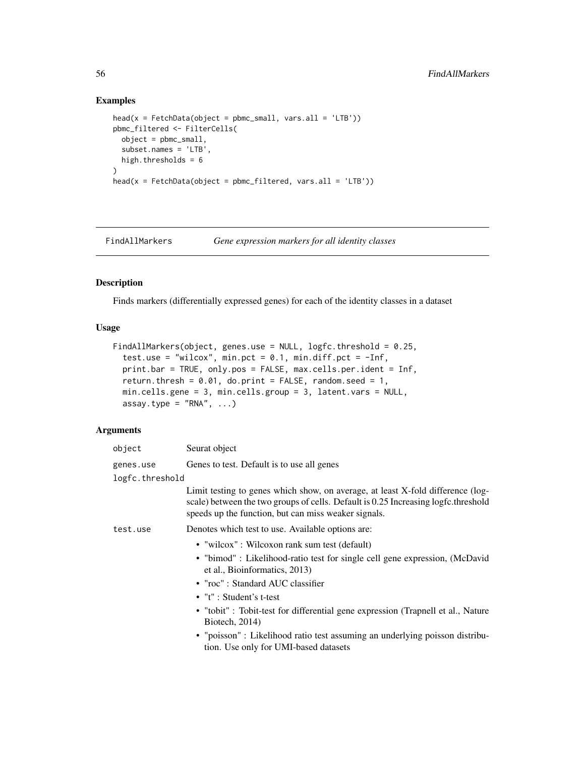## Examples

```
head(x = FetchData(object = pbmc_small, vars.all = 'LTB'))
pbmc_filtered <- FilterCells(
  object = pbmc_small,
  subset.names = 'LTB',
  high.thresholds = 6
)
head(x = FetchData(object = pbmc_filtered, vars.all = 'LTB'))
```

---

# FindAllMarkers *Gene expression markers for all identity classes*

---

## Description

Finds markers (differentially expressed genes) for each of the identity classes in a dataset

## Usage

```
FindAllMarkers(object, genes.use = NULL, logfc.threshold = 0.25,
  test.use = "wilcox", min.pct = 0.1, min.diff.pct = -Inf,
  print.bar = TRUE, only.pos = FALSE, max.cells.per.ident = Inf,
  return.thresh = 0.01, do.print = FALSE, random.seed = 1,
  min.cells.gene = 3, min.cells.group = 3, latent.vars = NULL,
  assay.type = "RNA", ...)
```

## Arguments

`object` Seurat object

`genes.use` Genes to test. Default is to use all genes

`logfc.threshold`
Limit testing to genes which show, on average, at least X-fold difference (log-scale) between the two groups of cells. Default is 0.25 Increasing logfc.threshold speeds up the function, but can miss weaker signals.

`test.use` Denotes which test to use. Available options are:

- "wilcox" : Wilcoxon rank sum test (default)
- "bimod" : Likelihood-ratio test for single cell gene expression, (McDavid et al., Bioinformatics, 2013)
- "roc" : Standard AUC classifier
- "t" : Student's t-test
- "tobit" : Tobit-test for differential gene expression (Trapnell et al., Nature Biotech, 2014)
- "poisson" : Likelihood ratio test assuming an underlying poisson distribution. Use only for UMI-based datasets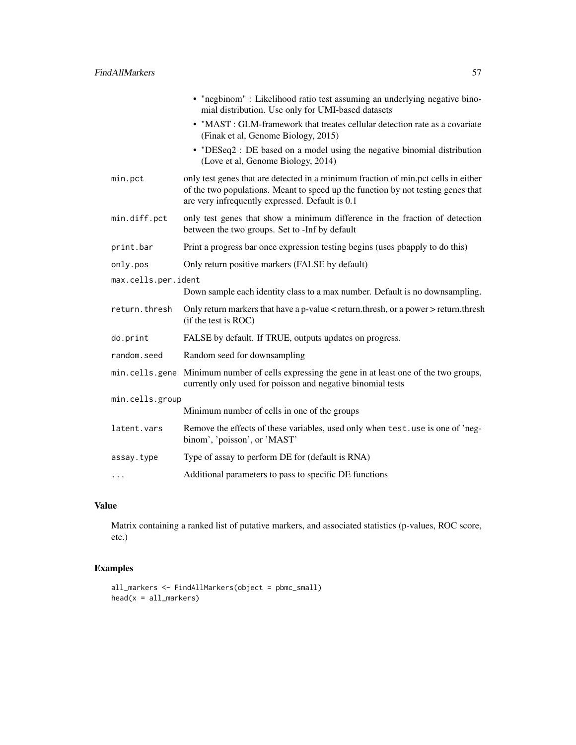- "negbinom" : Likelihood ratio test assuming an underlying negative binomial distribution. Use only for UMI-based datasets
- "MAST : GLM-framework that treates cellular detection rate as a covariate (Finak et al, Genome Biology, 2015)
- "DESeq2 : DE based on a model using the negative binomial distribution (Love et al, Genome Biology, 2014)

| | |
|---|---|
| `min.pct` | only test genes that are detected in a minimum fraction of min.pct cells in either of the two populations. Meant to speed up the function by not testing genes that are very infrequently expressed. Default is 0.1 |
| `min.diff.pct` | only test genes that show a minimum difference in the fraction of detection between the two groups. Set to -Inf by default |
| `print.bar` | Print a progress bar once expression testing begins (uses pbapply to do this) |
| `only.pos` | Only return positive markers (FALSE by default) |
| `max.cells.per.ident` | Down sample each identity class to a max number. Default is no downsampling. |
| `return.thresh` | Only return markers that have a p-value < return.thresh, or a power > return.thresh (if the test is ROC) |
| `do.print` | FALSE by default. If TRUE, outputs updates on progress. |
| `random.seed` | Random seed for downsampling |
| `min.cells.gene` | Minimum number of cells expressing the gene in at least one of the two groups, currently only used for poisson and negative binomial tests |
| `min.cells.group` | Minimum number of cells in one of the groups |
| `latent.vars` | Remove the effects of these variables, used only when `test.use` is one of 'negbinom', 'poisson', or 'MAST' |
| `assay.type` | Type of assay to perform DE for (default is RNA) |
| `...` | Additional parameters to pass to specific DE functions |

## Value

Matrix containing a ranked list of putative markers, and associated statistics (p-values, ROC score, etc.)

## Examples

```
all_markers <- FindAllMarkers(object = pbmc_small)
head(x = all_markers)
```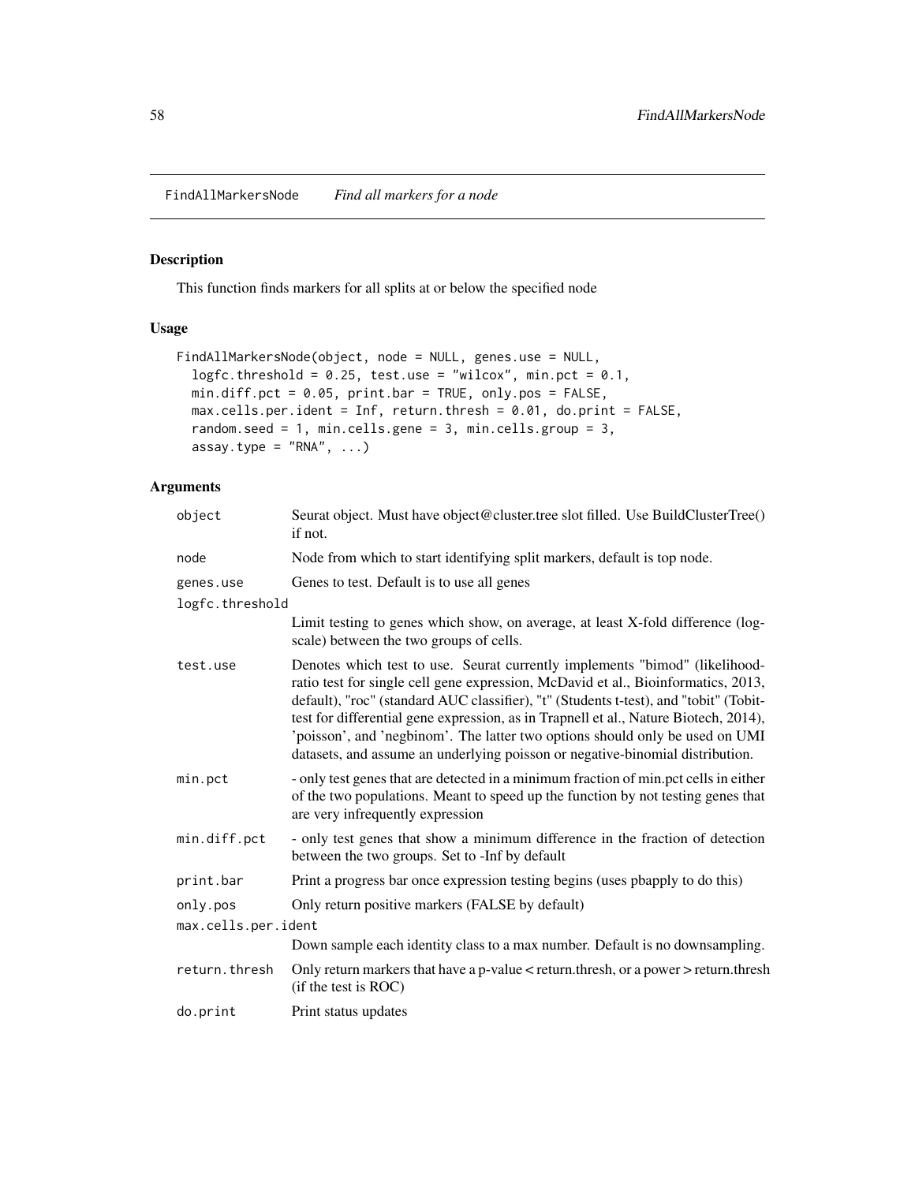# FindAllMarkersNode *Find all markers for a node*

## Description

This function finds markers for all splits at or below the specified node

## Usage

```
FindAllMarkersNode(object, node = NULL, genes.use = NULL,
  logfc.threshold = 0.25, test.use = "wilcox", min.pct = 0.1,
  min.diff.pct = 0.05, print.bar = TRUE, only.pos = FALSE,
  max.cells.per.ident = Inf, return.thresh = 0.01, do.print = FALSE,
  random.seed = 1, min.cells.gene = 3, min.cells.group = 3,
  assay.type = "RNA", ...)
```

## Arguments

| | |
|---|---|
| `object` | Seurat object. Must have object@cluster.tree slot filled. Use BuildClusterTree() if not. |
| `node` | Node from which to start identifying split markers, default is top node. |
| `genes.use` | Genes to test. Default is to use all genes |
| `logfc.threshold` | Limit testing to genes which show, on average, at least X-fold difference (log-scale) between the two groups of cells. |
| `test.use` | Denotes which test to use. Seurat currently implements "bimod" (likelihood-ratio test for single cell gene expression, McDavid et al., Bioinformatics, 2013, default), "roc" (standard AUC classifier), "t" (Students t-test), and "tobit" (Tobit-test for differential gene expression, as in Trapnell et al., Nature Biotech, 2014), 'poisson', and 'negbinom'. The latter two options should only be used on UMI datasets, and assume an underlying poisson or negative-binomial distribution. |
| `min.pct` | - only test genes that are detected in a minimum fraction of min.pct cells in either of the two populations. Meant to speed up the function by not testing genes that are very infrequently expression |
| `min.diff.pct` | - only test genes that show a minimum difference in the fraction of detection between the two groups. Set to -Inf by default |
| `print.bar` | Print a progress bar once expression testing begins (uses pbapply to do this) |
| `only.pos` | Only return positive markers (FALSE by default) |
| `max.cells.per.ident` | Down sample each identity class to a max number. Default is no downsampling. |
| `return.thresh` | Only return markers that have a p-value < return.thresh, or a power > return.thresh (if the test is ROC) |
| `do.print` | Print status updates |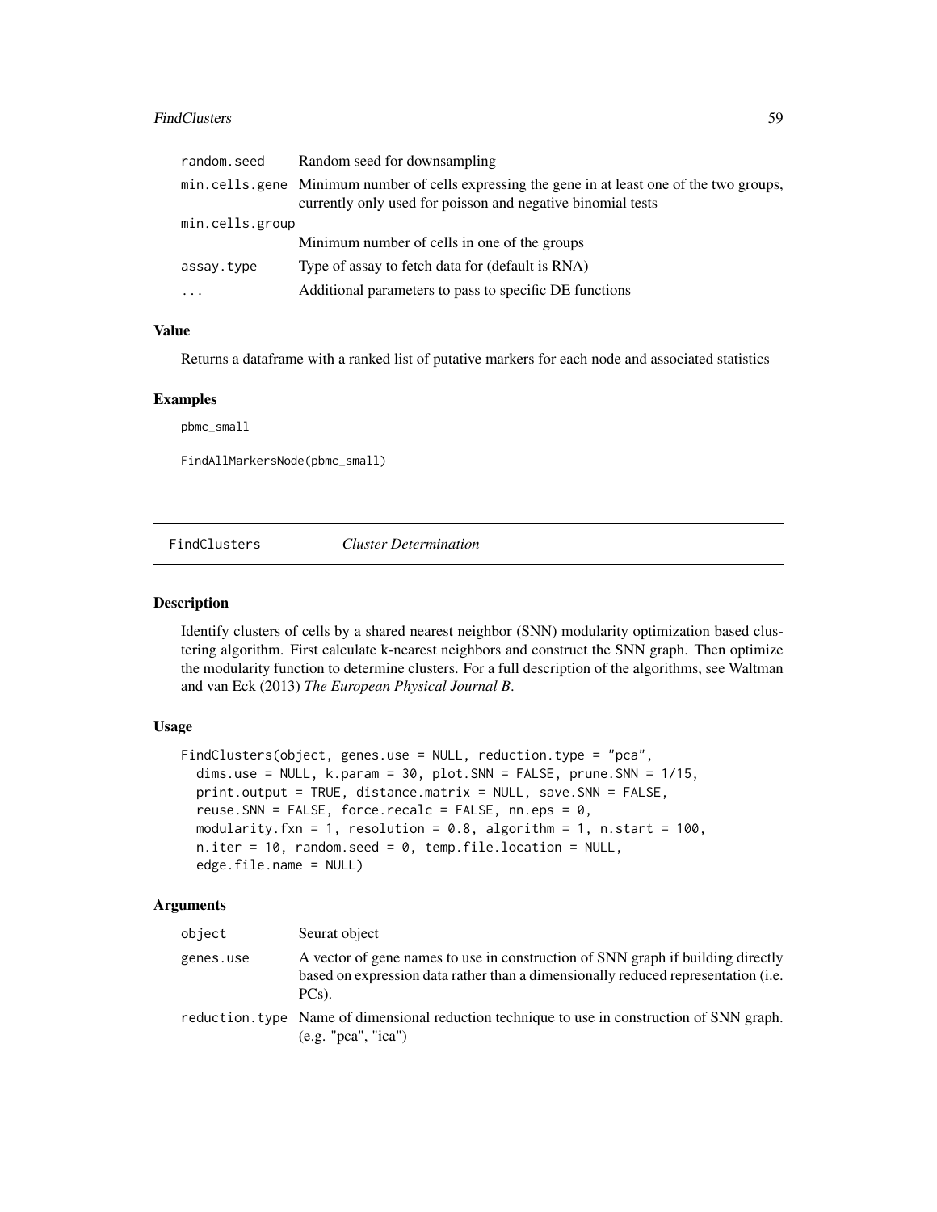| | |
|---|---|
| random.seed | Random seed for downsampling |
| min.cells.gene | Minimum number of cells expressing the gene in at least one of the two groups, currently only used for poisson and negative binomial tests |
| min.cells.group | Minimum number of cells in one of the groups |
| assay.type | Type of assay to fetch data for (default is RNA) |
| ... | Additional parameters to pass to specific DE functions |

### Value

Returns a dataframe with a ranked list of putative markers for each node and associated statistics

### Examples

```
pbmc_small

FindAllMarkersNode(pbmc_small)
```

---

## FindClusters *Cluster Determination*

### Description

Identify clusters of cells by a shared nearest neighbor (SNN) modularity optimization based clustering algorithm. First calculate k-nearest neighbors and construct the SNN graph. Then optimize the modularity function to determine clusters. For a full description of the algorithms, see Waltman and van Eck (2013) *The European Physical Journal B*.

### Usage

```
FindClusters(object, genes.use = NULL, reduction.type = "pca",
  dims.use = NULL, k.param = 30, plot.SNN = FALSE, prune.SNN = 1/15,
  print.output = TRUE, distance.matrix = NULL, save.SNN = FALSE,
  reuse.SNN = FALSE, force.recalc = FALSE, nn.eps = 0,
  modularity.fxn = 1, resolution = 0.8, algorithm = 1, n.start = 100,
  n.iter = 10, random.seed = 0, temp.file.location = NULL,
  edge.file.name = NULL)
```

### Arguments

| | |
|---|---|
| object | Seurat object |
| genes.use | A vector of gene names to use in construction of SNN graph if building directly based on expression data rather than a dimensionally reduced representation (i.e. PCs). |
| reduction.type | Name of dimensional reduction technique to use in construction of SNN graph. (e.g. "pca", "ica") |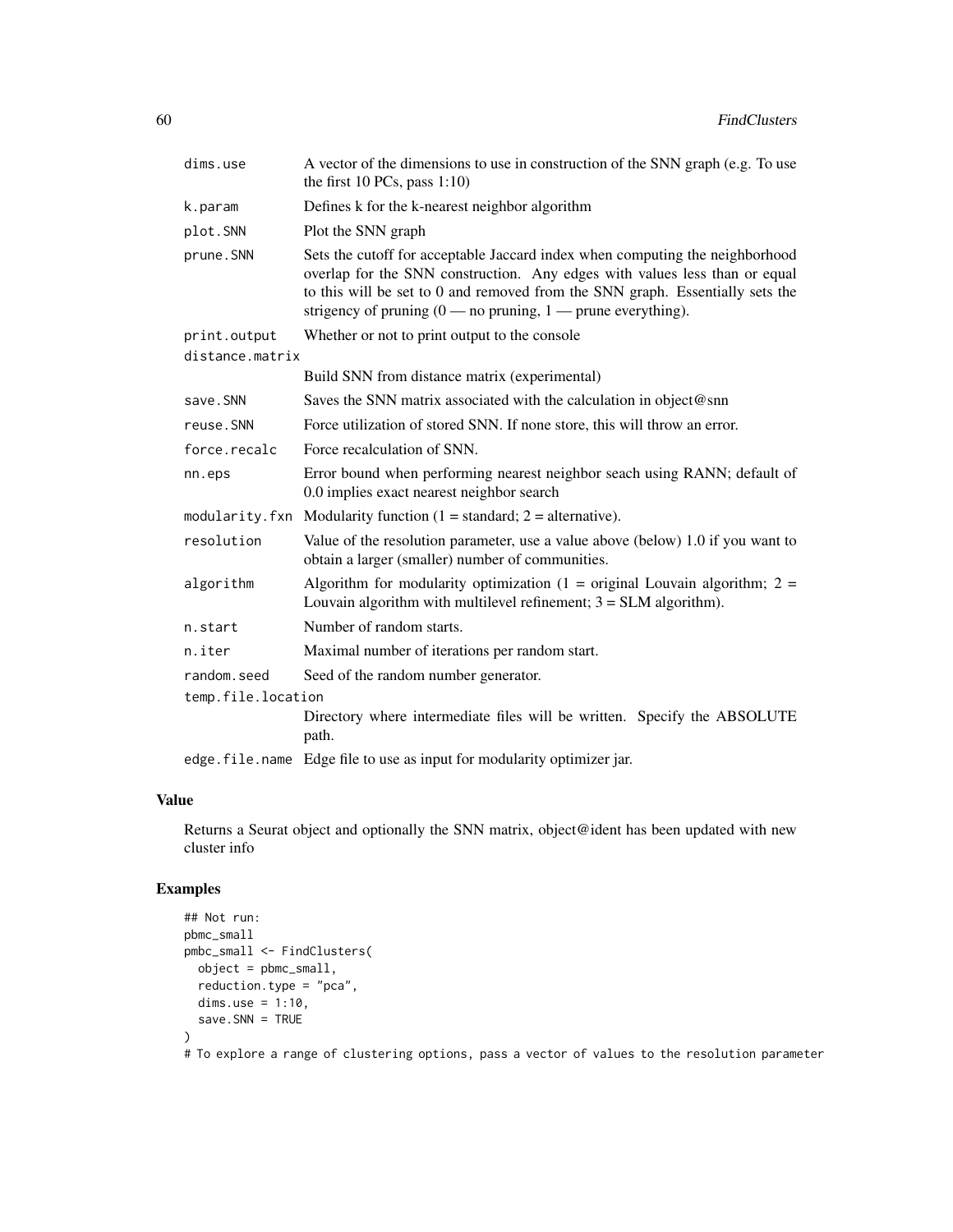| | |
|---|---|
| dims.use | A vector of the dimensions to use in construction of the SNN graph (e.g. To use the first 10 PCs, pass 1:10) |
| k.param | Defines k for the k-nearest neighbor algorithm |
| plot.SNN | Plot the SNN graph |
| prune.SNN | Sets the cutoff for acceptable Jaccard index when computing the neighborhood overlap for the SNN construction. Any edges with values less than or equal to this will be set to 0 and removed from the SNN graph. Essentially sets the strigency of pruning (0 — no pruning, 1 — prune everything). |
| print.output | Whether or not to print output to the console |
| distance.matrix | Build SNN from distance matrix (experimental) |
| save.SNN | Saves the SNN matrix associated with the calculation in object@snn |
| reuse.SNN | Force utilization of stored SNN. If none store, this will throw an error. |
| force.recalc | Force recalculation of SNN. |
| nn.eps | Error bound when performing nearest neighbor seach using RANN; default of 0.0 implies exact nearest neighbor search |
| modularity.fxn | Modularity function (1 = standard; 2 = alternative). |
| resolution | Value of the resolution parameter, use a value above (below) 1.0 if you want to obtain a larger (smaller) number of communities. |
| algorithm | Algorithm for modularity optimization (1 = original Louvain algorithm; 2 = Louvain algorithm with multilevel refinement; 3 = SLM algorithm). |
| n.start | Number of random starts. |
| n.iter | Maximal number of iterations per random start. |
| random.seed | Seed of the random number generator. |
| temp.file.location | Directory where intermediate files will be written. Specify the ABSOLUTE path. |
| edge.file.name | Edge file to use as input for modularity optimizer jar. |

## Value

Returns a Seurat object and optionally the SNN matrix, object@ident has been updated with new cluster info

## Examples

```
## Not run:
pbmc_small
pmbc_small <- FindClusters(
  object = pbmc_small,
  reduction.type = "pca",
  dims.use = 1:10,
  save.SNN = TRUE
)
# To explore a range of clustering options, pass a vector of values to the resolution parameter
```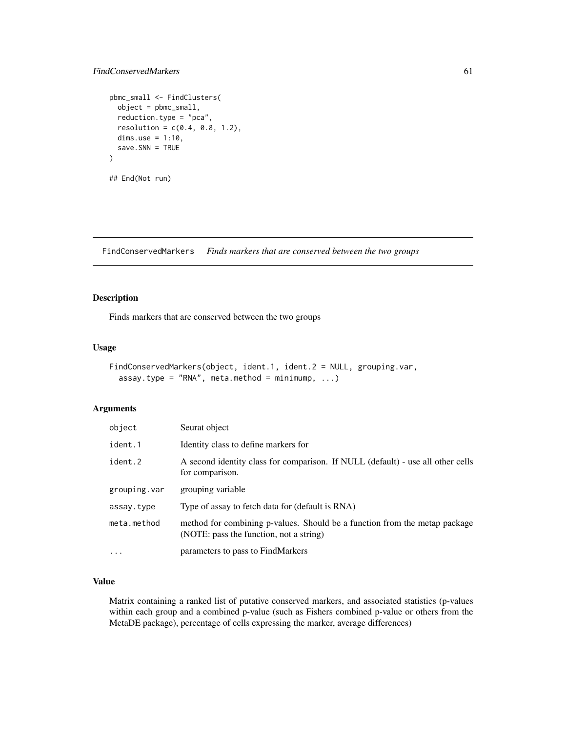```
pbmc_small <- FindClusters(
  object = pbmc_small,
  reduction.type = "pca",
  resolution = c(0.4, 0.8, 1.2),
  dims.use = 1:10,
  save.SNN = TRUE
)

## End(Not run)
```

## FindConservedMarkers *Finds markers that are conserved between the two groups*

### Description

Finds markers that are conserved between the two groups

### Usage

```
FindConservedMarkers(object, ident.1, ident.2 = NULL, grouping.var,
  assay.type = "RNA", meta.method = minimump, ...)
```

### Arguments

| | |
|---|---|
| `object` | Seurat object |
| `ident.1` | Identity class to define markers for |
| `ident.2` | A second identity class for comparison. If NULL (default) - use all other cells for comparison. |
| `grouping.var` | grouping variable |
| `assay.type` | Type of assay to fetch data for (default is RNA) |
| `meta.method` | method for combining p-values. Should be a function from the metap package (NOTE: pass the function, not a string) |
| `...` | parameters to pass to FindMarkers |

### Value

Matrix containing a ranked list of putative conserved markers, and associated statistics (p-values within each group and a combined p-value (such as Fishers combined p-value or others from the MetaDE package), percentage of cells expressing the marker, average differences)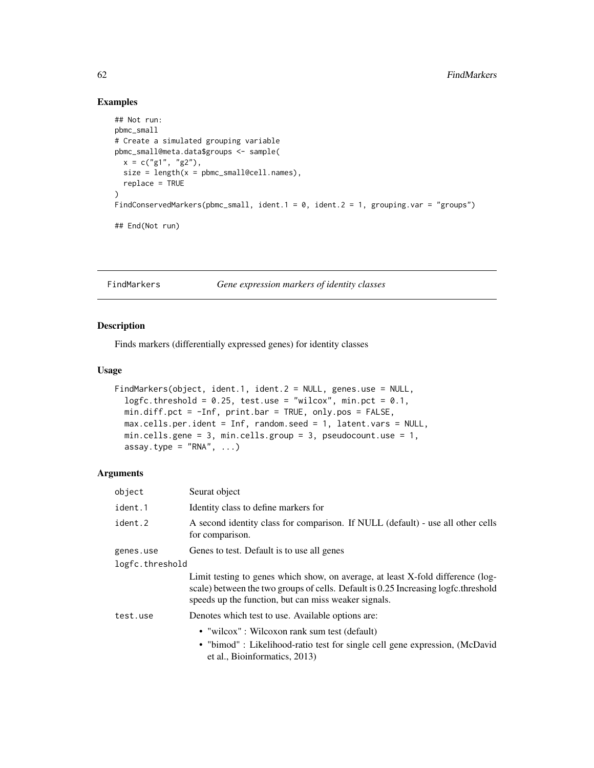### Examples

```
## Not run:
pbmc_small
# Create a simulated grouping variable
pbmc_small@meta.data$groups <- sample(
  x = c("g1", "g2"),
  size = length(x = pbmc_small@cell.names),
  replace = TRUE
)
FindConservedMarkers(pbmc_small, ident.1 = 0, ident.2 = 1, grouping.var = "groups")

## End(Not run)
```

---

## FindMarkers *Gene expression markers of identity classes*

---

### Description

Finds markers (differentially expressed genes) for identity classes

### Usage

```
FindMarkers(object, ident.1, ident.2 = NULL, genes.use = NULL,
  logfc.threshold = 0.25, test.use = "wilcox", min.pct = 0.1,
  min.diff.pct = -Inf, print.bar = TRUE, only.pos = FALSE,
  max.cells.per.ident = Inf, random.seed = 1, latent.vars = NULL,
  min.cells.gene = 3, min.cells.group = 3, pseudocount.use = 1,
  assay.type = "RNA", ...)
```

### Arguments

| | |
|---|---|
| `object` | Seurat object |
| `ident.1` | Identity class to define markers for |
| `ident.2` | A second identity class for comparison. If NULL (default) - use all other cells for comparison. |
| `genes.use` | Genes to test. Default is to use all genes |
| `logfc.threshold` | Limit testing to genes which show, on average, at least X-fold difference (log-scale) between the two groups of cells. Default is 0.25 Increasing logfc.threshold speeds up the function, but can miss weaker signals. |
| `test.use` | Denotes which test to use. Available options are:<br>• "wilcox" : Wilcoxon rank sum test (default)<br>• "bimod" : Likelihood-ratio test for single cell gene expression, (McDavid et al., Bioinformatics, 2013) |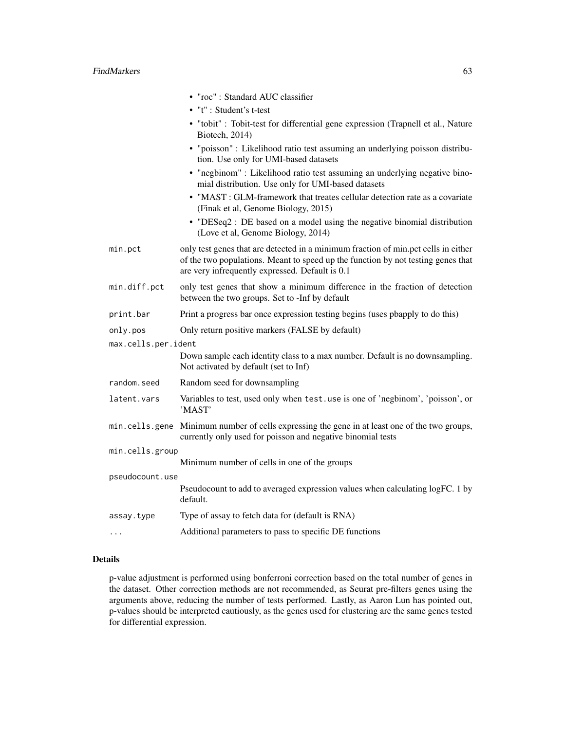- "roc" : Standard AUC classifier
- "t" : Student's t-test
- "tobit" : Tobit-test for differential gene expression (Trapnell et al., Nature Biotech, 2014)
- "poisson" : Likelihood ratio test assuming an underlying poisson distribution. Use only for UMI-based datasets
- "negbinom" : Likelihood ratio test assuming an underlying negative binomial distribution. Use only for UMI-based datasets
- "MAST : GLM-framework that treates cellular detection rate as a covariate (Finak et al, Genome Biology, 2015)
- "DESeq2 : DE based on a model using the negative binomial distribution (Love et al, Genome Biology, 2014)

`min.pct`
: only test genes that are detected in a minimum fraction of min.pct cells in either of the two populations. Meant to speed up the function by not testing genes that are very infrequently expressed. Default is 0.1

`min.diff.pct`
: only test genes that show a minimum difference in the fraction of detection between the two groups. Set to -Inf by default

`print.bar`
: Print a progress bar once expression testing begins (uses pbapply to do this)

`only.pos`
: Only return positive markers (FALSE by default)

`max.cells.per.ident`
: Down sample each identity class to a max number. Default is no downsampling. Not activated by default (set to Inf)

`random.seed`
: Random seed for downsampling

`latent.vars`
: Variables to test, used only when `test.use` is one of 'negbinom', 'poisson', or 'MAST'

`min.cells.gene`
: Minimum number of cells expressing the gene in at least one of the two groups, currently only used for poisson and negative binomial tests

`min.cells.group`
: Minimum number of cells in one of the groups

`pseudocount.use`
: Pseudocount to add to averaged expression values when calculating logFC. 1 by default.

`assay.type`
: Type of assay to fetch data for (default is RNA)

`...`
: Additional parameters to pass to specific DE functions

## Details

p-value adjustment is performed using bonferroni correction based on the total number of genes in the dataset. Other correction methods are not recommended, as Seurat pre-filters genes using the arguments above, reducing the number of tests performed. Lastly, as Aaron Lun has pointed out, p-values should be interpreted cautiously, as the genes used for clustering are the same genes tested for differential expression.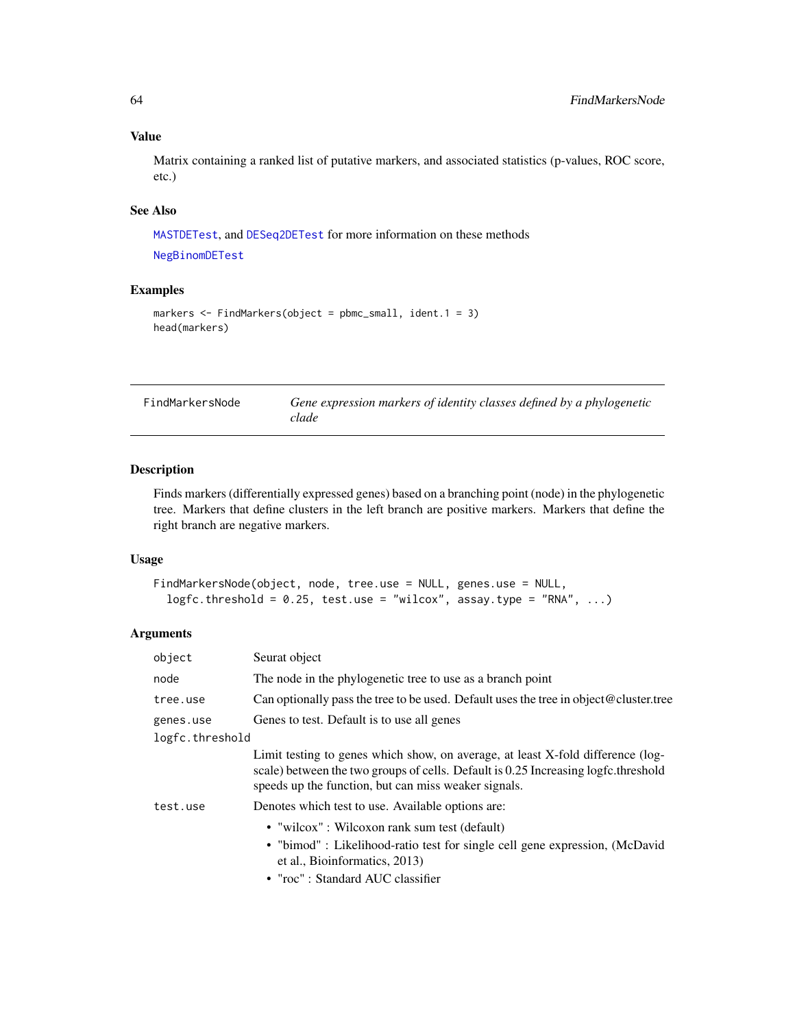## Value

Matrix containing a ranked list of putative markers, and associated statistics (p-values, ROC score, etc.)

## See Also

MASTDETest, and DESeq2DETest for more information on these methods

NegBinomDETest

## Examples

```
markers <- FindMarkers(object = pbmc_small, ident.1 = 3)
head(markers)
```

---

# FindMarkersNode

*Gene expression markers of identity classes defined by a phylogenetic clade*

---

## Description

Finds markers (differentially expressed genes) based on a branching point (node) in the phylogenetic tree. Markers that define clusters in the left branch are positive markers. Markers that define the right branch are negative markers.

## Usage

```
FindMarkersNode(object, node, tree.use = NULL, genes.use = NULL,
  logfc.threshold = 0.25, test.use = "wilcox", assay.type = "RNA", ...)
```

## Arguments

| | |
|---|---|
| object | Seurat object |
| node | The node in the phylogenetic tree to use as a branch point |
| tree.use | Can optionally pass the tree to be used. Default uses the tree in object@cluster.tree |
| genes.use | Genes to test. Default is to use all genes |
| logfc.threshold | Limit testing to genes which show, on average, at least X-fold difference (log-scale) between the two groups of cells. Default is 0.25 Increasing logfc.threshold speeds up the function, but can miss weaker signals. |
| test.use | Denotes which test to use. Available options are: <br>• "wilcox" : Wilcoxon rank sum test (default)<br>• "bimod" : Likelihood-ratio test for single cell gene expression, (McDavid et al., Bioinformatics, 2013)<br>• "roc" : Standard AUC classifier |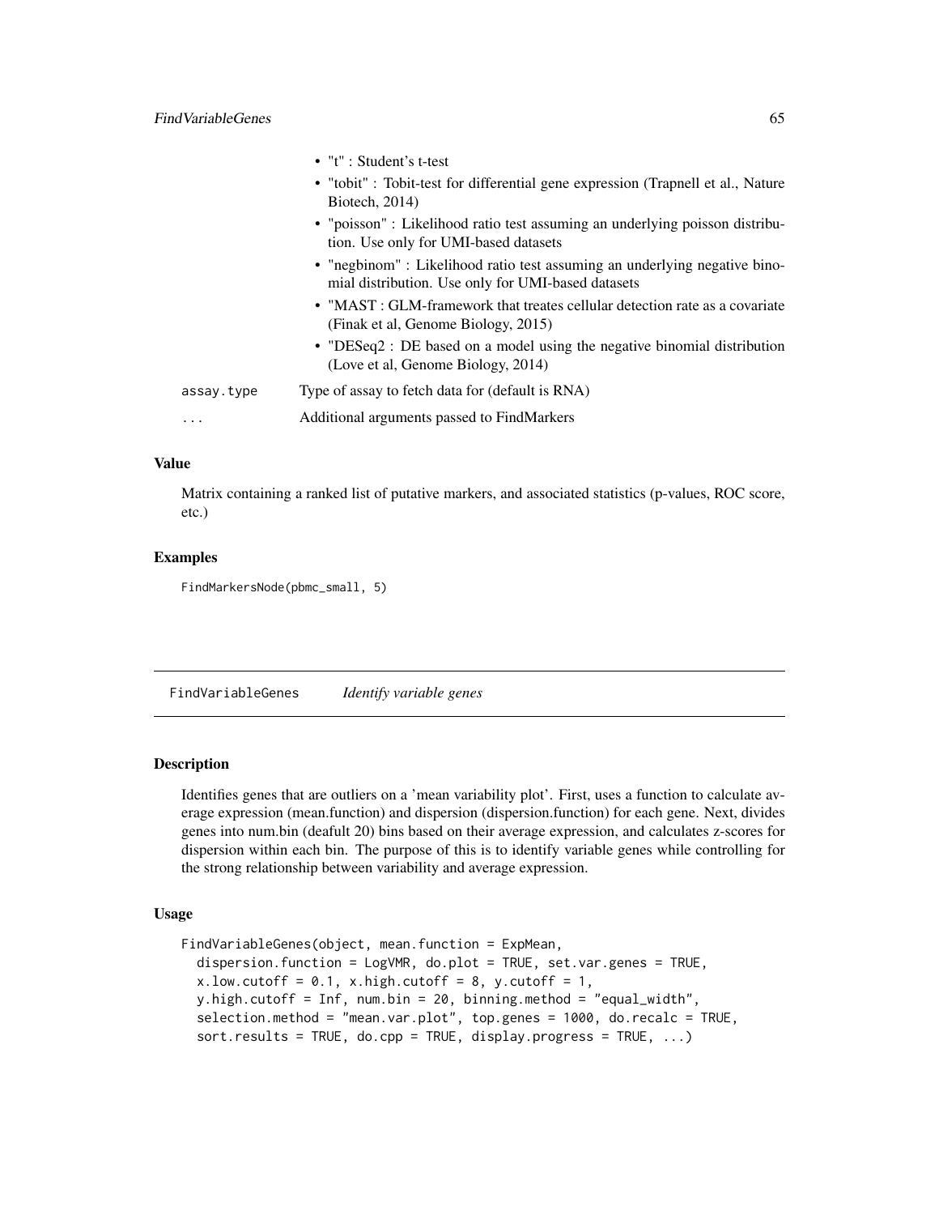- "t" : Student's t-test
- "tobit" : Tobit-test for differential gene expression (Trapnell et al., Nature Biotech, 2014)
- "poisson" : Likelihood ratio test assuming an underlying poisson distribution. Use only for UMI-based datasets
- "negbinom" : Likelihood ratio test assuming an underlying negative binomial distribution. Use only for UMI-based datasets
- "MAST : GLM-framework that treates cellular detection rate as a covariate (Finak et al, Genome Biology, 2015)
- "DESeq2 : DE based on a model using the negative binomial distribution (Love et al, Genome Biology, 2014)

| | |
|---|---|
| assay.type | Type of assay to fetch data for (default is RNA) |
| ... | Additional arguments passed to FindMarkers |

### Value

Matrix containing a ranked list of putative markers, and associated statistics (p-values, ROC score, etc.)

### Examples

```
FindMarkersNode(pbmc_small, 5)
```

## FindVariableGenes *Identify variable genes*

### Description

Identifies genes that are outliers on a 'mean variability plot'. First, uses a function to calculate average expression (mean.function) and dispersion (dispersion.function) for each gene. Next, divides genes into num.bin (deafult 20) bins based on their average expression, and calculates z-scores for dispersion within each bin. The purpose of this is to identify variable genes while controlling for the strong relationship between variability and average expression.

### Usage

```
FindVariableGenes(object, mean.function = ExpMean,
  dispersion.function = LogVMR, do.plot = TRUE, set.var.genes = TRUE,
  x.low.cutoff = 0.1, x.high.cutoff = 8, y.cutoff = 1,
  y.high.cutoff = Inf, num.bin = 20, binning.method = "equal_width",
  selection.method = "mean.var.plot", top.genes = 1000, do.recalc = TRUE,
  sort.results = TRUE, do.cpp = TRUE, display.progress = TRUE, ...)
```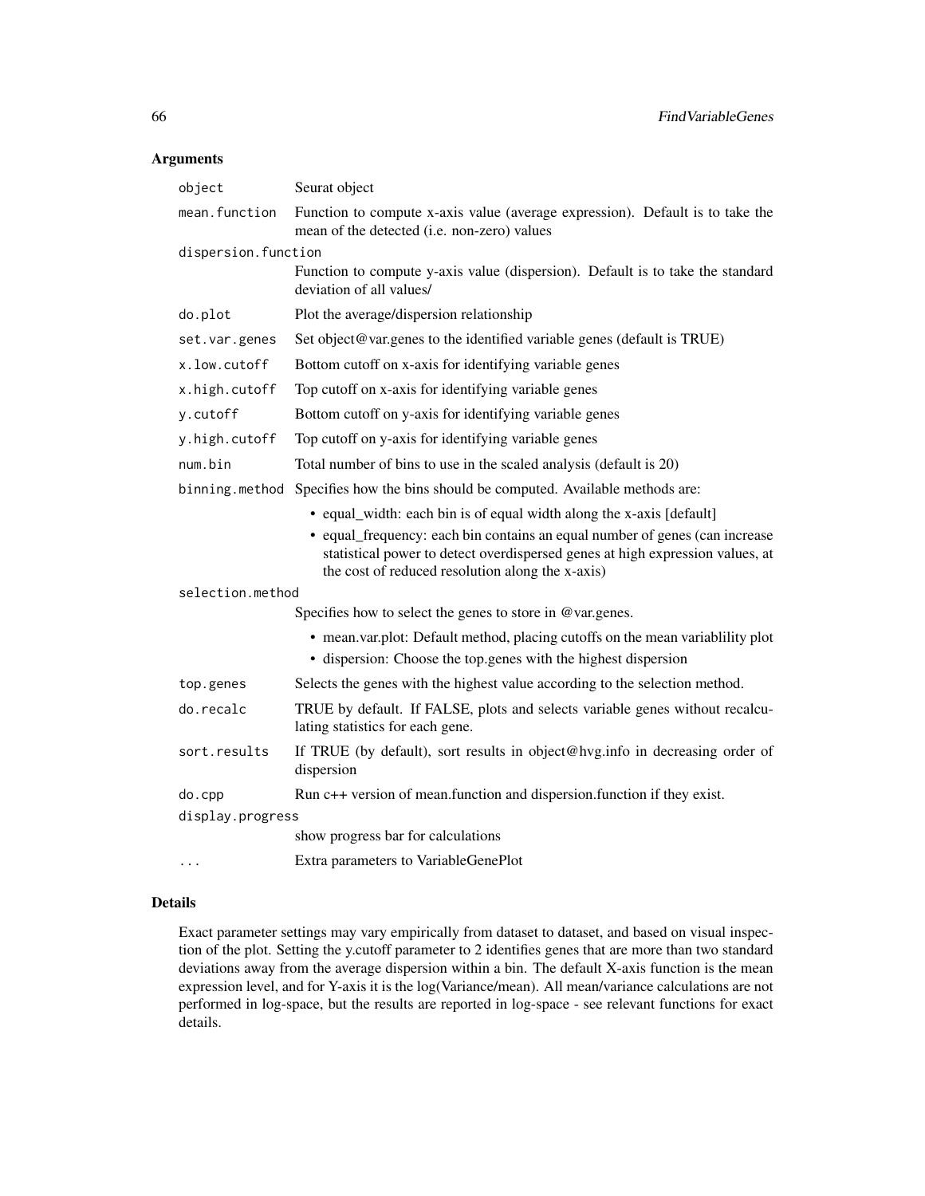## Arguments

| | |
|---|---|
| object | Seurat object |
| mean.function | Function to compute x-axis value (average expression). Default is to take the mean of the detected (i.e. non-zero) values |
| dispersion.function | Function to compute y-axis value (dispersion). Default is to take the standard deviation of all values/ |
| do.plot | Plot the average/dispersion relationship |
| set.var.genes | Set object@var.genes to the identified variable genes (default is TRUE) |
| x.low.cutoff | Bottom cutoff on x-axis for identifying variable genes |
| x.high.cutoff | Top cutoff on x-axis for identifying variable genes |
| y.cutoff | Bottom cutoff on y-axis for identifying variable genes |
| y.high.cutoff | Top cutoff on y-axis for identifying variable genes |
| num.bin | Total number of bins to use in the scaled analysis (default is 20) |
| binning.method | Specifies how the bins should be computed. Available methods are: <br>• equal_width: each bin is of equal width along the x-axis [default] <br>• equal_frequency: each bin contains an equal number of genes (can increase statistical power to detect overdispersed genes at high expression values, at the cost of reduced resolution along the x-axis) |
| selection.method | Specifies how to select the genes to store in @var.genes. <br>• mean.var.plot: Default method, placing cutoffs on the mean variablility plot <br>• dispersion: Choose the top.genes with the highest dispersion |
| top.genes | Selects the genes with the highest value according to the selection method. |
| do.recalc | TRUE by default. If FALSE, plots and selects variable genes without recalculating statistics for each gene. |
| sort.results | If TRUE (by default), sort results in object@hvg.info in decreasing order of dispersion |
| do.cpp | Run c++ version of mean.function and dispersion.function if they exist. |
| display.progress | show progress bar for calculations |
| ... | Extra parameters to VariableGenePlot |

## Details

Exact parameter settings may vary empirically from dataset to dataset, and based on visual inspection of the plot. Setting the y.cutoff parameter to 2 identifies genes that are more than two standard deviations away from the average dispersion within a bin. The default X-axis function is the mean expression level, and for Y-axis it is the log(Variance/mean). All mean/variance calculations are not performed in log-space, but the results are reported in log-space - see relevant functions for exact details.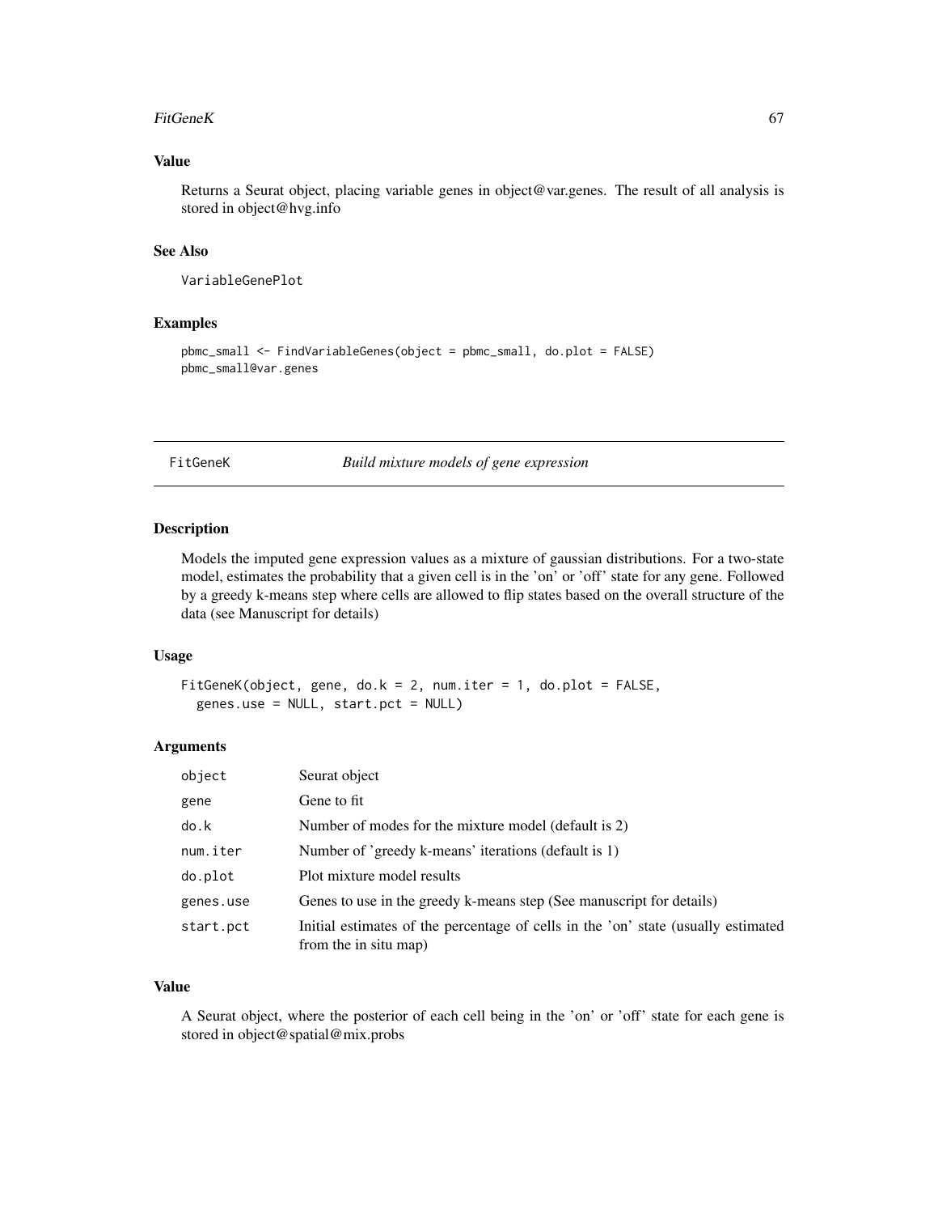### Value

Returns a Seurat object, placing variable genes in object@var.genes. The result of all analysis is stored in object@hvg.info

### See Also

VariableGenePlot

### Examples

```
pbmc_small <- FindVariableGenes(object = pbmc_small, do.plot = FALSE)
pbmc_small@var.genes
```

---

## FitGeneK — *Build mixture models of gene expression*

### Description

Models the imputed gene expression values as a mixture of gaussian distributions. For a two-state model, estimates the probability that a given cell is in the 'on' or 'off' state for any gene. Followed by a greedy k-means step where cells are allowed to flip states based on the overall structure of the data (see Manuscript for details)

### Usage

```
FitGeneK(object, gene, do.k = 2, num.iter = 1, do.plot = FALSE,
  genes.use = NULL, start.pct = NULL)
```

### Arguments

| | |
|---|---|
| object | Seurat object |
| gene | Gene to fit |
| do.k | Number of modes for the mixture model (default is 2) |
| num.iter | Number of 'greedy k-means' iterations (default is 1) |
| do.plot | Plot mixture model results |
| genes.use | Genes to use in the greedy k-means step (See manuscript for details) |
| start.pct | Initial estimates of the percentage of cells in the 'on' state (usually estimated from the in situ map) |

### Value

A Seurat object, where the posterior of each cell being in the 'on' or 'off' state for each gene is stored in object@spatial@mix.probs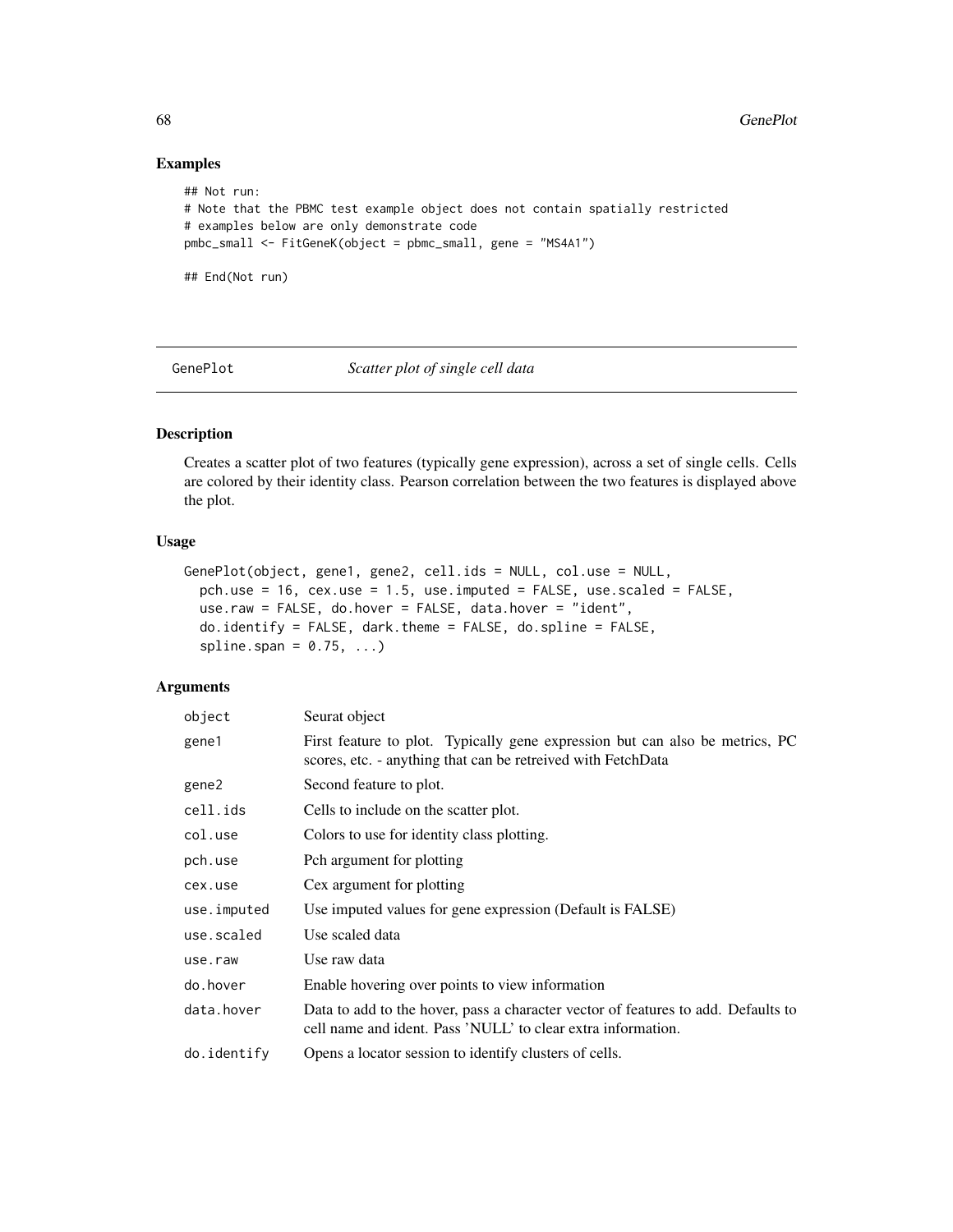## Examples

```
## Not run:
# Note that the PBMC test example object does not contain spatially restricted
# examples below are only demonstrate code
pmbc_small <- FitGeneK(object = pbmc_small, gene = "MS4A1")

## End(Not run)
```

---

# GenePlot *Scatter plot of single cell data*

---

## Description

Creates a scatter plot of two features (typically gene expression), across a set of single cells. Cells are colored by their identity class. Pearson correlation between the two features is displayed above the plot.

## Usage

```
GenePlot(object, gene1, gene2, cell.ids = NULL, col.use = NULL,
  pch.use = 16, cex.use = 1.5, use.imputed = FALSE, use.scaled = FALSE,
  use.raw = FALSE, do.hover = FALSE, data.hover = "ident",
  do.identify = FALSE, dark.theme = FALSE, do.spline = FALSE,
  spline.span = 0.75, ...)
```

## Arguments

| | |
|---|---|
| object | Seurat object |
| gene1 | First feature to plot. Typically gene expression but can also be metrics, PC scores, etc. - anything that can be retreived with FetchData |
| gene2 | Second feature to plot. |
| cell.ids | Cells to include on the scatter plot. |
| col.use | Colors to use for identity class plotting. |
| pch.use | Pch argument for plotting |
| cex.use | Cex argument for plotting |
| use.imputed | Use imputed values for gene expression (Default is FALSE) |
| use.scaled | Use scaled data |
| use.raw | Use raw data |
| do.hover | Enable hovering over points to view information |
| data.hover | Data to add to the hover, pass a character vector of features to add. Defaults to cell name and ident. Pass 'NULL' to clear extra information. |
| do.identify | Opens a locator session to identify clusters of cells. |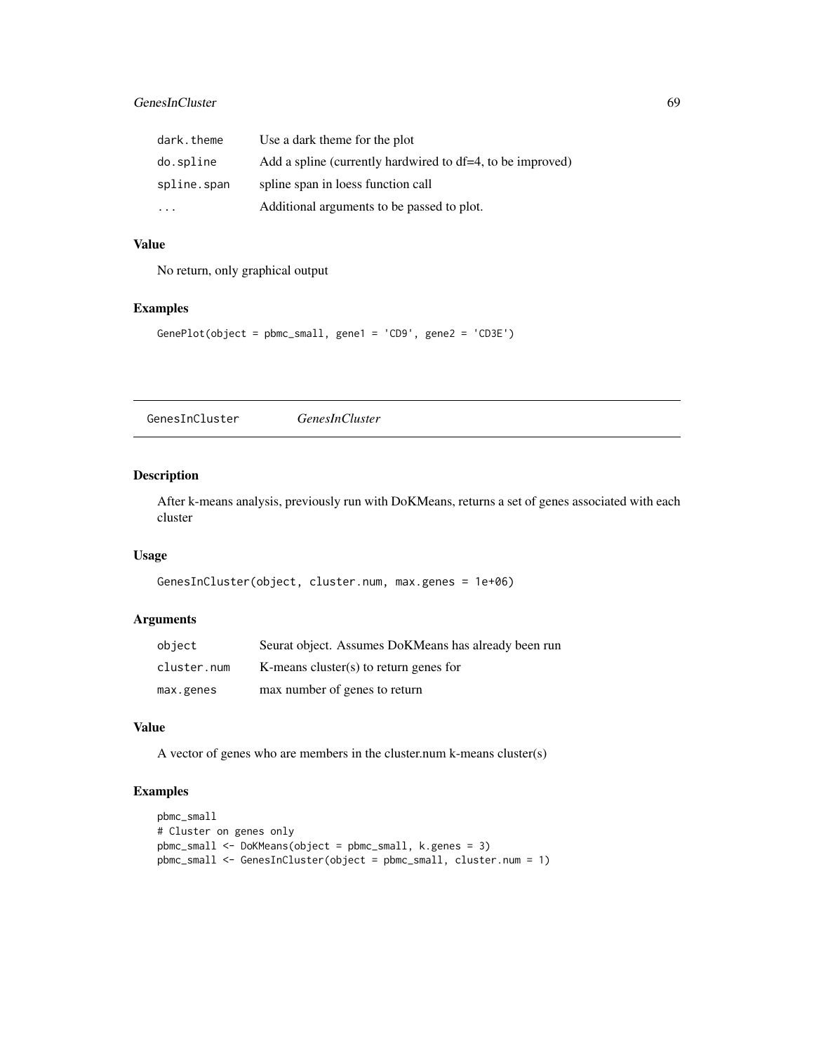| | |
|---|---|
| dark.theme | Use a dark theme for the plot |
| do.spline | Add a spline (currently hardwired to df=4, to be improved) |
| spline.span | spline span in loess function call |
| ... | Additional arguments to be passed to plot. |

### Value

No return, only graphical output

### Examples

```
GenePlot(object = pbmc_small, gene1 = 'CD9', gene2 = 'CD3E')
```

---

## GenesInCluster *GenesInCluster*

---

### Description

After k-means analysis, previously run with DoKMeans, returns a set of genes associated with each cluster

### Usage

```
GenesInCluster(object, cluster.num, max.genes = 1e+06)
```

### Arguments

| | |
|---|---|
| object | Seurat object. Assumes DoKMeans has already been run |
| cluster.num | K-means cluster(s) to return genes for |
| max.genes | max number of genes to return |

### Value

A vector of genes who are members in the cluster.num k-means cluster(s)

### Examples

```
pbmc_small
# Cluster on genes only
pbmc_small <- DoKMeans(object = pbmc_small, k.genes = 3)
pbmc_small <- GenesInCluster(object = pbmc_small, cluster.num = 1)
```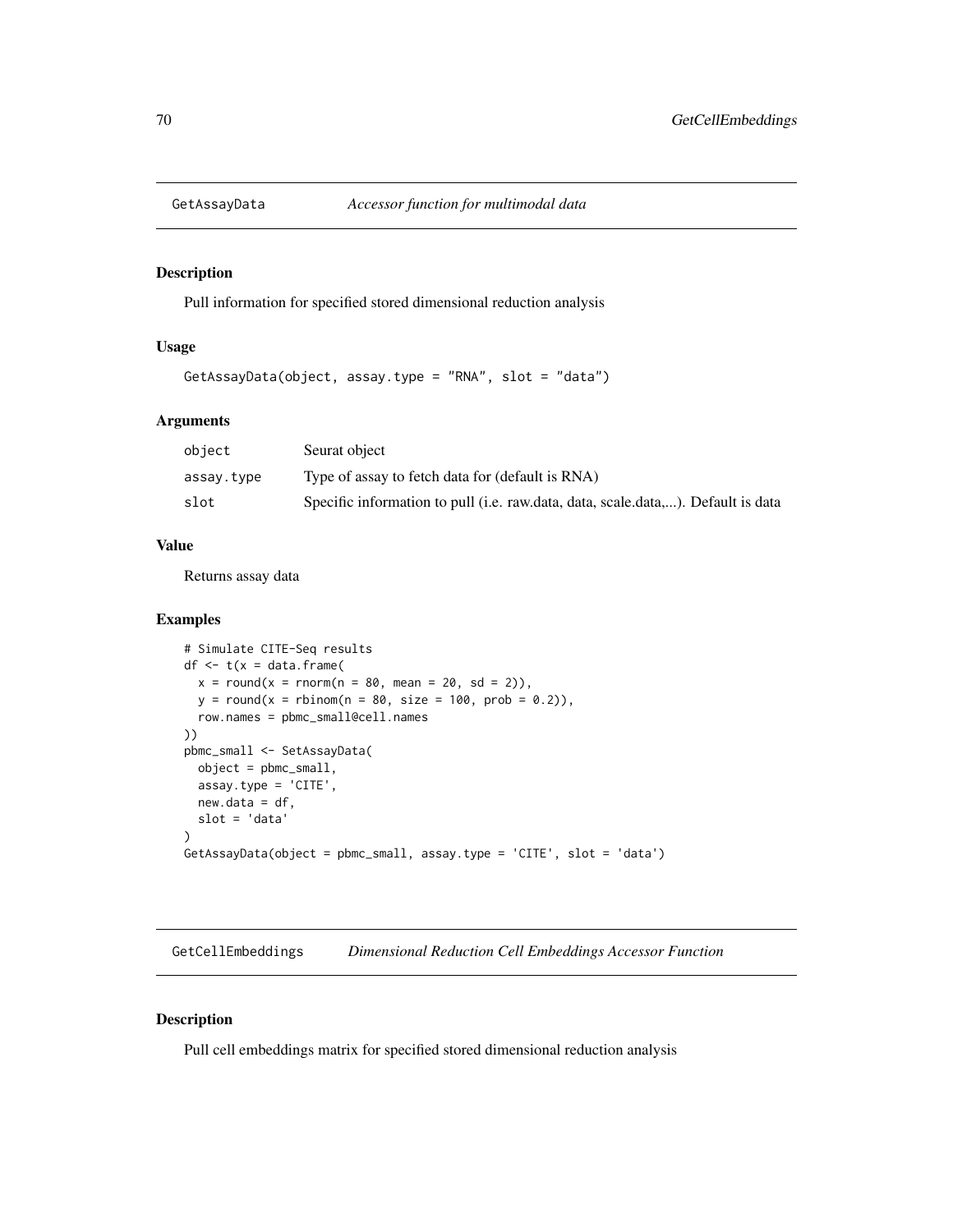## GetAssayData *Accessor function for multimodal data*

### Description

Pull information for specified stored dimensional reduction analysis

### Usage

```
GetAssayData(object, assay.type = "RNA", slot = "data")
```

### Arguments

| | |
|---|---|
| object | Seurat object |
| assay.type | Type of assay to fetch data for (default is RNA) |
| slot | Specific information to pull (i.e. raw.data, data, scale.data,...). Default is data |

### Value

Returns assay data

### Examples

```
# Simulate CITE-Seq results
df <- t(x = data.frame(
  x = round(x = rnorm(n = 80, mean = 20, sd = 2)),
  y = round(x = rbinom(n = 80, size = 100, prob = 0.2)),
  row.names = pbmc_small@cell.names
))
pbmc_small <- SetAssayData(
  object = pbmc_small,
  assay.type = 'CITE',
  new.data = df,
  slot = 'data'
)
GetAssayData(object = pbmc_small, assay.type = 'CITE', slot = 'data')
```

## GetCellEmbeddings *Dimensional Reduction Cell Embeddings Accessor Function*

### Description

Pull cell embeddings matrix for specified stored dimensional reduction analysis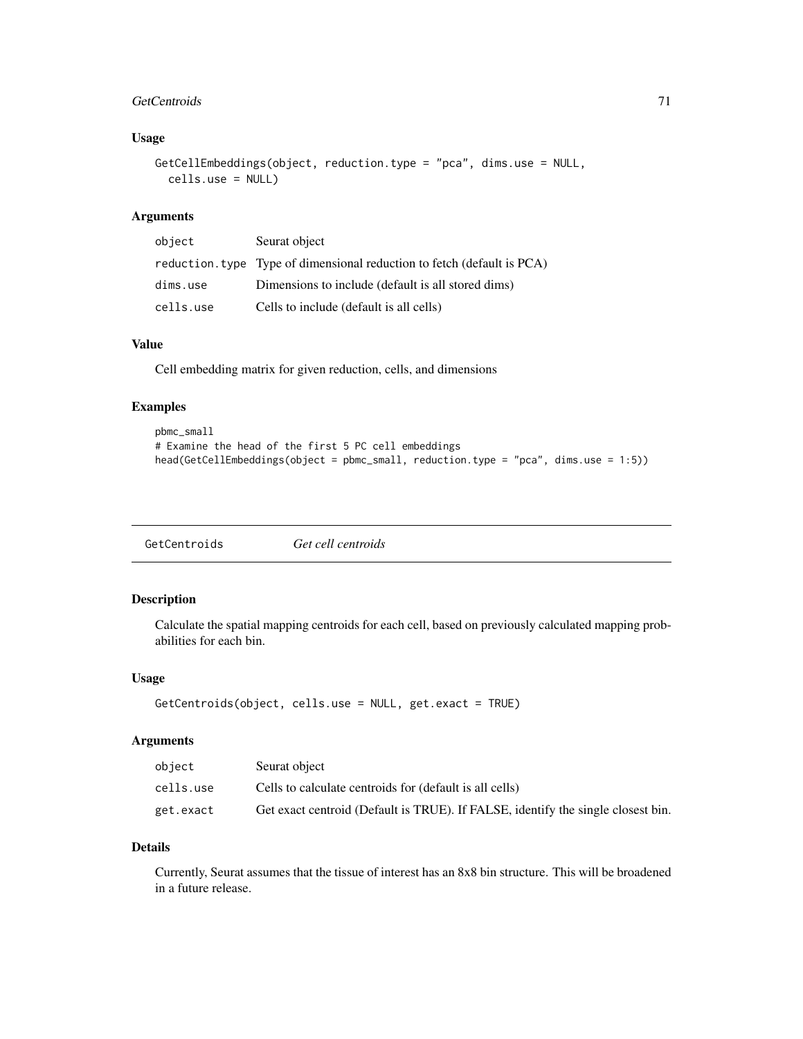### Usage

```
GetCellEmbeddings(object, reduction.type = "pca", dims.use = NULL,
  cells.use = NULL)
```

### Arguments

| | |
|---|---|
| object | Seurat object |
| reduction.type | Type of dimensional reduction to fetch (default is PCA) |
| dims.use | Dimensions to include (default is all stored dims) |
| cells.use | Cells to include (default is all cells) |

### Value

Cell embedding matrix for given reduction, cells, and dimensions

### Examples

```
pbmc_small
# Examine the head of the first 5 PC cell embeddings
head(GetCellEmbeddings(object = pbmc_small, reduction.type = "pca", dims.use = 1:5))
```

---

## GetCentroids — *Get cell centroids*

---

### Description

Calculate the spatial mapping centroids for each cell, based on previously calculated mapping probabilities for each bin.

### Usage

```
GetCentroids(object, cells.use = NULL, get.exact = TRUE)
```

### Arguments

| | |
|---|---|
| object | Seurat object |
| cells.use | Cells to calculate centroids for (default is all cells) |
| get.exact | Get exact centroid (Default is TRUE). If FALSE, identify the single closest bin. |

### Details

Currently, Seurat assumes that the tissue of interest has an 8x8 bin structure. This will be broadened in a future release.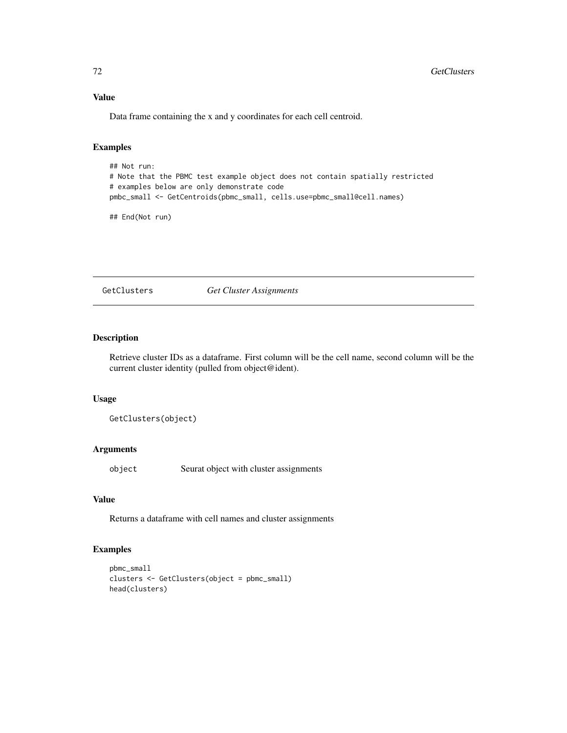### Value

Data frame containing the x and y coordinates for each cell centroid.

### Examples

```
## Not run:
# Note that the PBMC test example object does not contain spatially restricted
# examples below are only demonstrate code
pmbc_small <- GetCentroids(pbmc_small, cells.use=pbmc_small@cell.names)

## End(Not run)
```

---

## GetClusters *Get Cluster Assignments*

---

### Description

Retrieve cluster IDs as a dataframe. First column will be the cell name, second column will be the current cluster identity (pulled from object@ident).

### Usage

```
GetClusters(object)
```

### Arguments

| | |
|---|---|
| object | Seurat object with cluster assignments |

### Value

Returns a dataframe with cell names and cluster assignments

### Examples

```
pbmc_small
clusters <- GetClusters(object = pbmc_small)
head(clusters)
```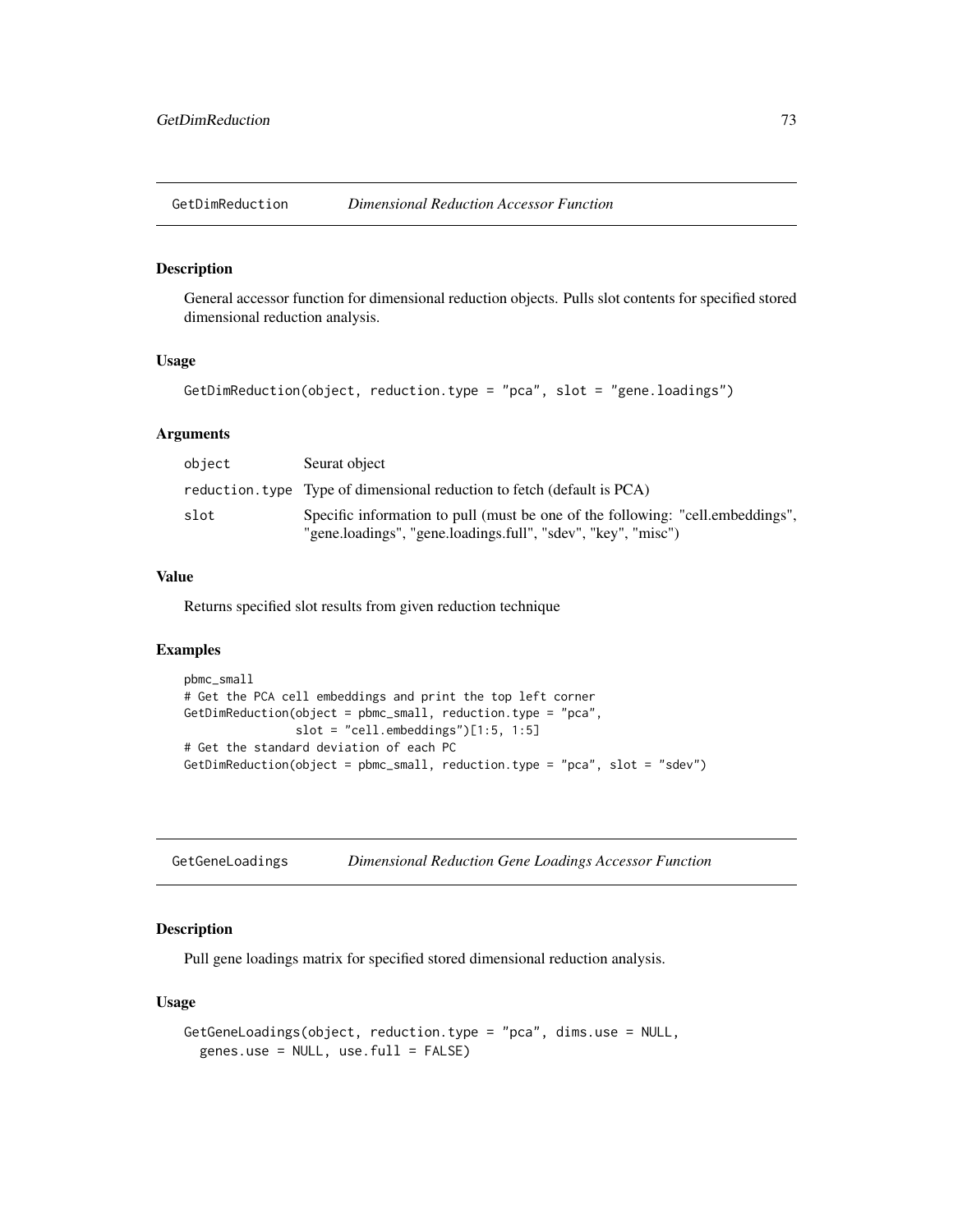## GetDimReduction *Dimensional Reduction Accessor Function*

### Description

General accessor function for dimensional reduction objects. Pulls slot contents for specified stored dimensional reduction analysis.

### Usage

```
GetDimReduction(object, reduction.type = "pca", slot = "gene.loadings")
```

### Arguments

| | |
|---|---|
| object | Seurat object |
| reduction.type | Type of dimensional reduction to fetch (default is PCA) |
| slot | Specific information to pull (must be one of the following: "cell.embeddings", "gene.loadings", "gene.loadings.full", "sdev", "key", "misc") |

### Value

Returns specified slot results from given reduction technique

### Examples

```
pbmc_small
# Get the PCA cell embeddings and print the top left corner
GetDimReduction(object = pbmc_small, reduction.type = "pca",
                slot = "cell.embeddings")[1:5, 1:5]
# Get the standard deviation of each PC
GetDimReduction(object = pbmc_small, reduction.type = "pca", slot = "sdev")
```

## GetGeneLoadings *Dimensional Reduction Gene Loadings Accessor Function*

### Description

Pull gene loadings matrix for specified stored dimensional reduction analysis.

### Usage

```
GetGeneLoadings(object, reduction.type = "pca", dims.use = NULL,
  genes.use = NULL, use.full = FALSE)
```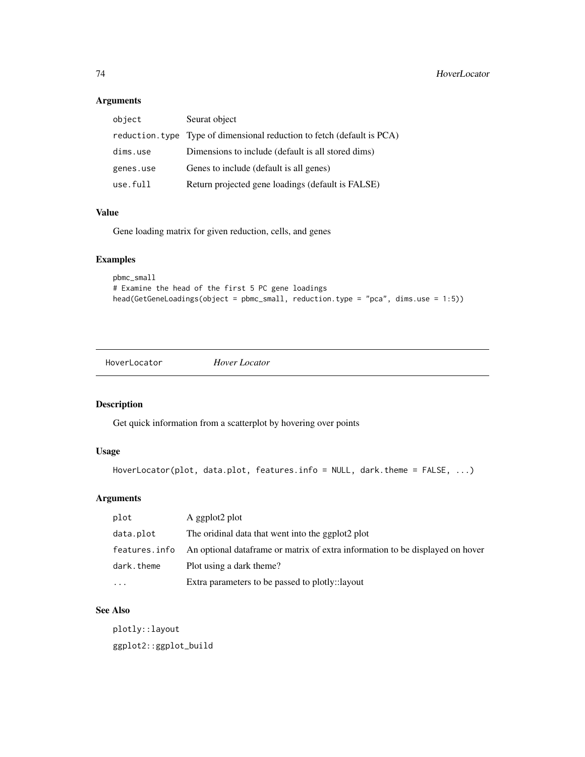## Arguments

| | |
|---|---|
| object | Seurat object |
| reduction.type | Type of dimensional reduction to fetch (default is PCA) |
| dims.use | Dimensions to include (default is all stored dims) |
| genes.use | Genes to include (default is all genes) |
| use.full | Return projected gene loadings (default is FALSE) |

## Value

Gene loading matrix for given reduction, cells, and genes

## Examples

```
pbmc_small
# Examine the head of the first 5 PC gene loadings
head(GetGeneLoadings(object = pbmc_small, reduction.type = "pca", dims.use = 1:5))
```

---

# HoverLocator *Hover Locator*

## Description

Get quick information from a scatterplot by hovering over points

## Usage

```
HoverLocator(plot, data.plot, features.info = NULL, dark.theme = FALSE, ...)
```

## Arguments

| | |
|---|---|
| plot | A ggplot2 plot |
| data.plot | The oridinal data that went into the ggplot2 plot |
| features.info | An optional dataframe or matrix of extra information to be displayed on hover |
| dark.theme | Plot using a dark theme? |
| ... | Extra parameters to be passed to plotly::layout |

## See Also

plotly::layout

ggplot2::ggplot_build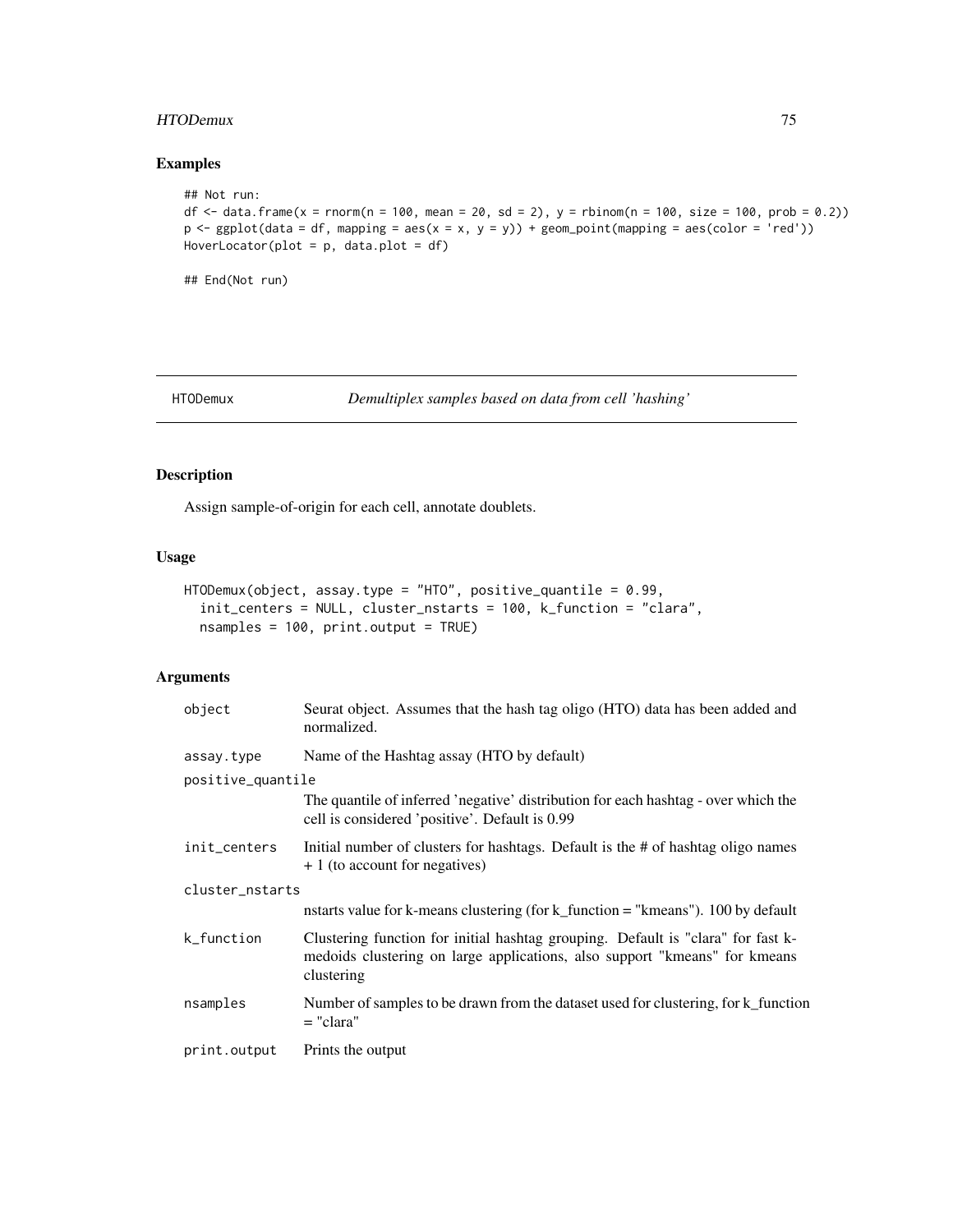## Examples

```
## Not run:
df <- data.frame(x = rnorm(n = 100, mean = 20, sd = 2), y = rbinom(n = 100, size = 100, prob = 0.2))
p <- ggplot(data = df, mapping = aes(x = x, y = y)) + geom_point(mapping = aes(color = 'red'))
HoverLocator(plot = p, data.plot = df)

## End(Not run)
```

---

# HTODemux — *Demultiplex samples based on data from cell 'hashing'*

---

## Description

Assign sample-of-origin for each cell, annotate doublets.

## Usage

```
HTODemux(object, assay.type = "HTO", positive_quantile = 0.99,
  init_centers = NULL, cluster_nstarts = 100, k_function = "clara",
  nsamples = 100, print.output = TRUE)
```

## Arguments

| Argument | Description |
|---|---|
| object | Seurat object. Assumes that the hash tag oligo (HTO) data has been added and normalized. |
| assay.type | Name of the Hashtag assay (HTO by default) |
| positive_quantile | The quantile of inferred 'negative' distribution for each hashtag - over which the cell is considered 'positive'. Default is 0.99 |
| init_centers | Initial number of clusters for hashtags. Default is the # of hashtag oligo names + 1 (to account for negatives) |
| cluster_nstarts | nstarts value for k-means clustering (for k_function = "kmeans"). 100 by default |
| k_function | Clustering function for initial hashtag grouping. Default is "clara" for fast k-medoids clustering on large applications, also support "kmeans" for kmeans clustering |
| nsamples | Number of samples to be drawn from the dataset used for clustering, for k_function = "clara" |
| print.output | Prints the output |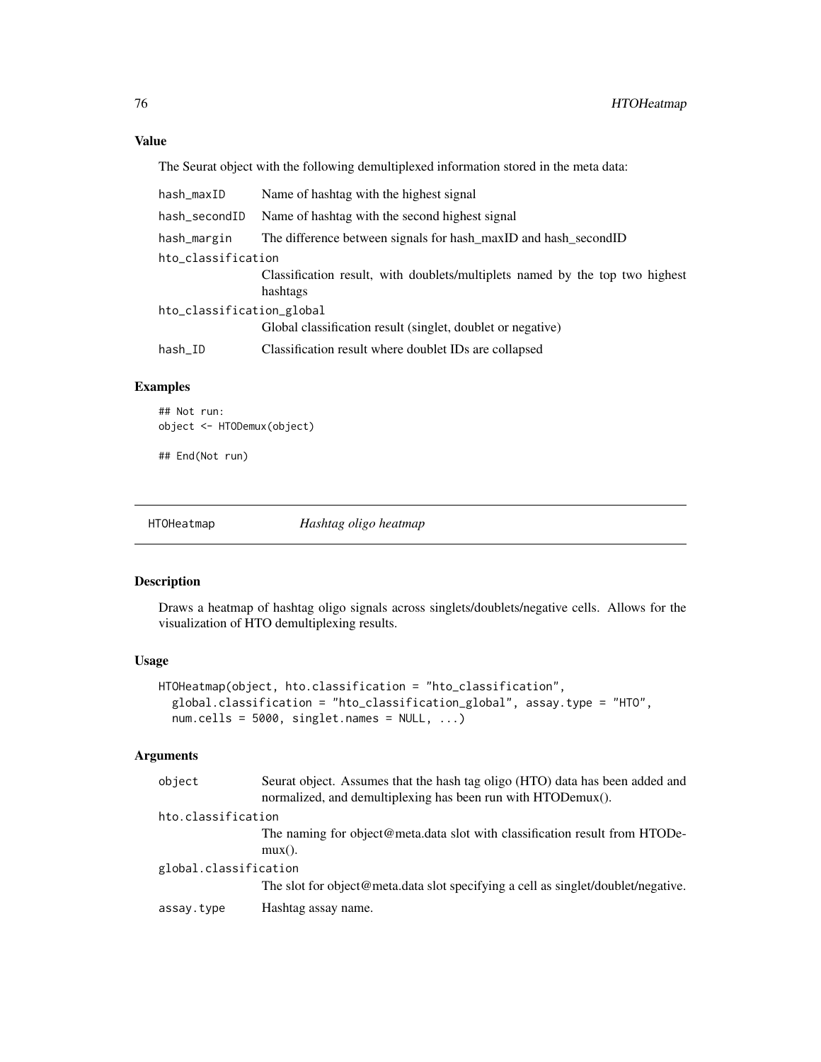## Value

The Seurat object with the following demultiplexed information stored in the meta data:

- `hash_maxID` Name of hashtag with the highest signal
- `hash_secondID` Name of hashtag with the second highest signal
- `hash_margin` The difference between signals for hash_maxID and hash_secondID
- `hto_classification` Classification result, with doublets/multiplets named by the top two highest hashtags
- `hto_classification_global` Global classification result (singlet, doublet or negative)
- `hash_ID` Classification result where doublet IDs are collapsed

## Examples

```
## Not run:
object <- HTODemux(object)

## End(Not run)
```

---

# HTOHeatmap — *Hashtag oligo heatmap*

## Description

Draws a heatmap of hashtag oligo signals across singlets/doublets/negative cells. Allows for the visualization of HTO demultiplexing results.

## Usage

```
HTOHeatmap(object, hto.classification = "hto_classification",
  global.classification = "hto_classification_global", assay.type = "HTO",
  num.cells = 5000, singlet.names = NULL, ...)
```

## Arguments

- `object` Seurat object. Assumes that the hash tag oligo (HTO) data has been added and normalized, and demultiplexing has been run with HTODemux().
- `hto.classification` The naming for object@meta.data slot with classification result from HTODemux().
- `global.classification` The slot for object@meta.data slot specifying a cell as singlet/doublet/negative.
- `assay.type` Hashtag assay name.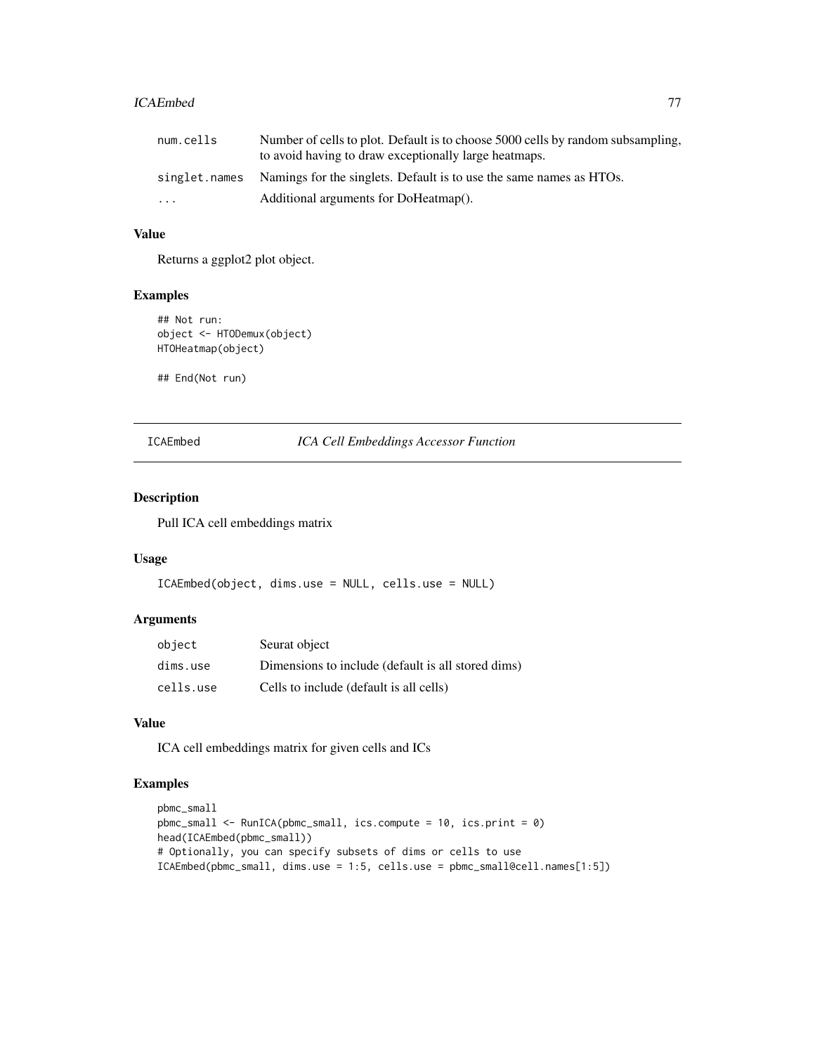| | |
|---|---|
| num.cells | Number of cells to plot. Default is to choose 5000 cells by random subsampling, to avoid having to draw exceptionally large heatmaps. |
| singlet.names | Namings for the singlets. Default is to use the same names as HTOs. |
| ... | Additional arguments for DoHeatmap(). |

### Value

Returns a ggplot2 plot object.

### Examples

```
## Not run:
object <- HTODemux(object)
HTOHeatmap(object)

## End(Not run)
```

---

## ICAEmbed *ICA Cell Embeddings Accessor Function*

---

### Description

Pull ICA cell embeddings matrix

### Usage

```
ICAEmbed(object, dims.use = NULL, cells.use = NULL)
```

### Arguments

| | |
|---|---|
| object | Seurat object |
| dims.use | Dimensions to include (default is all stored dims) |
| cells.use | Cells to include (default is all cells) |

### Value

ICA cell embeddings matrix for given cells and ICs

### Examples

```
pbmc_small
pbmc_small <- RunICA(pbmc_small, ics.compute = 10, ics.print = 0)
head(ICAEmbed(pbmc_small))
# Optionally, you can specify subsets of dims or cells to use
ICAEmbed(pbmc_small, dims.use = 1:5, cells.use = pbmc_small@cell.names[1:5])
```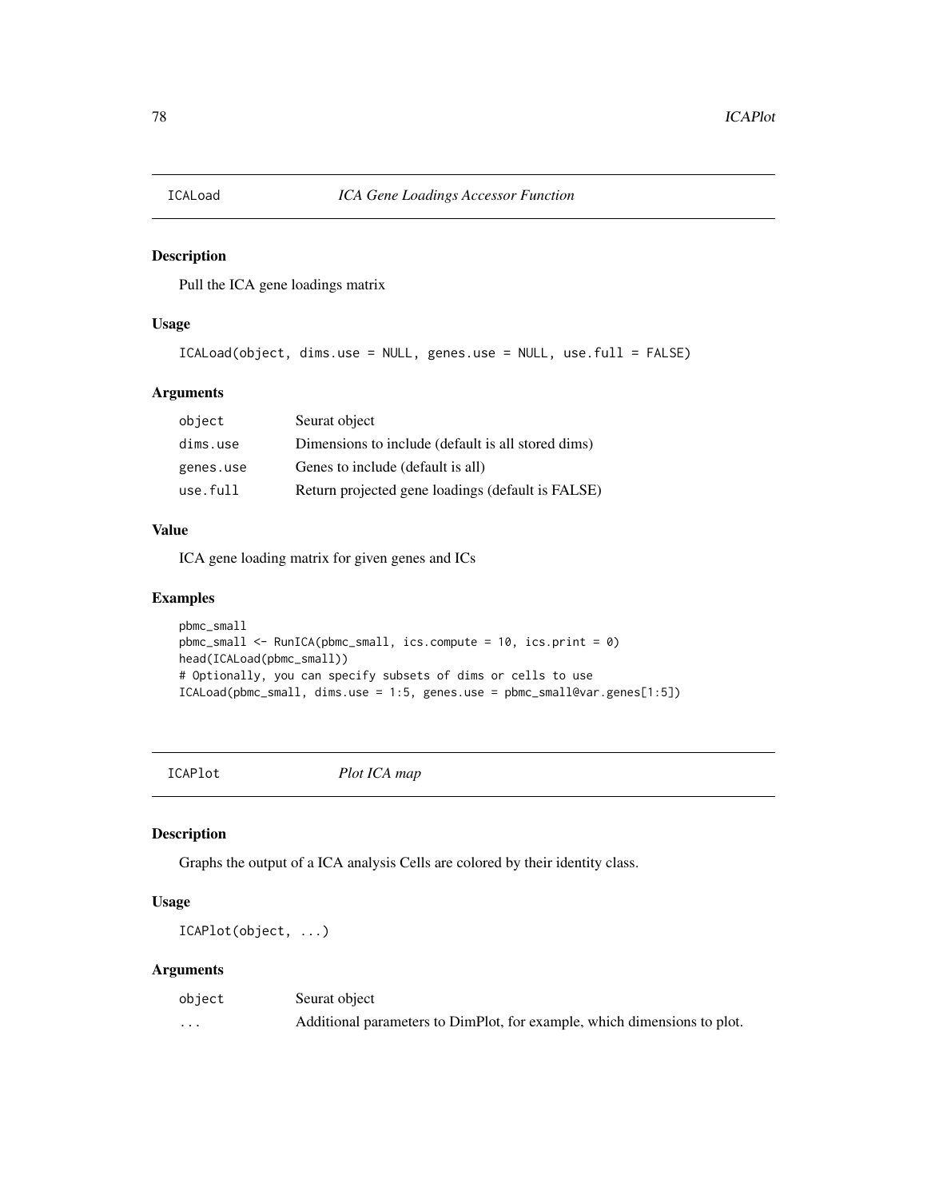## ICALoad — *ICA Gene Loadings Accessor Function*

### Description

Pull the ICA gene loadings matrix

### Usage

```
ICALoad(object, dims.use = NULL, genes.use = NULL, use.full = FALSE)
```

### Arguments

| | |
|---|---|
| object | Seurat object |
| dims.use | Dimensions to include (default is all stored dims) |
| genes.use | Genes to include (default is all) |
| use.full | Return projected gene loadings (default is FALSE) |

### Value

ICA gene loading matrix for given genes and ICs

### Examples

```
pbmc_small
pbmc_small <- RunICA(pbmc_small, ics.compute = 10, ics.print = 0)
head(ICALoad(pbmc_small))
# Optionally, you can specify subsets of dims or cells to use
ICALoad(pbmc_small, dims.use = 1:5, genes.use = pbmc_small@var.genes[1:5])
```

## ICAPlot — *Plot ICA map*

### Description

Graphs the output of a ICA analysis Cells are colored by their identity class.

### Usage

```
ICAPlot(object, ...)
```

### Arguments

| | |
|---|---|
| object | Seurat object |
| ... | Additional parameters to DimPlot, for example, which dimensions to plot. |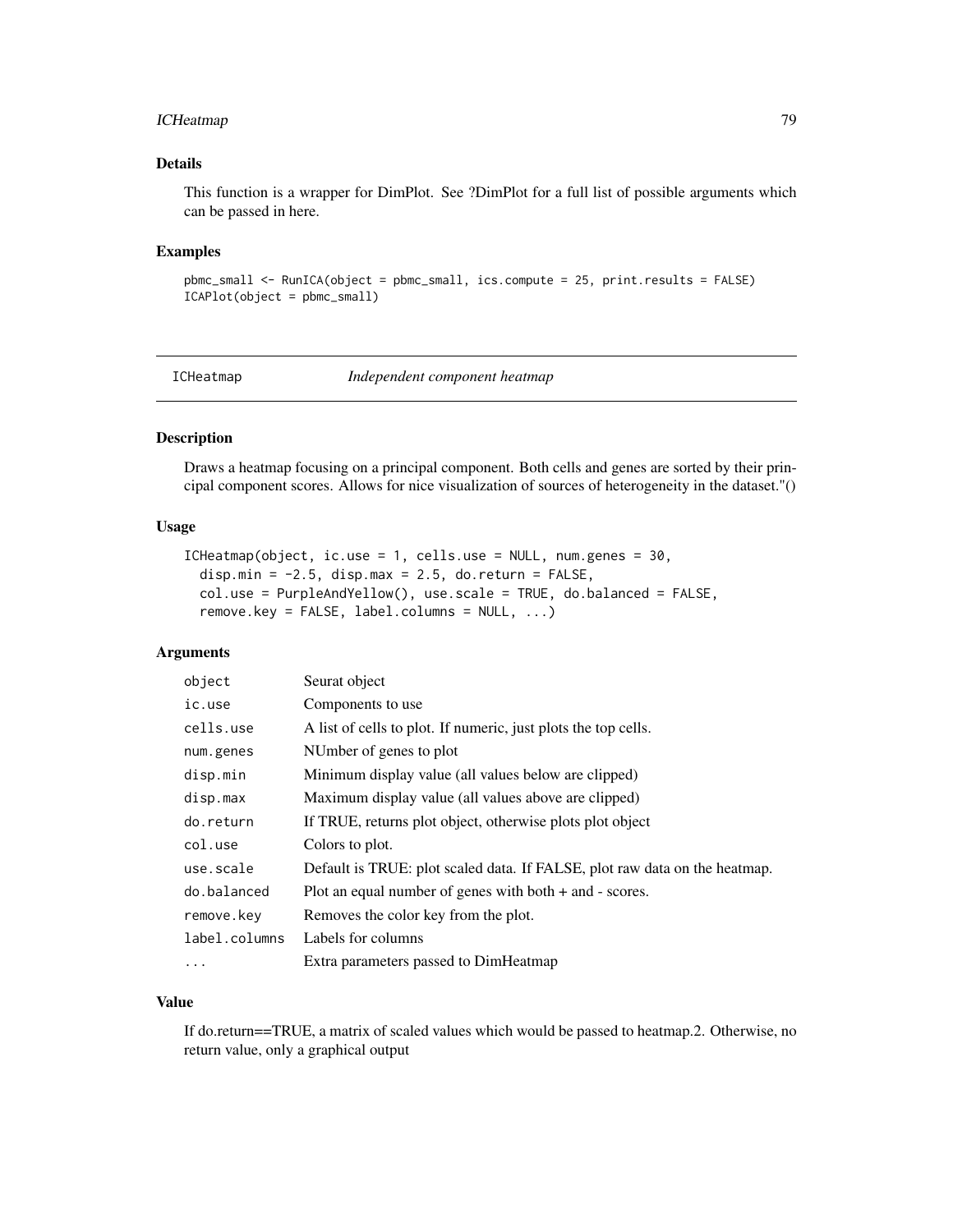### Details

This function is a wrapper for DimPlot. See ?DimPlot for a full list of possible arguments which can be passed in here.

### Examples

```
pbmc_small <- RunICA(object = pbmc_small, ics.compute = 25, print.results = FALSE)
ICAPlot(object = pbmc_small)
```

---

## ICHeatmap    *Independent component heatmap*

---

### Description

Draws a heatmap focusing on a principal component. Both cells and genes are sorted by their principal component scores. Allows for nice visualization of sources of heterogeneity in the dataset."()

### Usage

```
ICHeatmap(object, ic.use = 1, cells.use = NULL, num.genes = 30,
  disp.min = -2.5, disp.max = 2.5, do.return = FALSE,
  col.use = PurpleAndYellow(), use.scale = TRUE, do.balanced = FALSE,
  remove.key = FALSE, label.columns = NULL, ...)
```

### Arguments

| | |
|---|---|
| `object` | Seurat object |
| `ic.use` | Components to use |
| `cells.use` | A list of cells to plot. If numeric, just plots the top cells. |
| `num.genes` | NUmber of genes to plot |
| `disp.min` | Minimum display value (all values below are clipped) |
| `disp.max` | Maximum display value (all values above are clipped) |
| `do.return` | If TRUE, returns plot object, otherwise plots plot object |
| `col.use` | Colors to plot. |
| `use.scale` | Default is TRUE: plot scaled data. If FALSE, plot raw data on the heatmap. |
| `do.balanced` | Plot an equal number of genes with both + and - scores. |
| `remove.key` | Removes the color key from the plot. |
| `label.columns` | Labels for columns |
| `...` | Extra parameters passed to DimHeatmap |

### Value

If do.return==TRUE, a matrix of scaled values which would be passed to heatmap.2. Otherwise, no return value, only a graphical output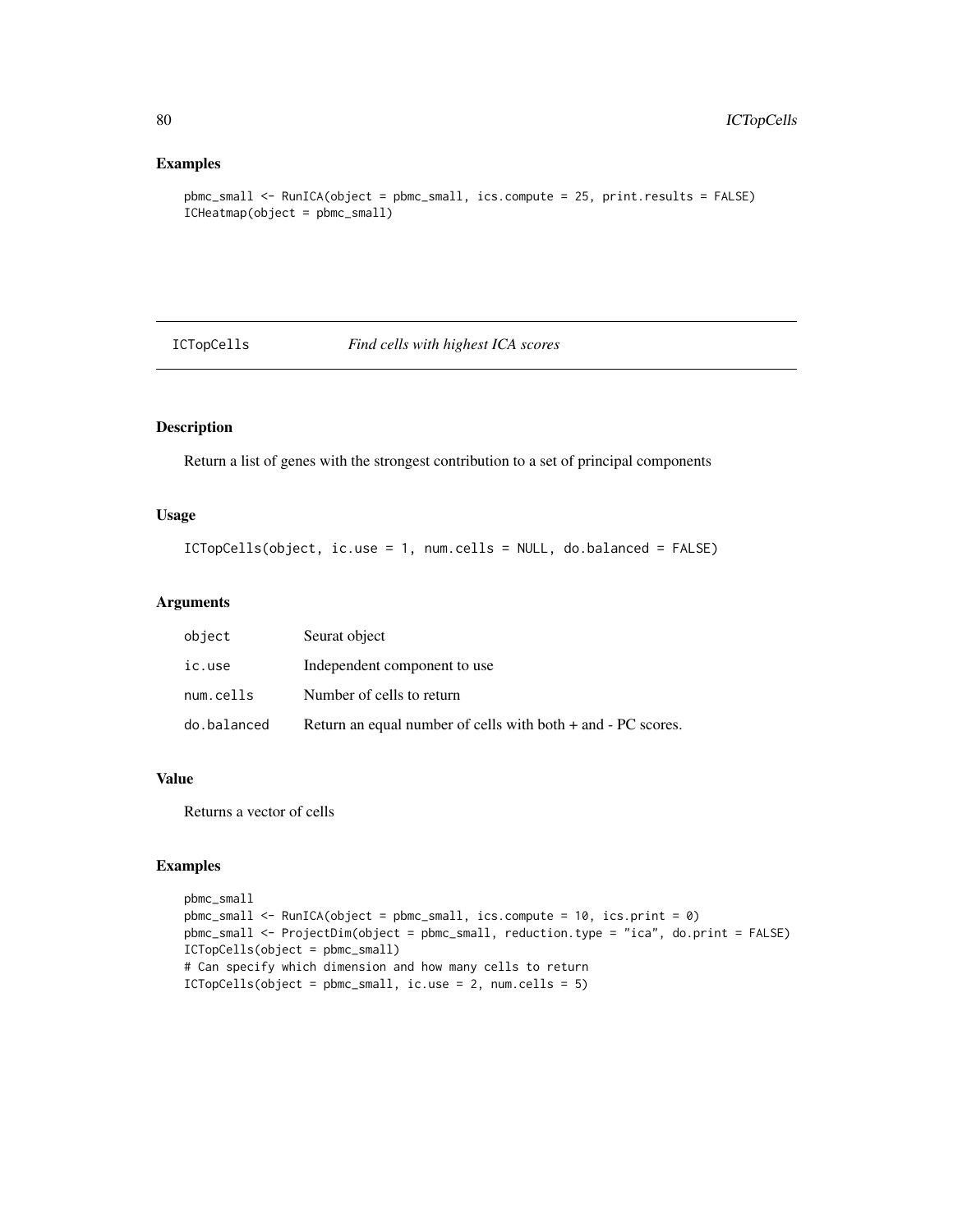## Examples

```
pbmc_small <- RunICA(object = pbmc_small, ics.compute = 25, print.results = FALSE)
ICHeatmap(object = pbmc_small)
```

---

# ICTopCells *Find cells with highest ICA scores*

---

## Description

Return a list of genes with the strongest contribution to a set of principal components

## Usage

```
ICTopCells(object, ic.use = 1, num.cells = NULL, do.balanced = FALSE)
```

## Arguments

| | |
|---|---|
| object | Seurat object |
| ic.use | Independent component to use |
| num.cells | Number of cells to return |
| do.balanced | Return an equal number of cells with both + and - PC scores. |

## Value

Returns a vector of cells

## Examples

```
pbmc_small
pbmc_small <- RunICA(object = pbmc_small, ics.compute = 10, ics.print = 0)
pbmc_small <- ProjectDim(object = pbmc_small, reduction.type = "ica", do.print = FALSE)
ICTopCells(object = pbmc_small)
# Can specify which dimension and how many cells to return
ICTopCells(object = pbmc_small, ic.use = 2, num.cells = 5)
```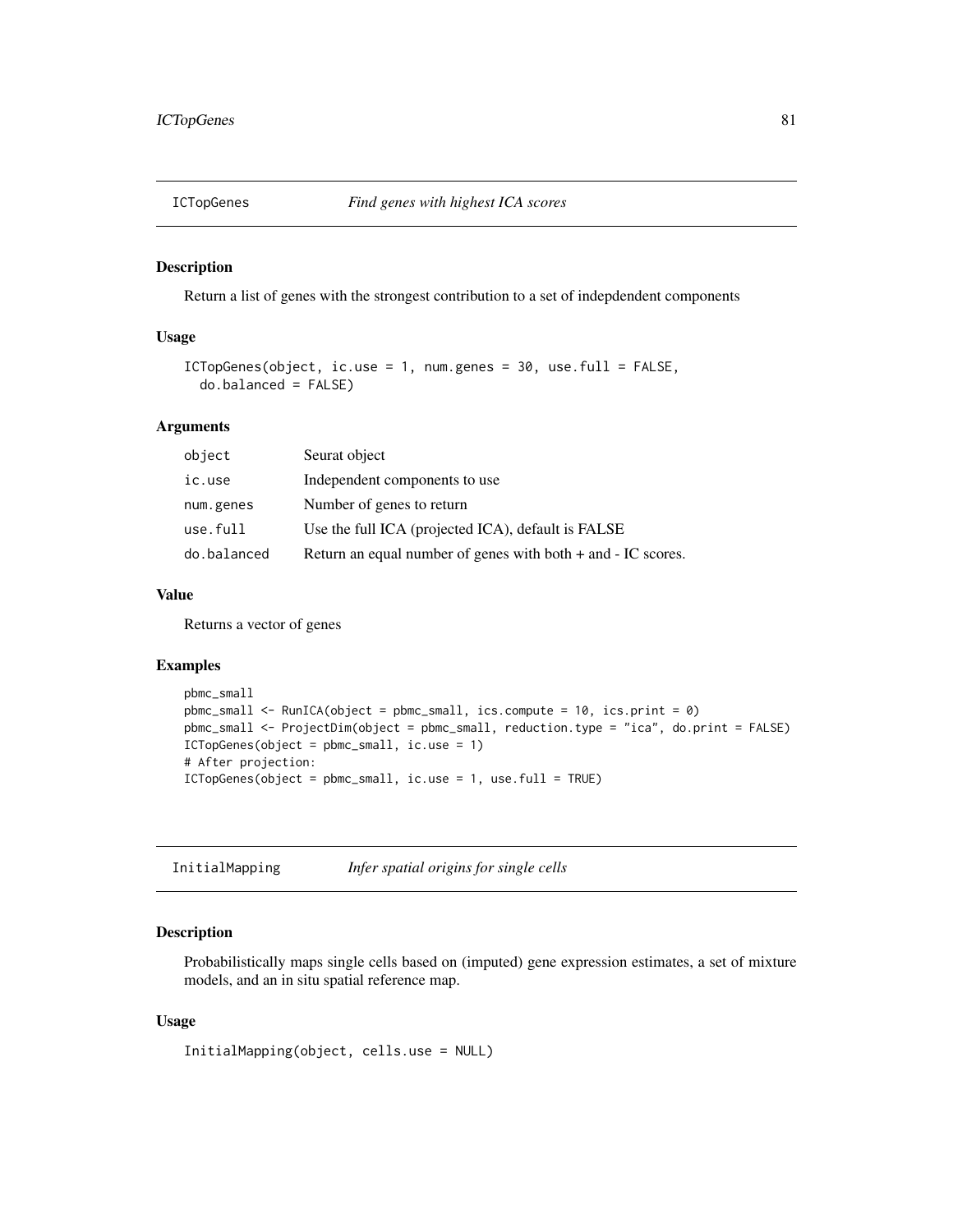## ICTopGenes *Find genes with highest ICA scores*

### Description

Return a list of genes with the strongest contribution to a set of indepdendent components

### Usage

```
ICTopGenes(object, ic.use = 1, num.genes = 30, use.full = FALSE,
  do.balanced = FALSE)
```

### Arguments

| | |
|---|---|
| object | Seurat object |
| ic.use | Independent components to use |
| num.genes | Number of genes to return |
| use.full | Use the full ICA (projected ICA), default is FALSE |
| do.balanced | Return an equal number of genes with both + and - IC scores. |

### Value

Returns a vector of genes

### Examples

```
pbmc_small
pbmc_small <- RunICA(object = pbmc_small, ics.compute = 10, ics.print = 0)
pbmc_small <- ProjectDim(object = pbmc_small, reduction.type = "ica", do.print = FALSE)
ICTopGenes(object = pbmc_small, ic.use = 1)
# After projection:
ICTopGenes(object = pbmc_small, ic.use = 1, use.full = TRUE)
```

## InitialMapping *Infer spatial origins for single cells*

### Description

Probabilistically maps single cells based on (imputed) gene expression estimates, a set of mixture models, and an in situ spatial reference map.

### Usage

```
InitialMapping(object, cells.use = NULL)
```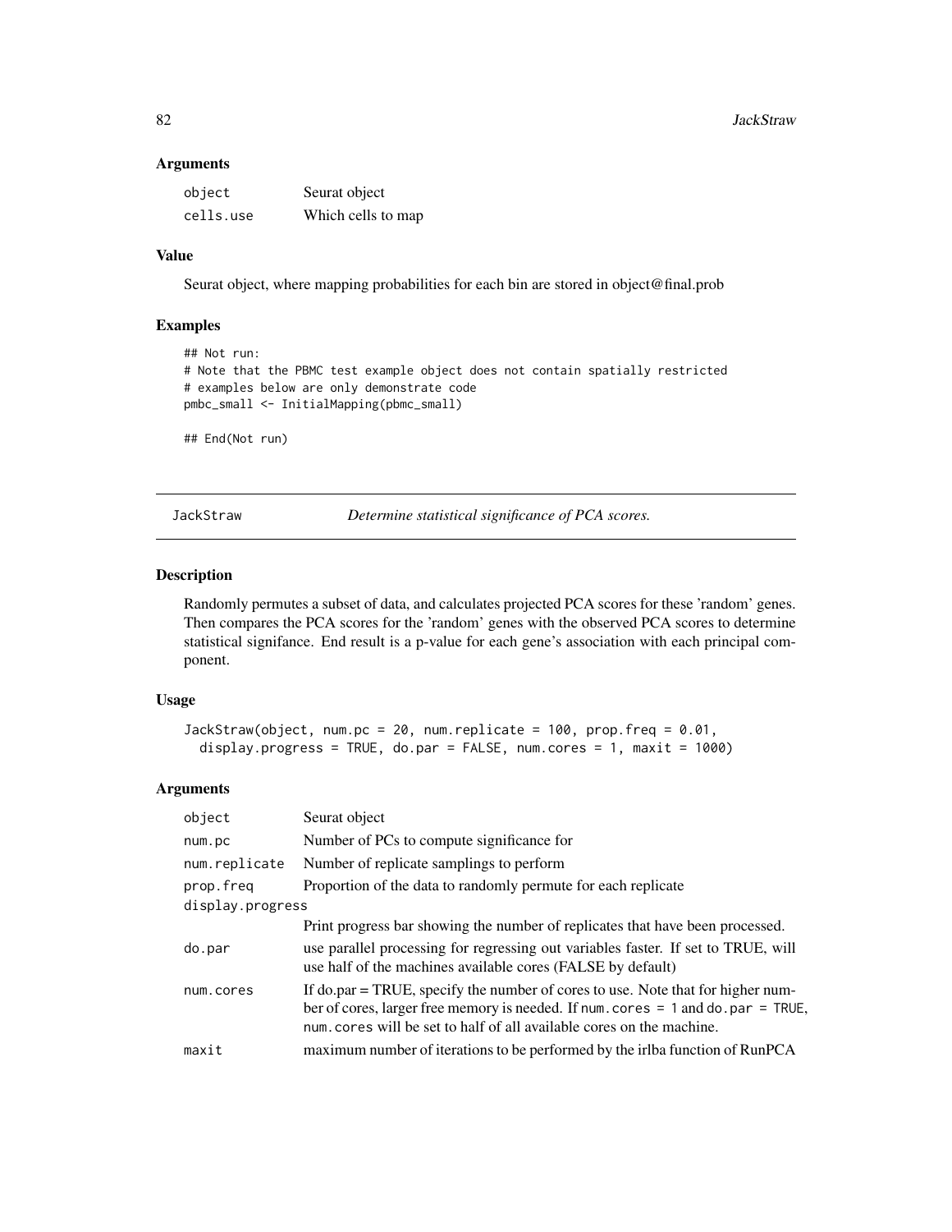## Arguments

| | |
|---|---|
| object | Seurat object |
| cells.use | Which cells to map |

## Value

Seurat object, where mapping probabilities for each bin are stored in object@final.prob

## Examples

```
## Not run:
# Note that the PBMC test example object does not contain spatially restricted
# examples below are only demonstrate code
pmbc_small <- InitialMapping(pbmc_small)

## End(Not run)
```

---

# JackStraw — *Determine statistical significance of PCA scores.*

## Description

Randomly permutes a subset of data, and calculates projected PCA scores for these 'random' genes. Then compares the PCA scores for the 'random' genes with the observed PCA scores to determine statistical signifance. End result is a p-value for each gene's association with each principal component.

## Usage

```
JackStraw(object, num.pc = 20, num.replicate = 100, prop.freq = 0.01,
  display.progress = TRUE, do.par = FALSE, num.cores = 1, maxit = 1000)
```

## Arguments

| | |
|---|---|
| object | Seurat object |
| num.pc | Number of PCs to compute significance for |
| num.replicate | Number of replicate samplings to perform |
| prop.freq | Proportion of the data to randomly permute for each replicate |
| display.progress | Print progress bar showing the number of replicates that have been processed. |
| do.par | use parallel processing for regressing out variables faster. If set to TRUE, will use half of the machines available cores (FALSE by default) |
| num.cores | If do.par = TRUE, specify the number of cores to use. Note that for higher number of cores, larger free memory is needed. If `num.cores = 1` and `do.par = TRUE`, `num.cores` will be set to half of all available cores on the machine. |
| maxit | maximum number of iterations to be performed by the irlba function of RunPCA |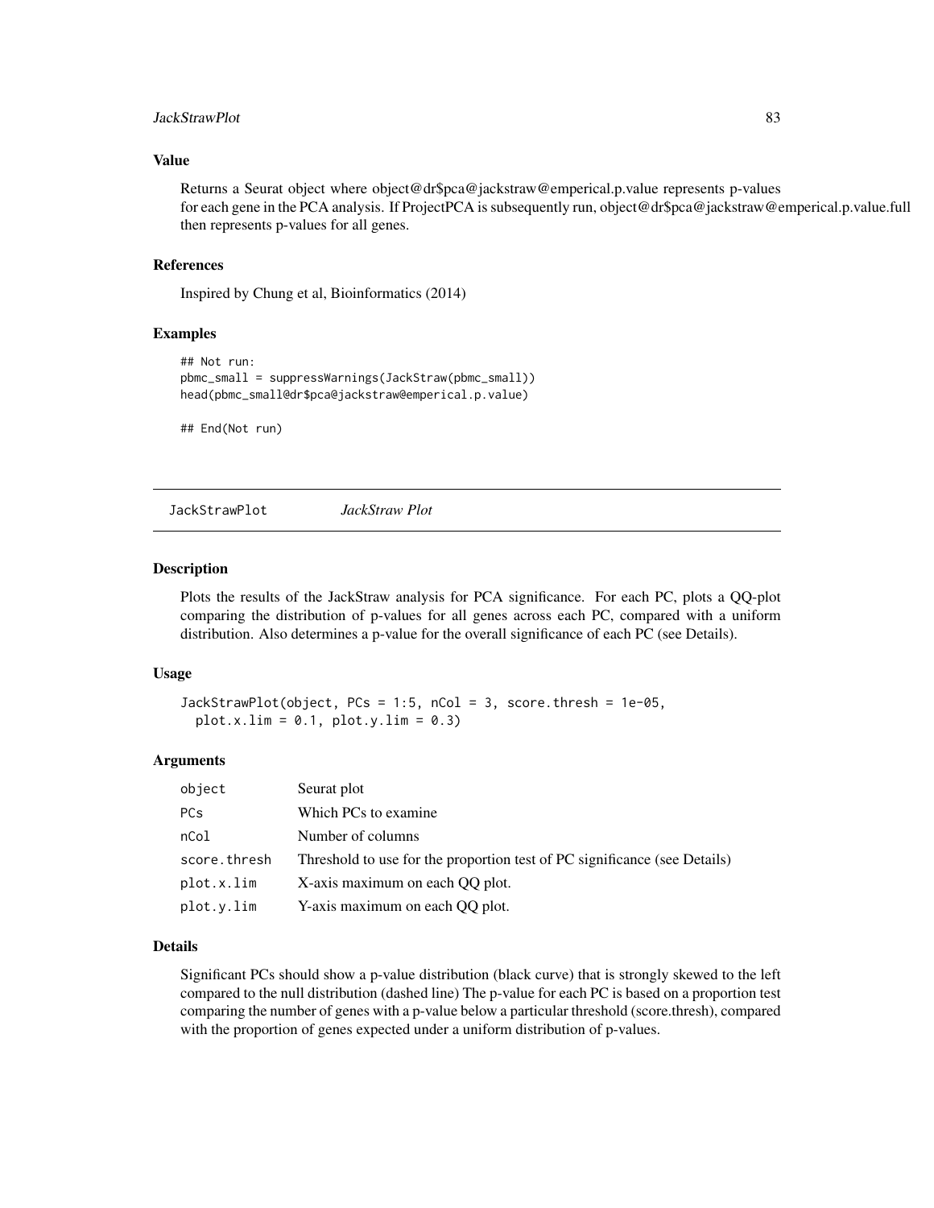### Value

Returns a Seurat object where object@dr$pca@jackstraw@emperical.p.value represents p-values for each gene in the PCA analysis. If ProjectPCA is subsequently run, object@dr$pca@jackstraw@emperical.p.value.full then represents p-values for all genes.

### References

Inspired by Chung et al, Bioinformatics (2014)

### Examples

```
## Not run:
pbmc_small = suppressWarnings(JackStraw(pbmc_small))
head(pbmc_small@dr$pca@jackstraw@emperical.p.value)

## End(Not run)
```

---

## JackStrawPlot    *JackStraw Plot*

### Description

Plots the results of the JackStraw analysis for PCA significance. For each PC, plots a QQ-plot comparing the distribution of p-values for all genes across each PC, compared with a uniform distribution. Also determines a p-value for the overall significance of each PC (see Details).

### Usage

```
JackStrawPlot(object, PCs = 1:5, nCol = 3, score.thresh = 1e-05,
  plot.x.lim = 0.1, plot.y.lim = 0.3)
```

### Arguments

| | |
|---|---|
| `object` | Seurat plot |
| `PCs` | Which PCs to examine |
| `nCol` | Number of columns |
| `score.thresh` | Threshold to use for the proportion test of PC significance (see Details) |
| `plot.x.lim` | X-axis maximum on each QQ plot. |
| `plot.y.lim` | Y-axis maximum on each QQ plot. |

### Details

Significant PCs should show a p-value distribution (black curve) that is strongly skewed to the left compared to the null distribution (dashed line) The p-value for each PC is based on a proportion test comparing the number of genes with a p-value below a particular threshold (score.thresh), compared with the proportion of genes expected under a uniform distribution of p-values.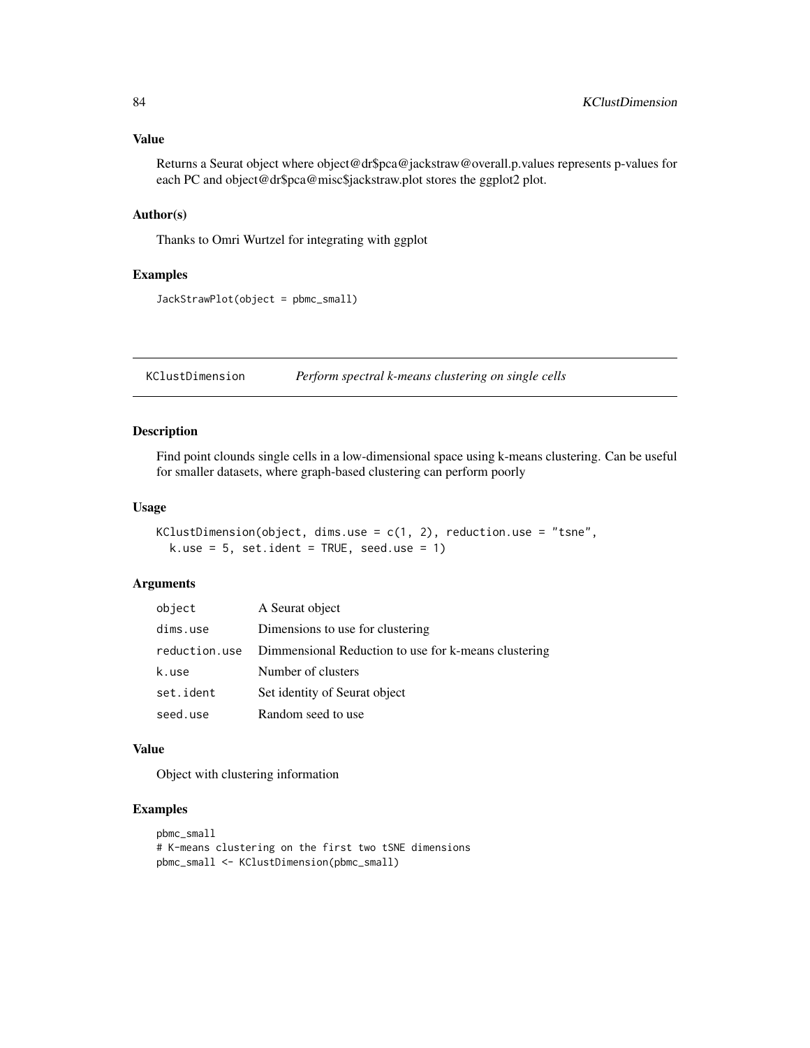### Value

Returns a Seurat object where object@dr$pca@jackstraw@overall.p.values represents p-values for each PC and object@dr$pca@misc$jackstraw.plot stores the ggplot2 plot.

### Author(s)

Thanks to Omri Wurtzel for integrating with ggplot

### Examples

```
JackStrawPlot(object = pbmc_small)
```

---

## KClustDimension — *Perform spectral k-means clustering on single cells*

---

### Description

Find point clounds single cells in a low-dimensional space using k-means clustering. Can be useful for smaller datasets, where graph-based clustering can perform poorly

### Usage

```
KClustDimension(object, dims.use = c(1, 2), reduction.use = "tsne",
  k.use = 5, set.ident = TRUE, seed.use = 1)
```

### Arguments

| | |
|---|---|
| object | A Seurat object |
| dims.use | Dimensions to use for clustering |
| reduction.use | Dimmensional Reduction to use for k-means clustering |
| k.use | Number of clusters |
| set.ident | Set identity of Seurat object |
| seed.use | Random seed to use |

### Value

Object with clustering information

### Examples

```
pbmc_small
# K-means clustering on the first two tSNE dimensions
pbmc_small <- KClustDimension(pbmc_small)
```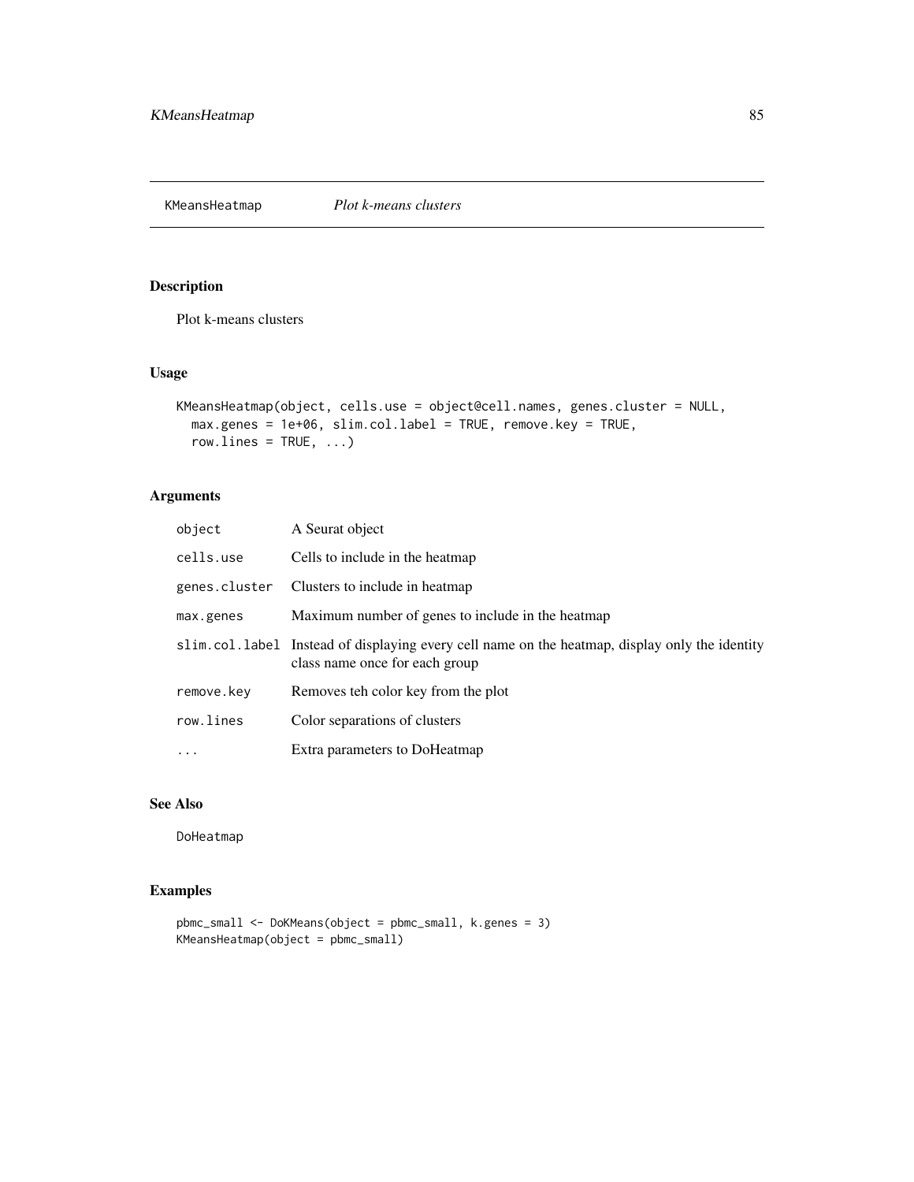## KMeansHeatmap *Plot k-means clusters*

### Description

Plot k-means clusters

### Usage

```
KMeansHeatmap(object, cells.use = object@cell.names, genes.cluster = NULL,
  max.genes = 1e+06, slim.col.label = TRUE, remove.key = TRUE,
  row.lines = TRUE, ...)
```

### Arguments

| | |
|---|---|
| `object` | A Seurat object |
| `cells.use` | Cells to include in the heatmap |
| `genes.cluster` | Clusters to include in heatmap |
| `max.genes` | Maximum number of genes to include in the heatmap |
| `slim.col.label` | Instead of displaying every cell name on the heatmap, display only the identity class name once for each group |
| `remove.key` | Removes teh color key from the plot |
| `row.lines` | Color separations of clusters |
| `...` | Extra parameters to DoHeatmap |

### See Also

`DoHeatmap`

### Examples

```
pbmc_small <- DoKMeans(object = pbmc_small, k.genes = 3)
KMeansHeatmap(object = pbmc_small)
```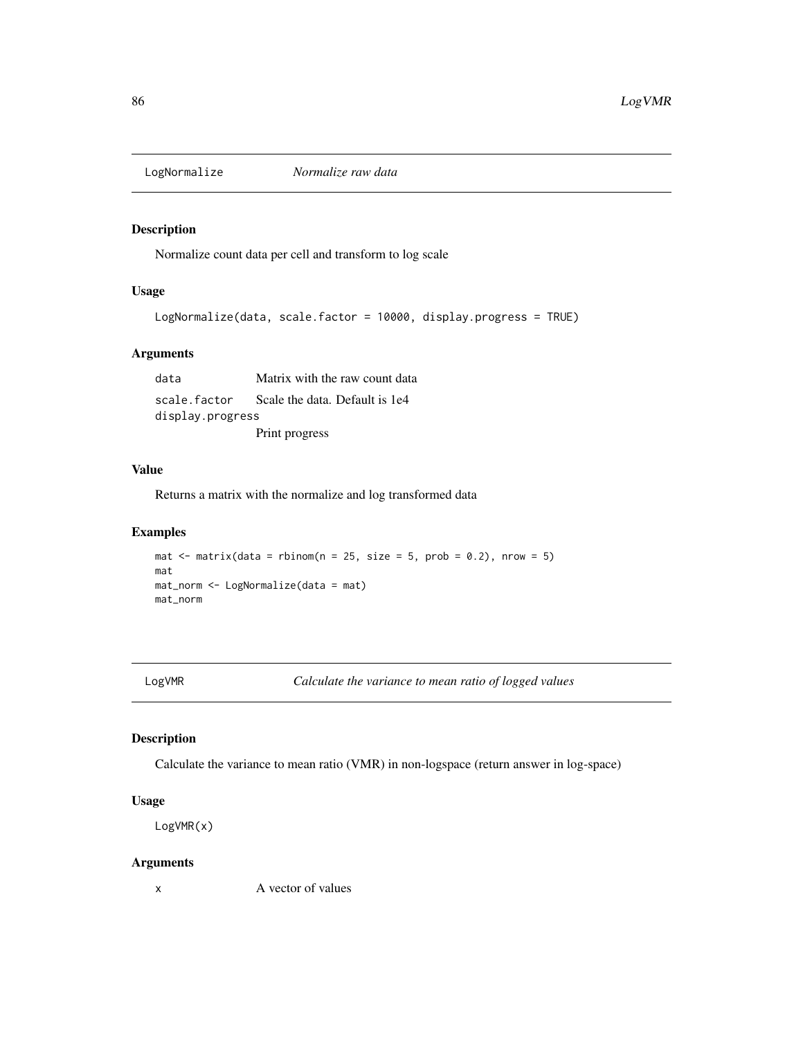## LogNormalize *Normalize raw data*

### Description

Normalize count data per cell and transform to log scale

### Usage

```
LogNormalize(data, scale.factor = 10000, display.progress = TRUE)
```

### Arguments

| | |
|---|---|
| `data` | Matrix with the raw count data |
| `scale.factor` | Scale the data. Default is 1e4 |
| `display.progress` | Print progress |

### Value

Returns a matrix with the normalize and log transformed data

### Examples

```
mat <- matrix(data = rbinom(n = 25, size = 5, prob = 0.2), nrow = 5)
mat
mat_norm <- LogNormalize(data = mat)
mat_norm
```

## LogVMR *Calculate the variance to mean ratio of logged values*

### Description

Calculate the variance to mean ratio (VMR) in non-logspace (return answer in log-space)

### Usage

```
LogVMR(x)
```

### Arguments

| | |
|---|---|
| `x` | A vector of values |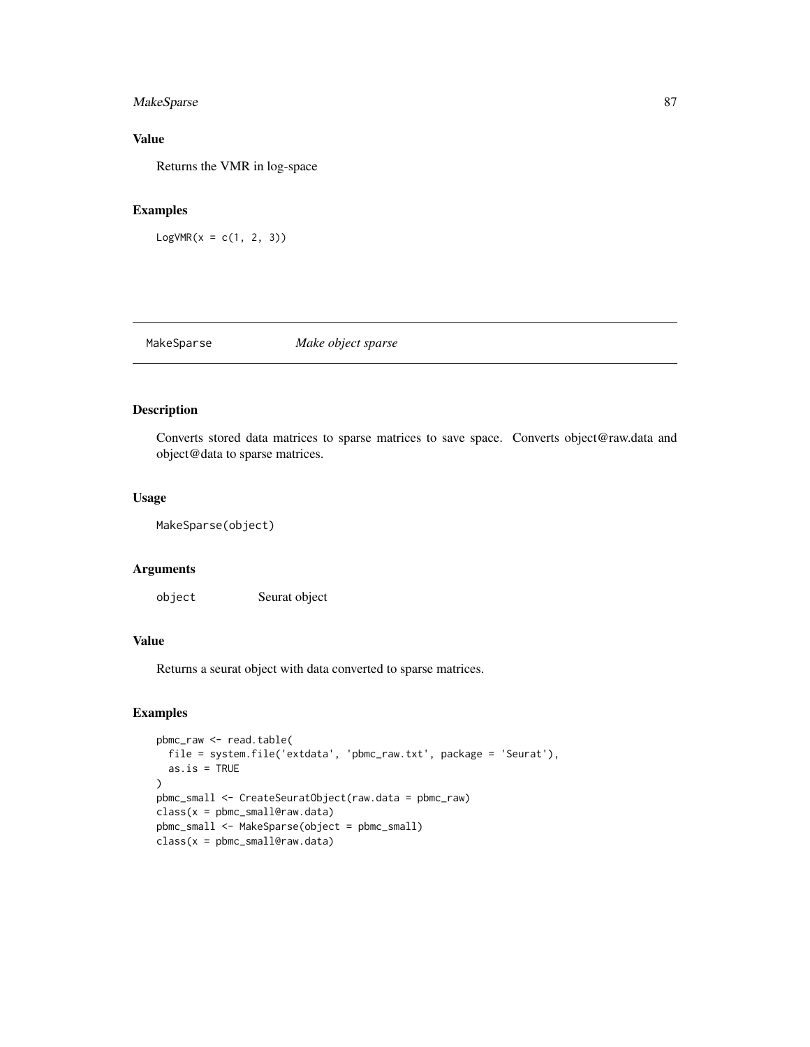## Value

Returns the VMR in log-space

## Examples

```
LogVMR(x = c(1, 2, 3))
```

---

# MakeSparse *Make object sparse*

---

## Description

Converts stored data matrices to sparse matrices to save space. Converts object@raw.data and object@data to sparse matrices.

## Usage

```
MakeSparse(object)
```

## Arguments

| | |
|---|---|
| object | Seurat object |

## Value

Returns a seurat object with data converted to sparse matrices.

## Examples

```
pbmc_raw <- read.table(
  file = system.file('extdata', 'pbmc_raw.txt', package = 'Seurat'),
  as.is = TRUE
)
pbmc_small <- CreateSeuratObject(raw.data = pbmc_raw)
class(x = pbmc_small@raw.data)
pbmc_small <- MakeSparse(object = pbmc_small)
class(x = pbmc_small@raw.data)
```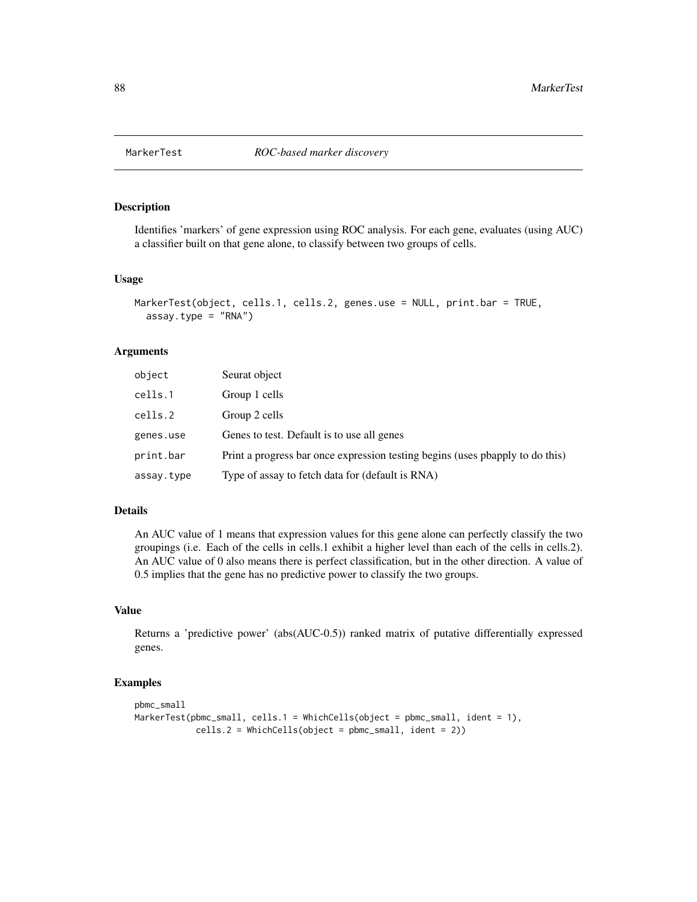# MarkerTest *ROC-based marker discovery*

## Description

Identifies 'markers' of gene expression using ROC analysis. For each gene, evaluates (using AUC) a classifier built on that gene alone, to classify between two groups of cells.

## Usage

```
MarkerTest(object, cells.1, cells.2, genes.use = NULL, print.bar = TRUE,
  assay.type = "RNA")
```

## Arguments

| | |
|---|---|
| `object` | Seurat object |
| `cells.1` | Group 1 cells |
| `cells.2` | Group 2 cells |
| `genes.use` | Genes to test. Default is to use all genes |
| `print.bar` | Print a progress bar once expression testing begins (uses pbapply to do this) |
| `assay.type` | Type of assay to fetch data for (default is RNA) |

## Details

An AUC value of 1 means that expression values for this gene alone can perfectly classify the two groupings (i.e. Each of the cells in cells.1 exhibit a higher level than each of the cells in cells.2). An AUC value of 0 also means there is perfect classification, but in the other direction. A value of 0.5 implies that the gene has no predictive power to classify the two groups.

## Value

Returns a 'predictive power' (abs(AUC-0.5)) ranked matrix of putative differentially expressed genes.

## Examples

```
pbmc_small
MarkerTest(pbmc_small, cells.1 = WhichCells(object = pbmc_small, ident = 1),
           cells.2 = WhichCells(object = pbmc_small, ident = 2))
```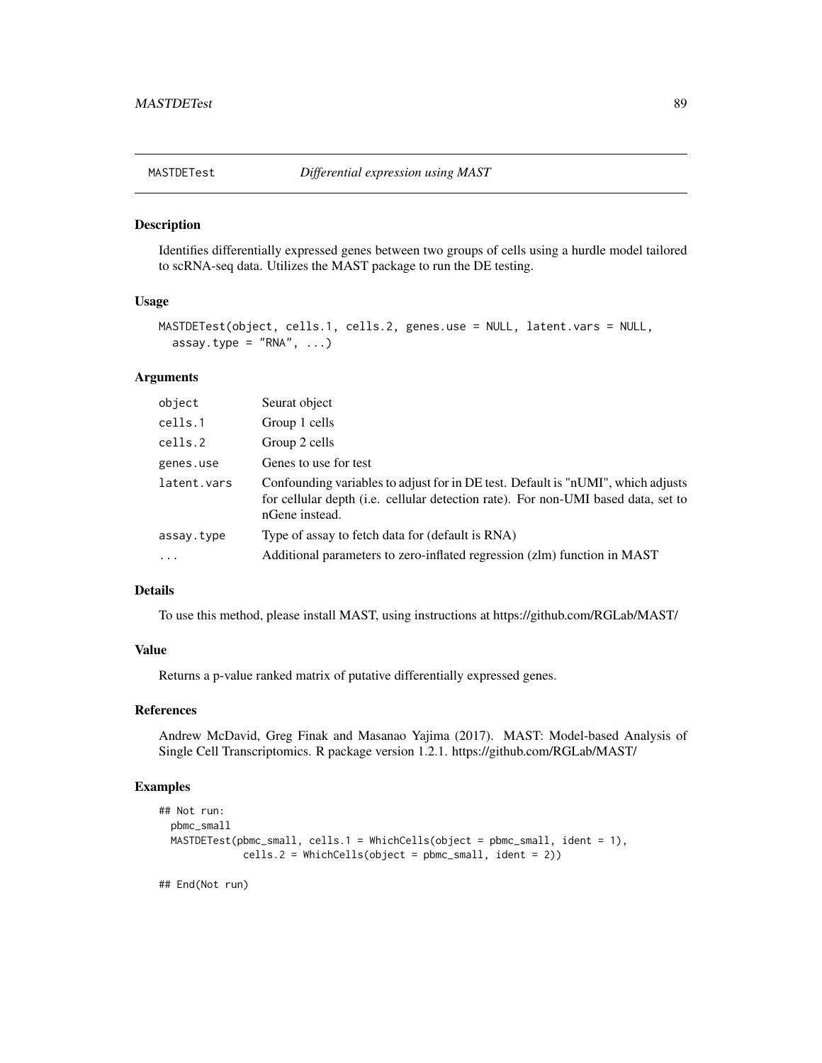## MASTDETest — *Differential expression using MAST*

### Description

Identifies differentially expressed genes between two groups of cells using a hurdle model tailored to scRNA-seq data. Utilizes the MAST package to run the DE testing.

### Usage

```
MASTDETest(object, cells.1, cells.2, genes.use = NULL, latent.vars = NULL,
  assay.type = "RNA", ...)
```

### Arguments

| | |
|---|---|
| `object` | Seurat object |
| `cells.1` | Group 1 cells |
| `cells.2` | Group 2 cells |
| `genes.use` | Genes to use for test |
| `latent.vars` | Confounding variables to adjust for in DE test. Default is "nUMI", which adjusts for cellular depth (i.e. cellular detection rate). For non-UMI based data, set to nGene instead. |
| `assay.type` | Type of assay to fetch data for (default is RNA) |
| `...` | Additional parameters to zero-inflated regression (zlm) function in MAST |

### Details

To use this method, please install MAST, using instructions at https://github.com/RGLab/MAST/

### Value

Returns a p-value ranked matrix of putative differentially expressed genes.

### References

Andrew McDavid, Greg Finak and Masanao Yajima (2017). MAST: Model-based Analysis of Single Cell Transcriptomics. R package version 1.2.1. https://github.com/RGLab/MAST/

### Examples

```
## Not run:
  pbmc_small
  MASTDETest(pbmc_small, cells.1 = WhichCells(object = pbmc_small, ident = 1),
             cells.2 = WhichCells(object = pbmc_small, ident = 2))

## End(Not run)
```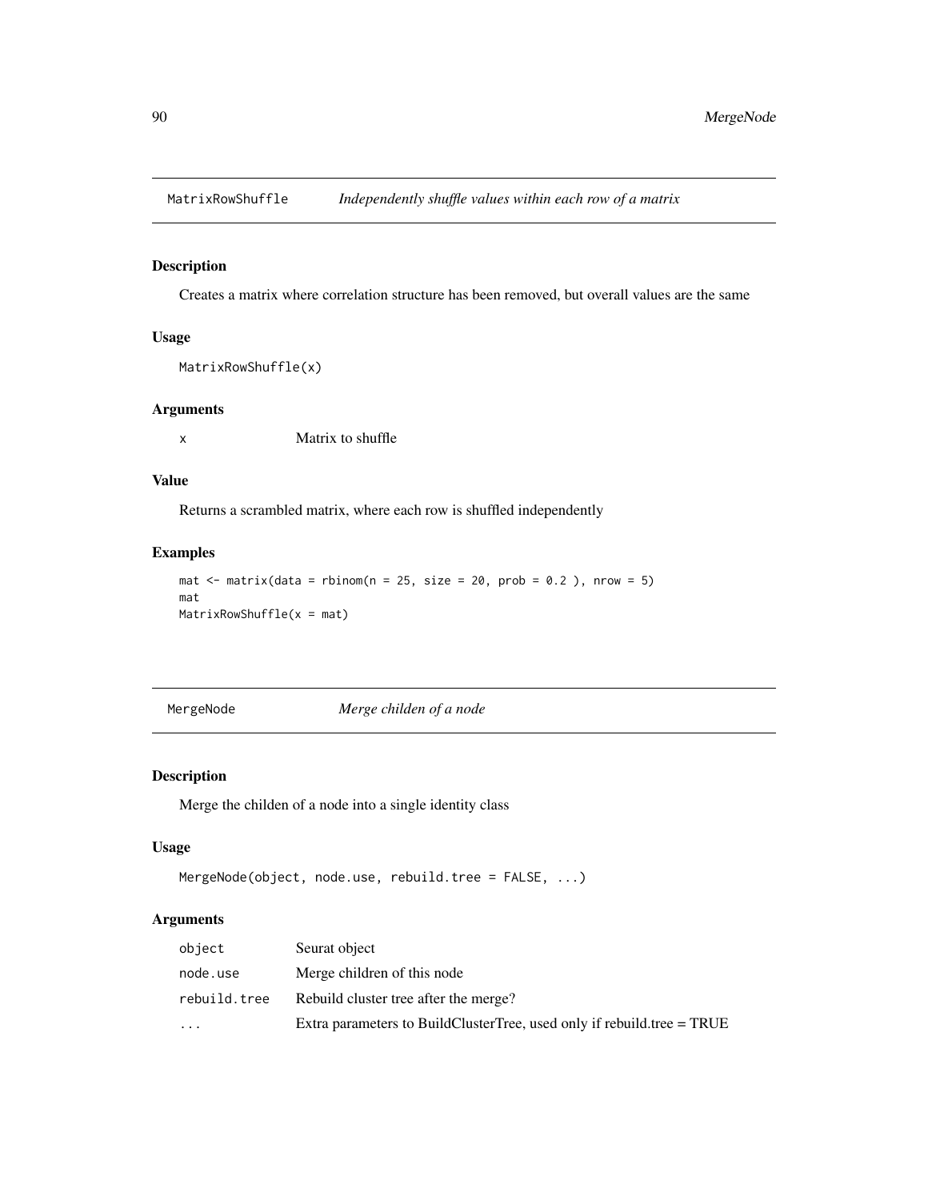## MatrixRowShuffle *Independently shuffle values within each row of a matrix*

### Description

Creates a matrix where correlation structure has been removed, but overall values are the same

### Usage

```
MatrixRowShuffle(x)
```

### Arguments

| | |
|---|---|
| x | Matrix to shuffle |

### Value

Returns a scrambled matrix, where each row is shuffled independently

### Examples

```
mat <- matrix(data = rbinom(n = 25, size = 20, prob = 0.2 ), nrow = 5)
mat
MatrixRowShuffle(x = mat)
```

## MergeNode *Merge childen of a node*

### Description

Merge the childen of a node into a single identity class

### Usage

```
MergeNode(object, node.use, rebuild.tree = FALSE, ...)
```

### Arguments

| | |
|---|---|
| object | Seurat object |
| node.use | Merge children of this node |
| rebuild.tree | Rebuild cluster tree after the merge? |
| ... | Extra parameters to BuildClusterTree, used only if rebuild.tree = TRUE |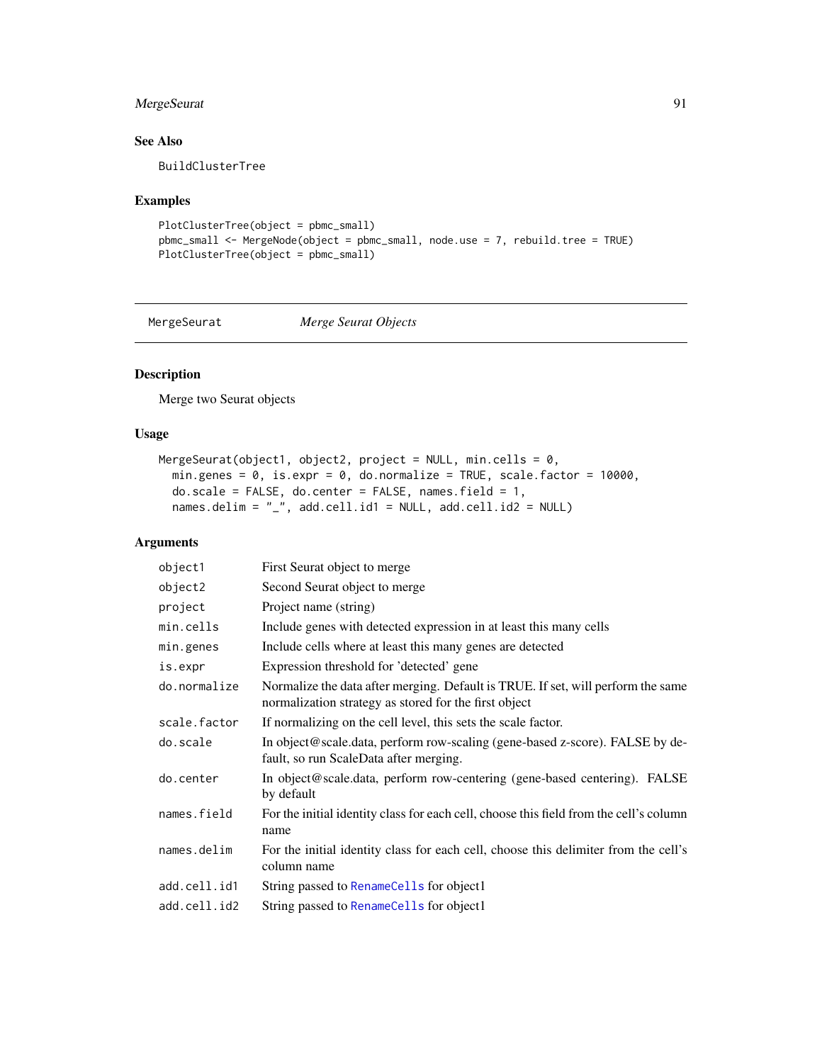### See Also

BuildClusterTree

### Examples

```
PlotClusterTree(object = pbmc_small)
pbmc_small <- MergeNode(object = pbmc_small, node.use = 7, rebuild.tree = TRUE)
PlotClusterTree(object = pbmc_small)
```

---

## MergeSeurat *Merge Seurat Objects*

---

### Description

Merge two Seurat objects

### Usage

```
MergeSeurat(object1, object2, project = NULL, min.cells = 0,
  min.genes = 0, is.expr = 0, do.normalize = TRUE, scale.factor = 10000,
  do.scale = FALSE, do.center = FALSE, names.field = 1,
  names.delim = "_", add.cell.id1 = NULL, add.cell.id2 = NULL)
```

### Arguments

| | |
|---|---|
| object1 | First Seurat object to merge |
| object2 | Second Seurat object to merge |
| project | Project name (string) |
| min.cells | Include genes with detected expression in at least this many cells |
| min.genes | Include cells where at least this many genes are detected |
| is.expr | Expression threshold for 'detected' gene |
| do.normalize | Normalize the data after merging. Default is TRUE. If set, will perform the same normalization strategy as stored for the first object |
| scale.factor | If normalizing on the cell level, this sets the scale factor. |
| do.scale | In object@scale.data, perform row-scaling (gene-based z-score). FALSE by default, so run ScaleData after merging. |
| do.center | In object@scale.data, perform row-centering (gene-based centering). FALSE by default |
| names.field | For the initial identity class for each cell, choose this field from the cell's column name |
| names.delim | For the initial identity class for each cell, choose this delimiter from the cell's column name |
| add.cell.id1 | String passed to RenameCells for object1 |
| add.cell.id2 | String passed to RenameCells for object1 |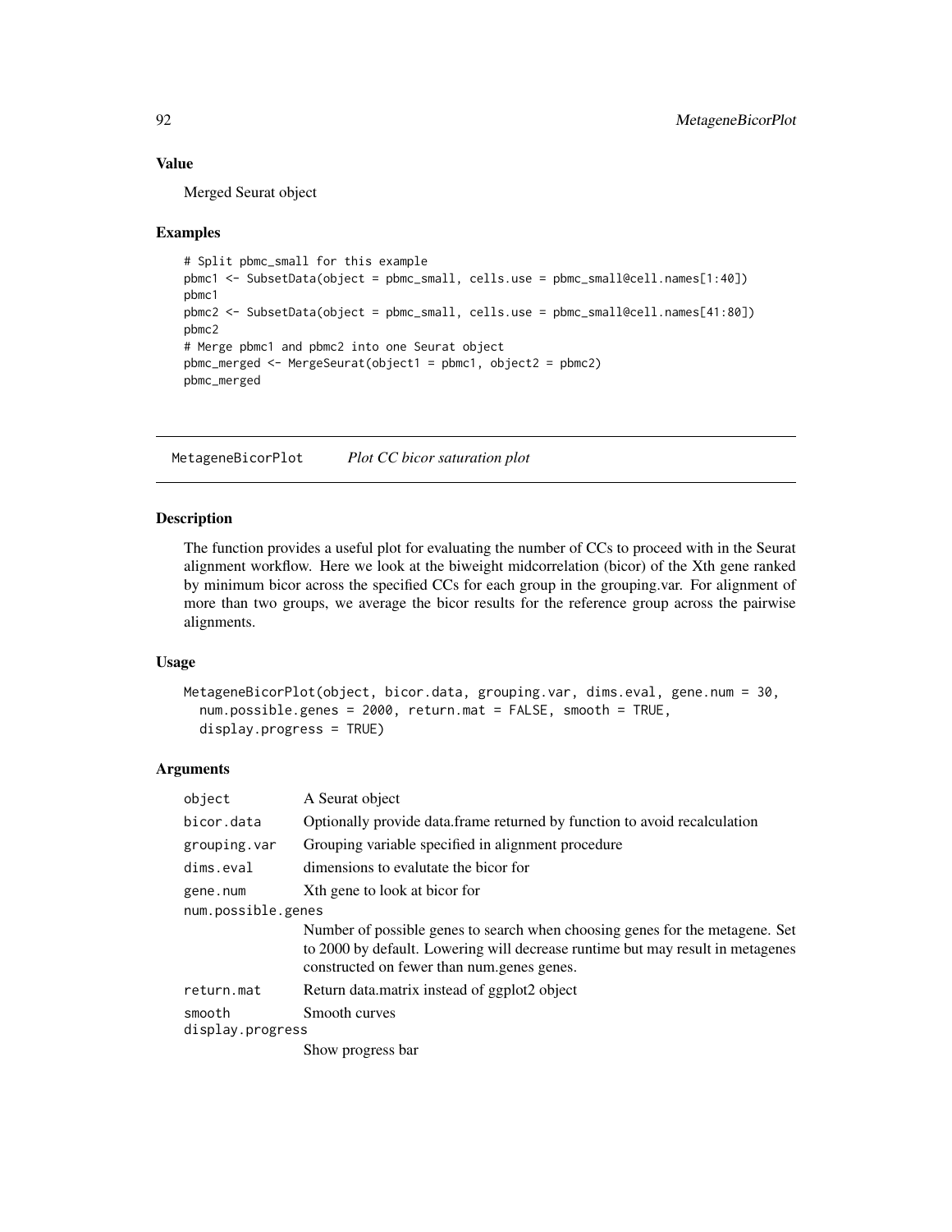## Value

Merged Seurat object

## Examples

```
# Split pbmc_small for this example
pbmc1 <- SubsetData(object = pbmc_small, cells.use = pbmc_small@cell.names[1:40])
pbmc1
pbmc2 <- SubsetData(object = pbmc_small, cells.use = pbmc_small@cell.names[41:80])
pbmc2
# Merge pbmc1 and pbmc2 into one Seurat object
pbmc_merged <- MergeSeurat(object1 = pbmc1, object2 = pbmc2)
pbmc_merged
```

---

# MetageneBicorPlot    *Plot CC bicor saturation plot*

## Description

The function provides a useful plot for evaluating the number of CCs to proceed with in the Seurat alignment workflow. Here we look at the biweight midcorrelation (bicor) of the Xth gene ranked by minimum bicor across the specified CCs for each group in the grouping.var. For alignment of more than two groups, we average the bicor results for the reference group across the pairwise alignments.

## Usage

```
MetageneBicorPlot(object, bicor.data, grouping.var, dims.eval, gene.num = 30,
  num.possible.genes = 2000, return.mat = FALSE, smooth = TRUE,
  display.progress = TRUE)
```

## Arguments

| | |
|---|---|
| object | A Seurat object |
| bicor.data | Optionally provide data.frame returned by function to avoid recalculation |
| grouping.var | Grouping variable specified in alignment procedure |
| dims.eval | dimensions to evalutate the bicor for |
| gene.num | Xth gene to look at bicor for |
| num.possible.genes | Number of possible genes to search when choosing genes for the metagene. Set to 2000 by default. Lowering will decrease runtime but may result in metagenes constructed on fewer than num.genes genes. |
| return.mat | Return data.matrix instead of ggplot2 object |
| smooth | Smooth curves |
| display.progress | Show progress bar |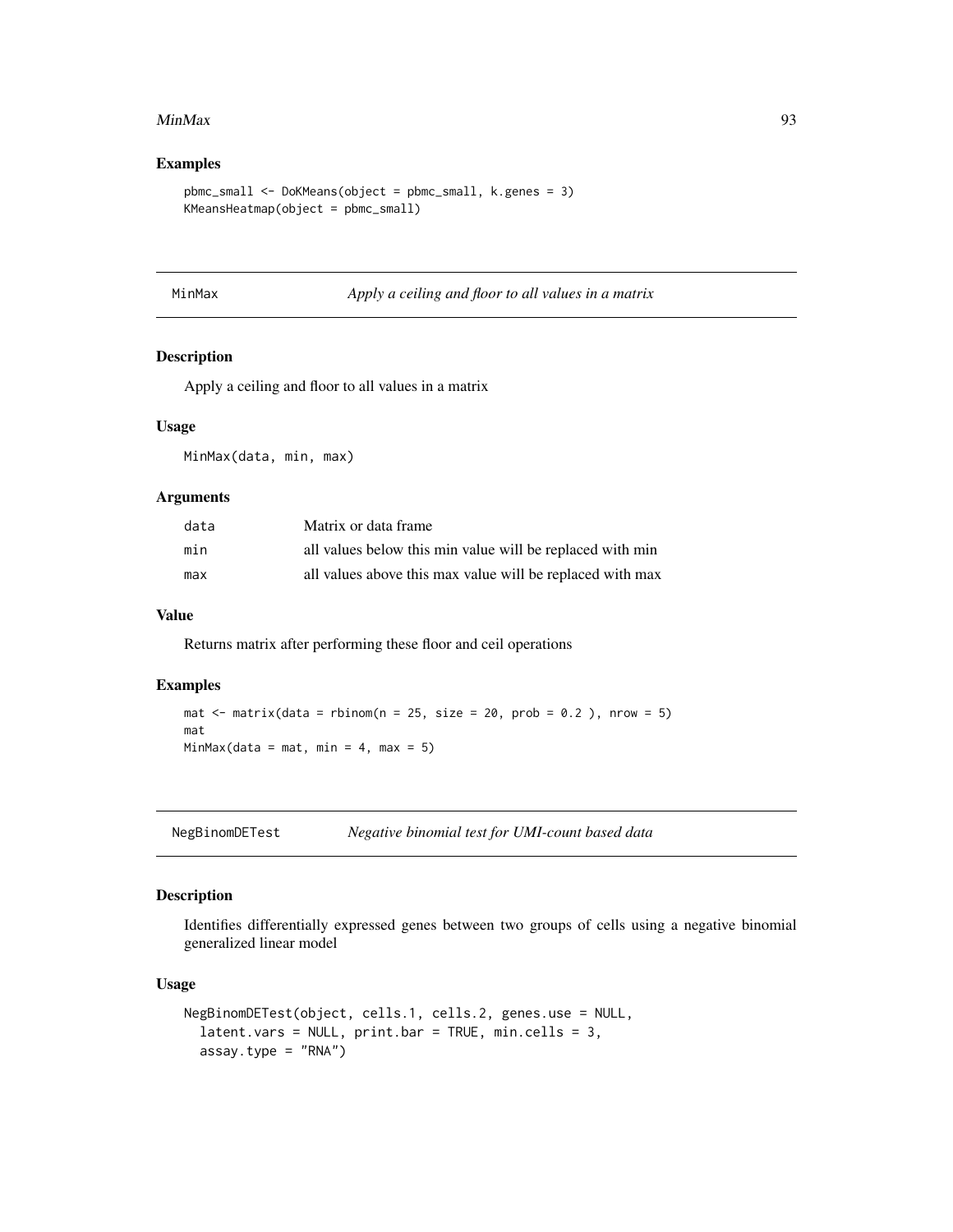### Examples

```
pbmc_small <- DoKMeans(object = pbmc_small, k.genes = 3)
KMeansHeatmap(object = pbmc_small)
```

---

## MinMax — *Apply a ceiling and floor to all values in a matrix*

### Description

Apply a ceiling and floor to all values in a matrix

### Usage

```
MinMax(data, min, max)
```

### Arguments

| | |
|---|---|
| `data` | Matrix or data frame |
| `min` | all values below this min value will be replaced with min |
| `max` | all values above this max value will be replaced with max |

### Value

Returns matrix after performing these floor and ceil operations

### Examples

```
mat <- matrix(data = rbinom(n = 25, size = 20, prob = 0.2 ), nrow = 5)
mat
MinMax(data = mat, min = 4, max = 5)
```

---

## NegBinomDETest — *Negative binomial test for UMI-count based data*

### Description

Identifies differentially expressed genes between two groups of cells using a negative binomial generalized linear model

### Usage

```
NegBinomDETest(object, cells.1, cells.2, genes.use = NULL,
  latent.vars = NULL, print.bar = TRUE, min.cells = 3,
  assay.type = "RNA")
```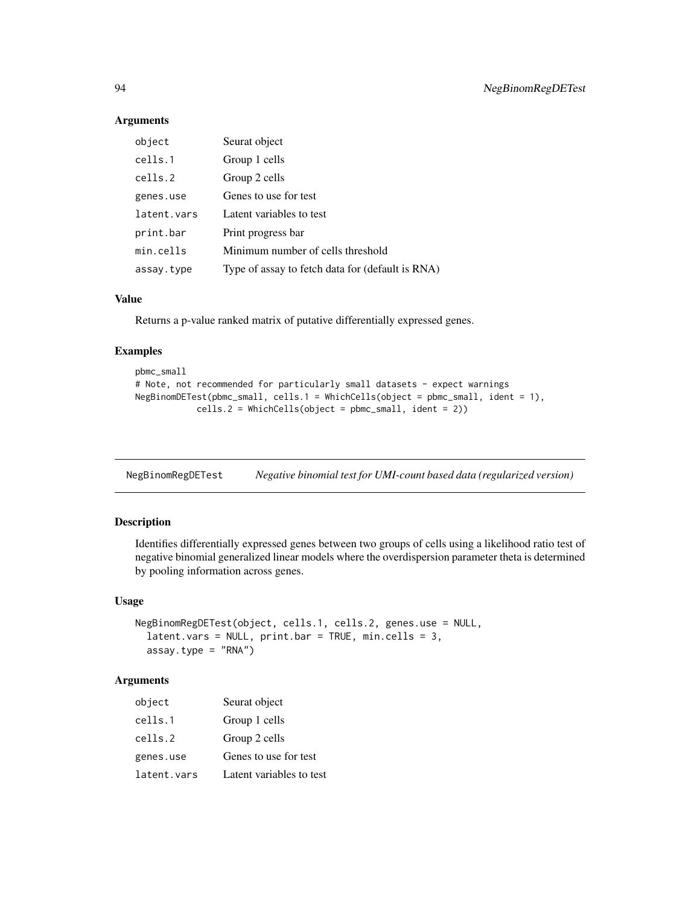### Arguments

| | |
|---|---|
| object | Seurat object |
| cells.1 | Group 1 cells |
| cells.2 | Group 2 cells |
| genes.use | Genes to use for test |
| latent.vars | Latent variables to test |
| print.bar | Print progress bar |
| min.cells | Minimum number of cells threshold |
| assay.type | Type of assay to fetch data for (default is RNA) |

### Value

Returns a p-value ranked matrix of putative differentially expressed genes.

### Examples

```
pbmc_small
# Note, not recommended for particularly small datasets - expect warnings
NegBinomDETest(pbmc_small, cells.1 = WhichCells(object = pbmc_small, ident = 1),
            cells.2 = WhichCells(object = pbmc_small, ident = 2))
```

---

## NegBinomRegDETest — *Negative binomial test for UMI-count based data (regularized version)*

---

### Description

Identifies differentially expressed genes between two groups of cells using a likelihood ratio test of negative binomial generalized linear models where the overdispersion parameter theta is determined by pooling information across genes.

### Usage

```
NegBinomRegDETest(object, cells.1, cells.2, genes.use = NULL,
  latent.vars = NULL, print.bar = TRUE, min.cells = 3,
  assay.type = "RNA")
```

### Arguments

| | |
|---|---|
| object | Seurat object |
| cells.1 | Group 1 cells |
| cells.2 | Group 2 cells |
| genes.use | Genes to use for test |
| latent.vars | Latent variables to test |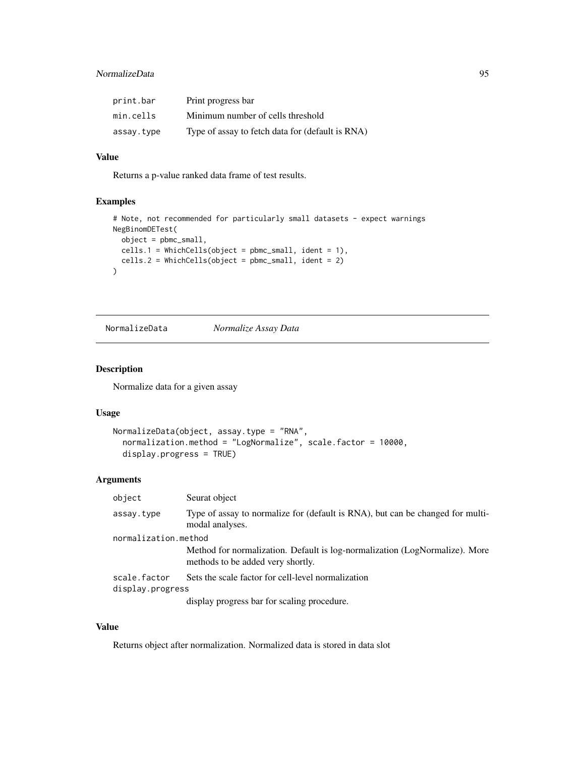| | |
|---|---|
| print.bar | Print progress bar |
| min.cells | Minimum number of cells threshold |
| assay.type | Type of assay to fetch data for (default is RNA) |

### Value

Returns a p-value ranked data frame of test results.

### Examples

```
# Note, not recommended for particularly small datasets - expect warnings
NegBinomDETest(
  object = pbmc_small,
  cells.1 = WhichCells(object = pbmc_small, ident = 1),
  cells.2 = WhichCells(object = pbmc_small, ident = 2)
)
```

---

## NormalizeData *Normalize Assay Data*

---

### Description

Normalize data for a given assay

### Usage

```
NormalizeData(object, assay.type = "RNA",
  normalization.method = "LogNormalize", scale.factor = 10000,
  display.progress = TRUE)
```

### Arguments

| | |
|---|---|
| object | Seurat object |
| assay.type | Type of assay to normalize for (default is RNA), but can be changed for multi-modal analyses. |
| normalization.method | Method for normalization. Default is log-normalization (LogNormalize). More methods to be added very shortly. |
| scale.factor | Sets the scale factor for cell-level normalization |
| display.progress | display progress bar for scaling procedure. |

### Value

Returns object after normalization. Normalized data is stored in data slot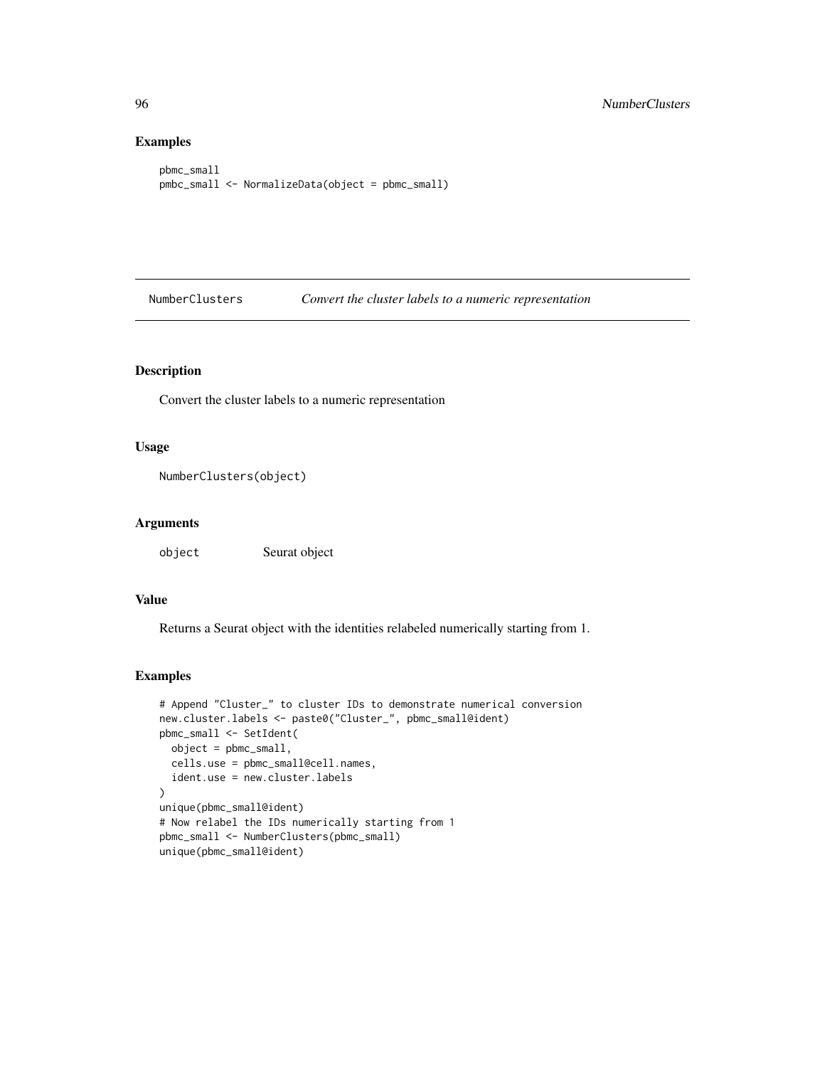## Examples

```
pbmc_small
pmbc_small <- NormalizeData(object = pbmc_small)
```

---

# NumberClusters *Convert the cluster labels to a numeric representation*

---

## Description

Convert the cluster labels to a numeric representation

## Usage

```
NumberClusters(object)
```

## Arguments

| | |
|---|---|
| `object` | Seurat object |

## Value

Returns a Seurat object with the identities relabeled numerically starting from 1.

## Examples

```
# Append "Cluster_" to cluster IDs to demonstrate numerical conversion
new.cluster.labels <- paste0("Cluster_", pbmc_small@ident)
pbmc_small <- SetIdent(
  object = pbmc_small,
  cells.use = pbmc_small@cell.names,
  ident.use = new.cluster.labels
)
unique(pbmc_small@ident)
# Now relabel the IDs numerically starting from 1
pbmc_small <- NumberClusters(pbmc_small)
unique(pbmc_small@ident)
```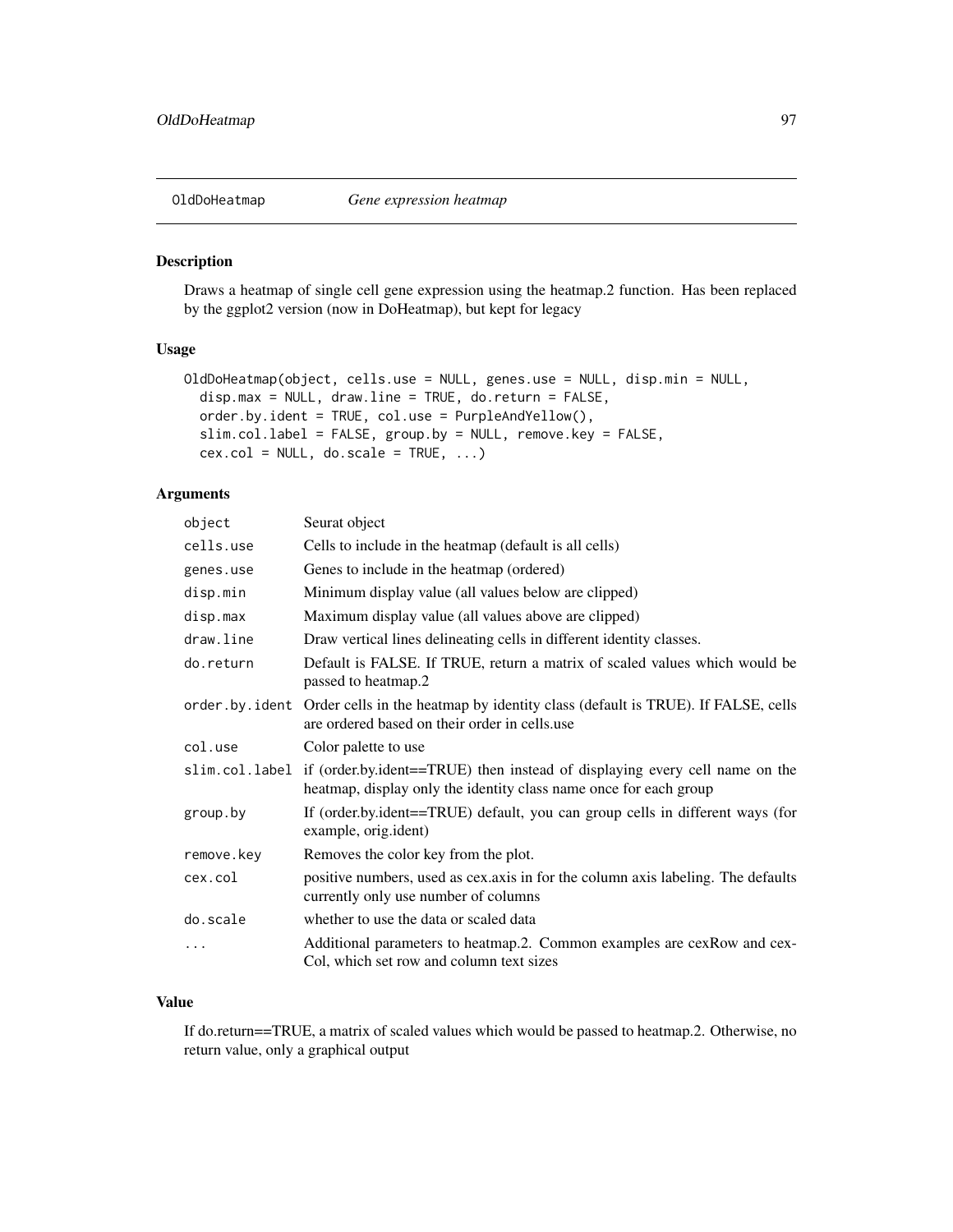## OldDoHeatmap *Gene expression heatmap*

### Description

Draws a heatmap of single cell gene expression using the heatmap.2 function. Has been replaced by the ggplot2 version (now in DoHeatmap), but kept for legacy

### Usage

```
OldDoHeatmap(object, cells.use = NULL, genes.use = NULL, disp.min = NULL,
  disp.max = NULL, draw.line = TRUE, do.return = FALSE,
  order.by.ident = TRUE, col.use = PurpleAndYellow(),
  slim.col.label = FALSE, group.by = NULL, remove.key = FALSE,
  cex.col = NULL, do.scale = TRUE, ...)
```

### Arguments

| | |
|---|---|
| object | Seurat object |
| cells.use | Cells to include in the heatmap (default is all cells) |
| genes.use | Genes to include in the heatmap (ordered) |
| disp.min | Minimum display value (all values below are clipped) |
| disp.max | Maximum display value (all values above are clipped) |
| draw.line | Draw vertical lines delineating cells in different identity classes. |
| do.return | Default is FALSE. If TRUE, return a matrix of scaled values which would be passed to heatmap.2 |
| order.by.ident | Order cells in the heatmap by identity class (default is TRUE). If FALSE, cells are ordered based on their order in cells.use |
| col.use | Color palette to use |
| slim.col.label | if (order.by.ident==TRUE) then instead of displaying every cell name on the heatmap, display only the identity class name once for each group |
| group.by | If (order.by.ident==TRUE) default, you can group cells in different ways (for example, orig.ident) |
| remove.key | Removes the color key from the plot. |
| cex.col | positive numbers, used as cex.axis in for the column axis labeling. The defaults currently only use number of columns |
| do.scale | whether to use the data or scaled data |
| ... | Additional parameters to heatmap.2. Common examples are cexRow and cexCol, which set row and column text sizes |

### Value

If do.return==TRUE, a matrix of scaled values which would be passed to heatmap.2. Otherwise, no return value, only a graphical output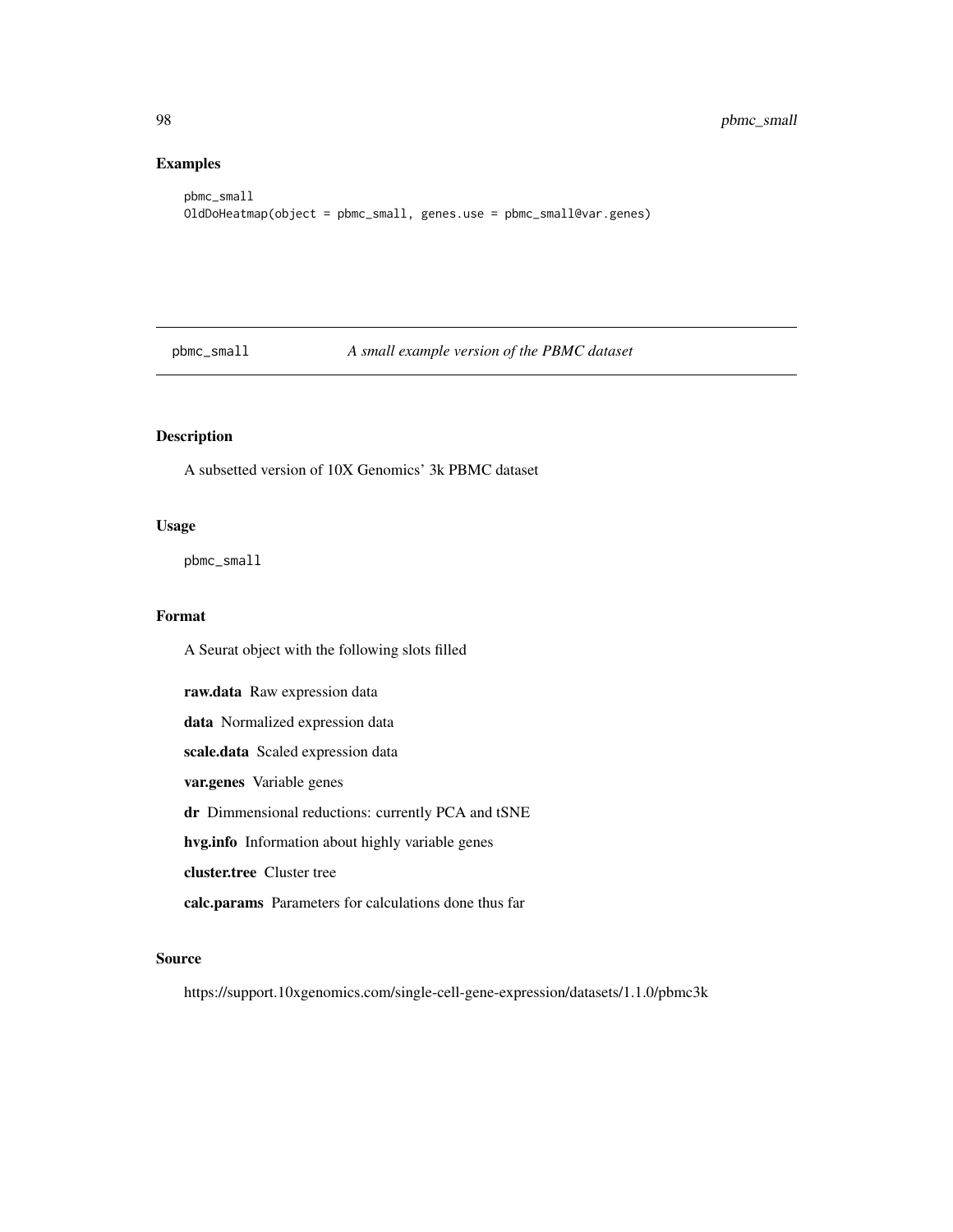## Examples

```
pbmc_small
OldDoHeatmap(object = pbmc_small, genes.use = pbmc_small@var.genes)
```

---

# pbmc_small *A small example version of the PBMC dataset*

---

## Description

A subsetted version of 10X Genomics' 3k PBMC dataset

## Usage

```
pbmc_small
```

## Format

A Seurat object with the following slots filled

**raw.data** Raw expression data

**data** Normalized expression data

**scale.data** Scaled expression data

**var.genes** Variable genes

**dr** Dimmensional reductions: currently PCA and tSNE

**hvg.info** Information about highly variable genes

**cluster.tree** Cluster tree

**calc.params** Parameters for calculations done thus far

## Source

https://support.10xgenomics.com/single-cell-gene-expression/datasets/1.1.0/pbmc3k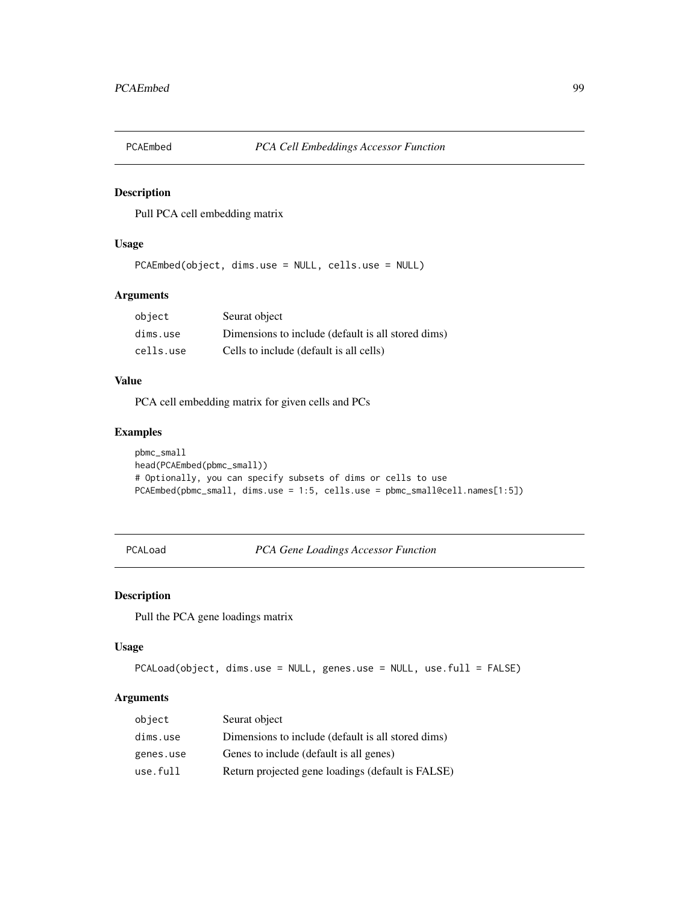## PCAEmbed — *PCA Cell Embeddings Accessor Function*

### Description

Pull PCA cell embedding matrix

### Usage

```
PCAEmbed(object, dims.use = NULL, cells.use = NULL)
```

### Arguments

| | |
|---|---|
| object | Seurat object |
| dims.use | Dimensions to include (default is all stored dims) |
| cells.use | Cells to include (default is all cells) |

### Value

PCA cell embedding matrix for given cells and PCs

### Examples

```
pbmc_small
head(PCAEmbed(pbmc_small))
# Optionally, you can specify subsets of dims or cells to use
PCAEmbed(pbmc_small, dims.use = 1:5, cells.use = pbmc_small@cell.names[1:5])
```

## PCALoad — *PCA Gene Loadings Accessor Function*

### Description

Pull the PCA gene loadings matrix

### Usage

```
PCALoad(object, dims.use = NULL, genes.use = NULL, use.full = FALSE)
```

### Arguments

| | |
|---|---|
| object | Seurat object |
| dims.use | Dimensions to include (default is all stored dims) |
| genes.use | Genes to include (default is all genes) |
| use.full | Return projected gene loadings (default is FALSE) |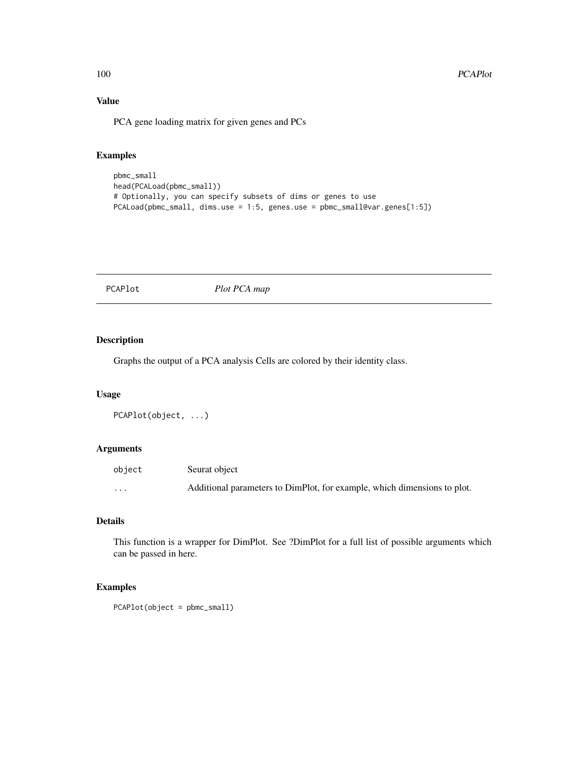### Value

PCA gene loading matrix for given genes and PCs

### Examples

```
pbmc_small
head(PCALoad(pbmc_small))
# Optionally, you can specify subsets of dims or genes to use
PCALoad(pbmc_small, dims.use = 1:5, genes.use = pbmc_small@var.genes[1:5])
```

---

## PCAPlot *Plot PCA map*

---

### Description

Graphs the output of a PCA analysis Cells are colored by their identity class.

### Usage

```
PCAPlot(object, ...)
```

### Arguments

| | |
|---|---|
| `object` | Seurat object |
| `...` | Additional parameters to DimPlot, for example, which dimensions to plot. |

### Details

This function is a wrapper for DimPlot. See ?DimPlot for a full list of possible arguments which can be passed in here.

### Examples

```
PCAPlot(object = pbmc_small)
```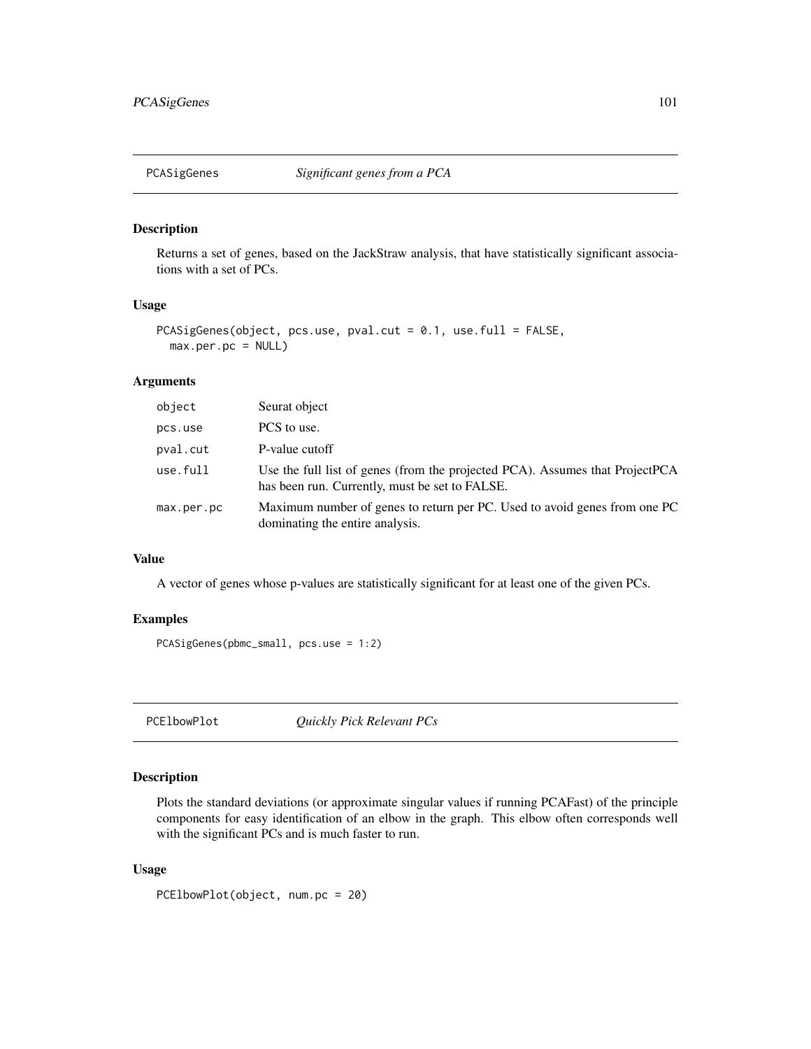## PCASigGenes *Significant genes from a PCA*

### Description

Returns a set of genes, based on the JackStraw analysis, that have statistically significant associations with a set of PCs.

### Usage

```
PCASigGenes(object, pcs.use, pval.cut = 0.1, use.full = FALSE,
  max.per.pc = NULL)
```

### Arguments

| | |
|---|---|
| object | Seurat object |
| pcs.use | PCS to use. |
| pval.cut | P-value cutoff |
| use.full | Use the full list of genes (from the projected PCA). Assumes that ProjectPCA has been run. Currently, must be set to FALSE. |
| max.per.pc | Maximum number of genes to return per PC. Used to avoid genes from one PC dominating the entire analysis. |

### Value

A vector of genes whose p-values are statistically significant for at least one of the given PCs.

### Examples

```
PCASigGenes(pbmc_small, pcs.use = 1:2)
```

## PCElbowPlot *Quickly Pick Relevant PCs*

### Description

Plots the standard deviations (or approximate singular values if running PCAFast) of the principle components for easy identification of an elbow in the graph. This elbow often corresponds well with the significant PCs and is much faster to run.

### Usage

```
PCElbowPlot(object, num.pc = 20)
```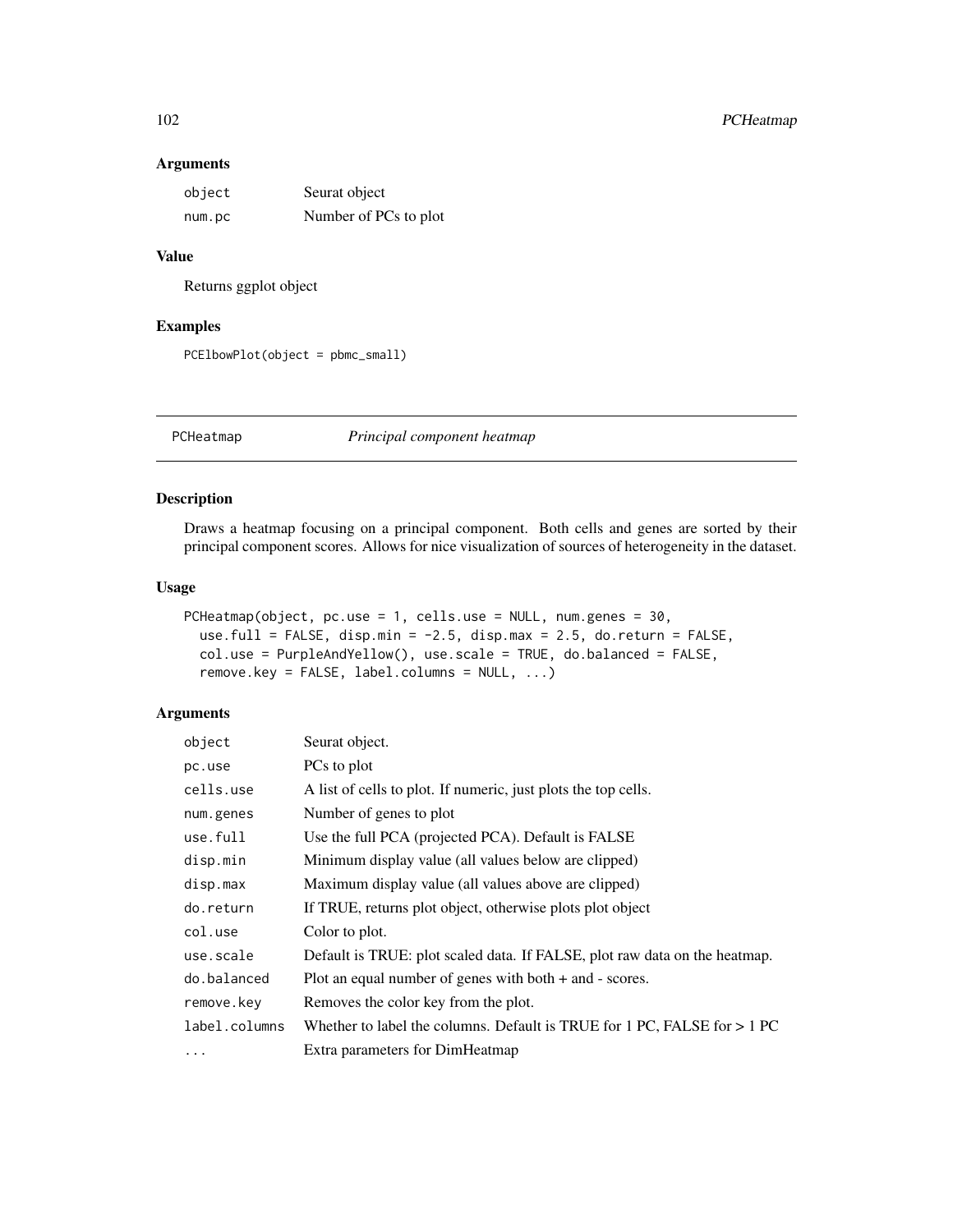### Arguments

| | |
|---|---|
| `object` | Seurat object |
| `num.pc` | Number of PCs to plot |

### Value

Returns ggplot object

### Examples

```
PCElbowPlot(object = pbmc_small)
```

---

## PCHeatmap *Principal component heatmap*

---

### Description

Draws a heatmap focusing on a principal component. Both cells and genes are sorted by their principal component scores. Allows for nice visualization of sources of heterogeneity in the dataset.

### Usage

```
PCHeatmap(object, pc.use = 1, cells.use = NULL, num.genes = 30,
  use.full = FALSE, disp.min = -2.5, disp.max = 2.5, do.return = FALSE,
  col.use = PurpleAndYellow(), use.scale = TRUE, do.balanced = FALSE,
  remove.key = FALSE, label.columns = NULL, ...)
```

### Arguments

| | |
|---|---|
| `object` | Seurat object. |
| `pc.use` | PCs to plot |
| `cells.use` | A list of cells to plot. If numeric, just plots the top cells. |
| `num.genes` | Number of genes to plot |
| `use.full` | Use the full PCA (projected PCA). Default is FALSE |
| `disp.min` | Minimum display value (all values below are clipped) |
| `disp.max` | Maximum display value (all values above are clipped) |
| `do.return` | If TRUE, returns plot object, otherwise plots plot object |
| `col.use` | Color to plot. |
| `use.scale` | Default is TRUE: plot scaled data. If FALSE, plot raw data on the heatmap. |
| `do.balanced` | Plot an equal number of genes with both + and - scores. |
| `remove.key` | Removes the color key from the plot. |
| `label.columns` | Whether to label the columns. Default is TRUE for 1 PC, FALSE for > 1 PC |
| `...` | Extra parameters for DimHeatmap |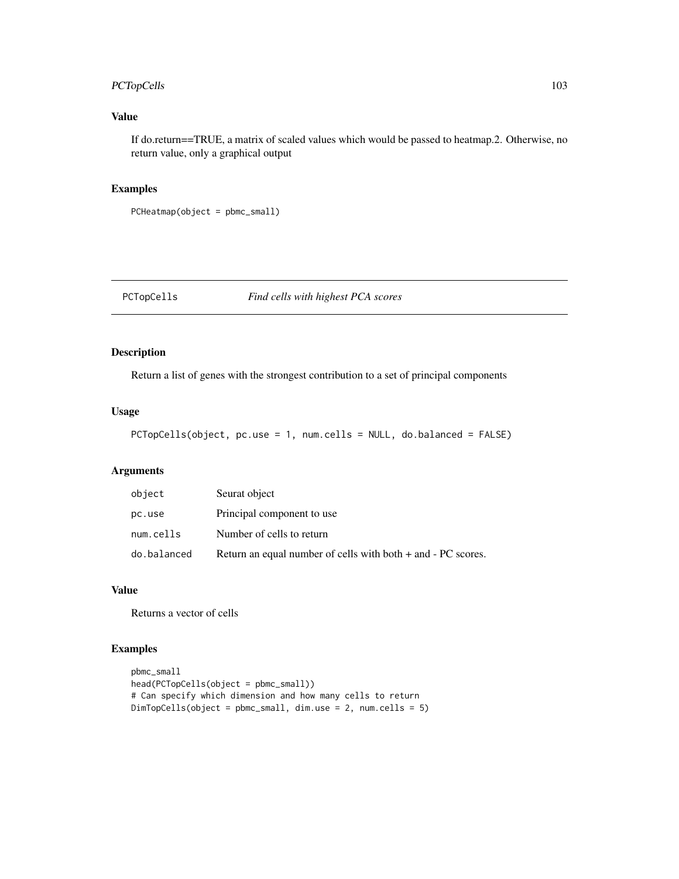## Value

If do.return==TRUE, a matrix of scaled values which would be passed to heatmap.2. Otherwise, no return value, only a graphical output

## Examples

```
PCHeatmap(object = pbmc_small)
```

---

# PCTopCells *Find cells with highest PCA scores*

---

## Description

Return a list of genes with the strongest contribution to a set of principal components

## Usage

```
PCTopCells(object, pc.use = 1, num.cells = NULL, do.balanced = FALSE)
```

## Arguments

| | |
|---|---|
| object | Seurat object |
| pc.use | Principal component to use |
| num.cells | Number of cells to return |
| do.balanced | Return an equal number of cells with both + and - PC scores. |

## Value

Returns a vector of cells

## Examples

```
pbmc_small
head(PCTopCells(object = pbmc_small))
# Can specify which dimension and how many cells to return
DimTopCells(object = pbmc_small, dim.use = 2, num.cells = 5)
```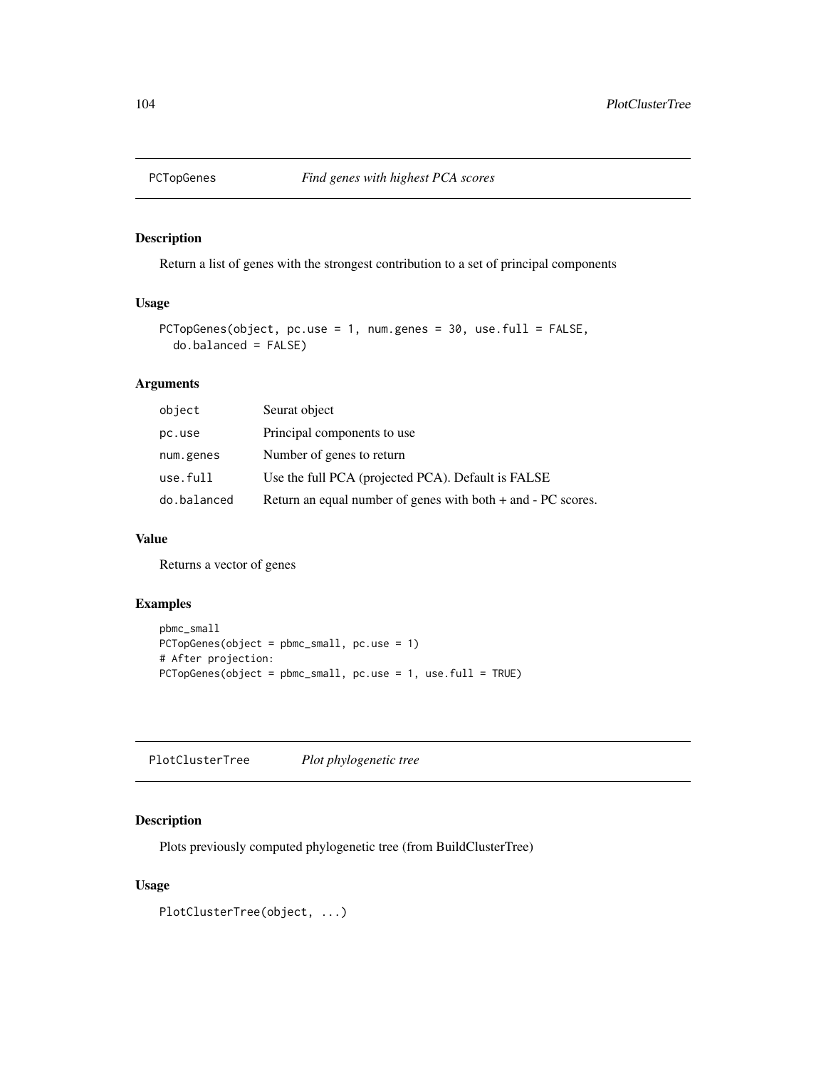## PCTopGenes *Find genes with highest PCA scores*

### Description

Return a list of genes with the strongest contribution to a set of principal components

### Usage

```
PCTopGenes(object, pc.use = 1, num.genes = 30, use.full = FALSE,
  do.balanced = FALSE)
```

### Arguments

| | |
|---|---|
| object | Seurat object |
| pc.use | Principal components to use |
| num.genes | Number of genes to return |
| use.full | Use the full PCA (projected PCA). Default is FALSE |
| do.balanced | Return an equal number of genes with both + and - PC scores. |

### Value

Returns a vector of genes

### Examples

```
pbmc_small
PCTopGenes(object = pbmc_small, pc.use = 1)
# After projection:
PCTopGenes(object = pbmc_small, pc.use = 1, use.full = TRUE)
```

## PlotClusterTree *Plot phylogenetic tree*

### Description

Plots previously computed phylogenetic tree (from BuildClusterTree)

### Usage

```
PlotClusterTree(object, ...)
```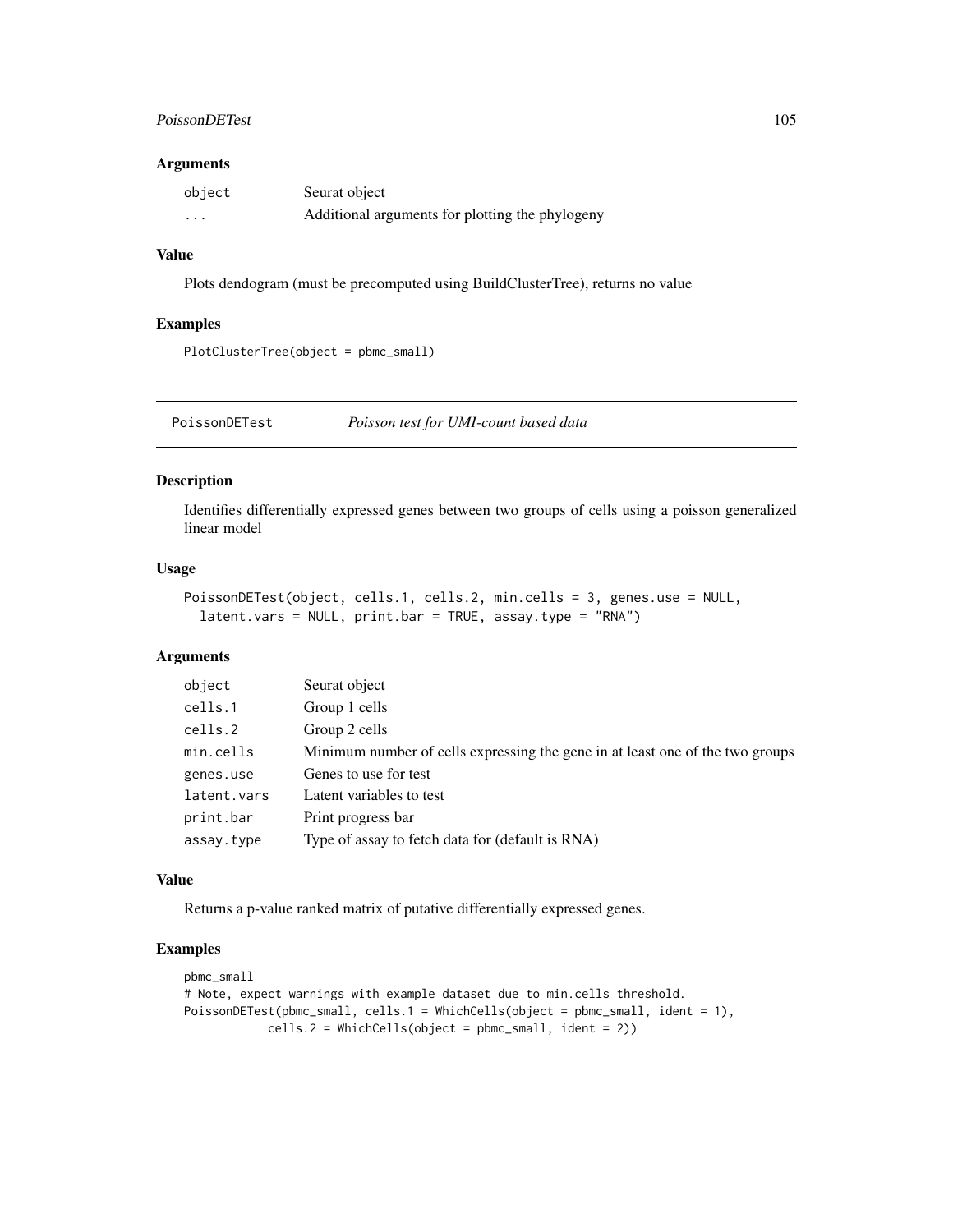### Arguments

| | |
|---|---|
| `object` | Seurat object |
| `...` | Additional arguments for plotting the phylogeny |

### Value

Plots dendogram (must be precomputed using BuildClusterTree), returns no value

### Examples

```
PlotClusterTree(object = pbmc_small)
```

---

## PoissonDETest *Poisson test for UMI-count based data*

### Description

Identifies differentially expressed genes between two groups of cells using a poisson generalized linear model

### Usage

```
PoissonDETest(object, cells.1, cells.2, min.cells = 3, genes.use = NULL,
  latent.vars = NULL, print.bar = TRUE, assay.type = "RNA")
```

### Arguments

| | |
|---|---|
| `object` | Seurat object |
| `cells.1` | Group 1 cells |
| `cells.2` | Group 2 cells |
| `min.cells` | Minimum number of cells expressing the gene in at least one of the two groups |
| `genes.use` | Genes to use for test |
| `latent.vars` | Latent variables to test |
| `print.bar` | Print progress bar |
| `assay.type` | Type of assay to fetch data for (default is RNA) |

### Value

Returns a p-value ranked matrix of putative differentially expressed genes.

### Examples

```
pbmc_small
# Note, expect warnings with example dataset due to min.cells threshold.
PoissonDETest(pbmc_small, cells.1 = WhichCells(object = pbmc_small, ident = 1),
            cells.2 = WhichCells(object = pbmc_small, ident = 2))
```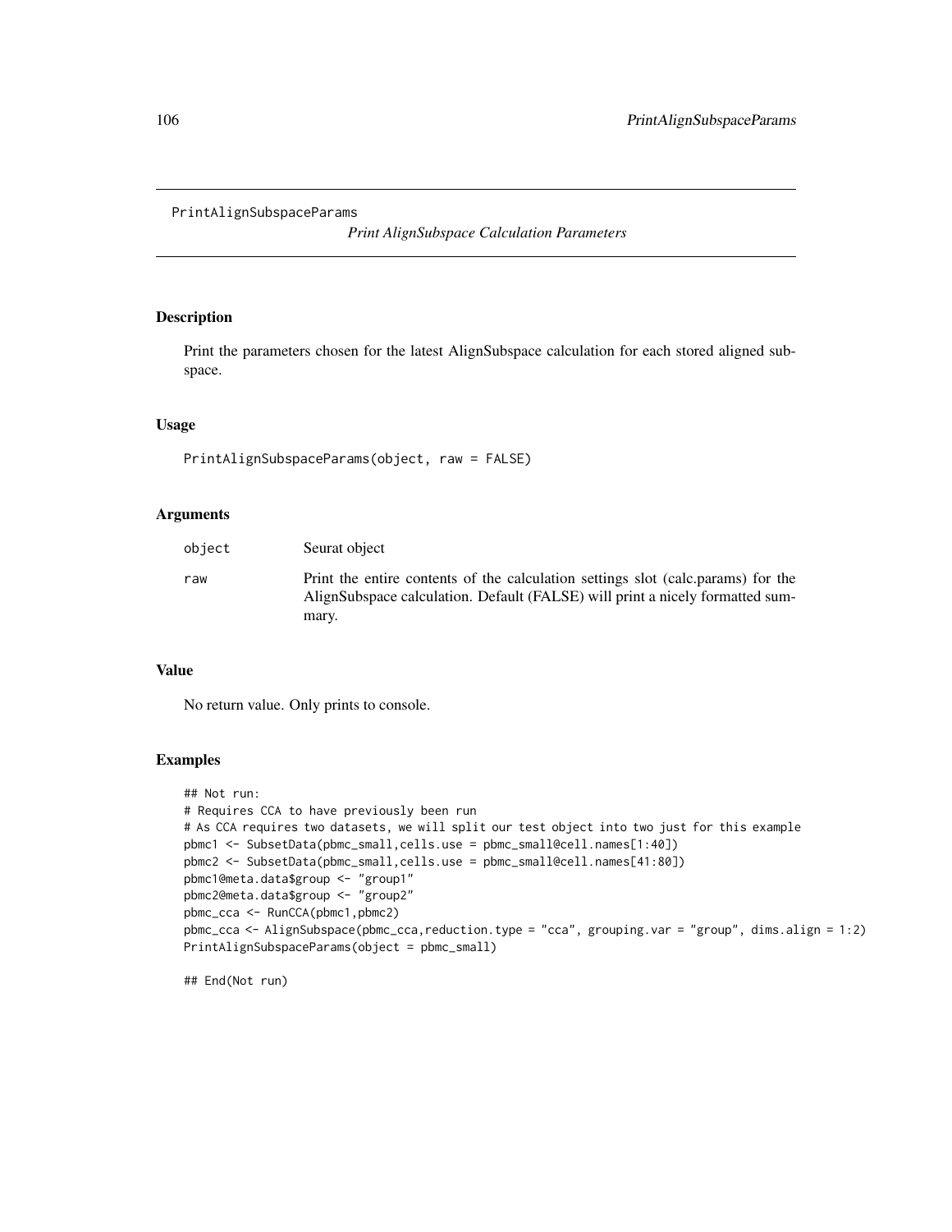PrintAlignSubspaceParams

*Print AlignSubspace Calculation Parameters*

## Description

Print the parameters chosen for the latest AlignSubspace calculation for each stored aligned subspace.

## Usage

```
PrintAlignSubspaceParams(object, raw = FALSE)
```

## Arguments

| | |
|---|---|
| object | Seurat object |
| raw | Print the entire contents of the calculation settings slot (calc.params) for the AlignSubspace calculation. Default (FALSE) will print a nicely formatted summary. |

## Value

No return value. Only prints to console.

## Examples

```
## Not run:
# Requires CCA to have previously been run
# As CCA requires two datasets, we will split our test object into two just for this example
pbmc1 <- SubsetData(pbmc_small,cells.use = pbmc_small@cell.names[1:40])
pbmc2 <- SubsetData(pbmc_small,cells.use = pbmc_small@cell.names[41:80])
pbmc1@meta.data$group <- "group1"
pbmc2@meta.data$group <- "group2"
pbmc_cca <- RunCCA(pbmc1,pbmc2)
pbmc_cca <- AlignSubspace(pbmc_cca,reduction.type = "cca", grouping.var = "group", dims.align = 1:2)
PrintAlignSubspaceParams(object = pbmc_small)

## End(Not run)
```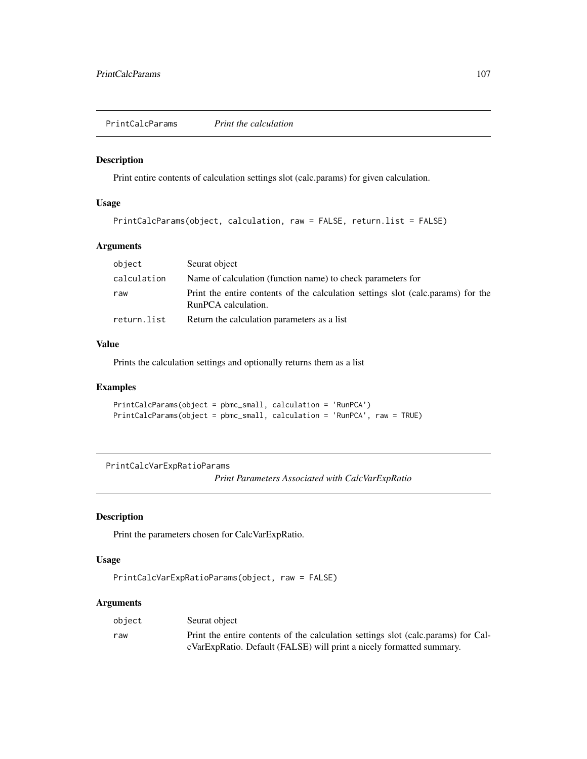## PrintCalcParams *Print the calculation*

### Description

Print entire contents of calculation settings slot (calc.params) for given calculation.

### Usage

```
PrintCalcParams(object, calculation, raw = FALSE, return.list = FALSE)
```

### Arguments

| | |
|---|---|
| object | Seurat object |
| calculation | Name of calculation (function name) to check parameters for |
| raw | Print the entire contents of the calculation settings slot (calc.params) for the RunPCA calculation. |
| return.list | Return the calculation parameters as a list |

### Value

Prints the calculation settings and optionally returns them as a list

### Examples

```
PrintCalcParams(object = pbmc_small, calculation = 'RunPCA')
PrintCalcParams(object = pbmc_small, calculation = 'RunPCA', raw = TRUE)
```

## PrintCalcVarExpRatioParams *Print Parameters Associated with CalcVarExpRatio*

### Description

Print the parameters chosen for CalcVarExpRatio.

### Usage

```
PrintCalcVarExpRatioParams(object, raw = FALSE)
```

### Arguments

| | |
|---|---|
| object | Seurat object |
| raw | Print the entire contents of the calculation settings slot (calc.params) for CalcVarExpRatio. Default (FALSE) will print a nicely formatted summary. |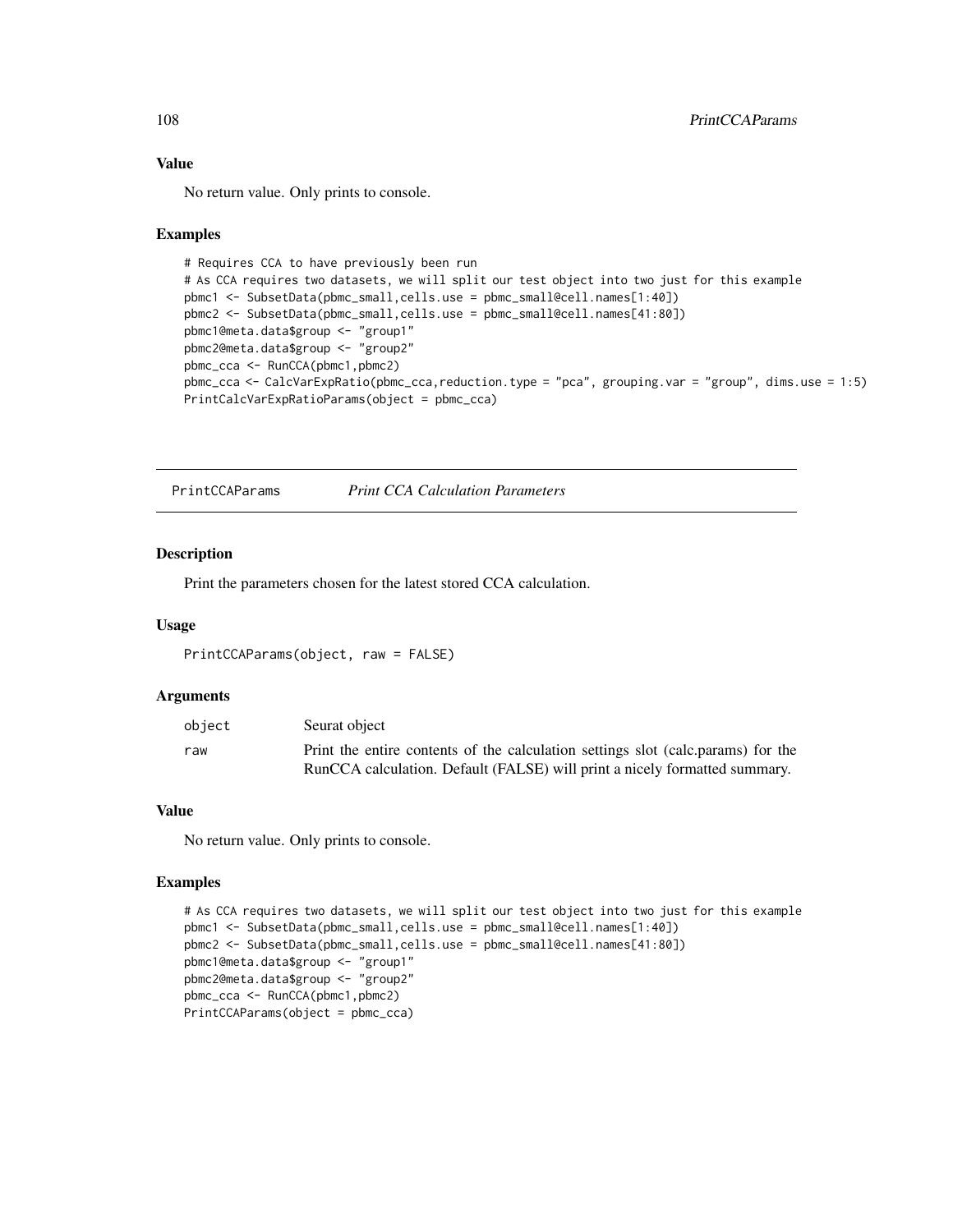### Value

No return value. Only prints to console.

### Examples

```
# Requires CCA to have previously been run
# As CCA requires two datasets, we will split our test object into two just for this example
pbmc1 <- SubsetData(pbmc_small,cells.use = pbmc_small@cell.names[1:40])
pbmc2 <- SubsetData(pbmc_small,cells.use = pbmc_small@cell.names[41:80])
pbmc1@meta.data$group <- "group1"
pbmc2@meta.data$group <- "group2"
pbmc_cca <- RunCCA(pbmc1,pbmc2)
pbmc_cca <- CalcVarExpRatio(pbmc_cca,reduction.type = "pca", grouping.var = "group", dims.use = 1:5)
PrintCalcVarExpRatioParams(object = pbmc_cca)
```

---

## PrintCCAParams *Print CCA Calculation Parameters*

### Description

Print the parameters chosen for the latest stored CCA calculation.

### Usage

```
PrintCCAParams(object, raw = FALSE)
```

### Arguments

| | |
|---|---|
| object | Seurat object |
| raw | Print the entire contents of the calculation settings slot (calc.params) for the RunCCA calculation. Default (FALSE) will print a nicely formatted summary. |

### Value

No return value. Only prints to console.

### Examples

```
# As CCA requires two datasets, we will split our test object into two just for this example
pbmc1 <- SubsetData(pbmc_small,cells.use = pbmc_small@cell.names[1:40])
pbmc2 <- SubsetData(pbmc_small,cells.use = pbmc_small@cell.names[41:80])
pbmc1@meta.data$group <- "group1"
pbmc2@meta.data$group <- "group2"
pbmc_cca <- RunCCA(pbmc1,pbmc2)
PrintCCAParams(object = pbmc_cca)
```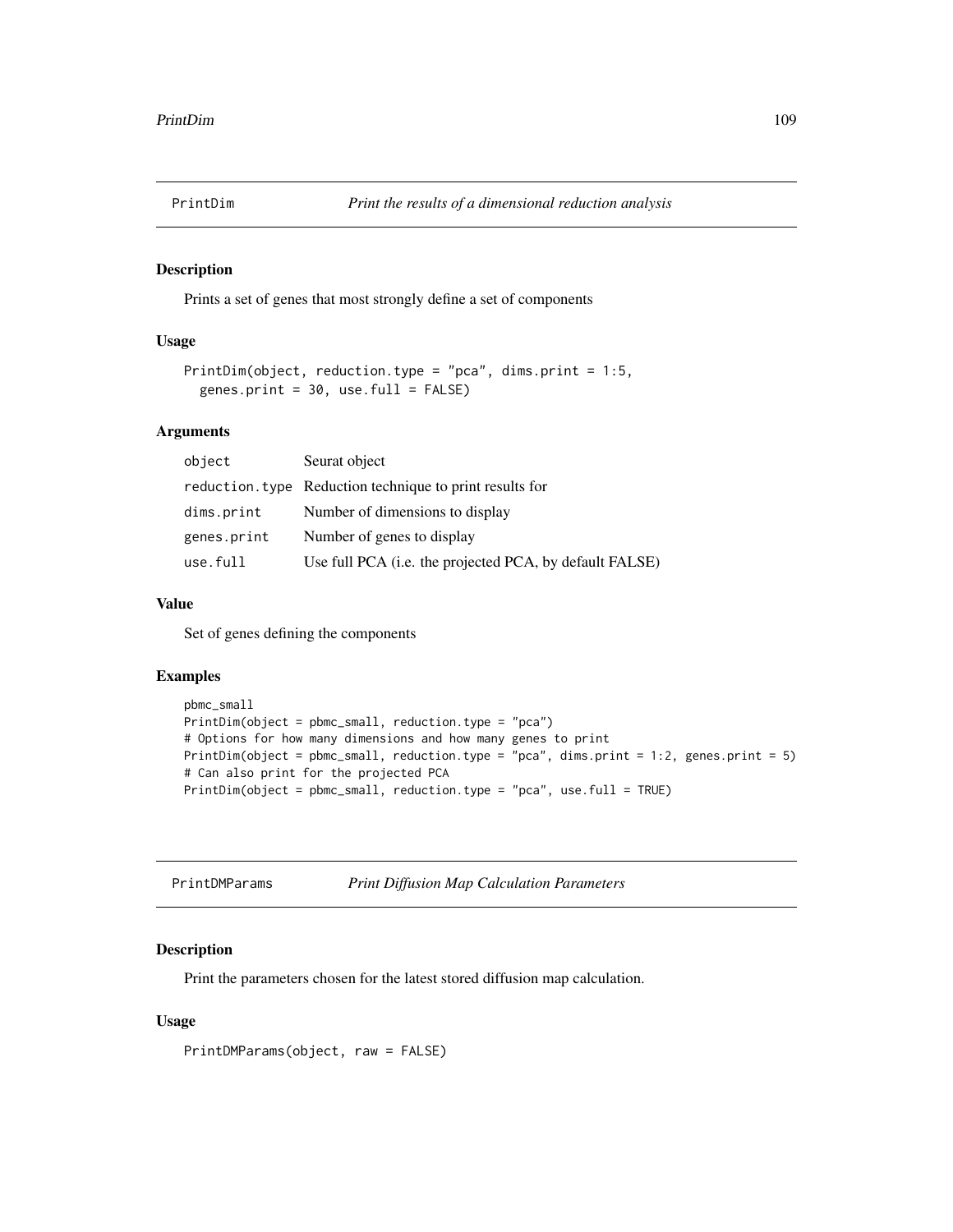## PrintDim    *Print the results of a dimensional reduction analysis*

### Description

Prints a set of genes that most strongly define a set of components

### Usage

```
PrintDim(object, reduction.type = "pca", dims.print = 1:5,
  genes.print = 30, use.full = FALSE)
```

### Arguments

| | |
|---|---|
| object | Seurat object |
| reduction.type | Reduction technique to print results for |
| dims.print | Number of dimensions to display |
| genes.print | Number of genes to display |
| use.full | Use full PCA (i.e. the projected PCA, by default FALSE) |

### Value

Set of genes defining the components

### Examples

```
pbmc_small
PrintDim(object = pbmc_small, reduction.type = "pca")
# Options for how many dimensions and how many genes to print
PrintDim(object = pbmc_small, reduction.type = "pca", dims.print = 1:2, genes.print = 5)
# Can also print for the projected PCA
PrintDim(object = pbmc_small, reduction.type = "pca", use.full = TRUE)
```

## PrintDMParams    *Print Diffusion Map Calculation Parameters*

### Description

Print the parameters chosen for the latest stored diffusion map calculation.

### Usage

```
PrintDMParams(object, raw = FALSE)
```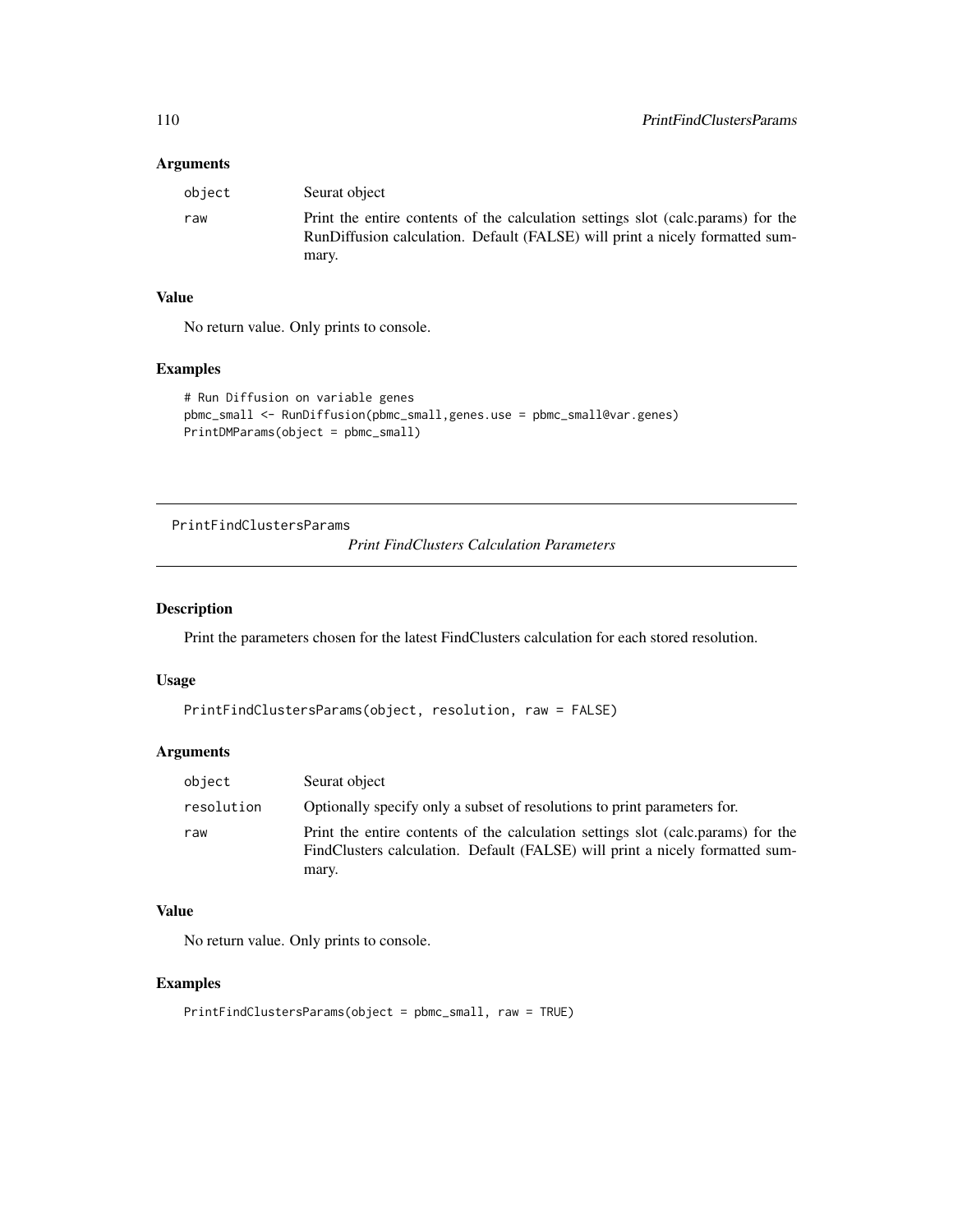### Arguments

| | |
|---|---|
| object | Seurat object |
| raw | Print the entire contents of the calculation settings slot (calc.params) for the RunDiffusion calculation. Default (FALSE) will print a nicely formatted summary. |

### Value

No return value. Only prints to console.

### Examples

```
# Run Diffusion on variable genes
pbmc_small <- RunDiffusion(pbmc_small,genes.use = pbmc_small@var.genes)
PrintDMParams(object = pbmc_small)
```

---

## PrintFindClustersParams &nbsp;&nbsp;&nbsp; *Print FindClusters Calculation Parameters*

### Description

Print the parameters chosen for the latest FindClusters calculation for each stored resolution.

### Usage

```
PrintFindClustersParams(object, resolution, raw = FALSE)
```

### Arguments

| | |
|---|---|
| object | Seurat object |
| resolution | Optionally specify only a subset of resolutions to print parameters for. |
| raw | Print the entire contents of the calculation settings slot (calc.params) for the FindClusters calculation. Default (FALSE) will print a nicely formatted summary. |

### Value

No return value. Only prints to console.

### Examples

```
PrintFindClustersParams(object = pbmc_small, raw = TRUE)
```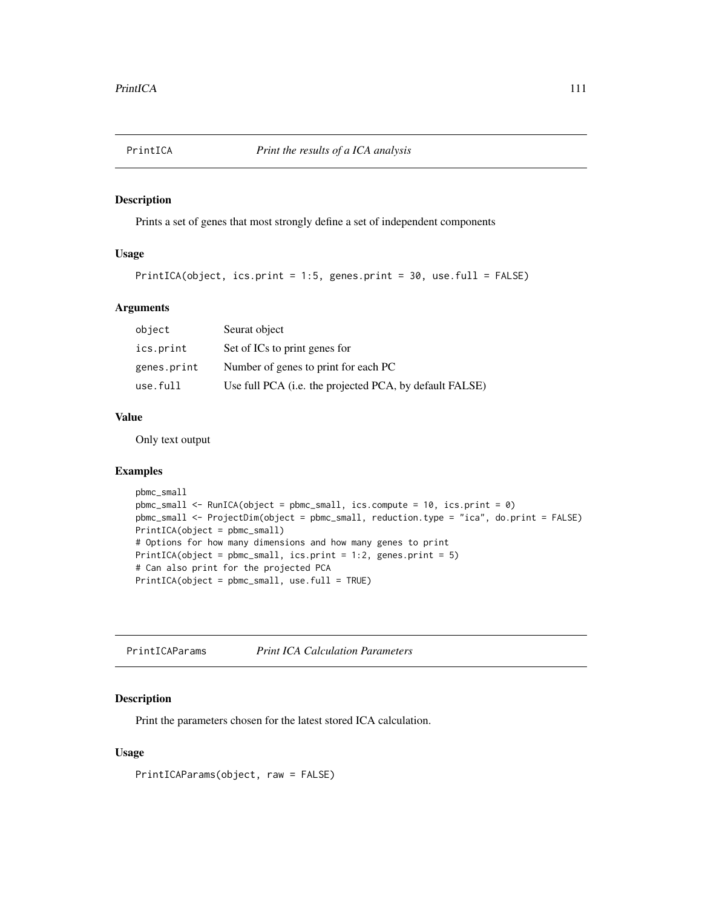## PrintICA *Print the results of a ICA analysis*

### Description

Prints a set of genes that most strongly define a set of independent components

### Usage

```
PrintICA(object, ics.print = 1:5, genes.print = 30, use.full = FALSE)
```

### Arguments

| | |
|---|---|
| object | Seurat object |
| ics.print | Set of ICs to print genes for |
| genes.print | Number of genes to print for each PC |
| use.full | Use full PCA (i.e. the projected PCA, by default FALSE) |

### Value

Only text output

### Examples

```
pbmc_small
pbmc_small <- RunICA(object = pbmc_small, ics.compute = 10, ics.print = 0)
pbmc_small <- ProjectDim(object = pbmc_small, reduction.type = "ica", do.print = FALSE)
PrintICA(object = pbmc_small)
# Options for how many dimensions and how many genes to print
PrintICA(object = pbmc_small, ics.print = 1:2, genes.print = 5)
# Can also print for the projected PCA
PrintICA(object = pbmc_small, use.full = TRUE)
```

## PrintICAParams *Print ICA Calculation Parameters*

### Description

Print the parameters chosen for the latest stored ICA calculation.

### Usage

```
PrintICAParams(object, raw = FALSE)
```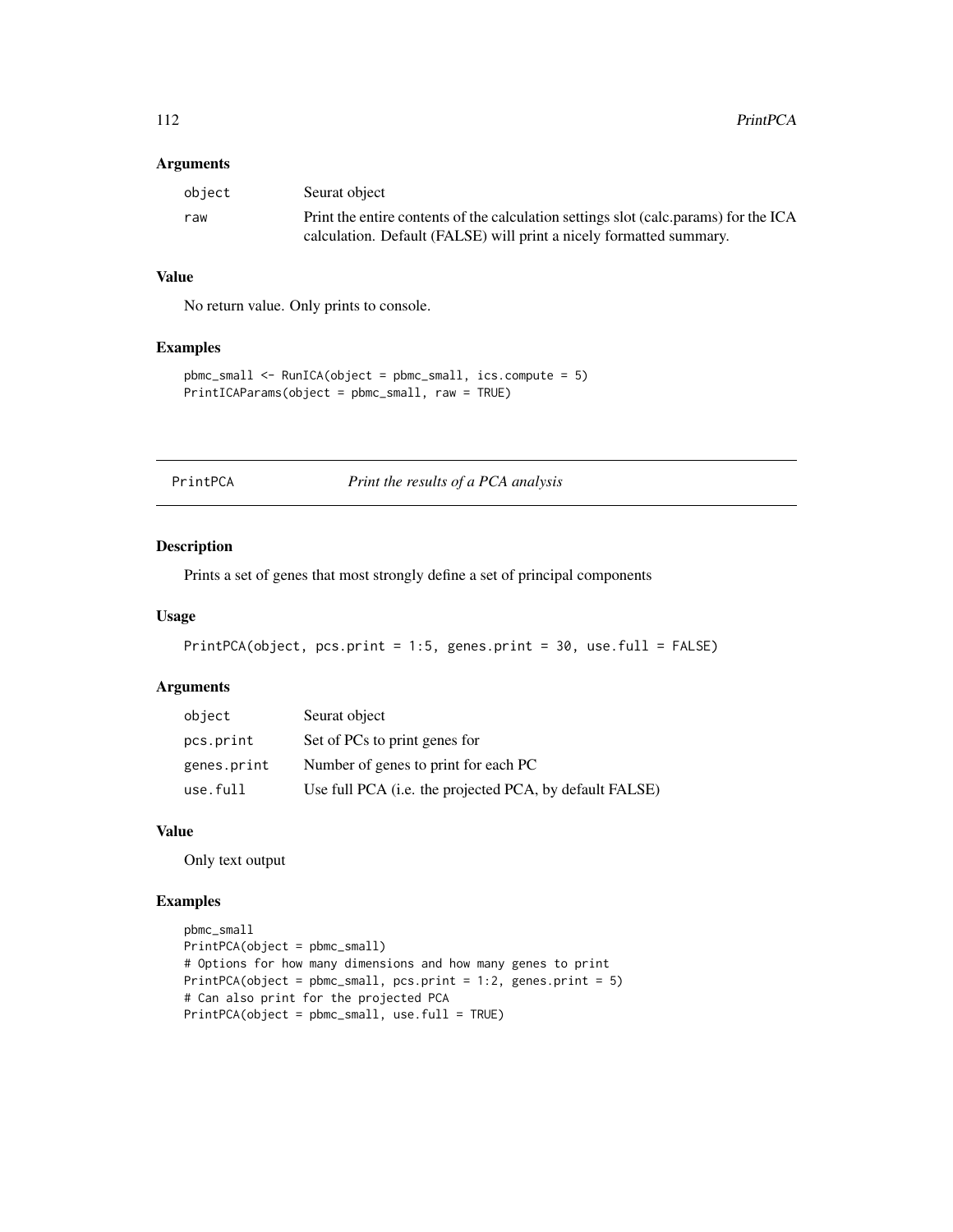## Arguments

| | |
|---|---|
| object | Seurat object |
| raw | Print the entire contents of the calculation settings slot (calc.params) for the ICA calculation. Default (FALSE) will print a nicely formatted summary. |

## Value

No return value. Only prints to console.

## Examples

```
pbmc_small <- RunICA(object = pbmc_small, ics.compute = 5)
PrintICAParams(object = pbmc_small, raw = TRUE)
```

---

# PrintPCA *Print the results of a PCA analysis*

## Description

Prints a set of genes that most strongly define a set of principal components

## Usage

```
PrintPCA(object, pcs.print = 1:5, genes.print = 30, use.full = FALSE)
```

## Arguments

| | |
|---|---|
| object | Seurat object |
| pcs.print | Set of PCs to print genes for |
| genes.print | Number of genes to print for each PC |
| use.full | Use full PCA (i.e. the projected PCA, by default FALSE) |

## Value

Only text output

## Examples

```
pbmc_small
PrintPCA(object = pbmc_small)
# Options for how many dimensions and how many genes to print
PrintPCA(object = pbmc_small, pcs.print = 1:2, genes.print = 5)
# Can also print for the projected PCA
PrintPCA(object = pbmc_small, use.full = TRUE)
```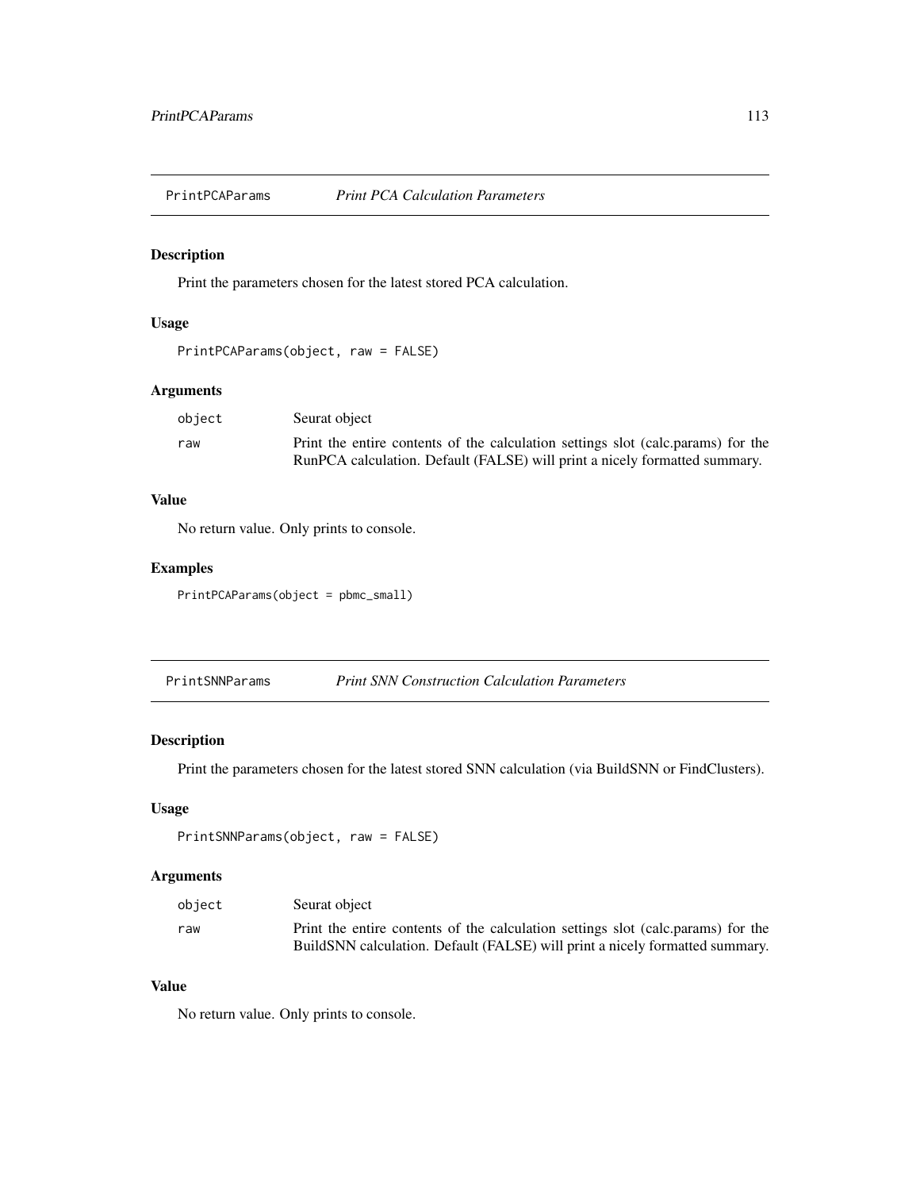## PrintPCAParams *Print PCA Calculation Parameters*

### Description

Print the parameters chosen for the latest stored PCA calculation.

### Usage

```
PrintPCAParams(object, raw = FALSE)
```

### Arguments

| | |
|---|---|
| object | Seurat object |
| raw | Print the entire contents of the calculation settings slot (calc.params) for the RunPCA calculation. Default (FALSE) will print a nicely formatted summary. |

### Value

No return value. Only prints to console.

### Examples

```
PrintPCAParams(object = pbmc_small)
```

## PrintSNNParams *Print SNN Construction Calculation Parameters*

### Description

Print the parameters chosen for the latest stored SNN calculation (via BuildSNN or FindClusters).

### Usage

```
PrintSNNParams(object, raw = FALSE)
```

### Arguments

| | |
|---|---|
| object | Seurat object |
| raw | Print the entire contents of the calculation settings slot (calc.params) for the BuildSNN calculation. Default (FALSE) will print a nicely formatted summary. |

### Value

No return value. Only prints to console.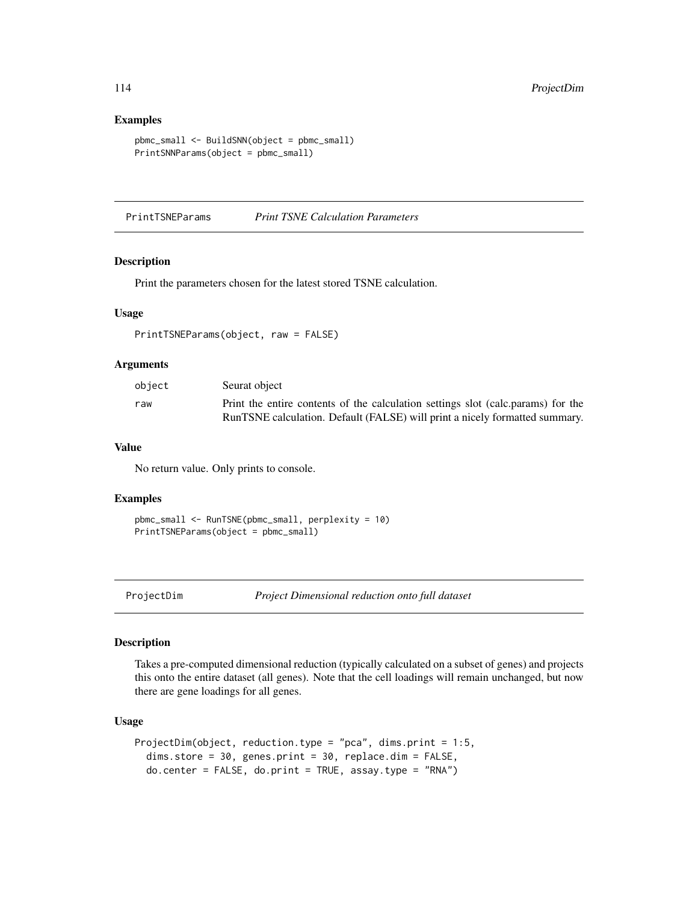### Examples

```
pbmc_small <- BuildSNN(object = pbmc_small)
PrintSNNParams(object = pbmc_small)
```

## PrintTSNEParams *Print TSNE Calculation Parameters*

### Description

Print the parameters chosen for the latest stored TSNE calculation.

### Usage

```
PrintTSNEParams(object, raw = FALSE)
```

### Arguments

| | |
|---|---|
| object | Seurat object |
| raw | Print the entire contents of the calculation settings slot (calc.params) for the RunTSNE calculation. Default (FALSE) will print a nicely formatted summary. |

### Value

No return value. Only prints to console.

### Examples

```
pbmc_small <- RunTSNE(pbmc_small, perplexity = 10)
PrintTSNEParams(object = pbmc_small)
```

## ProjectDim *Project Dimensional reduction onto full dataset*

### Description

Takes a pre-computed dimensional reduction (typically calculated on a subset of genes) and projects this onto the entire dataset (all genes). Note that the cell loadings will remain unchanged, but now there are gene loadings for all genes.

### Usage

```
ProjectDim(object, reduction.type = "pca", dims.print = 1:5,
  dims.store = 30, genes.print = 30, replace.dim = FALSE,
  do.center = FALSE, do.print = TRUE, assay.type = "RNA")
```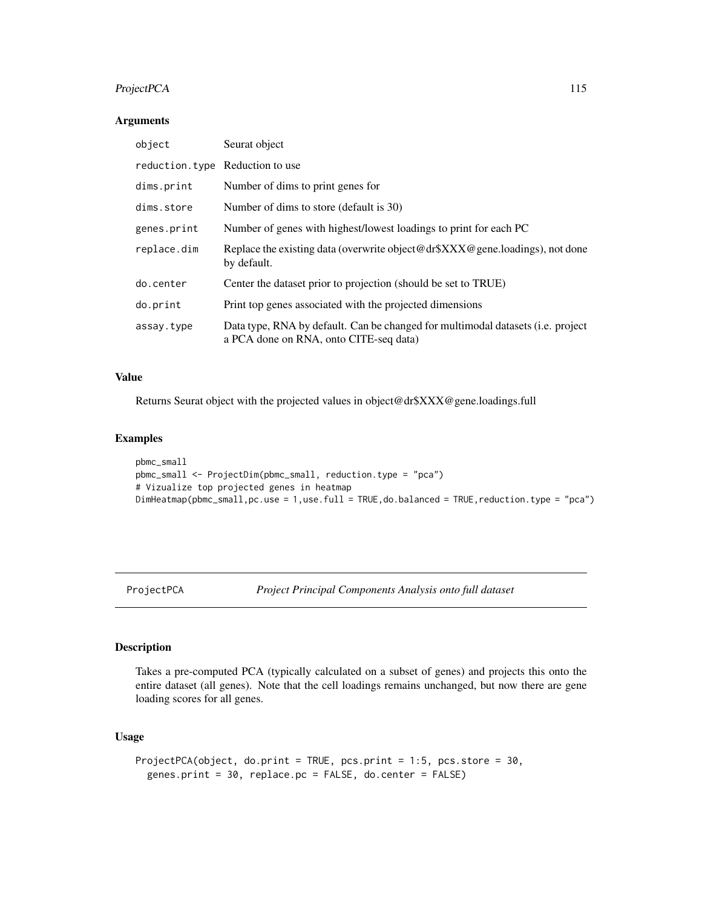### Arguments

| | |
|---|---|
| object | Seurat object |
| reduction.type | Reduction to use |
| dims.print | Number of dims to print genes for |
| dims.store | Number of dims to store (default is 30) |
| genes.print | Number of genes with highest/lowest loadings to print for each PC |
| replace.dim | Replace the existing data (overwrite object@dr$XXX@gene.loadings), not done by default. |
| do.center | Center the dataset prior to projection (should be set to TRUE) |
| do.print | Print top genes associated with the projected dimensions |
| assay.type | Data type, RNA by default. Can be changed for multimodal datasets (i.e. project a PCA done on RNA, onto CITE-seq data) |

### Value

Returns Seurat object with the projected values in object@dr$XXX@gene.loadings.full

### Examples

```
pbmc_small
pbmc_small <- ProjectDim(pbmc_small, reduction.type = "pca")
# Vizualize top projected genes in heatmap
DimHeatmap(pbmc_small,pc.use = 1,use.full = TRUE,do.balanced = TRUE,reduction.type = "pca")
```

---

## ProjectPCA — *Project Principal Components Analysis onto full dataset*

### Description

Takes a pre-computed PCA (typically calculated on a subset of genes) and projects this onto the entire dataset (all genes). Note that the cell loadings remains unchanged, but now there are gene loading scores for all genes.

### Usage

```
ProjectPCA(object, do.print = TRUE, pcs.print = 1:5, pcs.store = 30,
  genes.print = 30, replace.pc = FALSE, do.center = FALSE)
```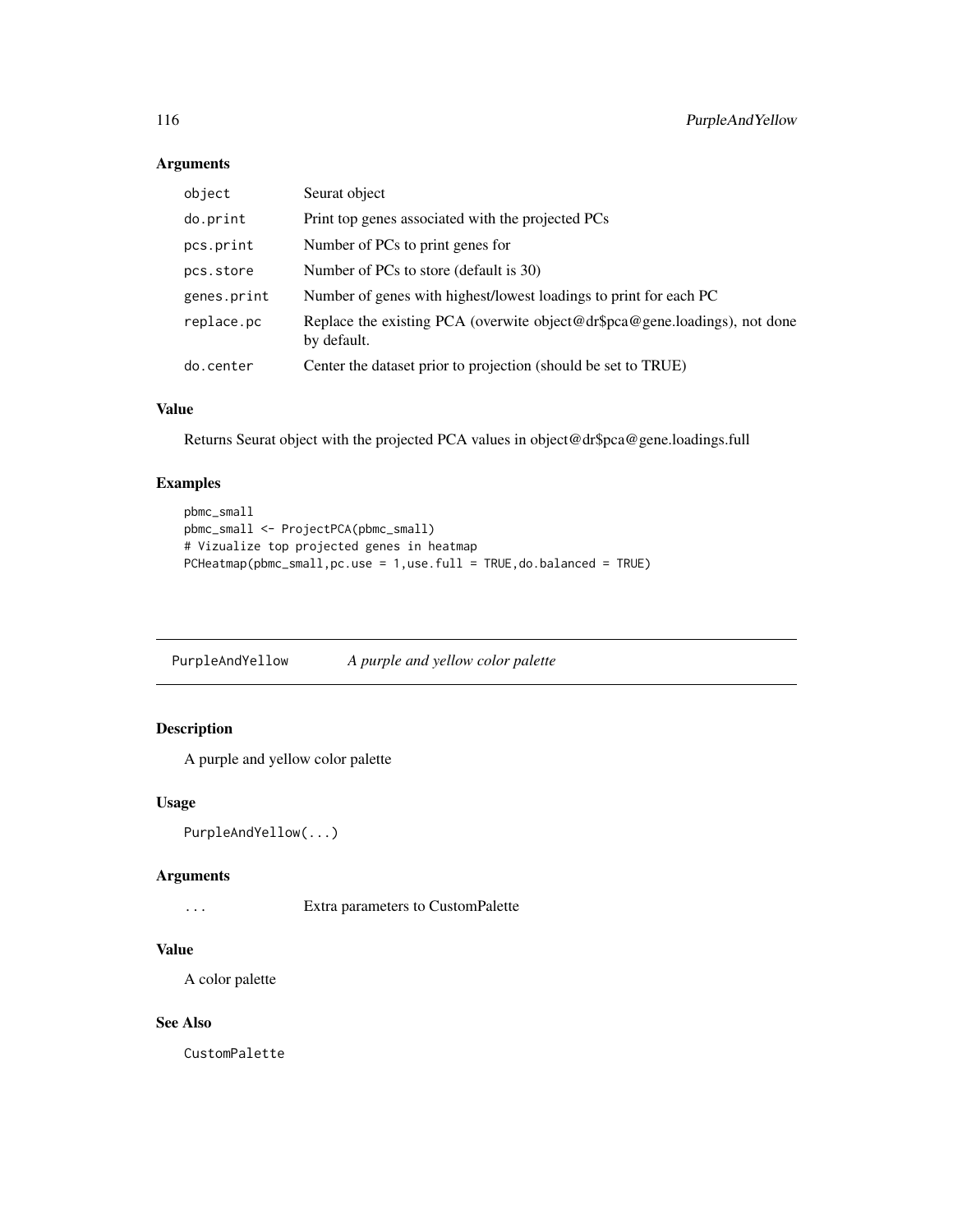### Arguments

| | |
|---|---|
| `object` | Seurat object |
| `do.print` | Print top genes associated with the projected PCs |
| `pcs.print` | Number of PCs to print genes for |
| `pcs.store` | Number of PCs to store (default is 30) |
| `genes.print` | Number of genes with highest/lowest loadings to print for each PC |
| `replace.pc` | Replace the existing PCA (overwite object@dr$pca@gene.loadings), not done by default. |
| `do.center` | Center the dataset prior to projection (should be set to TRUE) |

### Value

Returns Seurat object with the projected PCA values in object@dr$pca@gene.loadings.full

### Examples

```
pbmc_small
pbmc_small <- ProjectPCA(pbmc_small)
# Vizualize top projected genes in heatmap
PCHeatmap(pbmc_small,pc.use = 1,use.full = TRUE,do.balanced = TRUE)
```

---

## `PurpleAndYellow` *A purple and yellow color palette*

---

### Description

A purple and yellow color palette

### Usage

```
PurpleAndYellow(...)
```

### Arguments

| | |
|---|---|
| `...` | Extra parameters to CustomPalette |

### Value

A color palette

### See Also

`CustomPalette`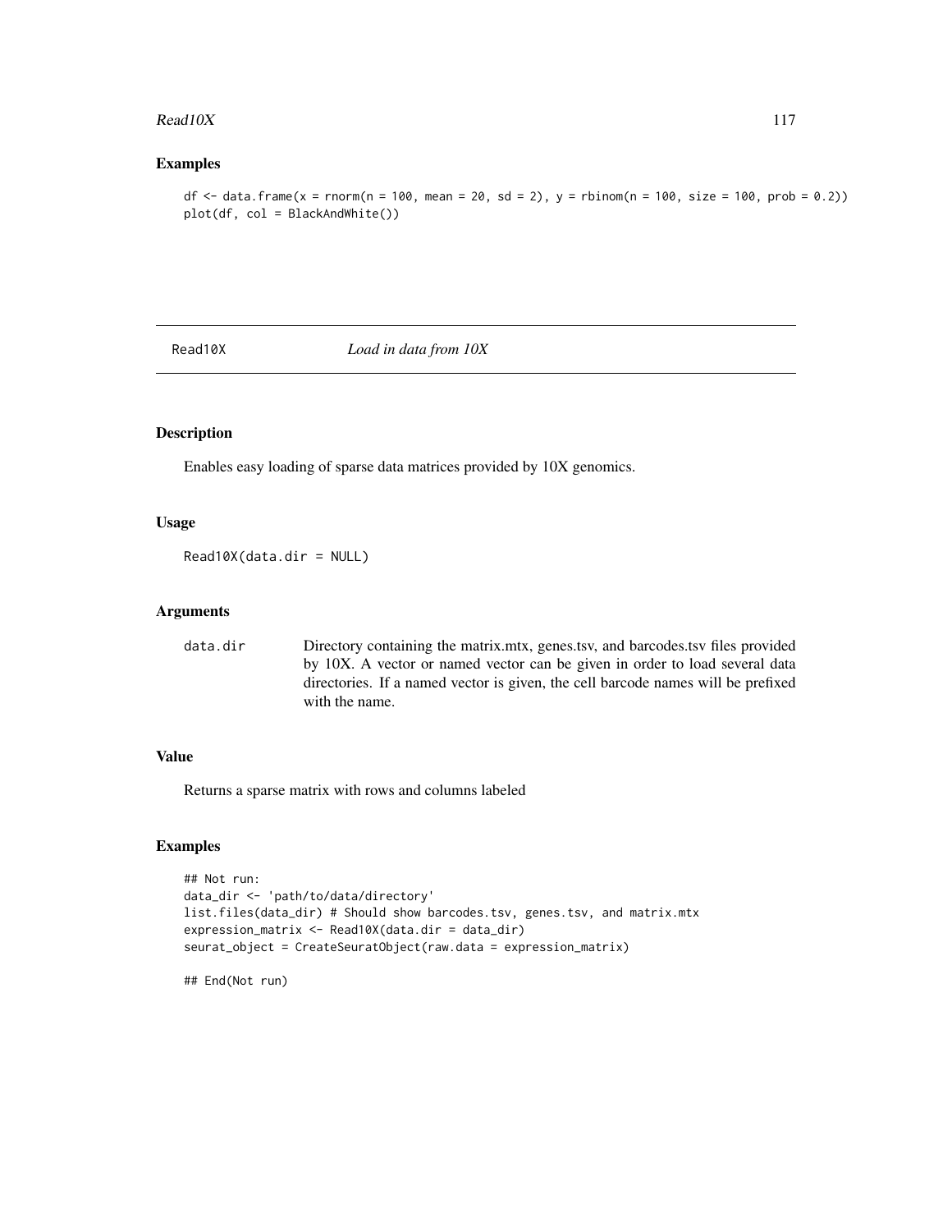## Examples

```
df <- data.frame(x = rnorm(n = 100, mean = 20, sd = 2), y = rbinom(n = 100, size = 100, prob = 0.2))
plot(df, col = BlackAndWhite())
```

---

Read10X *Load in data from 10X*

---

### Description

Enables easy loading of sparse data matrices provided by 10X genomics.

### Usage

```
Read10X(data.dir = NULL)
```

### Arguments

| | |
|---|---|
| data.dir | Directory containing the matrix.mtx, genes.tsv, and barcodes.tsv files provided by 10X. A vector or named vector can be given in order to load several data directories. If a named vector is given, the cell barcode names will be prefixed with the name. |

### Value

Returns a sparse matrix with rows and columns labeled

### Examples

```
## Not run:
data_dir <- 'path/to/data/directory'
list.files(data_dir) # Should show barcodes.tsv, genes.tsv, and matrix.mtx
expression_matrix <- Read10X(data.dir = data_dir)
seurat_object = CreateSeuratObject(raw.data = expression_matrix)

## End(Not run)
```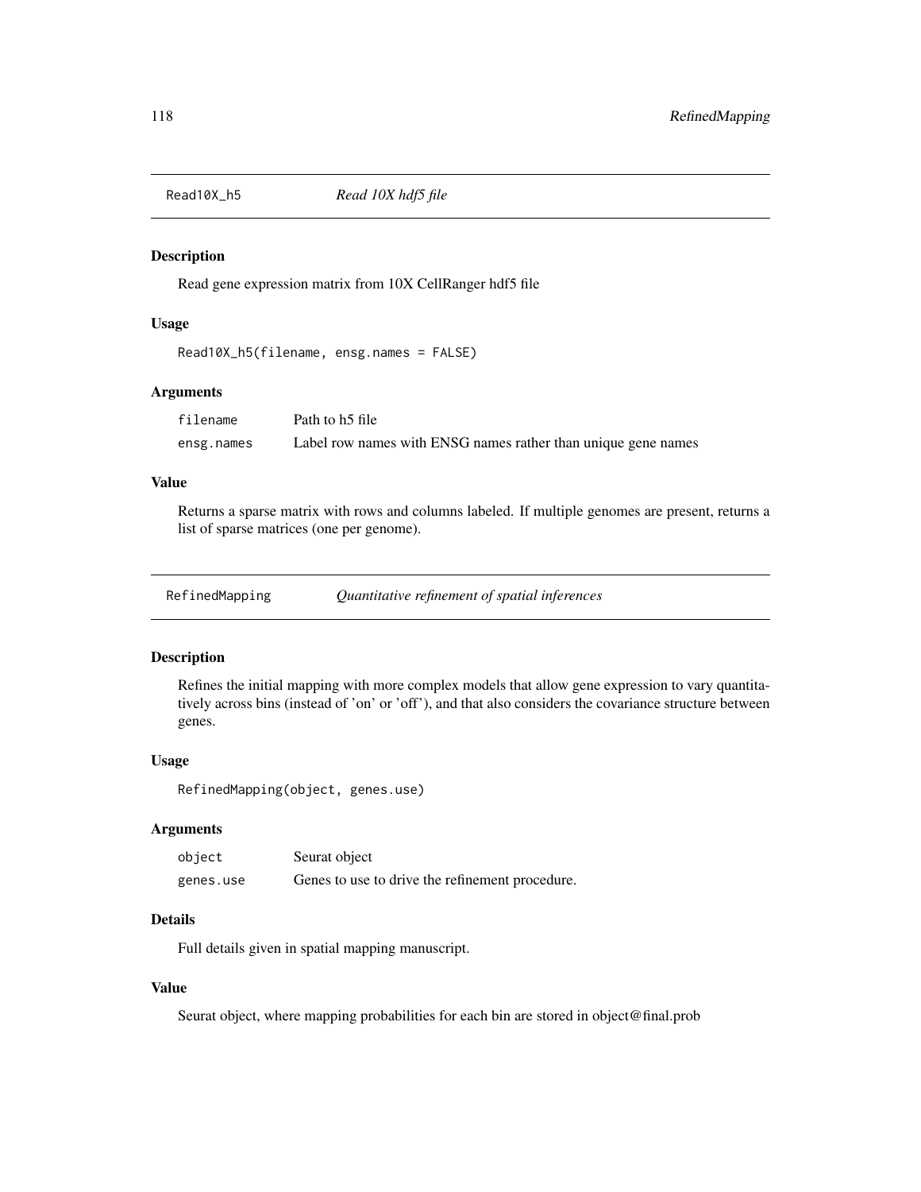## Read10X_h5 — *Read 10X hdf5 file*

### Description

Read gene expression matrix from 10X CellRanger hdf5 file

### Usage

```
Read10X_h5(filename, ensg.names = FALSE)
```

### Arguments

| | |
|---|---|
| filename | Path to h5 file |
| ensg.names | Label row names with ENSG names rather than unique gene names |

### Value

Returns a sparse matrix with rows and columns labeled. If multiple genomes are present, returns a list of sparse matrices (one per genome).

## RefinedMapping — *Quantitative refinement of spatial inferences*

### Description

Refines the initial mapping with more complex models that allow gene expression to vary quantitatively across bins (instead of 'on' or 'off'), and that also considers the covariance structure between genes.

### Usage

```
RefinedMapping(object, genes.use)
```

### Arguments

| | |
|---|---|
| object | Seurat object |
| genes.use | Genes to use to drive the refinement procedure. |

### Details

Full details given in spatial mapping manuscript.

### Value

Seurat object, where mapping probabilities for each bin are stored in object@final.prob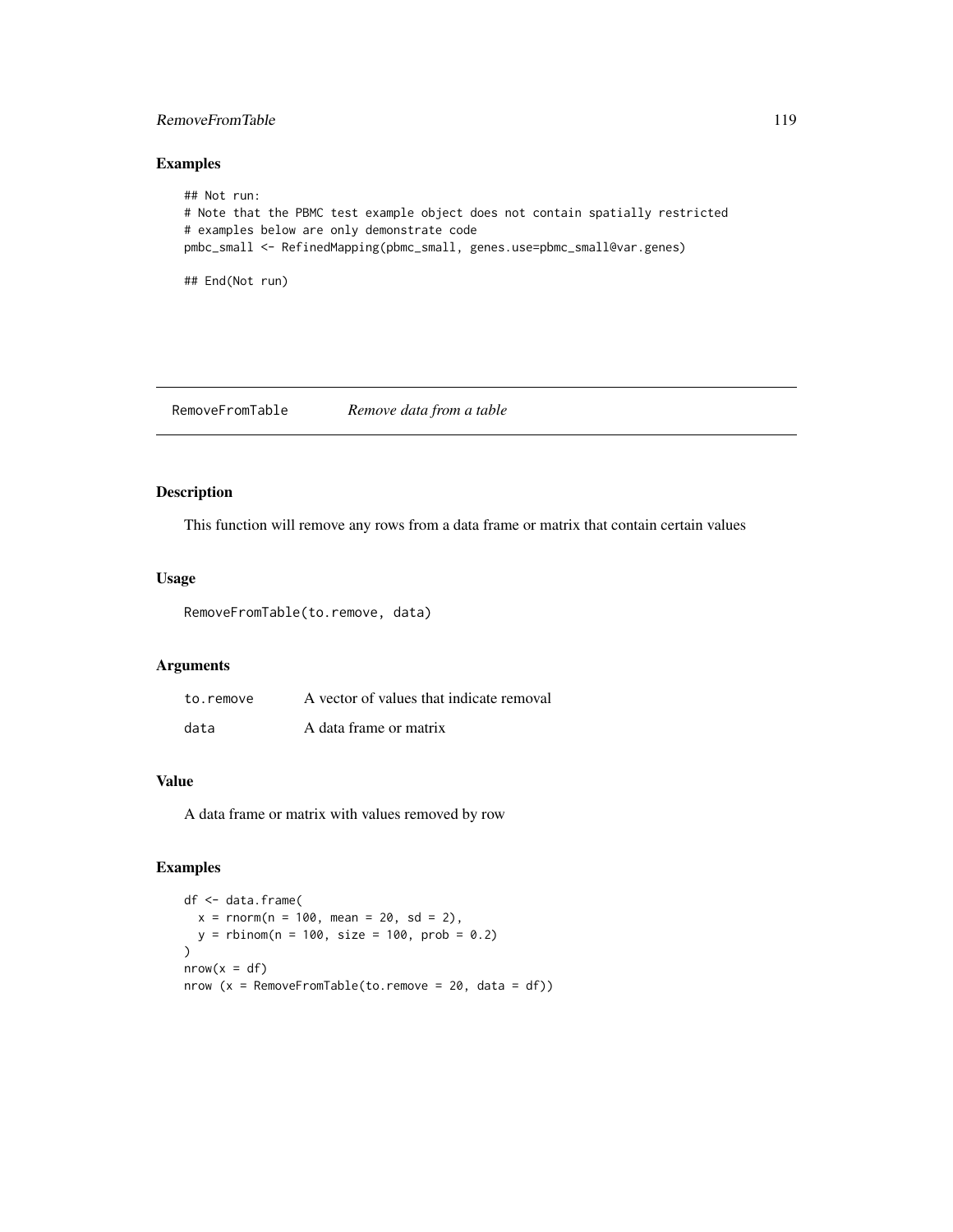## Examples

```
## Not run:
# Note that the PBMC test example object does not contain spatially restricted
# examples below are only demonstrate code
pmbc_small <- RefinedMapping(pbmc_small, genes.use=pbmc_small@var.genes)

## End(Not run)
```

---

RemoveFromTable *Remove data from a table*

---

## Description

This function will remove any rows from a data frame or matrix that contain certain values

## Usage

```
RemoveFromTable(to.remove, data)
```

## Arguments

| | |
|---|---|
| to.remove | A vector of values that indicate removal |
| data | A data frame or matrix |

## Value

A data frame or matrix with values removed by row

## Examples

```
df <- data.frame(
  x = rnorm(n = 100, mean = 20, sd = 2),
  y = rbinom(n = 100, size = 100, prob = 0.2)
)
nrow(x = df)
nrow (x = RemoveFromTable(to.remove = 20, data = df))
```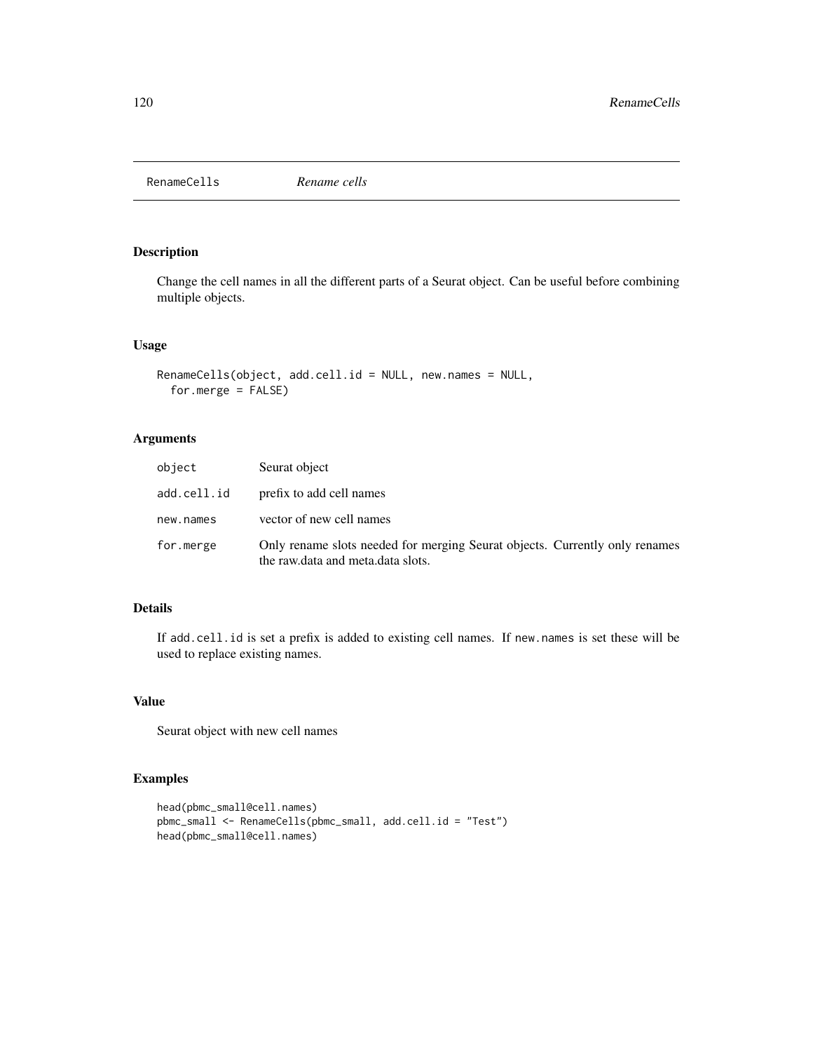## RenameCells *Rename cells*

### Description

Change the cell names in all the different parts of a Seurat object. Can be useful before combining multiple objects.

### Usage

```
RenameCells(object, add.cell.id = NULL, new.names = NULL,
  for.merge = FALSE)
```

### Arguments

| | |
|---|---|
| object | Seurat object |
| add.cell.id | prefix to add cell names |
| new.names | vector of new cell names |
| for.merge | Only rename slots needed for merging Seurat objects. Currently only renames the raw.data and meta.data slots. |

### Details

If `add.cell.id` is set a prefix is added to existing cell names. If `new.names` is set these will be used to replace existing names.

### Value

Seurat object with new cell names

### Examples

```
head(pbmc_small@cell.names)
pbmc_small <- RenameCells(pbmc_small, add.cell.id = "Test")
head(pbmc_small@cell.names)
```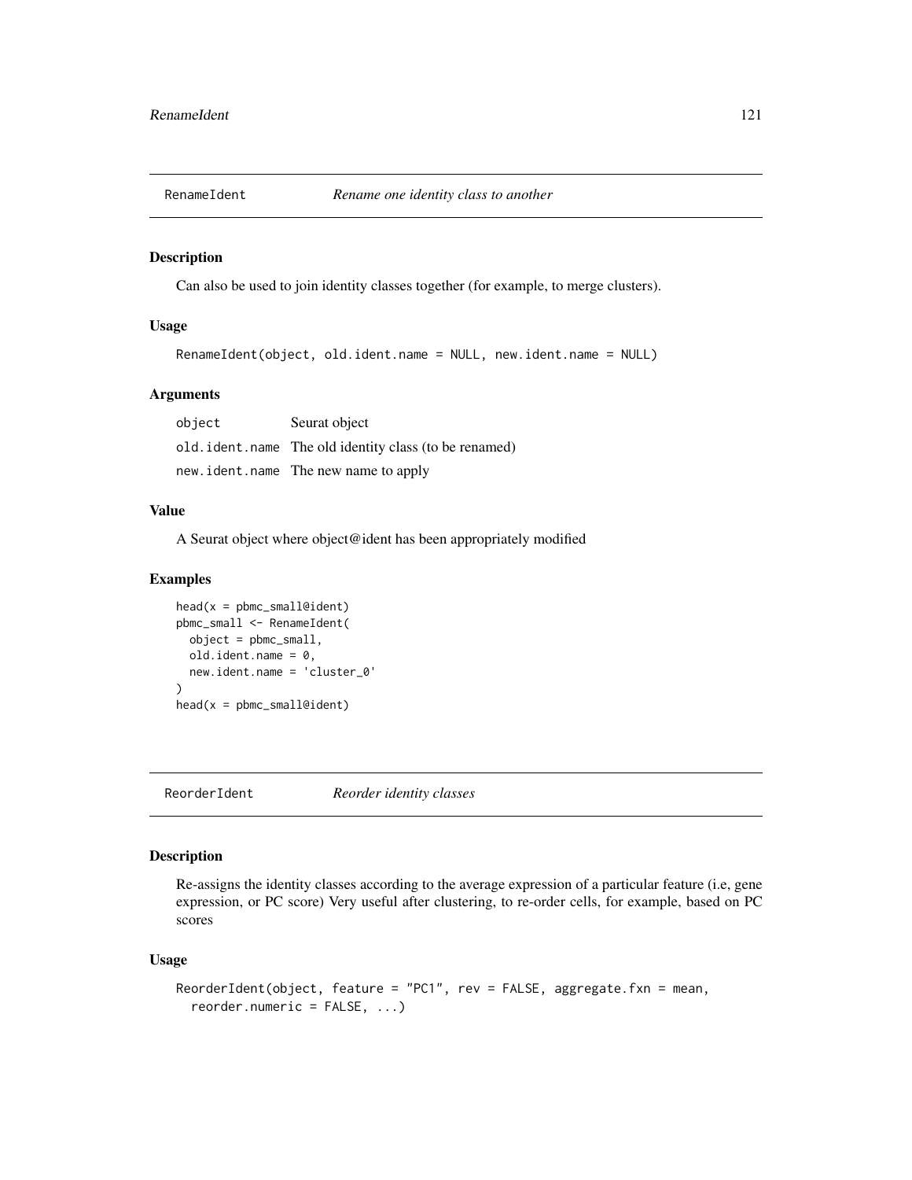## RenameIdent *Rename one identity class to another*

### Description

Can also be used to join identity classes together (for example, to merge clusters).

### Usage

```
RenameIdent(object, old.ident.name = NULL, new.ident.name = NULL)
```

### Arguments

| | |
|---|---|
| object | Seurat object |
| old.ident.name | The old identity class (to be renamed) |
| new.ident.name | The new name to apply |

### Value

A Seurat object where object@ident has been appropriately modified

### Examples

```
head(x = pbmc_small@ident)
pbmc_small <- RenameIdent(
  object = pbmc_small,
  old.ident.name = 0,
  new.ident.name = 'cluster_0'
)
head(x = pbmc_small@ident)
```

## ReorderIdent *Reorder identity classes*

### Description

Re-assigns the identity classes according to the average expression of a particular feature (i.e, gene expression, or PC score) Very useful after clustering, to re-order cells, for example, based on PC scores

### Usage

```
ReorderIdent(object, feature = "PC1", rev = FALSE, aggregate.fxn = mean,
  reorder.numeric = FALSE, ...)
```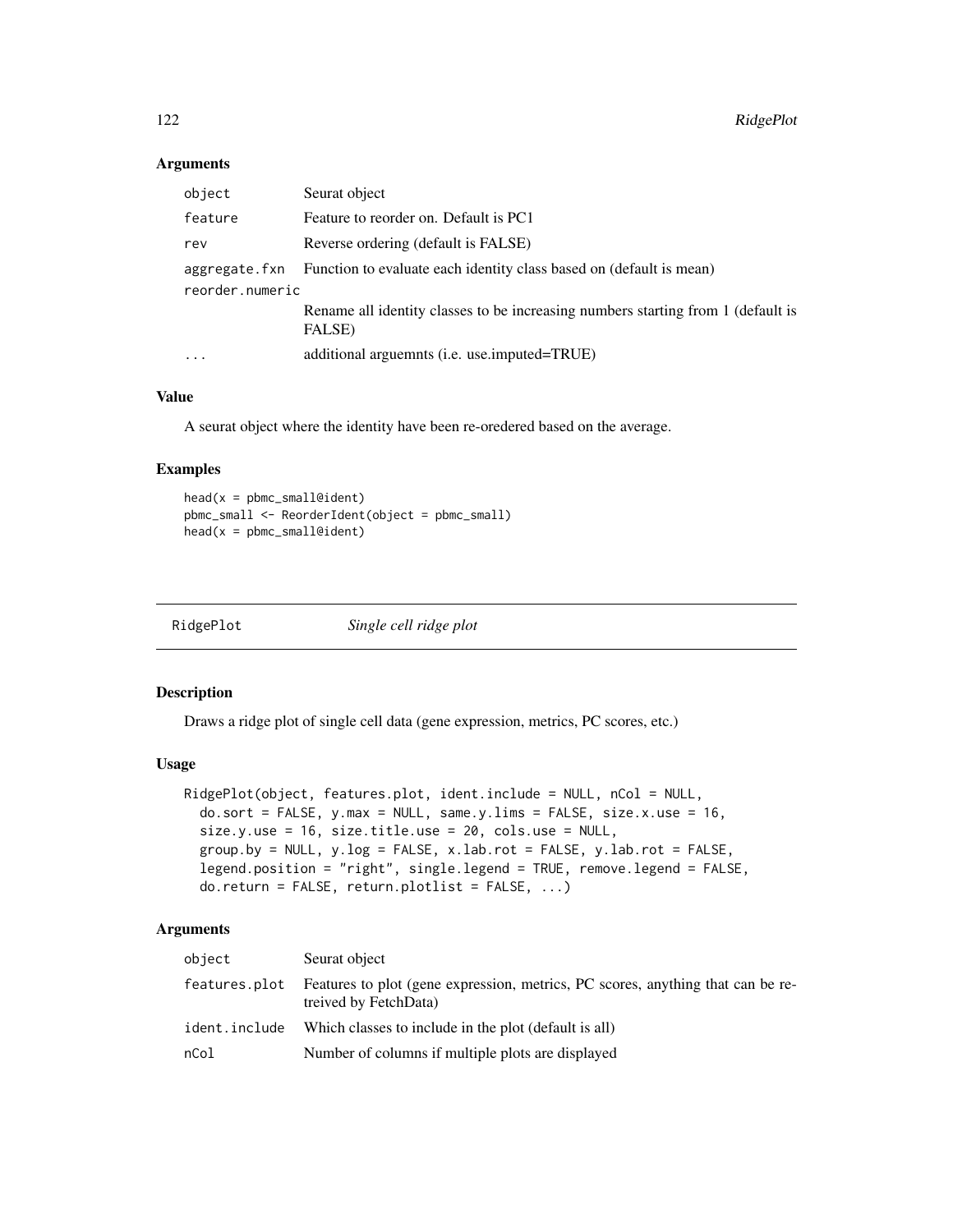## Arguments

| | |
|---|---|
| object | Seurat object |
| feature | Feature to reorder on. Default is PC1 |
| rev | Reverse ordering (default is FALSE) |
| aggregate.fxn | Function to evaluate each identity class based on (default is mean) |
| reorder.numeric | Rename all identity classes to be increasing numbers starting from 1 (default is FALSE) |
| ... | additional arguemnts (i.e. use.imputed=TRUE) |

## Value

A seurat object where the identity have been re-oredered based on the average.

## Examples

```
head(x = pbmc_small@ident)
pbmc_small <- ReorderIdent(object = pbmc_small)
head(x = pbmc_small@ident)
```

---

# RidgePlot *Single cell ridge plot*

---

## Description

Draws a ridge plot of single cell data (gene expression, metrics, PC scores, etc.)

## Usage

```
RidgePlot(object, features.plot, ident.include = NULL, nCol = NULL,
  do.sort = FALSE, y.max = NULL, same.y.lims = FALSE, size.x.use = 16,
  size.y.use = 16, size.title.use = 20, cols.use = NULL,
  group.by = NULL, y.log = FALSE, x.lab.rot = FALSE, y.lab.rot = FALSE,
  legend.position = "right", single.legend = TRUE, remove.legend = FALSE,
  do.return = FALSE, return.plotlist = FALSE, ...)
```

## Arguments

| | |
|---|---|
| object | Seurat object |
| features.plot | Features to plot (gene expression, metrics, PC scores, anything that can be retreived by FetchData) |
| ident.include | Which classes to include in the plot (default is all) |
| nCol | Number of columns if multiple plots are displayed |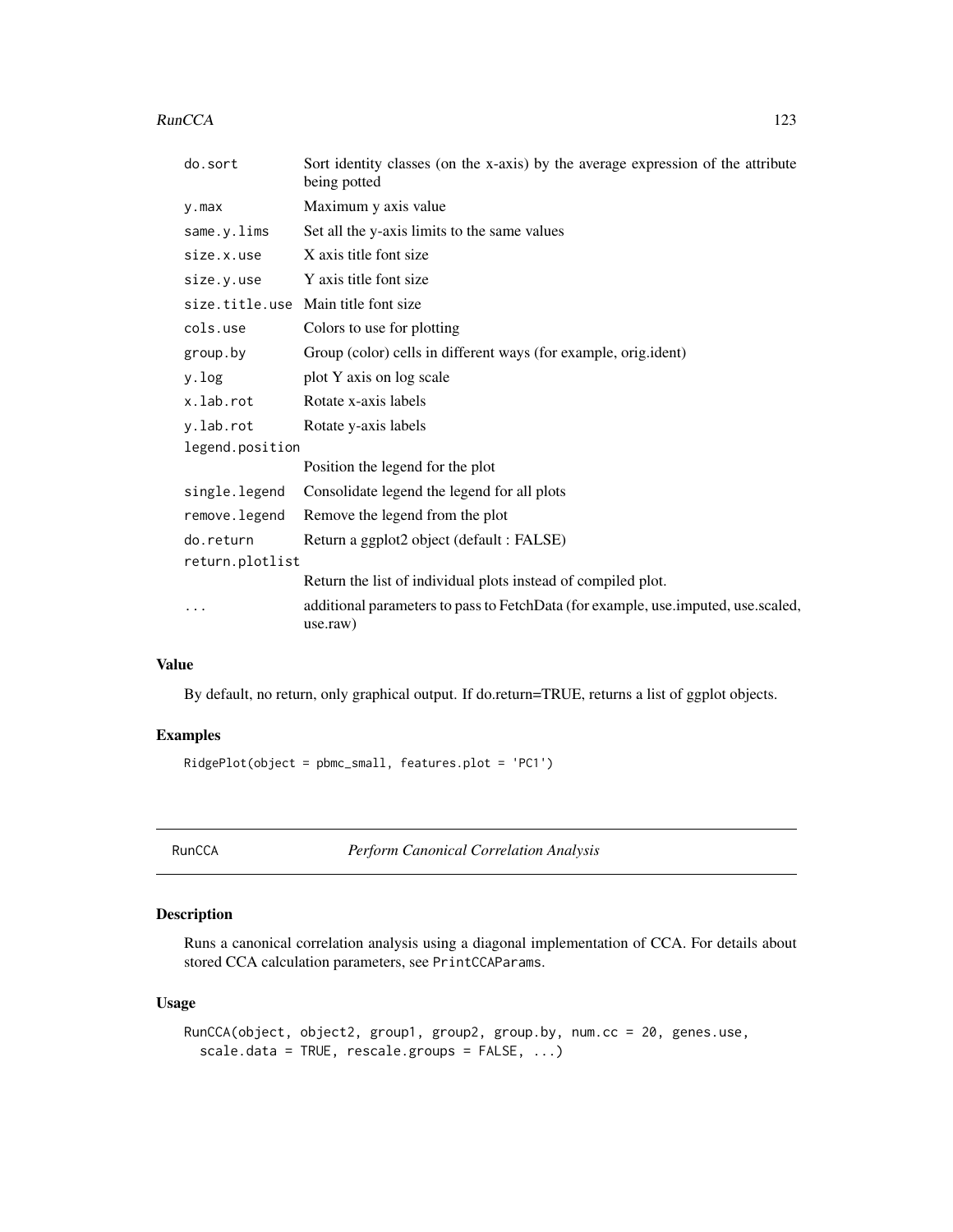| | |
|---|---|
| do.sort | Sort identity classes (on the x-axis) by the average expression of the attribute being potted |
| y.max | Maximum y axis value |
| same.y.lims | Set all the y-axis limits to the same values |
| size.x.use | X axis title font size |
| size.y.use | Y axis title font size |
| size.title.use | Main title font size |
| cols.use | Colors to use for plotting |
| group.by | Group (color) cells in different ways (for example, orig.ident) |
| y.log | plot Y axis on log scale |
| x.lab.rot | Rotate x-axis labels |
| y.lab.rot | Rotate y-axis labels |
| legend.position | Position the legend for the plot |
| single.legend | Consolidate legend the legend for all plots |
| remove.legend | Remove the legend from the plot |
| do.return | Return a ggplot2 object (default : FALSE) |
| return.plotlist | Return the list of individual plots instead of compiled plot. |
| ... | additional parameters to pass to FetchData (for example, use.imputed, use.scaled, use.raw) |

### Value

By default, no return, only graphical output. If do.return=TRUE, returns a list of ggplot objects.

### Examples

```
RidgePlot(object = pbmc_small, features.plot = 'PC1')
```

## RunCCA *Perform Canonical Correlation Analysis*

### Description

Runs a canonical correlation analysis using a diagonal implementation of CCA. For details about stored CCA calculation parameters, see PrintCCAParams.

### Usage

```
RunCCA(object, object2, group1, group2, group.by, num.cc = 20, genes.use,
  scale.data = TRUE, rescale.groups = FALSE, ...)
```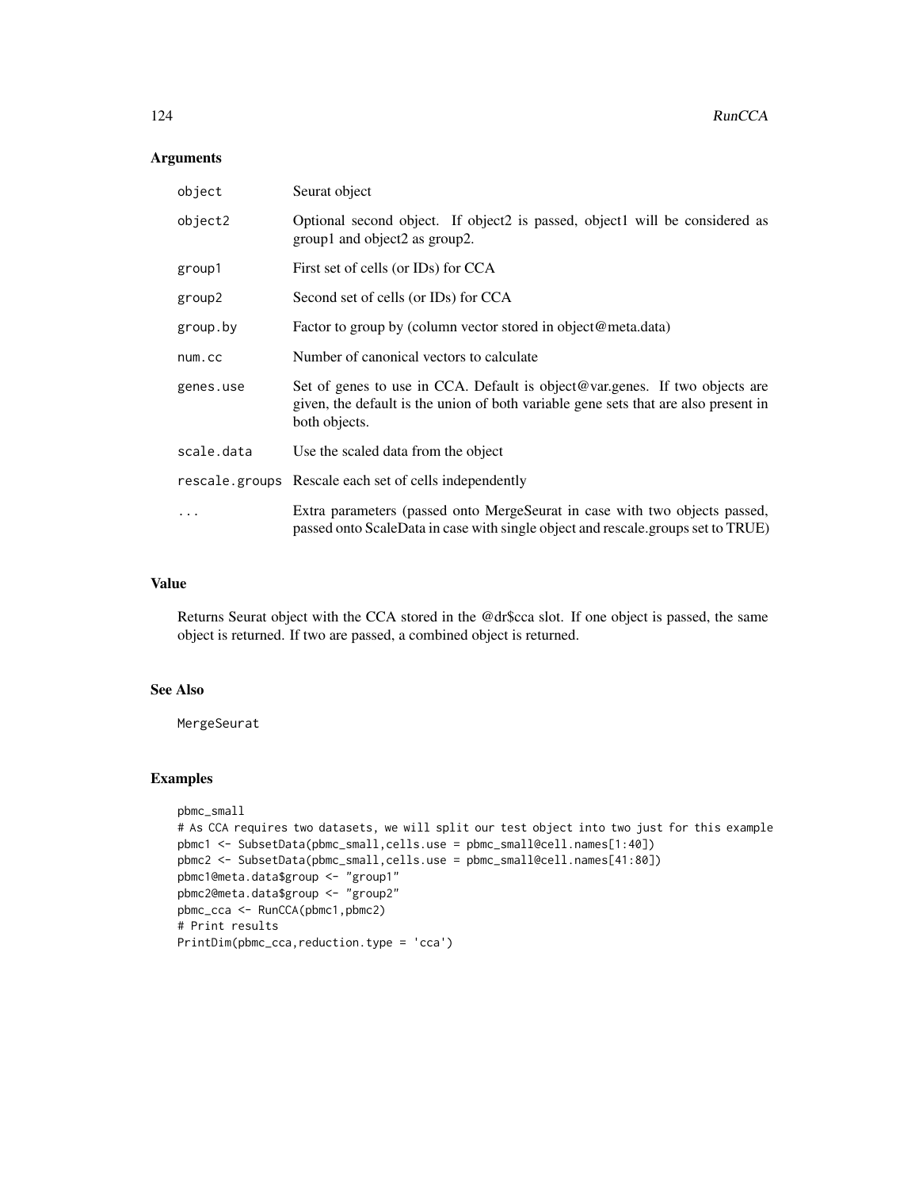## Arguments

| | |
|---|---|
| object | Seurat object |
| object2 | Optional second object. If object2 is passed, object1 will be considered as group1 and object2 as group2. |
| group1 | First set of cells (or IDs) for CCA |
| group2 | Second set of cells (or IDs) for CCA |
| group.by | Factor to group by (column vector stored in object@meta.data) |
| num.cc | Number of canonical vectors to calculate |
| genes.use | Set of genes to use in CCA. Default is object@var.genes. If two objects are given, the default is the union of both variable gene sets that are also present in both objects. |
| scale.data | Use the scaled data from the object |
| rescale.groups | Rescale each set of cells independently |
| ... | Extra parameters (passed onto MergeSeurat in case with two objects passed, passed onto ScaleData in case with single object and rescale.groups set to TRUE) |

## Value

Returns Seurat object with the CCA stored in the @dr$cca slot. If one object is passed, the same object is returned. If two are passed, a combined object is returned.

## See Also

MergeSeurat

## Examples

```
pbmc_small
# As CCA requires two datasets, we will split our test object into two just for this example
pbmc1 <- SubsetData(pbmc_small,cells.use = pbmc_small@cell.names[1:40])
pbmc2 <- SubsetData(pbmc_small,cells.use = pbmc_small@cell.names[41:80])
pbmc1@meta.data$group <- "group1"
pbmc2@meta.data$group <- "group2"
pbmc_cca <- RunCCA(pbmc1,pbmc2)
# Print results
PrintDim(pbmc_cca,reduction.type = 'cca')
```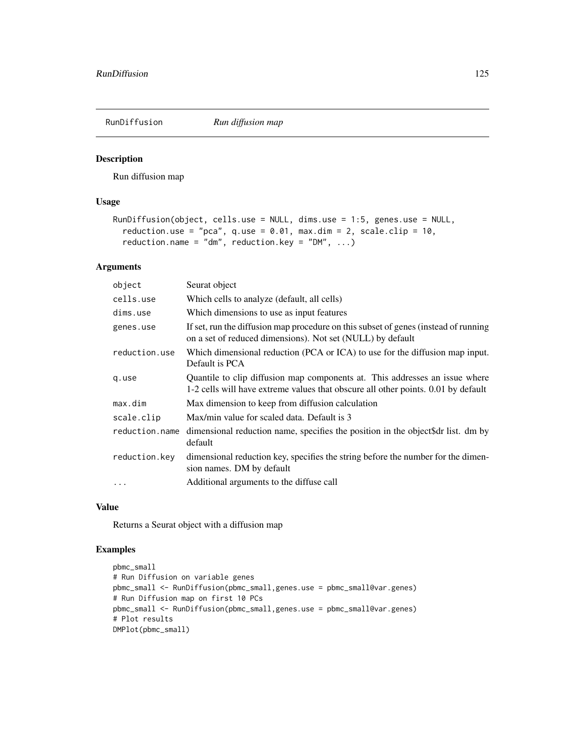## RunDiffusion *Run diffusion map*

### Description

Run diffusion map

### Usage

```
RunDiffusion(object, cells.use = NULL, dims.use = 1:5, genes.use = NULL,
  reduction.use = "pca", q.use = 0.01, max.dim = 2, scale.clip = 10,
  reduction.name = "dm", reduction.key = "DM", ...)
```

### Arguments

| | |
|---|---|
| object | Seurat object |
| cells.use | Which cells to analyze (default, all cells) |
| dims.use | Which dimensions to use as input features |
| genes.use | If set, run the diffusion map procedure on this subset of genes (instead of running on a set of reduced dimensions). Not set (NULL) by default |
| reduction.use | Which dimensional reduction (PCA or ICA) to use for the diffusion map input. Default is PCA |
| q.use | Quantile to clip diffusion map components at. This addresses an issue where 1-2 cells will have extreme values that obscure all other points. 0.01 by default |
| max.dim | Max dimension to keep from diffusion calculation |
| scale.clip | Max/min value for scaled data. Default is 3 |
| reduction.name | dimensional reduction name, specifies the position in the object$dr list. dm by default |
| reduction.key | dimensional reduction key, specifies the string before the number for the dimension names. DM by default |
| ... | Additional arguments to the diffuse call |

### Value

Returns a Seurat object with a diffusion map

### Examples

```
pbmc_small
# Run Diffusion on variable genes
pbmc_small <- RunDiffusion(pbmc_small,genes.use = pbmc_small@var.genes)
# Run Diffusion map on first 10 PCs
pbmc_small <- RunDiffusion(pbmc_small,genes.use = pbmc_small@var.genes)
# Plot results
DMPlot(pbmc_small)
```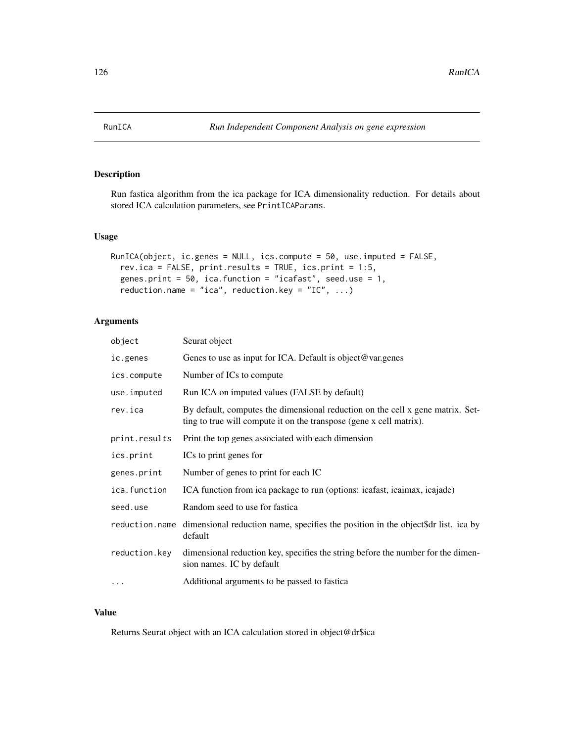## RunICA

*Run Independent Component Analysis on gene expression*

### Description

Run fastica algorithm from the ica package for ICA dimensionality reduction. For details about stored ICA calculation parameters, see PrintICAParams.

### Usage

```
RunICA(object, ic.genes = NULL, ics.compute = 50, use.imputed = FALSE,
  rev.ica = FALSE, print.results = TRUE, ics.print = 1:5,
  genes.print = 50, ica.function = "icafast", seed.use = 1,
  reduction.name = "ica", reduction.key = "IC", ...)
```

### Arguments

| | |
|---|---|
| object | Seurat object |
| ic.genes | Genes to use as input for ICA. Default is object@var.genes |
| ics.compute | Number of ICs to compute |
| use.imputed | Run ICA on imputed values (FALSE by default) |
| rev.ica | By default, computes the dimensional reduction on the cell x gene matrix. Setting to true will compute it on the transpose (gene x cell matrix). |
| print.results | Print the top genes associated with each dimension |
| ics.print | ICs to print genes for |
| genes.print | Number of genes to print for each IC |
| ica.function | ICA function from ica package to run (options: icafast, icaimax, icajade) |
| seed.use | Random seed to use for fastica |
| reduction.name | dimensional reduction name, specifies the position in the object$dr list. ica by default |
| reduction.key | dimensional reduction key, specifies the string before the number for the dimension names. IC by default |
| ... | Additional arguments to be passed to fastica |

### Value

Returns Seurat object with an ICA calculation stored in object@dr$ica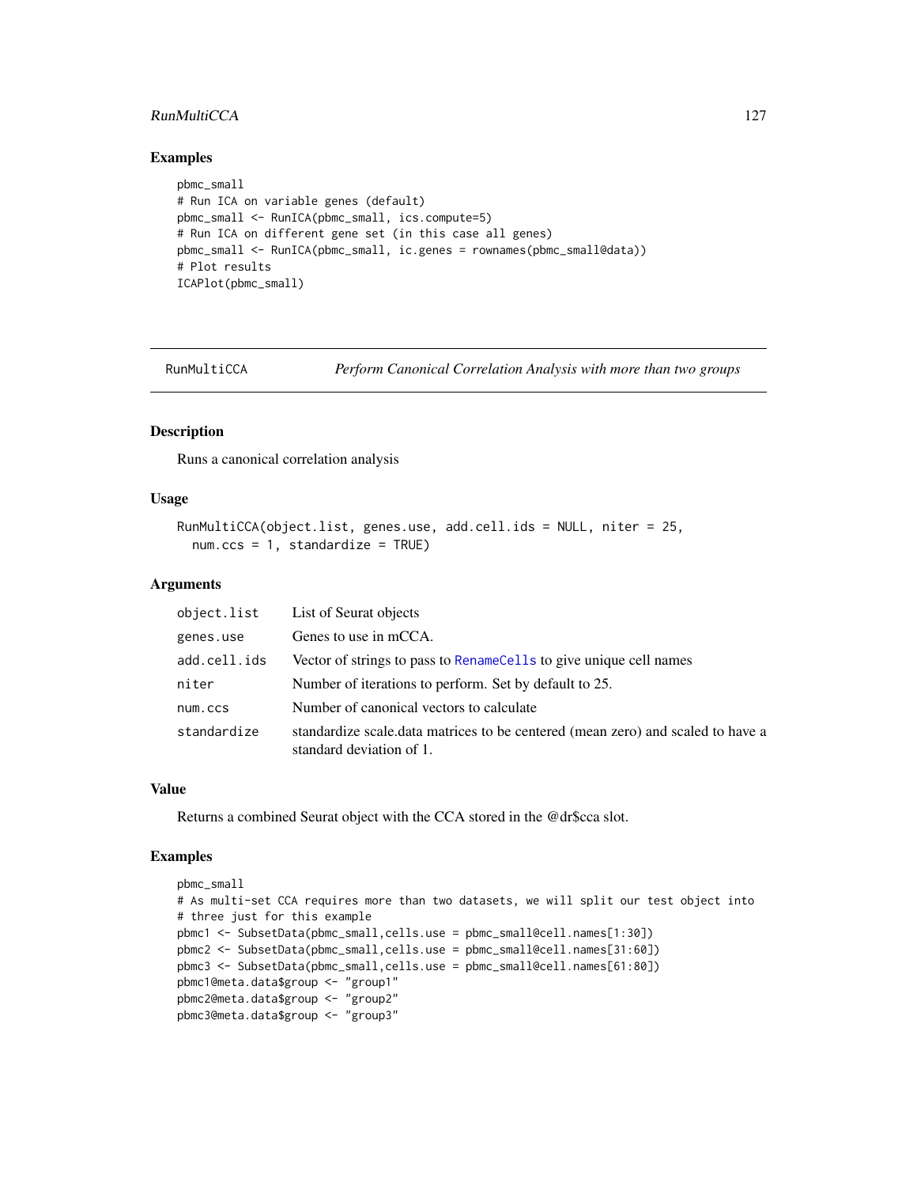## Examples

```
pbmc_small
# Run ICA on variable genes (default)
pbmc_small <- RunICA(pbmc_small, ics.compute=5)
# Run ICA on different gene set (in this case all genes)
pbmc_small <- RunICA(pbmc_small, ic.genes = rownames(pbmc_small@data))
# Plot results
ICAPlot(pbmc_small)
```

---

# RunMultiCCA — *Perform Canonical Correlation Analysis with more than two groups*

---

## Description

Runs a canonical correlation analysis

## Usage

```
RunMultiCCA(object.list, genes.use, add.cell.ids = NULL, niter = 25,
  num.ccs = 1, standardize = TRUE)
```

## Arguments

| | |
|---|---|
| object.list | List of Seurat objects |
| genes.use | Genes to use in mCCA. |
| add.cell.ids | Vector of strings to pass to RenameCells to give unique cell names |
| niter | Number of iterations to perform. Set by default to 25. |
| num.ccs | Number of canonical vectors to calculate |
| standardize | standardize scale.data matrices to be centered (mean zero) and scaled to have a standard deviation of 1. |

## Value

Returns a combined Seurat object with the CCA stored in the @dr$cca slot.

## Examples

```
pbmc_small
# As multi-set CCA requires more than two datasets, we will split our test object into
# three just for this example
pbmc1 <- SubsetData(pbmc_small,cells.use = pbmc_small@cell.names[1:30])
pbmc2 <- SubsetData(pbmc_small,cells.use = pbmc_small@cell.names[31:60])
pbmc3 <- SubsetData(pbmc_small,cells.use = pbmc_small@cell.names[61:80])
pbmc1@meta.data$group <- "group1"
pbmc2@meta.data$group <- "group2"
pbmc3@meta.data$group <- "group3"
```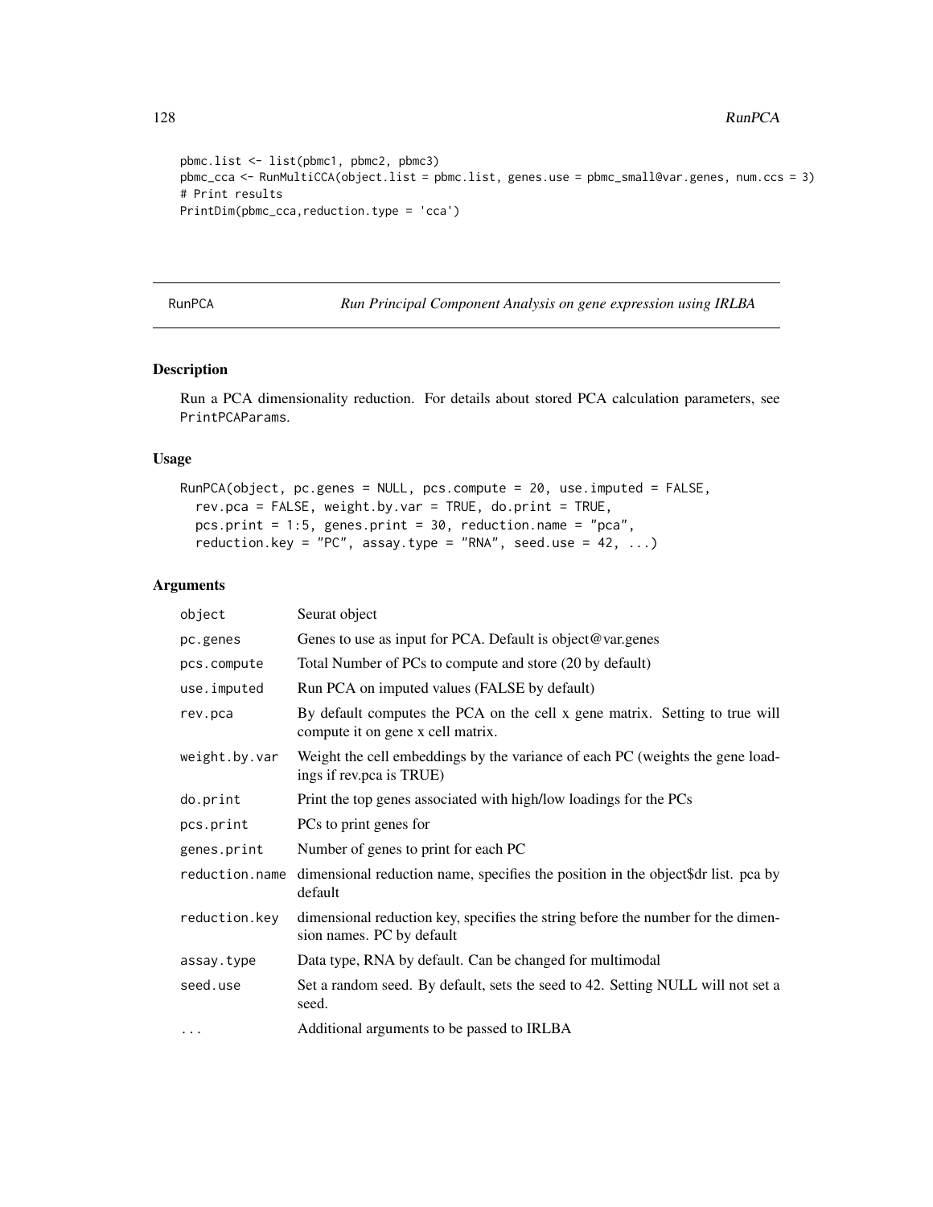```
pbmc.list <- list(pbmc1, pbmc2, pbmc3)
pbmc_cca <- RunMultiCCA(object.list = pbmc.list, genes.use = pbmc_small@var.genes, num.ccs = 3)
# Print results
PrintDim(pbmc_cca,reduction.type = 'cca')
```

## RunPCA *Run Principal Component Analysis on gene expression using IRLBA*

### Description

Run a PCA dimensionality reduction. For details about stored PCA calculation parameters, see PrintPCAParams.

### Usage

```
RunPCA(object, pc.genes = NULL, pcs.compute = 20, use.imputed = FALSE,
  rev.pca = FALSE, weight.by.var = TRUE, do.print = TRUE,
  pcs.print = 1:5, genes.print = 30, reduction.name = "pca",
  reduction.key = "PC", assay.type = "RNA", seed.use = 42, ...)
```

### Arguments

| | |
|---|---|
| object | Seurat object |
| pc.genes | Genes to use as input for PCA. Default is object@var.genes |
| pcs.compute | Total Number of PCs to compute and store (20 by default) |
| use.imputed | Run PCA on imputed values (FALSE by default) |
| rev.pca | By default computes the PCA on the cell x gene matrix. Setting to true will compute it on gene x cell matrix. |
| weight.by.var | Weight the cell embeddings by the variance of each PC (weights the gene loadings if rev.pca is TRUE) |
| do.print | Print the top genes associated with high/low loadings for the PCs |
| pcs.print | PCs to print genes for |
| genes.print | Number of genes to print for each PC |
| reduction.name | dimensional reduction name, specifies the position in the object$dr list. pca by default |
| reduction.key | dimensional reduction key, specifies the string before the number for the dimension names. PC by default |
| assay.type | Data type, RNA by default. Can be changed for multimodal |
| seed.use | Set a random seed. By default, sets the seed to 42. Setting NULL will not set a seed. |
| ... | Additional arguments to be passed to IRLBA |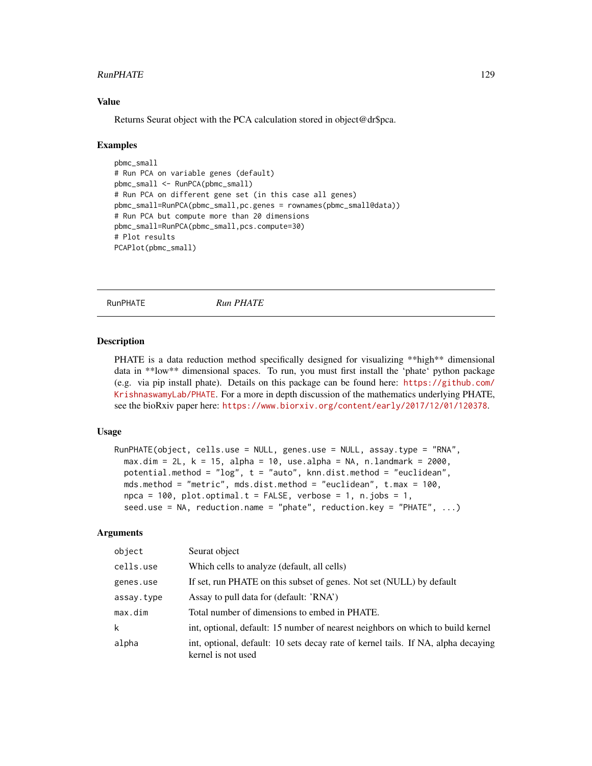### Value

Returns Seurat object with the PCA calculation stored in object@dr$pca.

### Examples

```
pbmc_small
# Run PCA on variable genes (default)
pbmc_small <- RunPCA(pbmc_small)
# Run PCA on different gene set (in this case all genes)
pbmc_small=RunPCA(pbmc_small,pc.genes = rownames(pbmc_small@data))
# Run PCA but compute more than 20 dimensions
pbmc_small=RunPCA(pbmc_small,pcs.compute=30)
# Plot results
PCAPlot(pbmc_small)
```

---

## RunPHATE *Run PHATE*

### Description

PHATE is a data reduction method specifically designed for visualizing **high** dimensional data in **low** dimensional spaces. To run, you must first install the 'phate' python package (e.g. via pip install phate). Details on this package can be found here: https://github.com/KrishnaswamyLab/PHATE. For a more in depth discussion of the mathematics underlying PHATE, see the bioRxiv paper here: https://www.biorxiv.org/content/early/2017/12/01/120378.

### Usage

```
RunPHATE(object, cells.use = NULL, genes.use = NULL, assay.type = "RNA",
  max.dim = 2L, k = 15, alpha = 10, use.alpha = NA, n.landmark = 2000,
  potential.method = "log", t = "auto", knn.dist.method = "euclidean",
  mds.method = "metric", mds.dist.method = "euclidean", t.max = 100,
  npca = 100, plot.optimal.t = FALSE, verbose = 1, n.jobs = 1,
  seed.use = NA, reduction.name = "phate", reduction.key = "PHATE", ...)
```

### Arguments

| | |
|---|---|
| object | Seurat object |
| cells.use | Which cells to analyze (default, all cells) |
| genes.use | If set, run PHATE on this subset of genes. Not set (NULL) by default |
| assay.type | Assay to pull data for (default: 'RNA') |
| max.dim | Total number of dimensions to embed in PHATE. |
| k | int, optional, default: 15 number of nearest neighbors on which to build kernel |
| alpha | int, optional, default: 10 sets decay rate of kernel tails. If NA, alpha decaying kernel is not used |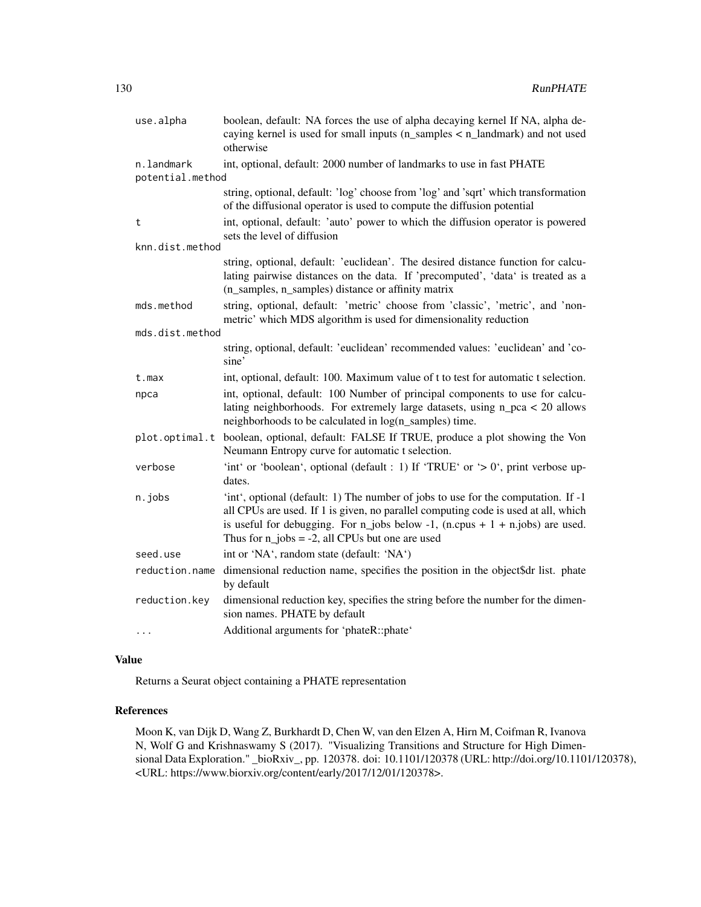| | |
|---|---|
| use.alpha | boolean, default: NA forces the use of alpha decaying kernel If NA, alpha decaying kernel is used for small inputs (n_samples < n_landmark) and not used otherwise |
| n.landmark | int, optional, default: 2000 number of landmarks to use in fast PHATE |
| potential.method | string, optional, default: 'log' choose from 'log' and 'sqrt' which transformation of the diffusional operator is used to compute the diffusion potential |
| t | int, optional, default: 'auto' power to which the diffusion operator is powered sets the level of diffusion |
| knn.dist.method | string, optional, default: 'euclidean'. The desired distance function for calculating pairwise distances on the data. If 'precomputed', 'data' is treated as a (n_samples, n_samples) distance or affinity matrix |
| mds.method | string, optional, default: 'metric' choose from 'classic', 'metric', and 'non-metric' which MDS algorithm is used for dimensionality reduction |
| mds.dist.method | string, optional, default: 'euclidean' recommended values: 'euclidean' and 'cosine' |
| t.max | int, optional, default: 100. Maximum value of t to test for automatic t selection. |
| npca | int, optional, default: 100 Number of principal components to use for calculating neighborhoods. For extremely large datasets, using n_pca < 20 allows neighborhoods to be calculated in log(n_samples) time. |
| plot.optimal.t | boolean, optional, default: FALSE If TRUE, produce a plot showing the Von Neumann Entropy curve for automatic t selection. |
| verbose | 'int' or 'boolean', optional (default : 1) If 'TRUE' or '> 0', print verbose updates. |
| n.jobs | 'int', optional (default: 1) The number of jobs to use for the computation. If -1 all CPUs are used. If 1 is given, no parallel computing code is used at all, which is useful for debugging. For n_jobs below -1, (n.cpus + 1 + n.jobs) are used. Thus for n_jobs = -2, all CPUs but one are used |
| seed.use | int or 'NA', random state (default: 'NA') |
| reduction.name | dimensional reduction name, specifies the position in the object$dr list. phate by default |
| reduction.key | dimensional reduction key, specifies the string before the number for the dimension names. PHATE by default |
| ... | Additional arguments for 'phateR::phate' |

## Value

Returns a Seurat object containing a PHATE representation

## References

Moon K, van Dijk D, Wang Z, Burkhardt D, Chen W, van den Elzen A, Hirn M, Coifman R, Ivanova N, Wolf G and Krishnaswamy S (2017). "Visualizing Transitions and Structure for High Dimensional Data Exploration." _bioRxiv_, pp. 120378. doi: 10.1101/120378 (URL: http://doi.org/10.1101/120378), <URL: https://www.biorxiv.org/content/early/2017/12/01/120378>.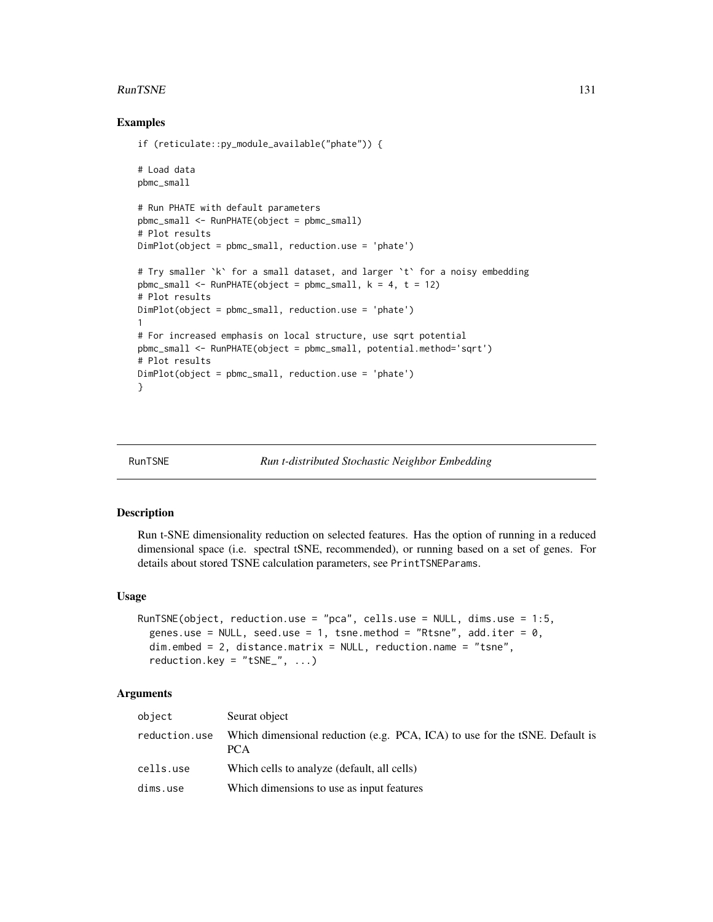## Examples

```
if (reticulate::py_module_available("phate")) {

# Load data
pbmc_small

# Run PHATE with default parameters
pbmc_small <- RunPHATE(object = pbmc_small)
# Plot results
DimPlot(object = pbmc_small, reduction.use = 'phate')

# Try smaller `k` for a small dataset, and larger `t` for a noisy embedding
pbmc_small <- RunPHATE(object = pbmc_small, k = 4, t = 12)
# Plot results
DimPlot(object = pbmc_small, reduction.use = 'phate')
1
# For increased emphasis on local structure, use sqrt potential
pbmc_small <- RunPHATE(object = pbmc_small, potential.method='sqrt')
# Plot results
DimPlot(object = pbmc_small, reduction.use = 'phate')
}
```

---

# RunTSNE — *Run t-distributed Stochastic Neighbor Embedding*

---

## Description

Run t-SNE dimensionality reduction on selected features. Has the option of running in a reduced dimensional space (i.e. spectral tSNE, recommended), or running based on a set of genes. For details about stored TSNE calculation parameters, see `PrintTSNEParams`.

## Usage

```
RunTSNE(object, reduction.use = "pca", cells.use = NULL, dims.use = 1:5,
  genes.use = NULL, seed.use = 1, tsne.method = "Rtsne", add.iter = 0,
  dim.embed = 2, distance.matrix = NULL, reduction.name = "tsne",
  reduction.key = "tSNE_", ...)
```

## Arguments

| | |
|---|---|
| `object` | Seurat object |
| `reduction.use` | Which dimensional reduction (e.g. PCA, ICA) to use for the tSNE. Default is PCA |
| `cells.use` | Which cells to analyze (default, all cells) |
| `dims.use` | Which dimensions to use as input features |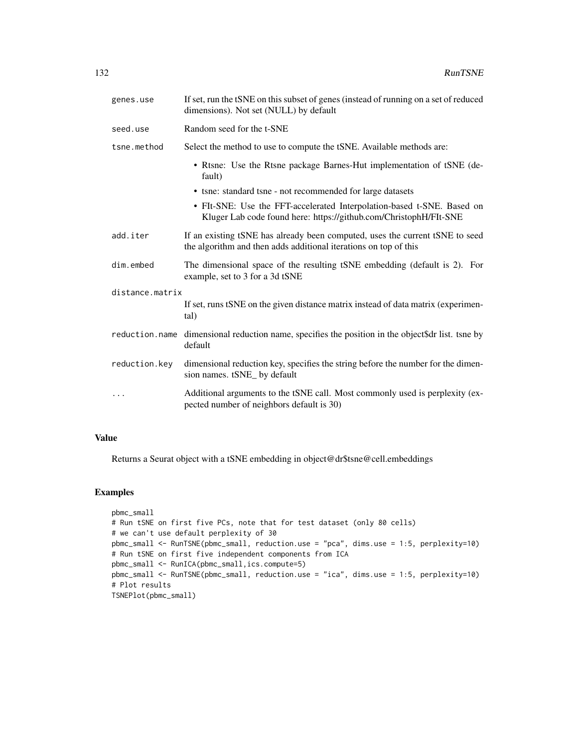| | |
|---|---|
| `genes.use` | If set, run the tSNE on this subset of genes (instead of running on a set of reduced dimensions). Not set (NULL) by default |
| `seed.use` | Random seed for the t-SNE |
| `tsne.method` | Select the method to use to compute the tSNE. Available methods are:<br>• Rtsne: Use the Rtsne package Barnes-Hut implementation of tSNE (default)<br>• tsne: standard tsne - not recommended for large datasets<br>• FIt-SNE: Use the FFT-accelerated Interpolation-based t-SNE. Based on Kluger Lab code found here: https://github.com/ChristophH/FIt-SNE |
| `add.iter` | If an existing tSNE has already been computed, uses the current tSNE to seed the algorithm and then adds additional iterations on top of this |
| `dim.embed` | The dimensional space of the resulting tSNE embedding (default is 2). For example, set to 3 for a 3d tSNE |
| `distance.matrix` | If set, runs tSNE on the given distance matrix instead of data matrix (experimental) |
| `reduction.name` | dimensional reduction name, specifies the position in the object$dr list. tsne by default |
| `reduction.key` | dimensional reduction key, specifies the string before the number for the dimension names. tSNE_ by default |
| `...` | Additional arguments to the tSNE call. Most commonly used is perplexity (expected number of neighbors default is 30) |

## Value

Returns a Seurat object with a tSNE embedding in object@dr$tsne@cell.embeddings

## Examples

```
pbmc_small
# Run tSNE on first five PCs, note that for test dataset (only 80 cells)
# we can't use default perplexity of 30
pbmc_small <- RunTSNE(pbmc_small, reduction.use = "pca", dims.use = 1:5, perplexity=10)
# Run tSNE on first five independent components from ICA
pbmc_small <- RunICA(pbmc_small,ics.compute=5)
pbmc_small <- RunTSNE(pbmc_small, reduction.use = "ica", dims.use = 1:5, perplexity=10)
# Plot results
TSNEPlot(pbmc_small)
```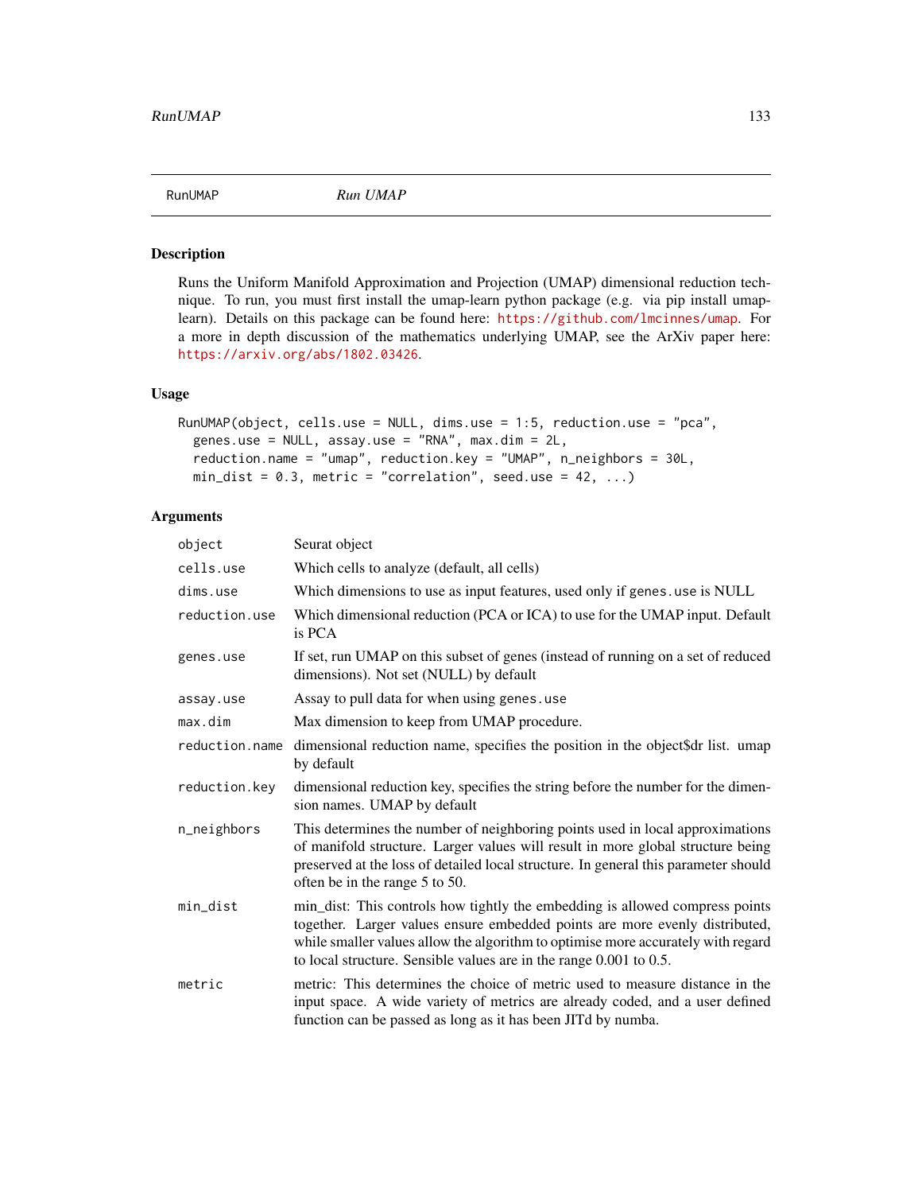## RunUMAP *Run UMAP*

### Description

Runs the Uniform Manifold Approximation and Projection (UMAP) dimensional reduction technique. To run, you must first install the umap-learn python package (e.g. via pip install umap-learn). Details on this package can be found here: https://github.com/lmcinnes/umap. For a more in depth discussion of the mathematics underlying UMAP, see the ArXiv paper here: https://arxiv.org/abs/1802.03426.

### Usage

```
RunUMAP(object, cells.use = NULL, dims.use = 1:5, reduction.use = "pca",
  genes.use = NULL, assay.use = "RNA", max.dim = 2L,
  reduction.name = "umap", reduction.key = "UMAP", n_neighbors = 30L,
  min_dist = 0.3, metric = "correlation", seed.use = 42, ...)
```

### Arguments

| | |
|---|---|
| `object` | Seurat object |
| `cells.use` | Which cells to analyze (default, all cells) |
| `dims.use` | Which dimensions to use as input features, used only if `genes.use` is NULL |
| `reduction.use` | Which dimensional reduction (PCA or ICA) to use for the UMAP input. Default is PCA |
| `genes.use` | If set, run UMAP on this subset of genes (instead of running on a set of reduced dimensions). Not set (NULL) by default |
| `assay.use` | Assay to pull data for when using `genes.use` |
| `max.dim` | Max dimension to keep from UMAP procedure. |
| `reduction.name` | dimensional reduction name, specifies the position in the object$dr list. umap by default |
| `reduction.key` | dimensional reduction key, specifies the string before the number for the dimension names. UMAP by default |
| `n_neighbors` | This determines the number of neighboring points used in local approximations of manifold structure. Larger values will result in more global structure being preserved at the loss of detailed local structure. In general this parameter should often be in the range 5 to 50. |
| `min_dist` | min_dist: This controls how tightly the embedding is allowed compress points together. Larger values ensure embedded points are more evenly distributed, while smaller values allow the algorithm to optimise more accurately with regard to local structure. Sensible values are in the range 0.001 to 0.5. |
| `metric` | metric: This determines the choice of metric used to measure distance in the input space. A wide variety of metrics are already coded, and a user defined function can be passed as long as it has been JITd by numba. |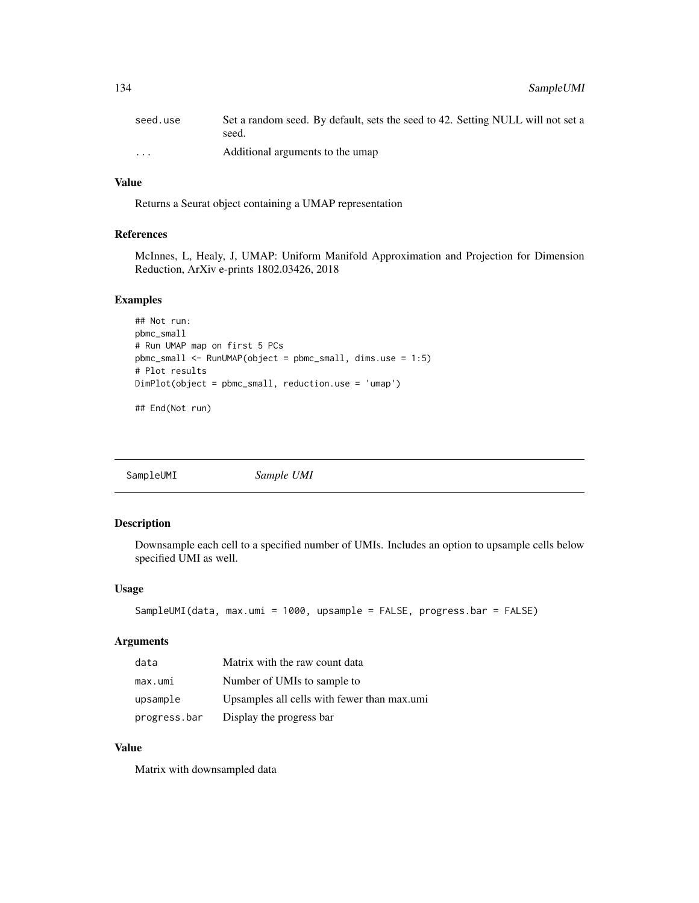| | |
|---|---|
| seed.use | Set a random seed. By default, sets the seed to 42. Setting NULL will not set a seed. |
| ... | Additional arguments to the umap |

### Value

Returns a Seurat object containing a UMAP representation

### References

McInnes, L, Healy, J, UMAP: Uniform Manifold Approximation and Projection for Dimension Reduction, ArXiv e-prints 1802.03426, 2018

### Examples

```
## Not run:
pbmc_small
# Run UMAP map on first 5 PCs
pbmc_small <- RunUMAP(object = pbmc_small, dims.use = 1:5)
# Plot results
DimPlot(object = pbmc_small, reduction.use = 'umap')

## End(Not run)
```

---

## SampleUMI *Sample UMI*

---

### Description

Downsample each cell to a specified number of UMIs. Includes an option to upsample cells below specified UMI as well.

### Usage

```
SampleUMI(data, max.umi = 1000, upsample = FALSE, progress.bar = FALSE)
```

### Arguments

| | |
|---|---|
| data | Matrix with the raw count data |
| max.umi | Number of UMIs to sample to |
| upsample | Upsamples all cells with fewer than max.umi |
| progress.bar | Display the progress bar |

### Value

Matrix with downsampled data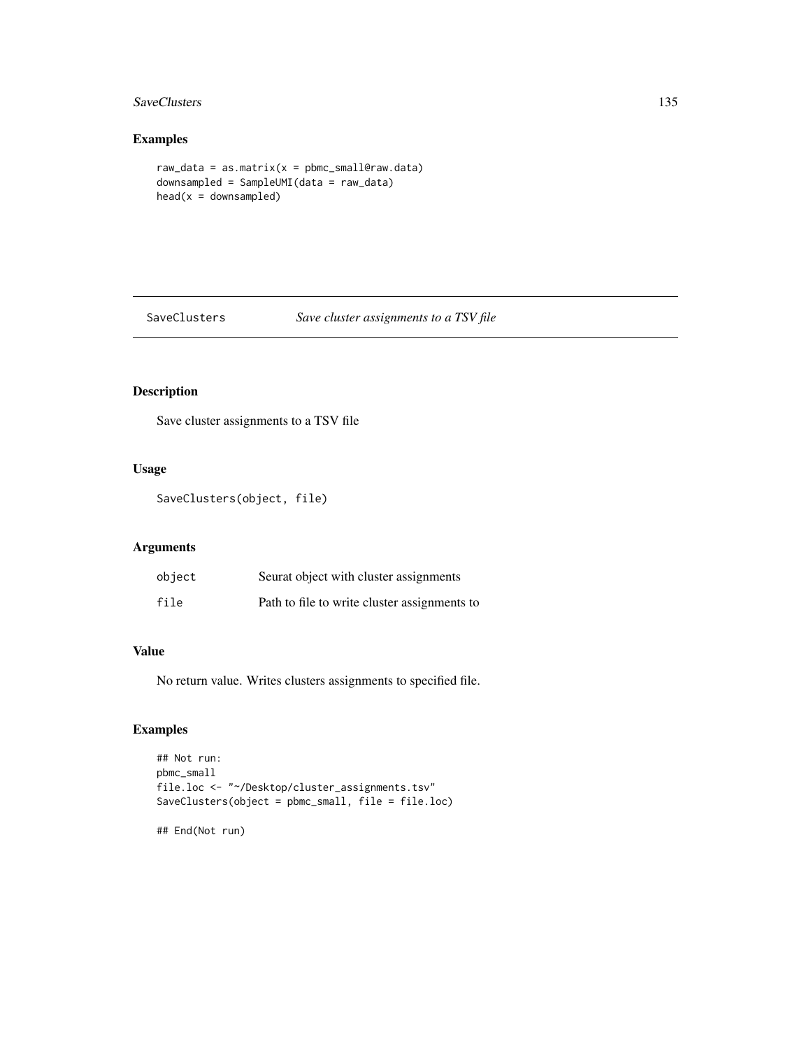## Examples

```
raw_data = as.matrix(x = pbmc_small@raw.data)
downsampled = SampleUMI(data = raw_data)
head(x = downsampled)
```

---

# SaveClusters *Save cluster assignments to a TSV file*

---

## Description

Save cluster assignments to a TSV file

## Usage

```
SaveClusters(object, file)
```

## Arguments

| | |
|---|---|
| `object` | Seurat object with cluster assignments |
| `file` | Path to file to write cluster assignments to |

## Value

No return value. Writes clusters assignments to specified file.

## Examples

```
## Not run:
pbmc_small
file.loc <- "~/Desktop/cluster_assignments.tsv"
SaveClusters(object = pbmc_small, file = file.loc)

## End(Not run)
```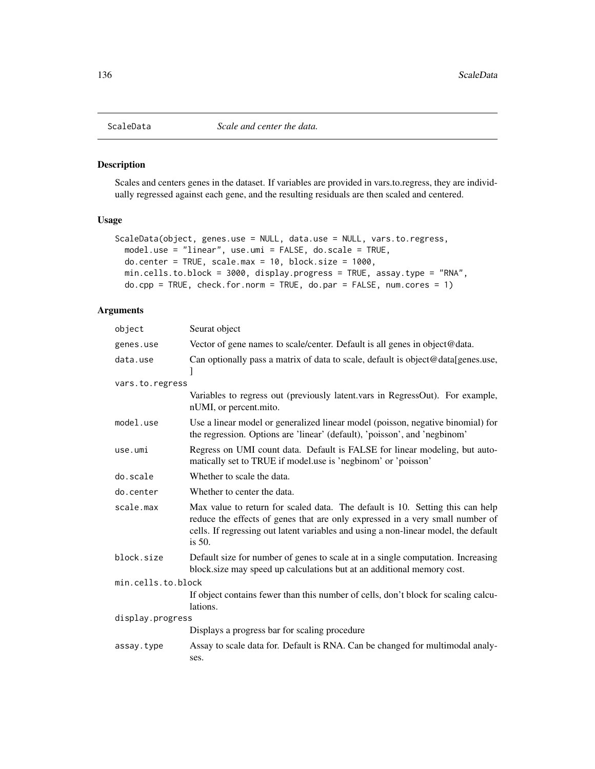ScaleData *Scale and center the data.*

## Description

Scales and centers genes in the dataset. If variables are provided in vars.to.regress, they are individually regressed against each gene, and the resulting residuals are then scaled and centered.

## Usage

```
ScaleData(object, genes.use = NULL, data.use = NULL, vars.to.regress,
  model.use = "linear", use.umi = FALSE, do.scale = TRUE,
  do.center = TRUE, scale.max = 10, block.size = 1000,
  min.cells.to.block = 3000, display.progress = TRUE, assay.type = "RNA",
  do.cpp = TRUE, check.for.norm = TRUE, do.par = FALSE, num.cores = 1)
```

## Arguments

| | |
|---|---|
| `object` | Seurat object |
| `genes.use` | Vector of gene names to scale/center. Default is all genes in object@data. |
| `data.use` | Can optionally pass a matrix of data to scale, default is object@data[genes.use, ] |
| `vars.to.regress` | Variables to regress out (previously latent.vars in RegressOut). For example, nUMI, or percent.mito. |
| `model.use` | Use a linear model or generalized linear model (poisson, negative binomial) for the regression. Options are 'linear' (default), 'poisson', and 'negbinom' |
| `use.umi` | Regress on UMI count data. Default is FALSE for linear modeling, but automatically set to TRUE if model.use is 'negbinom' or 'poisson' |
| `do.scale` | Whether to scale the data. |
| `do.center` | Whether to center the data. |
| `scale.max` | Max value to return for scaled data. The default is 10. Setting this can help reduce the effects of genes that are only expressed in a very small number of cells. If regressing out latent variables and using a non-linear model, the default is 50. |
| `block.size` | Default size for number of genes to scale at in a single computation. Increasing block.size may speed up calculations but at an additional memory cost. |
| `min.cells.to.block` | If object contains fewer than this number of cells, don't block for scaling calculations. |
| `display.progress` | Displays a progress bar for scaling procedure |
| `assay.type` | Assay to scale data for. Default is RNA. Can be changed for multimodal analyses. |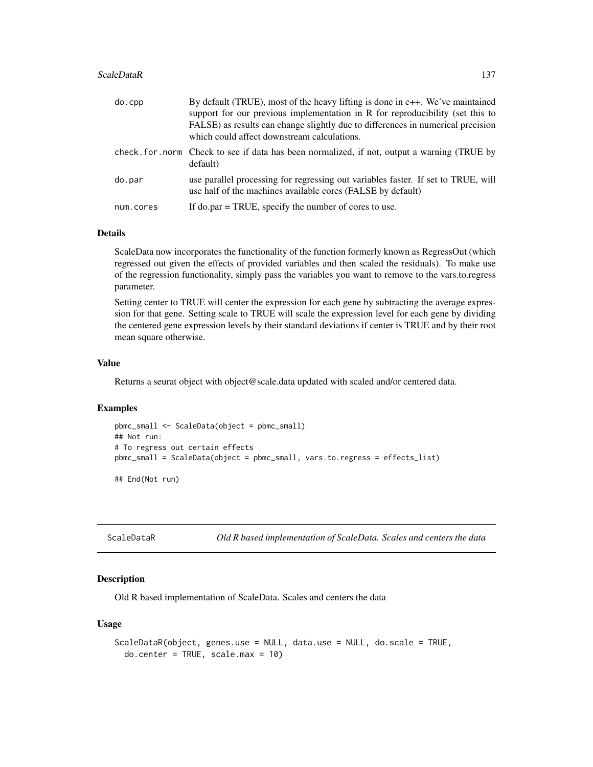| | |
|---|---|
| do.cpp | By default (TRUE), most of the heavy lifting is done in c++. We've maintained support for our previous implementation in R for reproducibility (set this to FALSE) as results can change slightly due to differences in numerical precision which could affect downstream calculations. |
| check.for.norm | Check to see if data has been normalized, if not, output a warning (TRUE by default) |
| do.par | use parallel processing for regressing out variables faster. If set to TRUE, will use half of the machines available cores (FALSE by default) |
| num.cores | If do.par = TRUE, specify the number of cores to use. |

### Details

ScaleData now incorporates the functionality of the function formerly known as RegressOut (which regressed out given the effects of provided variables and then scaled the residuals). To make use of the regression functionality, simply pass the variables you want to remove to the vars.to.regress parameter.

Setting center to TRUE will center the expression for each gene by subtracting the average expression for that gene. Setting scale to TRUE will scale the expression level for each gene by dividing the centered gene expression levels by their standard deviations if center is TRUE and by their root mean square otherwise.

### Value

Returns a seurat object with object@scale.data updated with scaled and/or centered data.

### Examples

```
pbmc_small <- ScaleData(object = pbmc_small)
## Not run:
# To regress out certain effects
pbmc_small = ScaleData(object = pbmc_small, vars.to.regress = effects_list)

## End(Not run)
```

## ScaleDataR — *Old R based implementation of ScaleData. Scales and centers the data*

### Description

Old R based implementation of ScaleData. Scales and centers the data

### Usage

```
ScaleDataR(object, genes.use = NULL, data.use = NULL, do.scale = TRUE,
  do.center = TRUE, scale.max = 10)
```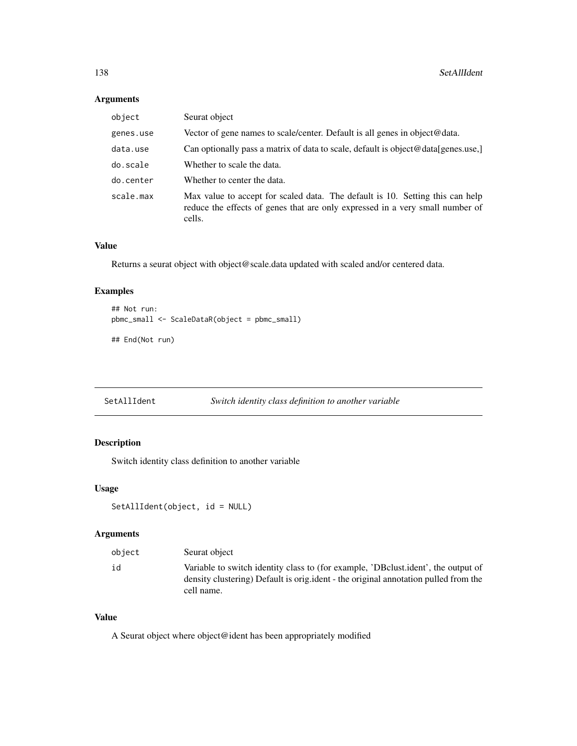## Arguments

| | |
|---|---|
| object | Seurat object |
| genes.use | Vector of gene names to scale/center. Default is all genes in object@data. |
| data.use | Can optionally pass a matrix of data to scale, default is object@data[genes.use,] |
| do.scale | Whether to scale the data. |
| do.center | Whether to center the data. |
| scale.max | Max value to accept for scaled data. The default is 10. Setting this can help reduce the effects of genes that are only expressed in a very small number of cells. |

## Value

Returns a seurat object with object@scale.data updated with scaled and/or centered data.

## Examples

```
## Not run:
pbmc_small <- ScaleDataR(object = pbmc_small)

## End(Not run)
```

---

# SetAllIdent *Switch identity class definition to another variable*

## Description

Switch identity class definition to another variable

## Usage

```
SetAllIdent(object, id = NULL)
```

## Arguments

| | |
|---|---|
| object | Seurat object |
| id | Variable to switch identity class to (for example, 'DBclust.ident', the output of density clustering) Default is orig.ident - the original annotation pulled from the cell name. |

## Value

A Seurat object where object@ident has been appropriately modified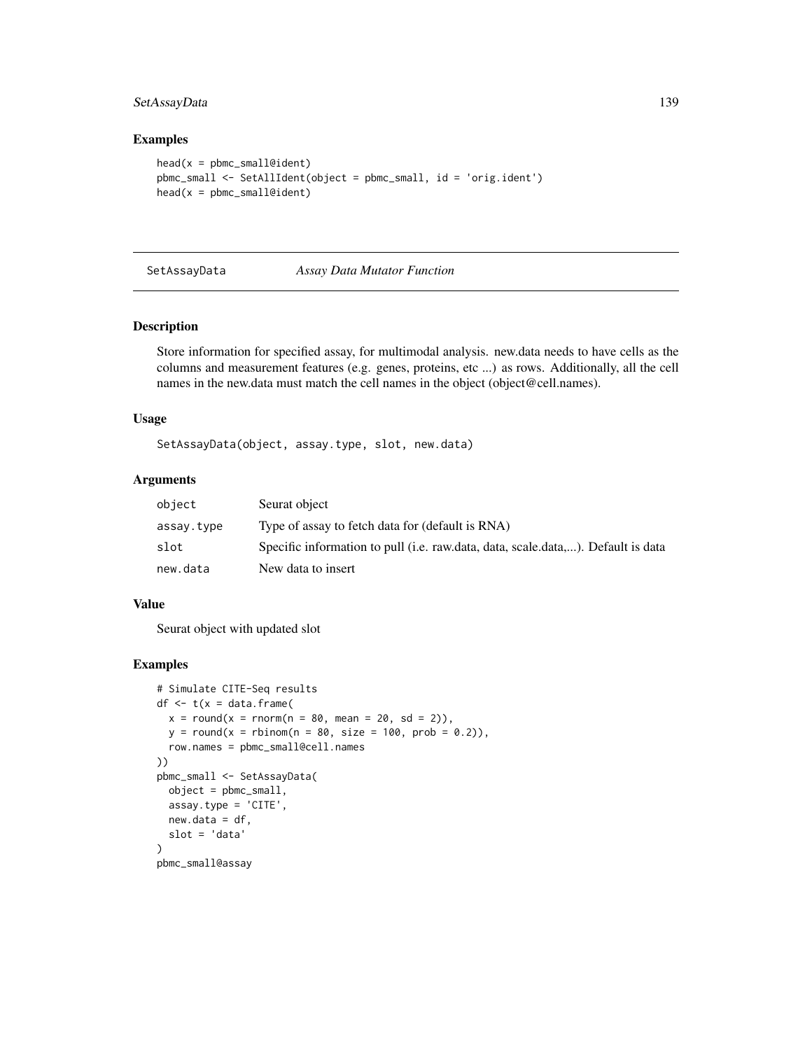## Examples

```
head(x = pbmc_small@ident)
pbmc_small <- SetAllIdent(object = pbmc_small, id = 'orig.ident')
head(x = pbmc_small@ident)
```

---

# SetAssayData *Assay Data Mutator Function*

---

## Description

Store information for specified assay, for multimodal analysis. new.data needs to have cells as the columns and measurement features (e.g. genes, proteins, etc ...) as rows. Additionally, all the cell names in the new.data must match the cell names in the object (object@cell.names).

## Usage

```
SetAssayData(object, assay.type, slot, new.data)
```

## Arguments

| | |
|---|---|
| object | Seurat object |
| assay.type | Type of assay to fetch data for (default is RNA) |
| slot | Specific information to pull (i.e. raw.data, data, scale.data,...). Default is data |
| new.data | New data to insert |

## Value

Seurat object with updated slot

## Examples

```
# Simulate CITE-Seq results
df <- t(x = data.frame(
  x = round(x = rnorm(n = 80, mean = 20, sd = 2)),
  y = round(x = rbinom(n = 80, size = 100, prob = 0.2)),
  row.names = pbmc_small@cell.names
))
pbmc_small <- SetAssayData(
  object = pbmc_small,
  assay.type = 'CITE',
  new.data = df,
  slot = 'data'
)
pbmc_small@assay
```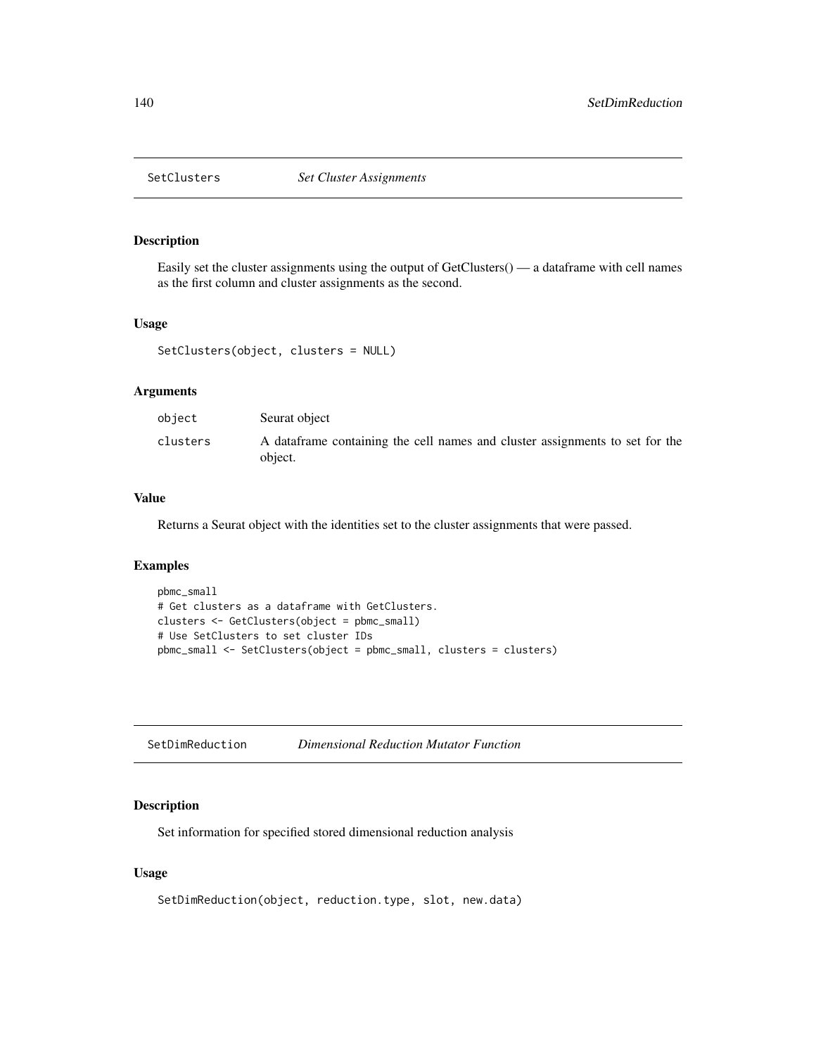## SetClusters *Set Cluster Assignments*

### Description

Easily set the cluster assignments using the output of GetClusters() — a dataframe with cell names as the first column and cluster assignments as the second.

### Usage

```
SetClusters(object, clusters = NULL)
```

### Arguments

| | |
|---|---|
| object | Seurat object |
| clusters | A dataframe containing the cell names and cluster assignments to set for the object. |

### Value

Returns a Seurat object with the identities set to the cluster assignments that were passed.

### Examples

```
pbmc_small
# Get clusters as a dataframe with GetClusters.
clusters <- GetClusters(object = pbmc_small)
# Use SetClusters to set cluster IDs
pbmc_small <- SetClusters(object = pbmc_small, clusters = clusters)
```

## SetDimReduction *Dimensional Reduction Mutator Function*

### Description

Set information for specified stored dimensional reduction analysis

### Usage

```
SetDimReduction(object, reduction.type, slot, new.data)
```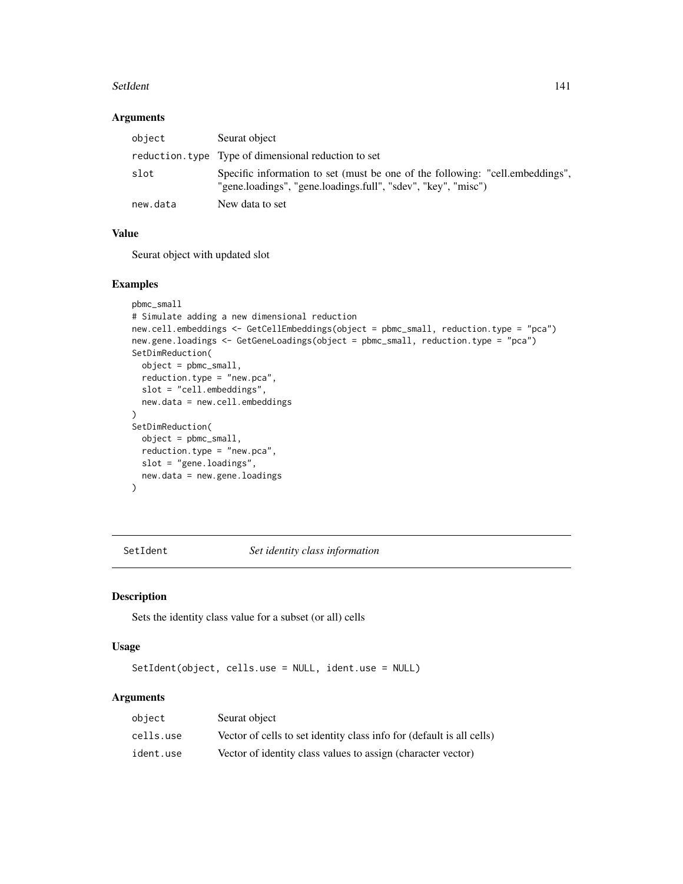### Arguments

| | |
|---|---|
| object | Seurat object |
| reduction.type | Type of dimensional reduction to set |
| slot | Specific information to set (must be one of the following: "cell.embeddings", "gene.loadings", "gene.loadings.full", "sdev", "key", "misc") |
| new.data | New data to set |

### Value

Seurat object with updated slot

### Examples

```
pbmc_small
# Simulate adding a new dimensional reduction
new.cell.embeddings <- GetCellEmbeddings(object = pbmc_small, reduction.type = "pca")
new.gene.loadings <- GetGeneLoadings(object = pbmc_small, reduction.type = "pca")
SetDimReduction(
  object = pbmc_small,
  reduction.type = "new.pca",
  slot = "cell.embeddings",
  new.data = new.cell.embeddings
)
SetDimReduction(
  object = pbmc_small,
  reduction.type = "new.pca",
  slot = "gene.loadings",
  new.data = new.gene.loadings
)
```

---

## SetIdent *Set identity class information*

### Description

Sets the identity class value for a subset (or all) cells

### Usage

```
SetIdent(object, cells.use = NULL, ident.use = NULL)
```

### Arguments

| | |
|---|---|
| object | Seurat object |
| cells.use | Vector of cells to set identity class info for (default is all cells) |
| ident.use | Vector of identity class values to assign (character vector) |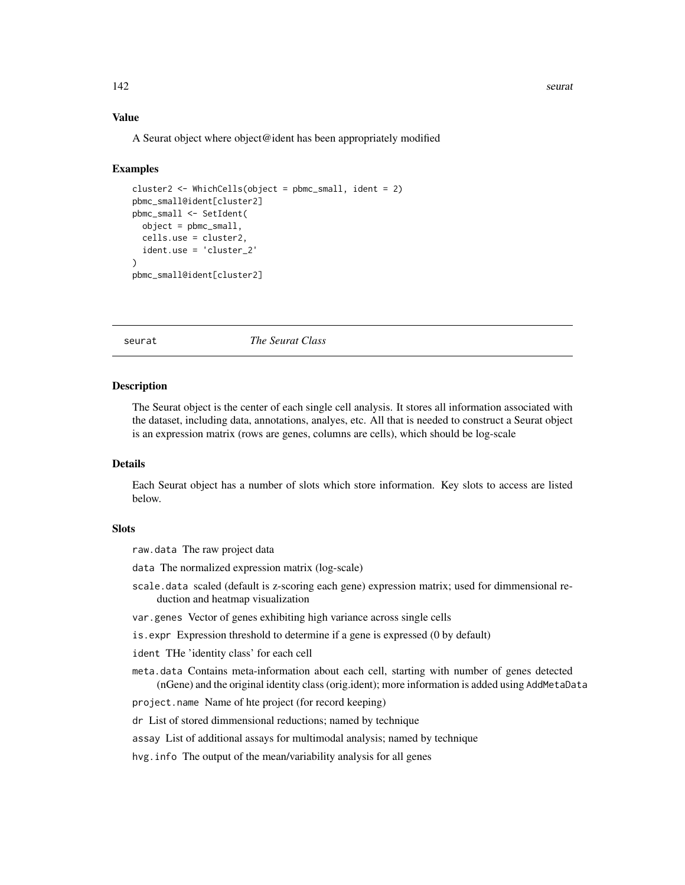### Value

A Seurat object where object@ident has been appropriately modified

### Examples

```
cluster2 <- WhichCells(object = pbmc_small, ident = 2)
pbmc_small@ident[cluster2]
pbmc_small <- SetIdent(
  object = pbmc_small,
  cells.use = cluster2,
  ident.use = 'cluster_2'
)
pbmc_small@ident[cluster2]
```

---

## seurat *The Seurat Class*

---

### Description

The Seurat object is the center of each single cell analysis. It stores all information associated with the dataset, including data, annotations, analyes, etc. All that is needed to construct a Seurat object is an expression matrix (rows are genes, columns are cells), which should be log-scale

### Details

Each Seurat object has a number of slots which store information. Key slots to access are listed below.

### Slots

`raw.data` The raw project data

`data` The normalized expression matrix (log-scale)

`scale.data` scaled (default is z-scoring each gene) expression matrix; used for dimmensional reduction and heatmap visualization

`var.genes` Vector of genes exhibiting high variance across single cells

`is.expr` Expression threshold to determine if a gene is expressed (0 by default)

`ident` THe 'identity class' for each cell

`meta.data` Contains meta-information about each cell, starting with number of genes detected (nGene) and the original identity class (orig.ident); more information is added using `AddMetaData`

`project.name` Name of hte project (for record keeping)

`dr` List of stored dimmensional reductions; named by technique

`assay` List of additional assays for multimodal analysis; named by technique

`hvg.info` The output of the mean/variability analysis for all genes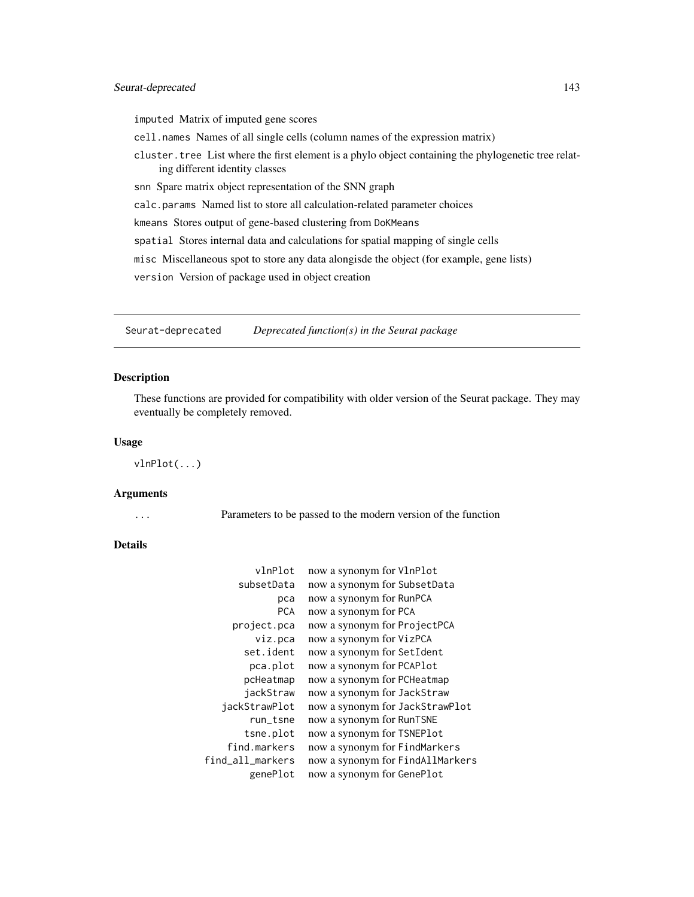imputed Matrix of imputed gene scores

cell.names Names of all single cells (column names of the expression matrix)

cluster.tree List where the first element is a phylo object containing the phylogenetic tree relating different identity classes

snn Spare matrix object representation of the SNN graph

calc.params Named list to store all calculation-related parameter choices

kmeans Stores output of gene-based clustering from DoKMeans

spatial Stores internal data and calculations for spatial mapping of single cells

misc Miscellaneous spot to store any data alongisde the object (for example, gene lists)

version Version of package used in object creation

## Seurat-deprecated *Deprecated function(s) in the Seurat package*

### Description

These functions are provided for compatibility with older version of the Seurat package. They may eventually be completely removed.

### Usage

```
vlnPlot(...)
```

### Arguments

| | |
|---|---|
| ... | Parameters to be passed to the modern version of the function |

### Details

| | |
|---|---|
| vlnPlot | now a synonym for VlnPlot |
| subsetData | now a synonym for SubsetData |
| pca | now a synonym for RunPCA |
| PCA | now a synonym for PCA |
| project.pca | now a synonym for ProjectPCA |
| viz.pca | now a synonym for VizPCA |
| set.ident | now a synonym for SetIdent |
| pca.plot | now a synonym for PCAPlot |
| pcHeatmap | now a synonym for PCHeatmap |
| jackStraw | now a synonym for JackStraw |
| jackStrawPlot | now a synonym for JackStrawPlot |
| run_tsne | now a synonym for RunTSNE |
| tsne.plot | now a synonym for TSNEPlot |
| find.markers | now a synonym for FindMarkers |
| find_all_markers | now a synonym for FindAllMarkers |
| genePlot | now a synonym for GenePlot |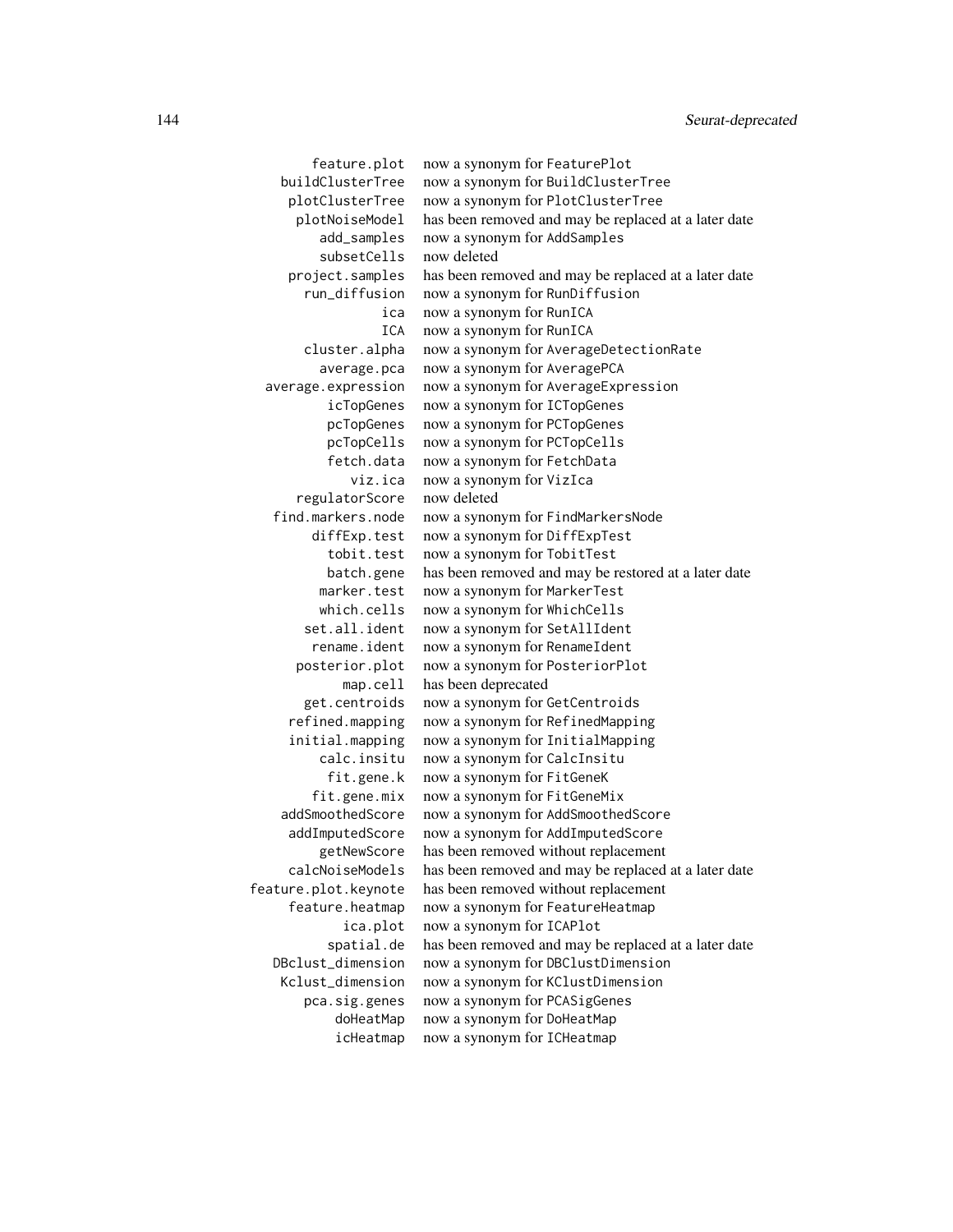| | |
|---|---|
| `feature.plot` | now a synonym for `FeaturePlot` |
| `buildClusterTree` | now a synonym for `BuildClusterTree` |
| `plotClusterTree` | now a synonym for `PlotClusterTree` |
| `plotNoiseModel` | has been removed and may be replaced at a later date |
| `add_samples` | now a synonym for `AddSamples` |
| `subsetCells` | now deleted |
| `project.samples` | has been removed and may be replaced at a later date |
| `run_diffusion` | now a synonym for `RunDiffusion` |
| `ica` | now a synonym for `RunICA` |
| `ICA` | now a synonym for `RunICA` |
| `cluster.alpha` | now a synonym for `AverageDetectionRate` |
| `average.pca` | now a synonym for `AveragePCA` |
| `average.expression` | now a synonym for `AverageExpression` |
| `icTopGenes` | now a synonym for `ICTopGenes` |
| `pcTopGenes` | now a synonym for `PCTopGenes` |
| `pcTopCells` | now a synonym for `PCTopCells` |
| `fetch.data` | now a synonym for `FetchData` |
| `viz.ica` | now a synonym for `VizIca` |
| `regulatorScore` | now deleted |
| `find.markers.node` | now a synonym for `FindMarkersNode` |
| `diffExp.test` | now a synonym for `DiffExpTest` |
| `tobit.test` | now a synonym for `TobitTest` |
| `batch.gene` | has been removed and may be restored at a later date |
| `marker.test` | now a synonym for `MarkerTest` |
| `which.cells` | now a synonym for `WhichCells` |
| `set.all.ident` | now a synonym for `SetAllIdent` |
| `rename.ident` | now a synonym for `RenameIdent` |
| `posterior.plot` | now a synonym for `PosteriorPlot` |
| `map.cell` | has been deprecated |
| `get.centroids` | now a synonym for `GetCentroids` |
| `refined.mapping` | now a synonym for `RefinedMapping` |
| `initial.mapping` | now a synonym for `InitialMapping` |
| `calc.insitu` | now a synonym for `CalcInsitu` |
| `fit.gene.k` | now a synonym for `FitGeneK` |
| `fit.gene.mix` | now a synonym for `FitGeneMix` |
| `addSmoothedScore` | now a synonym for `AddSmoothedScore` |
| `addImputedScore` | now a synonym for `AddImputedScore` |
| `getNewScore` | has been removed without replacement |
| `calcNoiseModels` | has been removed and may be replaced at a later date |
| `feature.plot.keynote` | has been removed without replacement |
| `feature.heatmap` | now a synonym for `FeatureHeatmap` |
| `ica.plot` | now a synonym for `ICAPlot` |
| `spatial.de` | has been removed and may be replaced at a later date |
| `DBclust_dimension` | now a synonym for `DBClustDimension` |
| `Kclust_dimension` | now a synonym for `KClustDimension` |
| `pca.sig.genes` | now a synonym for `PCASigGenes` |
| `doHeatMap` | now a synonym for `DoHeatMap` |
| `icHeatmap` | now a synonym for `ICHeatmap` |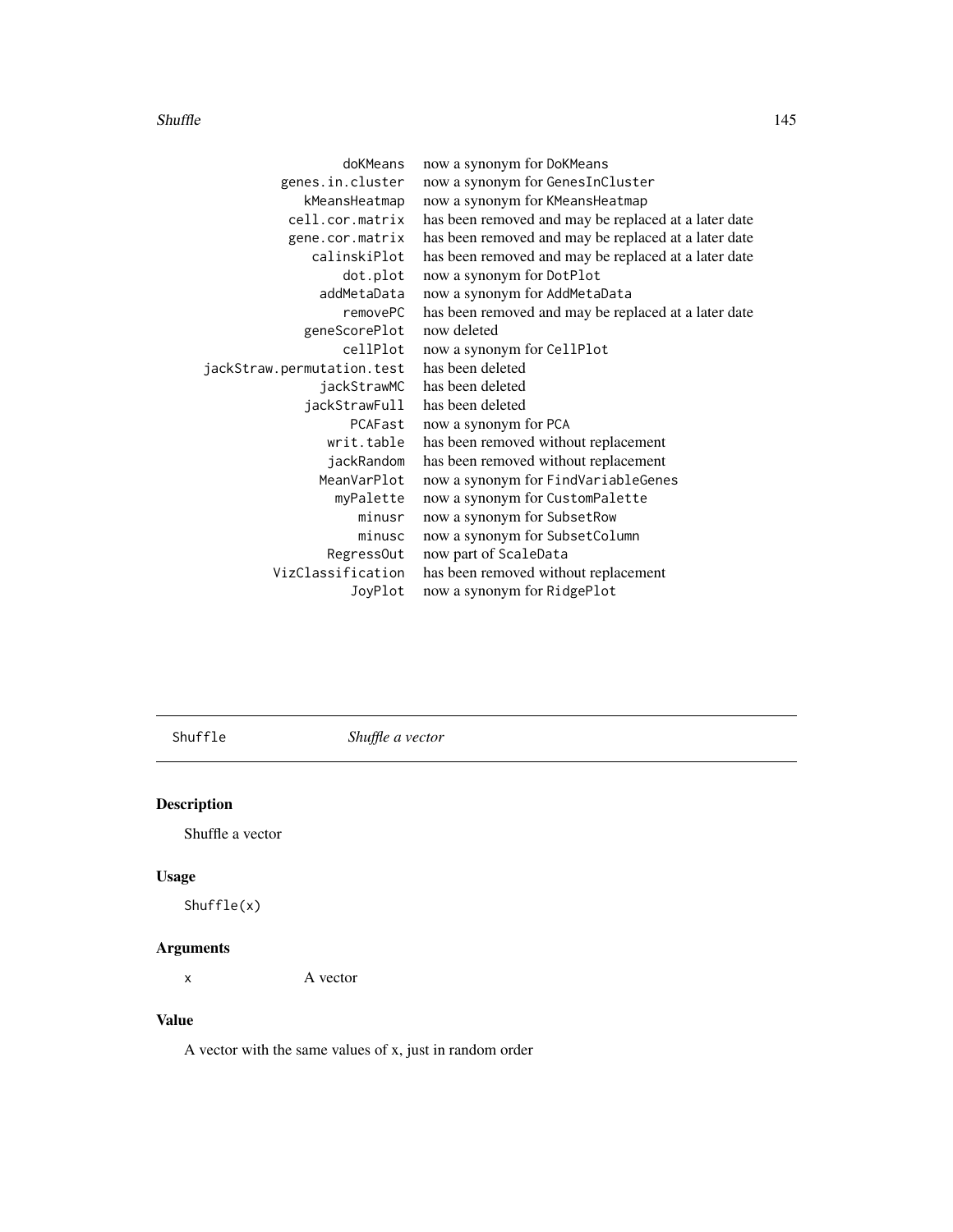| | |
|---|---|
| `doKMeans` | now a synonym for `DoKMeans` |
| `genes.in.cluster` | now a synonym for `GenesInCluster` |
| `kMeansHeatmap` | now a synonym for `KMeansHeatmap` |
| `cell.cor.matrix` | has been removed and may be replaced at a later date |
| `gene.cor.matrix` | has been removed and may be replaced at a later date |
| `calinskiPlot` | has been removed and may be replaced at a later date |
| `dot.plot` | now a synonym for `DotPlot` |
| `addMetaData` | now a synonym for `AddMetaData` |
| `removePC` | has been removed and may be replaced at a later date |
| `geneScorePlot` | now deleted |
| `cellPlot` | now a synonym for `CellPlot` |
| `jackStraw.permutation.test` | has been deleted |
| `jackStrawMC` | has been deleted |
| `jackStrawFull` | has been deleted |
| `PCAFast` | now a synonym for `PCA` |
| `writ.table` | has been removed without replacement |
| `jackRandom` | has been removed without replacement |
| `MeanVarPlot` | now a synonym for `FindVariableGenes` |
| `myPalette` | now a synonym for `CustomPalette` |
| `minusr` | now a synonym for `SubsetRow` |
| `minusc` | now a synonym for `SubsetColumn` |
| `RegressOut` | now part of `ScaleData` |
| `VizClassification` | has been removed without replacement |
| `JoyPlot` | now a synonym for `RidgePlot` |

---

`Shuffle` *Shuffle a vector*

---

## Description

Shuffle a vector

## Usage

```
Shuffle(x)
```

## Arguments

| | |
|---|---|
| `x` | A vector |

## Value

A vector with the same values of x, just in random order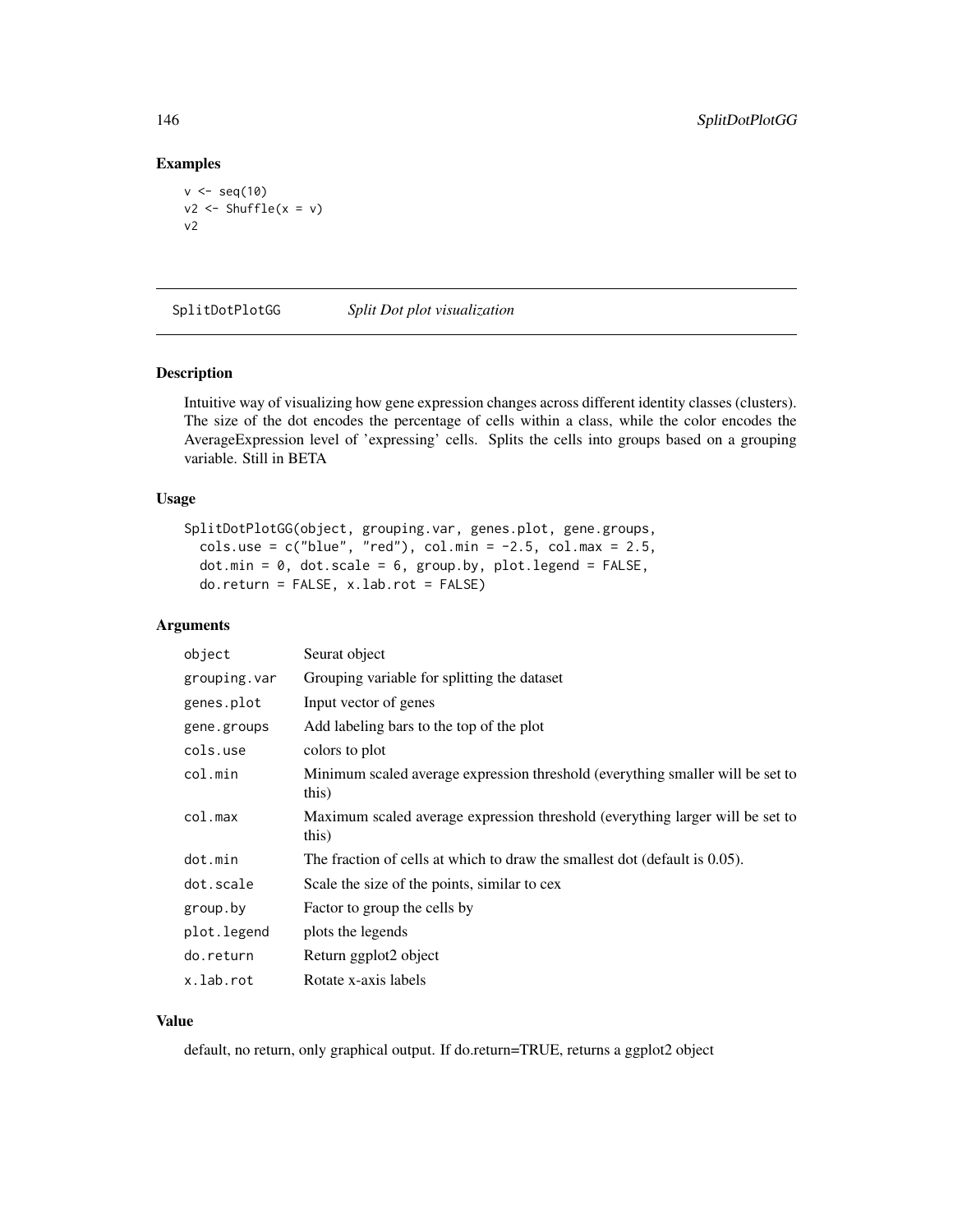## Examples

```
v <- seq(10)
v2 <- Shuffle(x = v)
v2
```

---

SplitDotPlotGG    *Split Dot plot visualization*

---

## Description

Intuitive way of visualizing how gene expression changes across different identity classes (clusters). The size of the dot encodes the percentage of cells within a class, while the color encodes the AverageExpression level of 'expressing' cells. Splits the cells into groups based on a grouping variable. Still in BETA

## Usage

```
SplitDotPlotGG(object, grouping.var, genes.plot, gene.groups,
  cols.use = c("blue", "red"), col.min = -2.5, col.max = 2.5,
  dot.min = 0, dot.scale = 6, group.by, plot.legend = FALSE,
  do.return = FALSE, x.lab.rot = FALSE)
```

## Arguments

| | |
|---|---|
| `object` | Seurat object |
| `grouping.var` | Grouping variable for splitting the dataset |
| `genes.plot` | Input vector of genes |
| `gene.groups` | Add labeling bars to the top of the plot |
| `cols.use` | colors to plot |
| `col.min` | Minimum scaled average expression threshold (everything smaller will be set to this) |
| `col.max` | Maximum scaled average expression threshold (everything larger will be set to this) |
| `dot.min` | The fraction of cells at which to draw the smallest dot (default is 0.05). |
| `dot.scale` | Scale the size of the points, similar to cex |
| `group.by` | Factor to group the cells by |
| `plot.legend` | plots the legends |
| `do.return` | Return ggplot2 object |
| `x.lab.rot` | Rotate x-axis labels |

## Value

default, no return, only graphical output. If do.return=TRUE, returns a ggplot2 object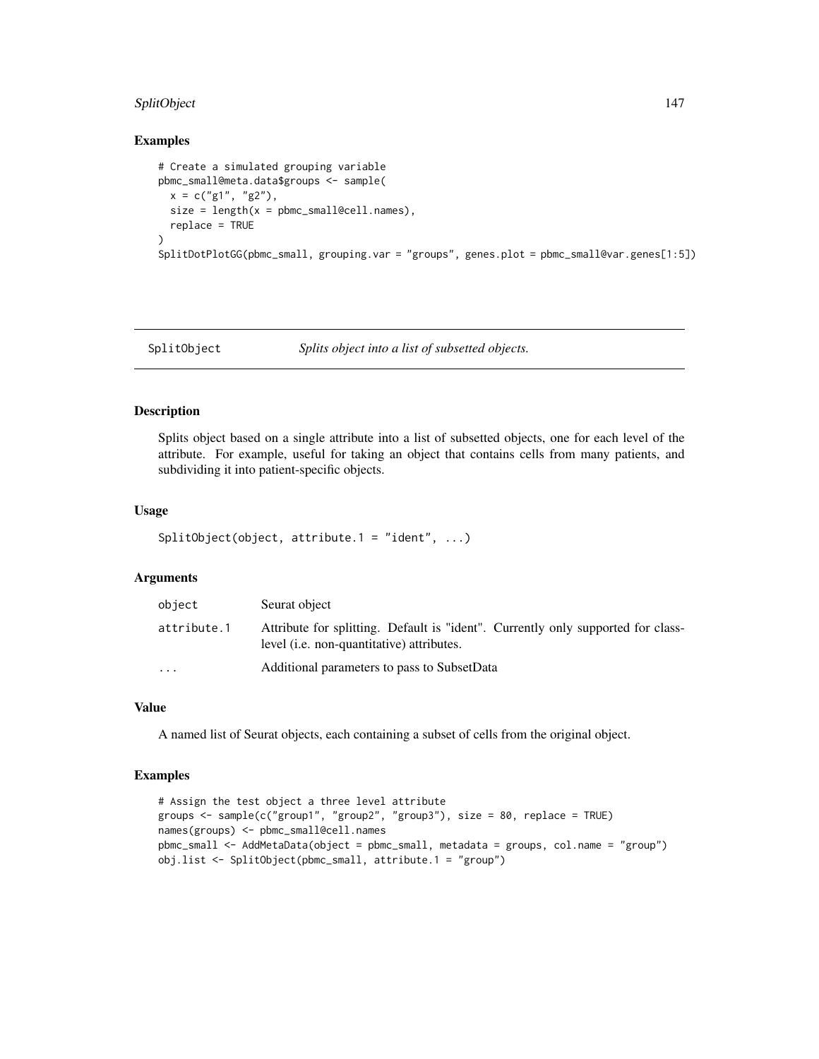## Examples

```
# Create a simulated grouping variable
pbmc_small@meta.data$groups <- sample(
  x = c("g1", "g2"),
  size = length(x = pbmc_small@cell.names),
  replace = TRUE
)
SplitDotPlotGG(pbmc_small, grouping.var = "groups", genes.plot = pbmc_small@var.genes[1:5])
```

---

# SplitObject *Splits object into a list of subsetted objects.*

## Description

Splits object based on a single attribute into a list of subsetted objects, one for each level of the attribute. For example, useful for taking an object that contains cells from many patients, and subdividing it into patient-specific objects.

## Usage

```
SplitObject(object, attribute.1 = "ident", ...)
```

## Arguments

| | |
|---|---|
| object | Seurat object |
| attribute.1 | Attribute for splitting. Default is "ident". Currently only supported for class-level (i.e. non-quantitative) attributes. |
| ... | Additional parameters to pass to SubsetData |

## Value

A named list of Seurat objects, each containing a subset of cells from the original object.

## Examples

```
# Assign the test object a three level attribute
groups <- sample(c("group1", "group2", "group3"), size = 80, replace = TRUE)
names(groups) <- pbmc_small@cell.names
pbmc_small <- AddMetaData(object = pbmc_small, metadata = groups, col.name = "group")
obj.list <- SplitObject(pbmc_small, attribute.1 = "group")
```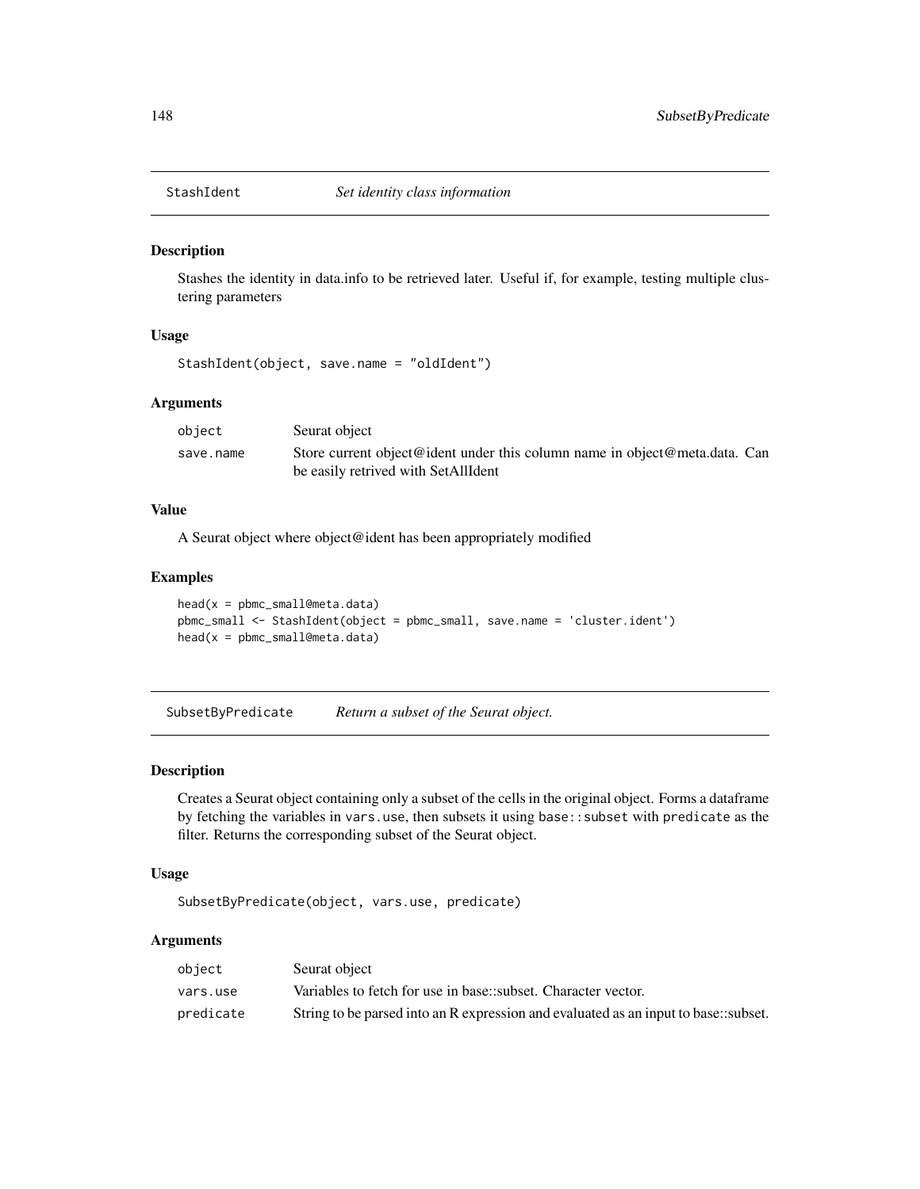## StashIdent *Set identity class information*

### Description

Stashes the identity in data.info to be retrieved later. Useful if, for example, testing multiple clustering parameters

### Usage

```
StashIdent(object, save.name = "oldIdent")
```

### Arguments

| | |
|---|---|
| object | Seurat object |
| save.name | Store current object@ident under this column name in object@meta.data. Can be easily retrived with SetAllIdent |

### Value

A Seurat object where object@ident has been appropriately modified

### Examples

```
head(x = pbmc_small@meta.data)
pbmc_small <- StashIdent(object = pbmc_small, save.name = 'cluster.ident')
head(x = pbmc_small@meta.data)
```

## SubsetByPredicate *Return a subset of the Seurat object.*

### Description

Creates a Seurat object containing only a subset of the cells in the original object. Forms a dataframe by fetching the variables in `vars.use`, then subsets it using `base::subset` with `predicate` as the filter. Returns the corresponding subset of the Seurat object.

### Usage

```
SubsetByPredicate(object, vars.use, predicate)
```

### Arguments

| | |
|---|---|
| object | Seurat object |
| vars.use | Variables to fetch for use in base::subset. Character vector. |
| predicate | String to be parsed into an R expression and evaluated as an input to base::subset. |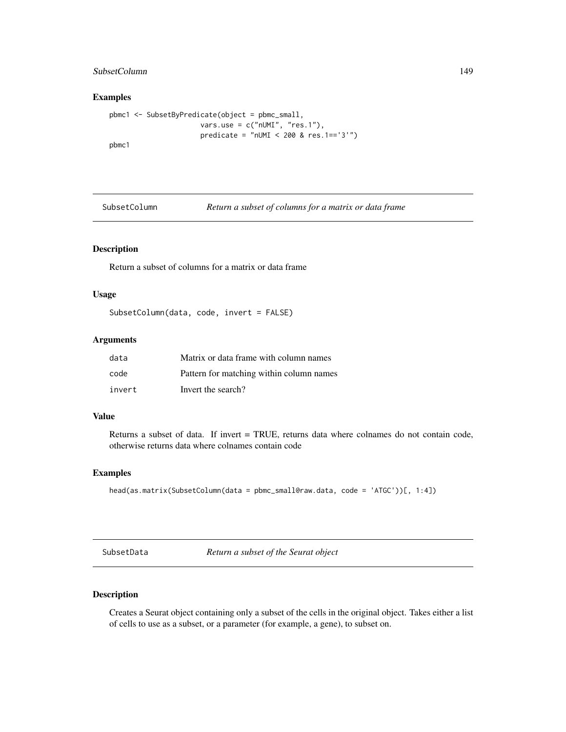## Examples

```
pbmc1 <- SubsetByPredicate(object = pbmc_small,
                     vars.use = c("nUMI", "res.1"),
                     predicate = "nUMI < 200 & res.1=='3'")
pbmc1
```

---

# SubsetColumn — *Return a subset of columns for a matrix or data frame*

---

## Description

Return a subset of columns for a matrix or data frame

## Usage

```
SubsetColumn(data, code, invert = FALSE)
```

## Arguments

| | |
|---|---|
| data | Matrix or data frame with column names |
| code | Pattern for matching within column names |
| invert | Invert the search? |

## Value

Returns a subset of data. If invert = TRUE, returns data where colnames do not contain code, otherwise returns data where colnames contain code

## Examples

```
head(as.matrix(SubsetColumn(data = pbmc_small@raw.data, code = 'ATGC'))[, 1:4])
```

---

# SubsetData — *Return a subset of the Seurat object*

---

## Description

Creates a Seurat object containing only a subset of the cells in the original object. Takes either a list of cells to use as a subset, or a parameter (for example, a gene), to subset on.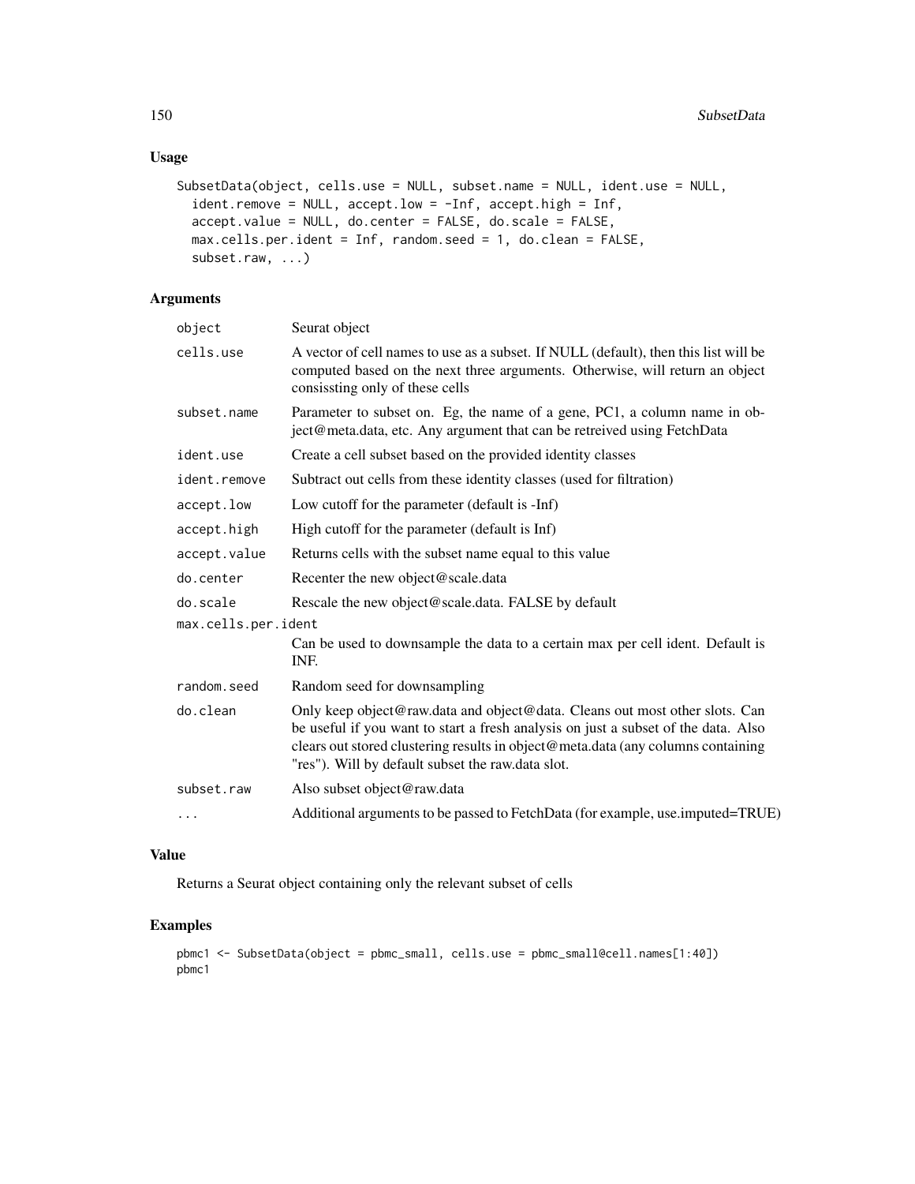## Usage

```
SubsetData(object, cells.use = NULL, subset.name = NULL, ident.use = NULL,
  ident.remove = NULL, accept.low = -Inf, accept.high = Inf,
  accept.value = NULL, do.center = FALSE, do.scale = FALSE,
  max.cells.per.ident = Inf, random.seed = 1, do.clean = FALSE,
  subset.raw, ...)
```

## Arguments

| Argument | Description |
|---|---|
| object | Seurat object |
| cells.use | A vector of cell names to use as a subset. If NULL (default), then this list will be computed based on the next three arguments. Otherwise, will return an object consissting only of these cells |
| subset.name | Parameter to subset on. Eg, the name of a gene, PC1, a column name in object@meta.data, etc. Any argument that can be retreived using FetchData |
| ident.use | Create a cell subset based on the provided identity classes |
| ident.remove | Subtract out cells from these identity classes (used for filtration) |
| accept.low | Low cutoff for the parameter (default is -Inf) |
| accept.high | High cutoff for the parameter (default is Inf) |
| accept.value | Returns cells with the subset name equal to this value |
| do.center | Recenter the new object@scale.data |
| do.scale | Rescale the new object@scale.data. FALSE by default |
| max.cells.per.ident | Can be used to downsample the data to a certain max per cell ident. Default is INF. |
| random.seed | Random seed for downsampling |
| do.clean | Only keep object@raw.data and object@data. Cleans out most other slots. Can be useful if you want to start a fresh analysis on just a subset of the data. Also clears out stored clustering results in object@meta.data (any columns containing "res"). Will by default subset the raw.data slot. |
| subset.raw | Also subset object@raw.data |
| ... | Additional arguments to be passed to FetchData (for example, use.imputed=TRUE) |

## Value

Returns a Seurat object containing only the relevant subset of cells

## Examples

```
pbmc1 <- SubsetData(object = pbmc_small, cells.use = pbmc_small@cell.names[1:40])
pbmc1
```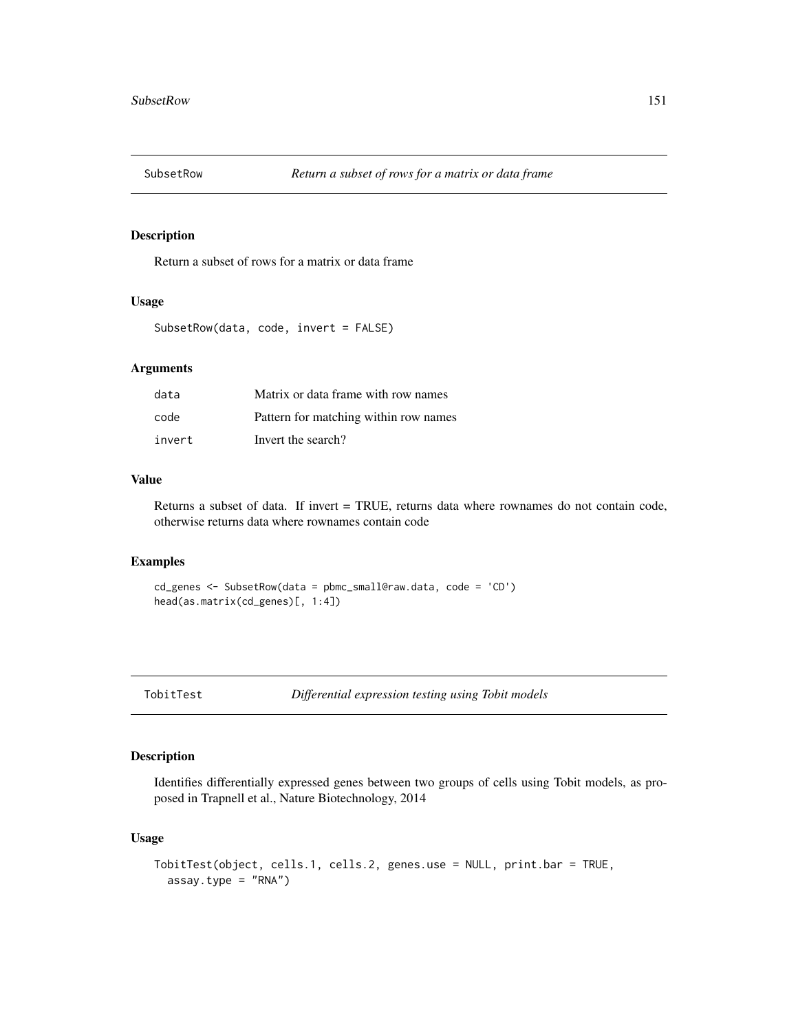## SubsetRow — *Return a subset of rows for a matrix or data frame*

### Description

Return a subset of rows for a matrix or data frame

### Usage

```
SubsetRow(data, code, invert = FALSE)
```

### Arguments

| | |
|---|---|
| data | Matrix or data frame with row names |
| code | Pattern for matching within row names |
| invert | Invert the search? |

### Value

Returns a subset of data. If invert = TRUE, returns data where rownames do not contain code, otherwise returns data where rownames contain code

### Examples

```
cd_genes <- SubsetRow(data = pbmc_small@raw.data, code = 'CD')
head(as.matrix(cd_genes)[, 1:4])
```

## TobitTest — *Differential expression testing using Tobit models*

### Description

Identifies differentially expressed genes between two groups of cells using Tobit models, as proposed in Trapnell et al., Nature Biotechnology, 2014

### Usage

```
TobitTest(object, cells.1, cells.2, genes.use = NULL, print.bar = TRUE,
  assay.type = "RNA")
```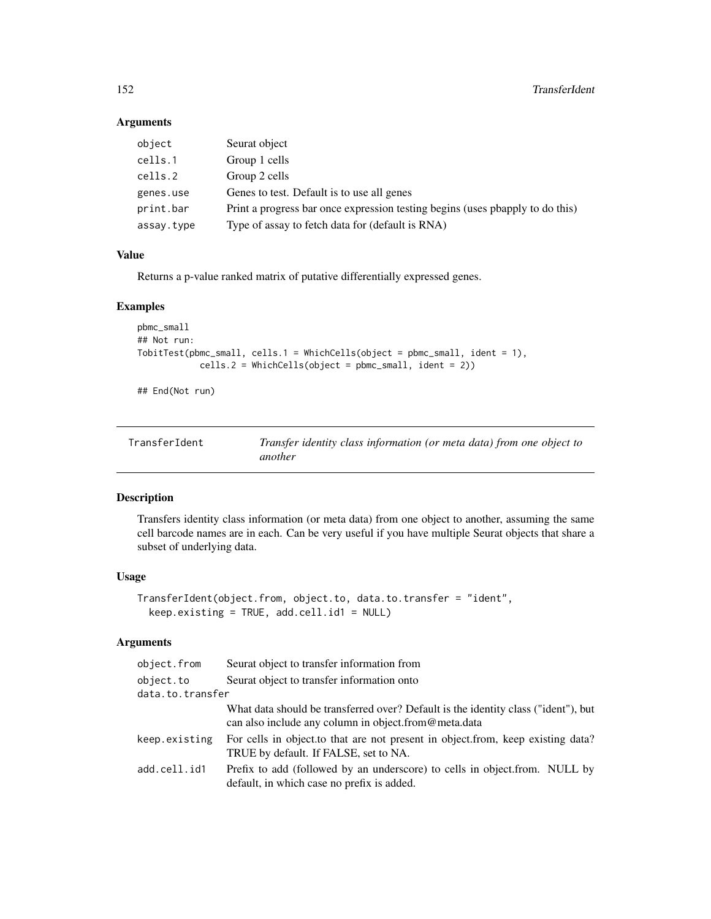### Arguments

| | |
|---|---|
| object | Seurat object |
| cells.1 | Group 1 cells |
| cells.2 | Group 2 cells |
| genes.use | Genes to test. Default is to use all genes |
| print.bar | Print a progress bar once expression testing begins (uses pbapply to do this) |
| assay.type | Type of assay to fetch data for (default is RNA) |

### Value

Returns a p-value ranked matrix of putative differentially expressed genes.

### Examples

```
pbmc_small
## Not run:
TobitTest(pbmc_small, cells.1 = WhichCells(object = pbmc_small, ident = 1),
            cells.2 = WhichCells(object = pbmc_small, ident = 2))

## End(Not run)
```

---

## TransferIdent — *Transfer identity class information (or meta data) from one object to another*

---

### Description

Transfers identity class information (or meta data) from one object to another, assuming the same cell barcode names are in each. Can be very useful if you have multiple Seurat objects that share a subset of underlying data.

### Usage

```
TransferIdent(object.from, object.to, data.to.transfer = "ident",
  keep.existing = TRUE, add.cell.id1 = NULL)
```

### Arguments

| | |
|---|---|
| object.from | Seurat object to transfer information from |
| object.to | Seurat object to transfer information onto |
| data.to.transfer | What data should be transferred over? Default is the identity class ("ident"), but can also include any column in object.from@meta.data |
| keep.existing | For cells in object.to that are not present in object.from, keep existing data? TRUE by default. If FALSE, set to NA. |
| add.cell.id1 | Prefix to add (followed by an underscore) to cells in object.from. NULL by default, in which case no prefix is added. |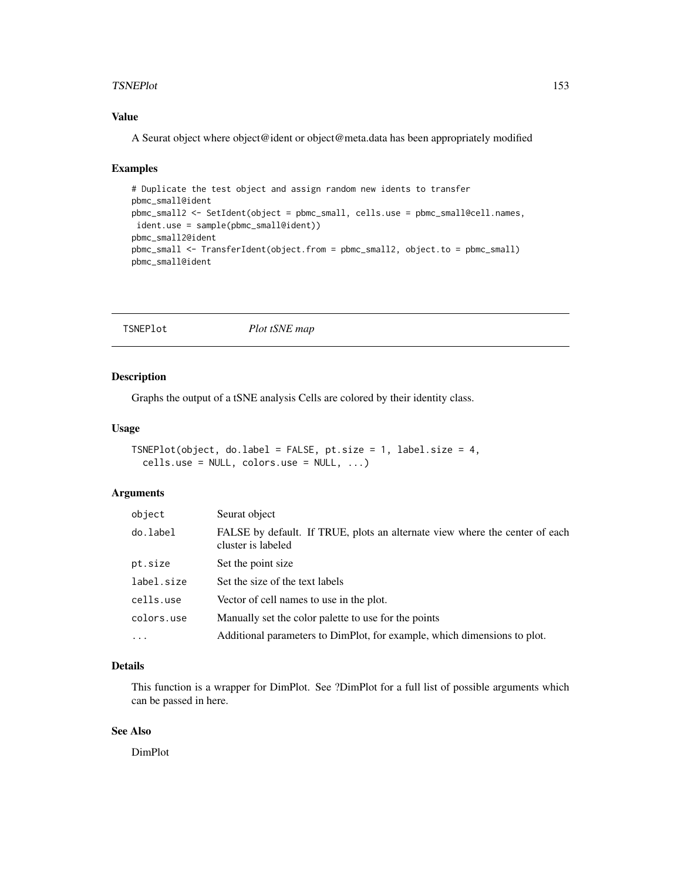### Value

A Seurat object where object@ident or object@meta.data has been appropriately modified

### Examples

```
# Duplicate the test object and assign random new idents to transfer
pbmc_small@ident
pbmc_small2 <- SetIdent(object = pbmc_small, cells.use = pbmc_small@cell.names,
 ident.use = sample(pbmc_small@ident))
pbmc_small2@ident
pbmc_small <- TransferIdent(object.from = pbmc_small2, object.to = pbmc_small)
pbmc_small@ident
```

---

## TSNEPlot *Plot tSNE map*

---

### Description

Graphs the output of a tSNE analysis Cells are colored by their identity class.

### Usage

```
TSNEPlot(object, do.label = FALSE, pt.size = 1, label.size = 4,
  cells.use = NULL, colors.use = NULL, ...)
```

### Arguments

| | |
|---|---|
| object | Seurat object |
| do.label | FALSE by default. If TRUE, plots an alternate view where the center of each cluster is labeled |
| pt.size | Set the point size |
| label.size | Set the size of the text labels |
| cells.use | Vector of cell names to use in the plot. |
| colors.use | Manually set the color palette to use for the points |
| ... | Additional parameters to DimPlot, for example, which dimensions to plot. |

### Details

This function is a wrapper for DimPlot. See ?DimPlot for a full list of possible arguments which can be passed in here.

### See Also

DimPlot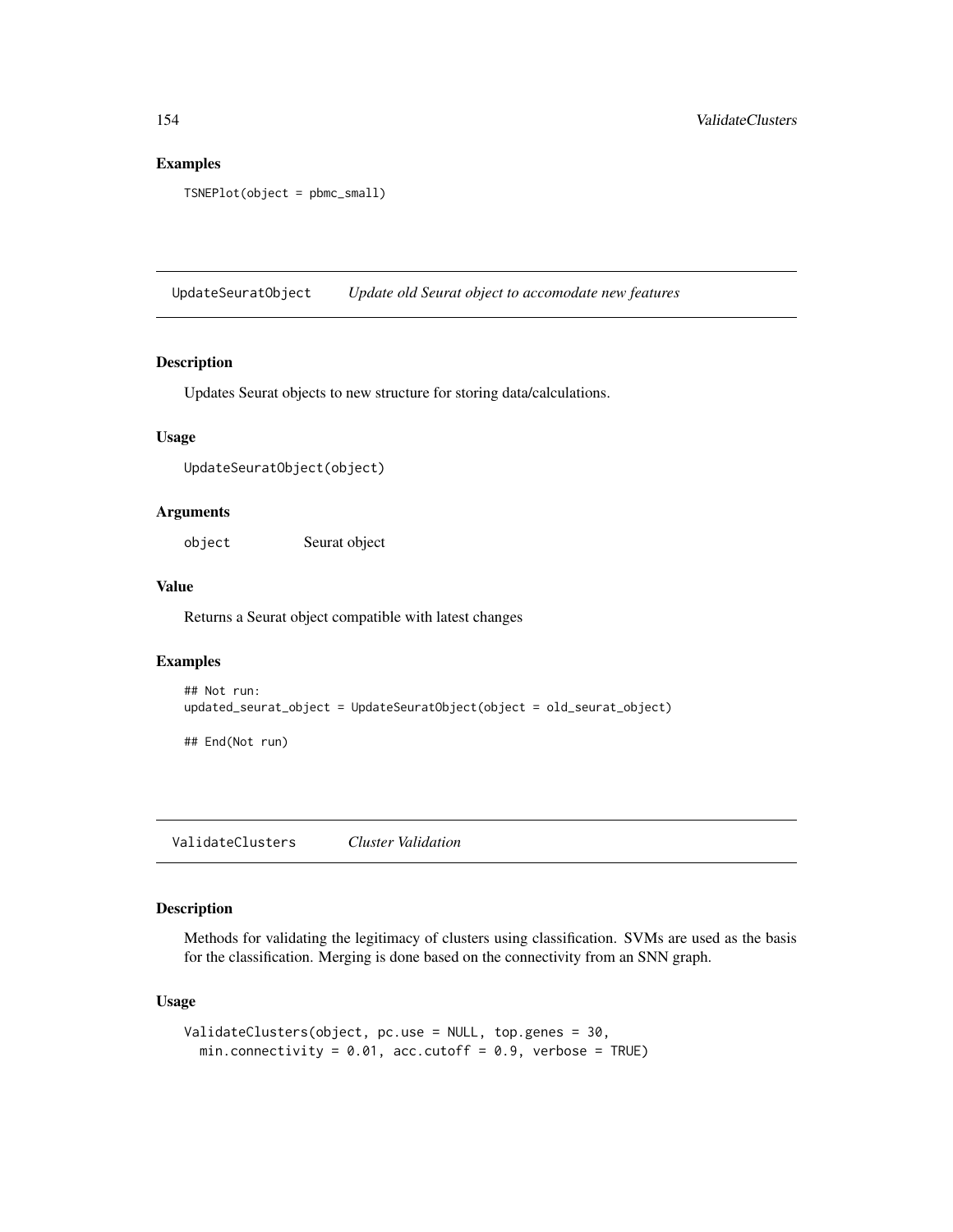## Examples

```
TSNEPlot(object = pbmc_small)
```

# UpdateSeuratObject *Update old Seurat object to accomodate new features*

## Description

Updates Seurat objects to new structure for storing data/calculations.

## Usage

```
UpdateSeuratObject(object)
```

## Arguments

| | |
|---|---|
| object | Seurat object |

## Value

Returns a Seurat object compatible with latest changes

## Examples

```
## Not run:
updated_seurat_object = UpdateSeuratObject(object = old_seurat_object)

## End(Not run)
```

# ValidateClusters *Cluster Validation*

## Description

Methods for validating the legitimacy of clusters using classification. SVMs are used as the basis for the classification. Merging is done based on the connectivity from an SNN graph.

## Usage

```
ValidateClusters(object, pc.use = NULL, top.genes = 30,
  min.connectivity = 0.01, acc.cutoff = 0.9, verbose = TRUE)
```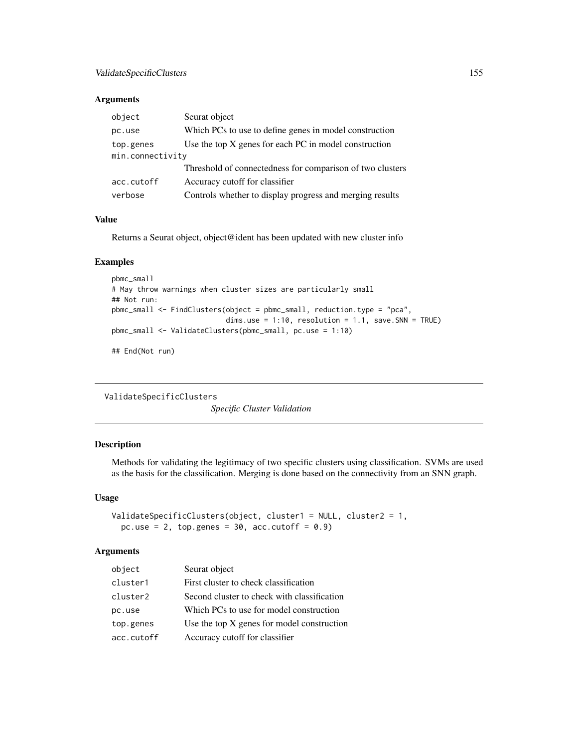## Arguments

| | |
|---|---|
| `object` | Seurat object |
| `pc.use` | Which PCs to use to define genes in model construction |
| `top.genes` | Use the top X genes for each PC in model construction |
| `min.connectivity` | Threshold of connectedness for comparison of two clusters |
| `acc.cutoff` | Accuracy cutoff for classifier |
| `verbose` | Controls whether to display progress and merging results |

## Value

Returns a Seurat object, object@ident has been updated with new cluster info

## Examples

```
pbmc_small
# May throw warnings when cluster sizes are particularly small
## Not run:
pbmc_small <- FindClusters(object = pbmc_small, reduction.type = "pca",
                           dims.use = 1:10, resolution = 1.1, save.SNN = TRUE)
pbmc_small <- ValidateClusters(pbmc_small, pc.use = 1:10)

## End(Not run)
```

---

# ValidateSpecificClusters

*Specific Cluster Validation*

## Description

Methods for validating the legitimacy of two specific clusters using classification. SVMs are used as the basis for the classification. Merging is done based on the connectivity from an SNN graph.

## Usage

```
ValidateSpecificClusters(object, cluster1 = NULL, cluster2 = 1,
  pc.use = 2, top.genes = 30, acc.cutoff = 0.9)
```

## Arguments

| | |
|---|---|
| `object` | Seurat object |
| `cluster1` | First cluster to check classification |
| `cluster2` | Second cluster to check with classification |
| `pc.use` | Which PCs to use for model construction |
| `top.genes` | Use the top X genes for model construction |
| `acc.cutoff` | Accuracy cutoff for classifier |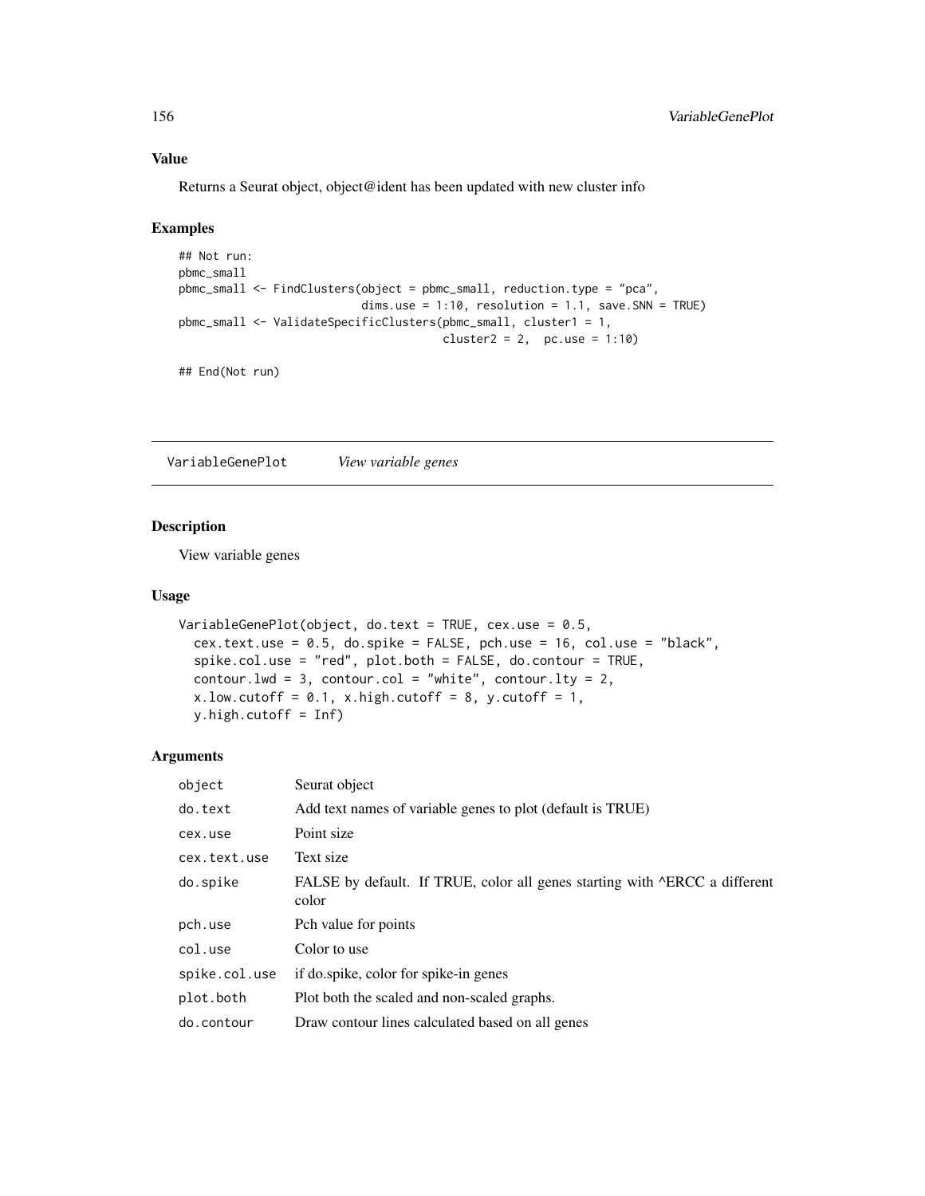### Value

Returns a Seurat object, object@ident has been updated with new cluster info

### Examples

```
## Not run:
pbmc_small
pbmc_small <- FindClusters(object = pbmc_small, reduction.type = "pca",
                           dims.use = 1:10, resolution = 1.1, save.SNN = TRUE)
pbmc_small <- ValidateSpecificClusters(pbmc_small, cluster1 = 1,
                                       cluster2 = 2,  pc.use = 1:10)

## End(Not run)
```

---

## VariableGenePlot    *View variable genes*

### Description

View variable genes

### Usage

```
VariableGenePlot(object, do.text = TRUE, cex.use = 0.5,
  cex.text.use = 0.5, do.spike = FALSE, pch.use = 16, col.use = "black",
  spike.col.use = "red", plot.both = FALSE, do.contour = TRUE,
  contour.lwd = 3, contour.col = "white", contour.lty = 2,
  x.low.cutoff = 0.1, x.high.cutoff = 8, y.cutoff = 1,
  y.high.cutoff = Inf)
```

### Arguments

| | |
|---|---|
| object | Seurat object |
| do.text | Add text names of variable genes to plot (default is TRUE) |
| cex.use | Point size |
| cex.text.use | Text size |
| do.spike | FALSE by default. If TRUE, color all genes starting with ^ERCC a different color |
| pch.use | Pch value for points |
| col.use | Color to use |
| spike.col.use | if do.spike, color for spike-in genes |
| plot.both | Plot both the scaled and non-scaled graphs. |
| do.contour | Draw contour lines calculated based on all genes |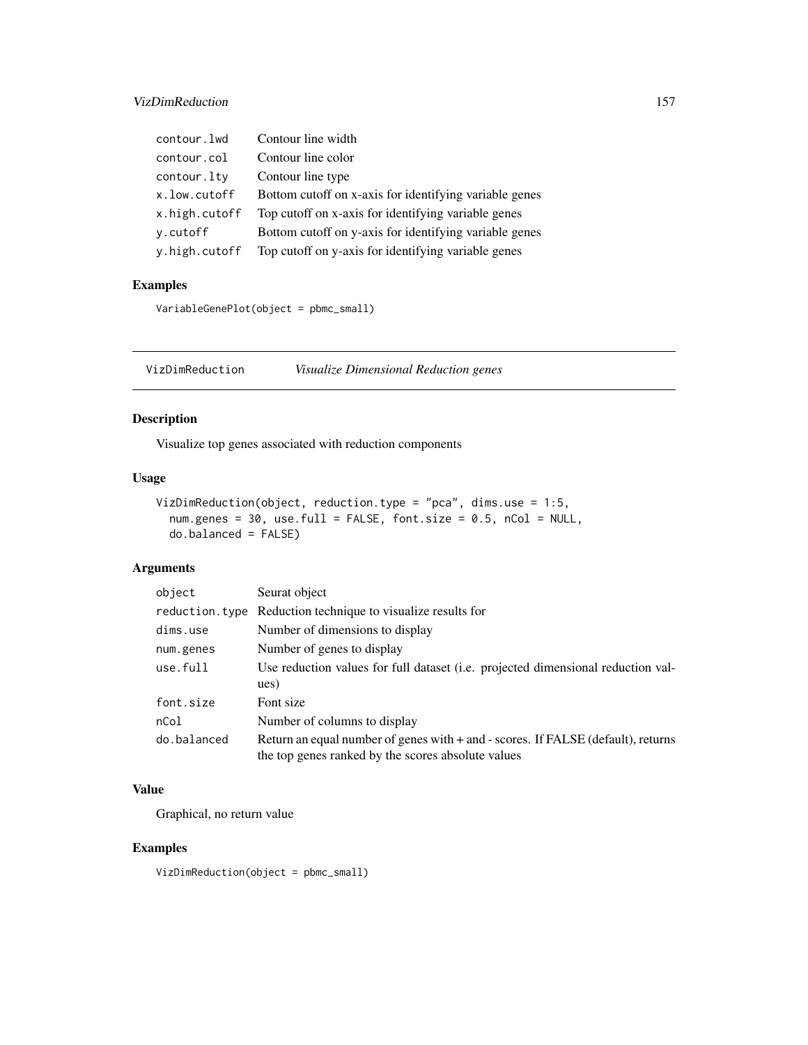| | |
|---|---|
| contour.lwd | Contour line width |
| contour.col | Contour line color |
| contour.lty | Contour line type |
| x.low.cutoff | Bottom cutoff on x-axis for identifying variable genes |
| x.high.cutoff | Top cutoff on x-axis for identifying variable genes |
| y.cutoff | Bottom cutoff on y-axis for identifying variable genes |
| y.high.cutoff | Top cutoff on y-axis for identifying variable genes |

### Examples

```
VariableGenePlot(object = pbmc_small)
```

---

## VizDimReduction *Visualize Dimensional Reduction genes*

---

### Description

Visualize top genes associated with reduction components

### Usage

```
VizDimReduction(object, reduction.type = "pca", dims.use = 1:5,
  num.genes = 30, use.full = FALSE, font.size = 0.5, nCol = NULL,
  do.balanced = FALSE)
```

### Arguments

| | |
|---|---|
| object | Seurat object |
| reduction.type | Reduction technique to visualize results for |
| dims.use | Number of dimensions to display |
| num.genes | Number of genes to display |
| use.full | Use reduction values for full dataset (i.e. projected dimensional reduction values) |
| font.size | Font size |
| nCol | Number of columns to display |
| do.balanced | Return an equal number of genes with + and - scores. If FALSE (default), returns the top genes ranked by the scores absolute values |

### Value

Graphical, no return value

### Examples

```
VizDimReduction(object = pbmc_small)
```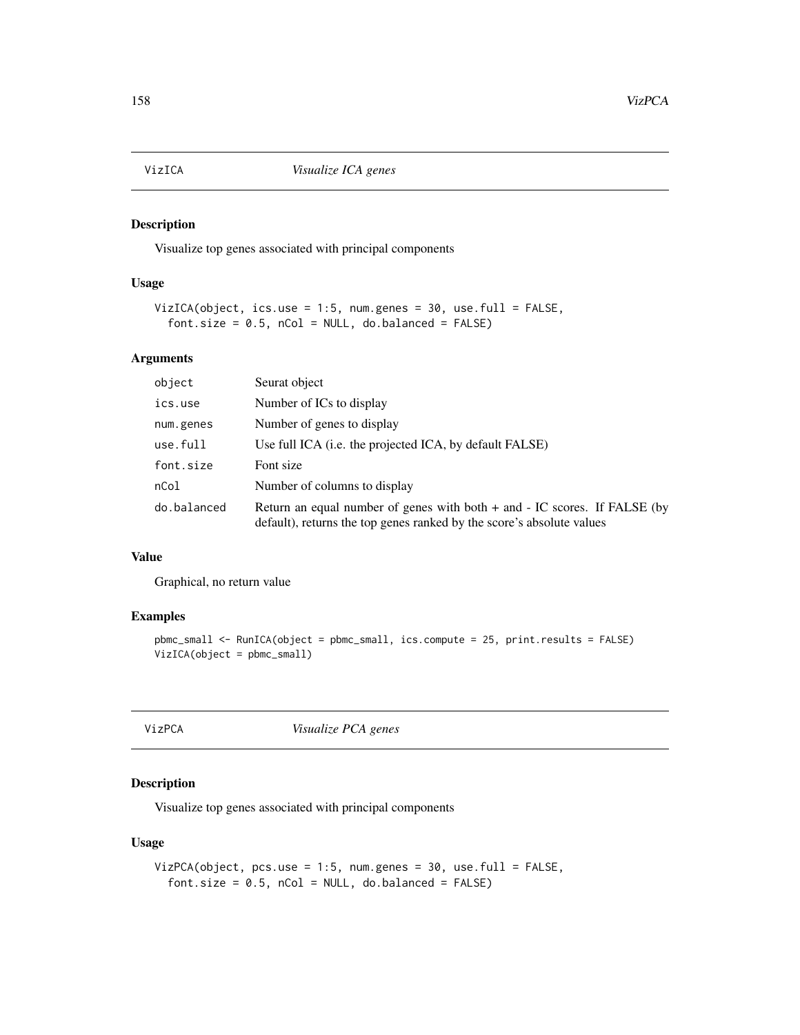## VizICA *Visualize ICA genes*

### Description

Visualize top genes associated with principal components

### Usage

```
VizICA(object, ics.use = 1:5, num.genes = 30, use.full = FALSE,
  font.size = 0.5, nCol = NULL, do.balanced = FALSE)
```

### Arguments

| | |
|---|---|
| object | Seurat object |
| ics.use | Number of ICs to display |
| num.genes | Number of genes to display |
| use.full | Use full ICA (i.e. the projected ICA, by default FALSE) |
| font.size | Font size |
| nCol | Number of columns to display |
| do.balanced | Return an equal number of genes with both + and - IC scores. If FALSE (by default), returns the top genes ranked by the score's absolute values |

### Value

Graphical, no return value

### Examples

```
pbmc_small <- RunICA(object = pbmc_small, ics.compute = 25, print.results = FALSE)
VizICA(object = pbmc_small)
```

## VizPCA *Visualize PCA genes*

### Description

Visualize top genes associated with principal components

### Usage

```
VizPCA(object, pcs.use = 1:5, num.genes = 30, use.full = FALSE,
  font.size = 0.5, nCol = NULL, do.balanced = FALSE)
```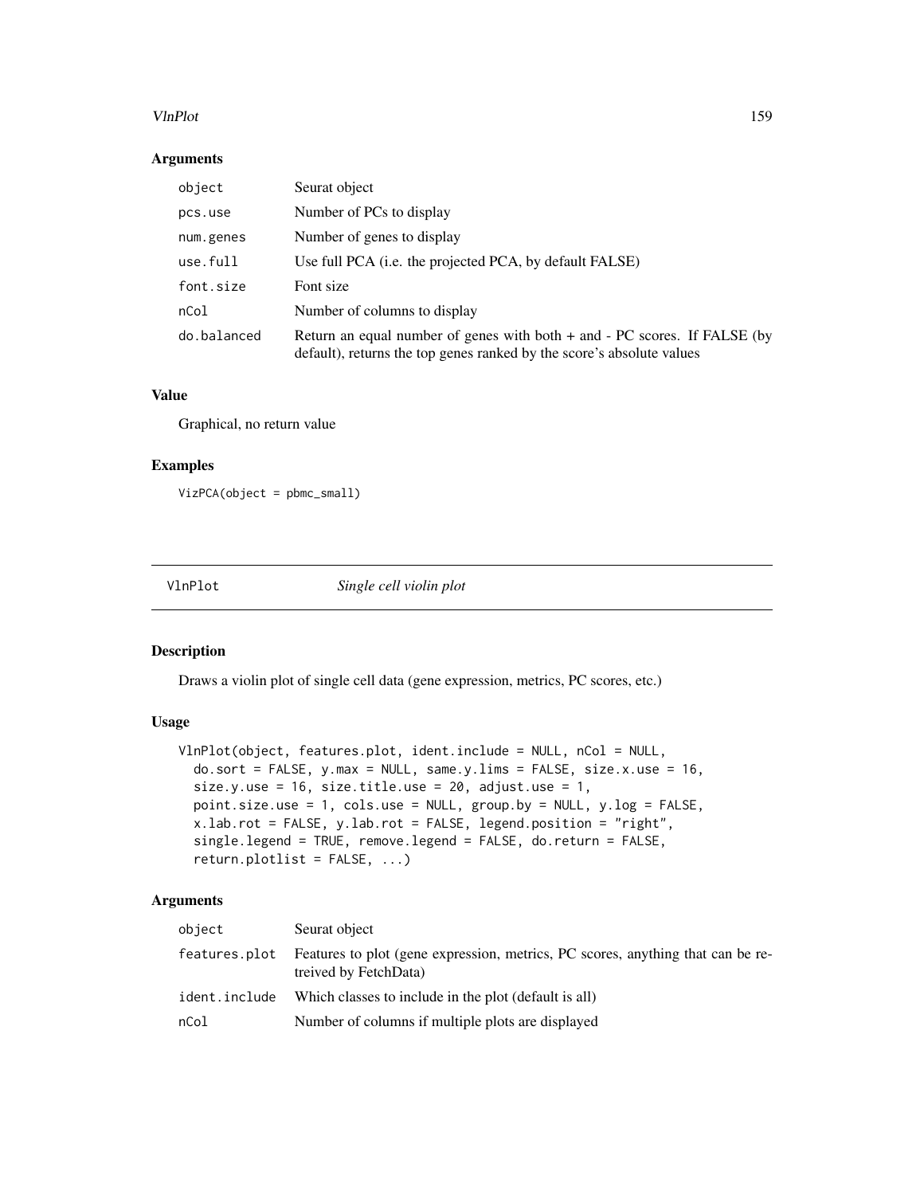### Arguments

| | |
|---|---|
| `object` | Seurat object |
| `pcs.use` | Number of PCs to display |
| `num.genes` | Number of genes to display |
| `use.full` | Use full PCA (i.e. the projected PCA, by default FALSE) |
| `font.size` | Font size |
| `nCol` | Number of columns to display |
| `do.balanced` | Return an equal number of genes with both + and - PC scores. If FALSE (by default), returns the top genes ranked by the score's absolute values |

### Value

Graphical, no return value

### Examples

```
VizPCA(object = pbmc_small)
```

---

## VlnPlot &nbsp;&nbsp;&nbsp; *Single cell violin plot*

---

### Description

Draws a violin plot of single cell data (gene expression, metrics, PC scores, etc.)

### Usage

```
VlnPlot(object, features.plot, ident.include = NULL, nCol = NULL,
  do.sort = FALSE, y.max = NULL, same.y.lims = FALSE, size.x.use = 16,
  size.y.use = 16, size.title.use = 20, adjust.use = 1,
  point.size.use = 1, cols.use = NULL, group.by = NULL, y.log = FALSE,
  x.lab.rot = FALSE, y.lab.rot = FALSE, legend.position = "right",
  single.legend = TRUE, remove.legend = FALSE, do.return = FALSE,
  return.plotlist = FALSE, ...)
```

### Arguments

| | |
|---|---|
| `object` | Seurat object |
| `features.plot` | Features to plot (gene expression, metrics, PC scores, anything that can be retreived by FetchData) |
| `ident.include` | Which classes to include in the plot (default is all) |
| `nCol` | Number of columns if multiple plots are displayed |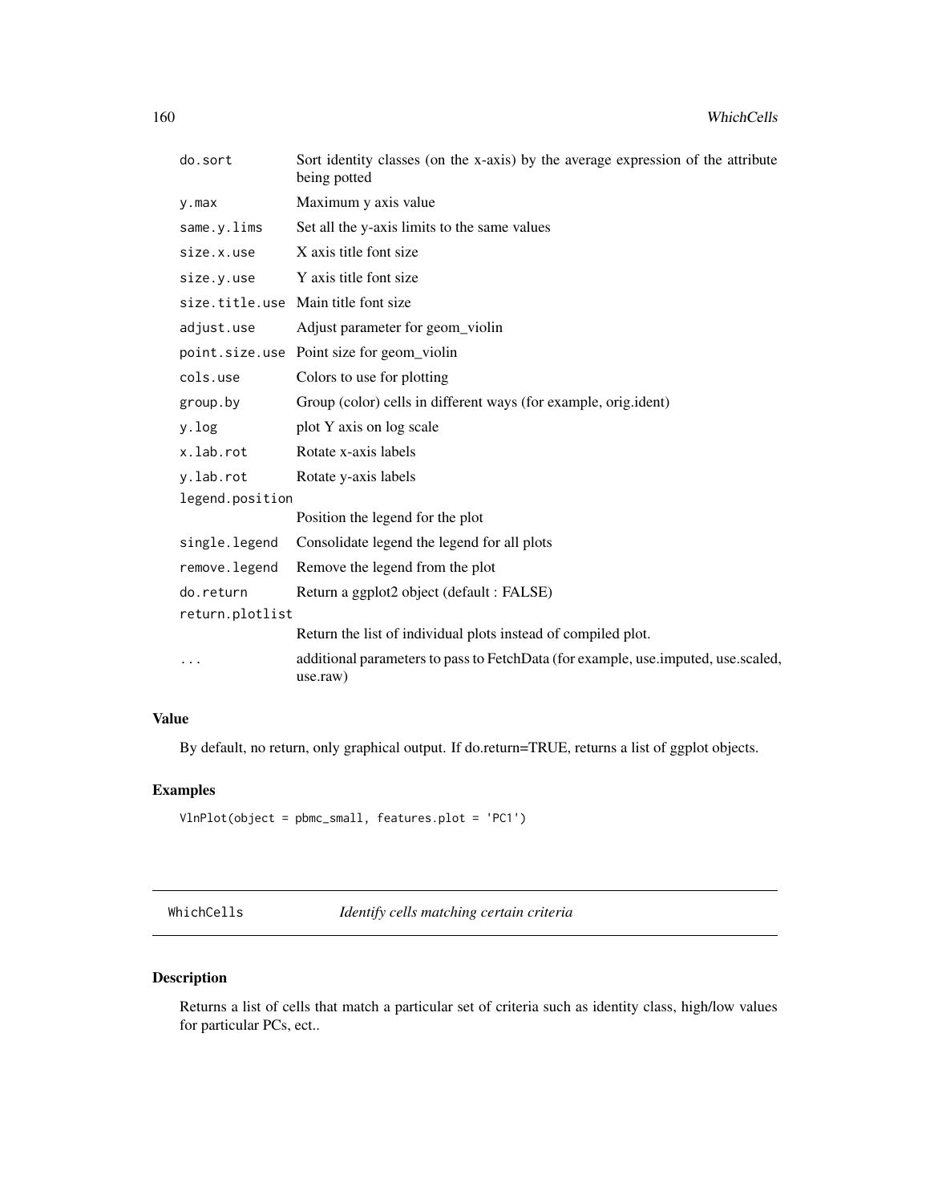| | |
|---|---|
| do.sort | Sort identity classes (on the x-axis) by the average expression of the attribute being potted |
| y.max | Maximum y axis value |
| same.y.lims | Set all the y-axis limits to the same values |
| size.x.use | X axis title font size |
| size.y.use | Y axis title font size |
| size.title.use | Main title font size |
| adjust.use | Adjust parameter for geom_violin |
| point.size.use | Point size for geom_violin |
| cols.use | Colors to use for plotting |
| group.by | Group (color) cells in different ways (for example, orig.ident) |
| y.log | plot Y axis on log scale |
| x.lab.rot | Rotate x-axis labels |
| y.lab.rot | Rotate y-axis labels |
| legend.position | Position the legend for the plot |
| single.legend | Consolidate legend the legend for all plots |
| remove.legend | Remove the legend from the plot |
| do.return | Return a ggplot2 object (default : FALSE) |
| return.plotlist | Return the list of individual plots instead of compiled plot. |
| ... | additional parameters to pass to FetchData (for example, use.imputed, use.scaled, use.raw) |

### Value

By default, no return, only graphical output. If do.return=TRUE, returns a list of ggplot objects.

### Examples

```
VlnPlot(object = pbmc_small, features.plot = 'PC1')
```

---

## WhichCells *Identify cells matching certain criteria*

---

### Description

Returns a list of cells that match a particular set of criteria such as identity class, high/low values for particular PCs, ect..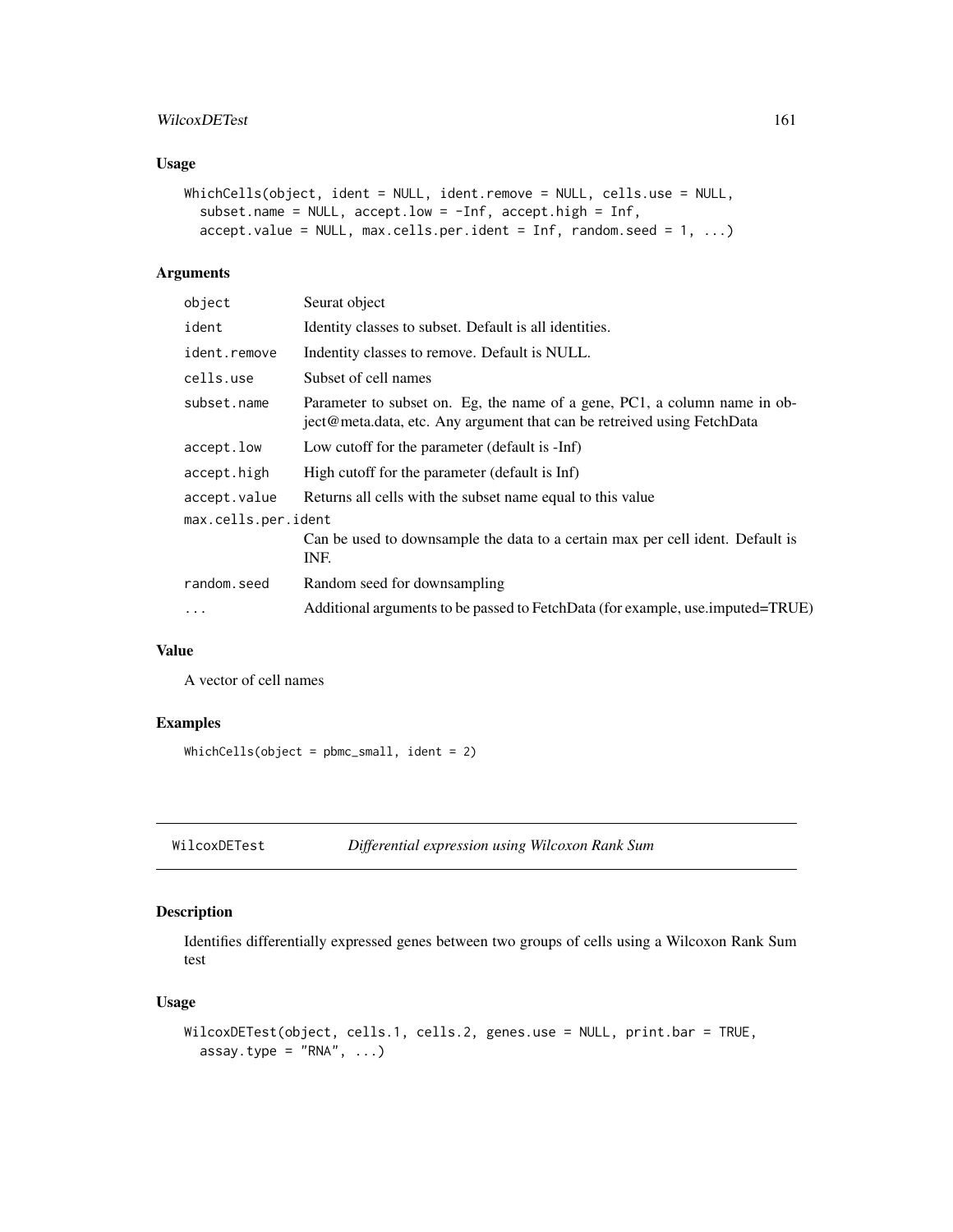## Usage

```
WhichCells(object, ident = NULL, ident.remove = NULL, cells.use = NULL,
  subset.name = NULL, accept.low = -Inf, accept.high = Inf,
  accept.value = NULL, max.cells.per.ident = Inf, random.seed = 1, ...)
```

## Arguments

| | |
|---|---|
| `object` | Seurat object |
| `ident` | Identity classes to subset. Default is all identities. |
| `ident.remove` | Indentity classes to remove. Default is NULL. |
| `cells.use` | Subset of cell names |
| `subset.name` | Parameter to subset on. Eg, the name of a gene, PC1, a column name in object@meta.data, etc. Any argument that can be retreived using FetchData |
| `accept.low` | Low cutoff for the parameter (default is -Inf) |
| `accept.high` | High cutoff for the parameter (default is Inf) |
| `accept.value` | Returns all cells with the subset name equal to this value |
| `max.cells.per.ident` | Can be used to downsample the data to a certain max per cell ident. Default is INF. |
| `random.seed` | Random seed for downsampling |
| `...` | Additional arguments to be passed to FetchData (for example, use.imputed=TRUE) |

## Value

A vector of cell names

## Examples

```
WhichCells(object = pbmc_small, ident = 2)
```

---

# WilcoxDETest — *Differential expression using Wilcoxon Rank Sum*

## Description

Identifies differentially expressed genes between two groups of cells using a Wilcoxon Rank Sum test

## Usage

```
WilcoxDETest(object, cells.1, cells.2, genes.use = NULL, print.bar = TRUE,
  assay.type = "RNA", ...)
```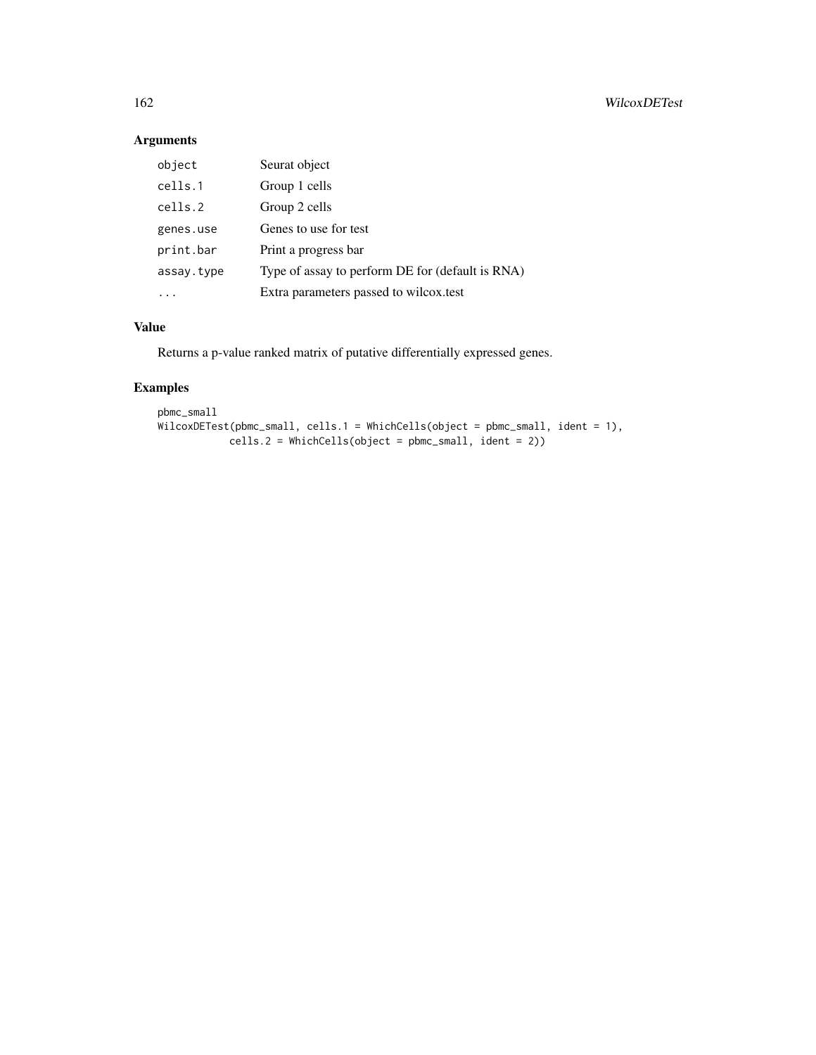## Arguments

| | |
|---|---|
| `object` | Seurat object |
| `cells.1` | Group 1 cells |
| `cells.2` | Group 2 cells |
| `genes.use` | Genes to use for test |
| `print.bar` | Print a progress bar |
| `assay.type` | Type of assay to perform DE for (default is RNA) |
| `...` | Extra parameters passed to wilcox.test |

## Value

Returns a p-value ranked matrix of putative differentially expressed genes.

## Examples

```
pbmc_small
WilcoxDETest(pbmc_small, cells.1 = WhichCells(object = pbmc_small, ident = 1),
            cells.2 = WhichCells(object = pbmc_small, ident = 2))
```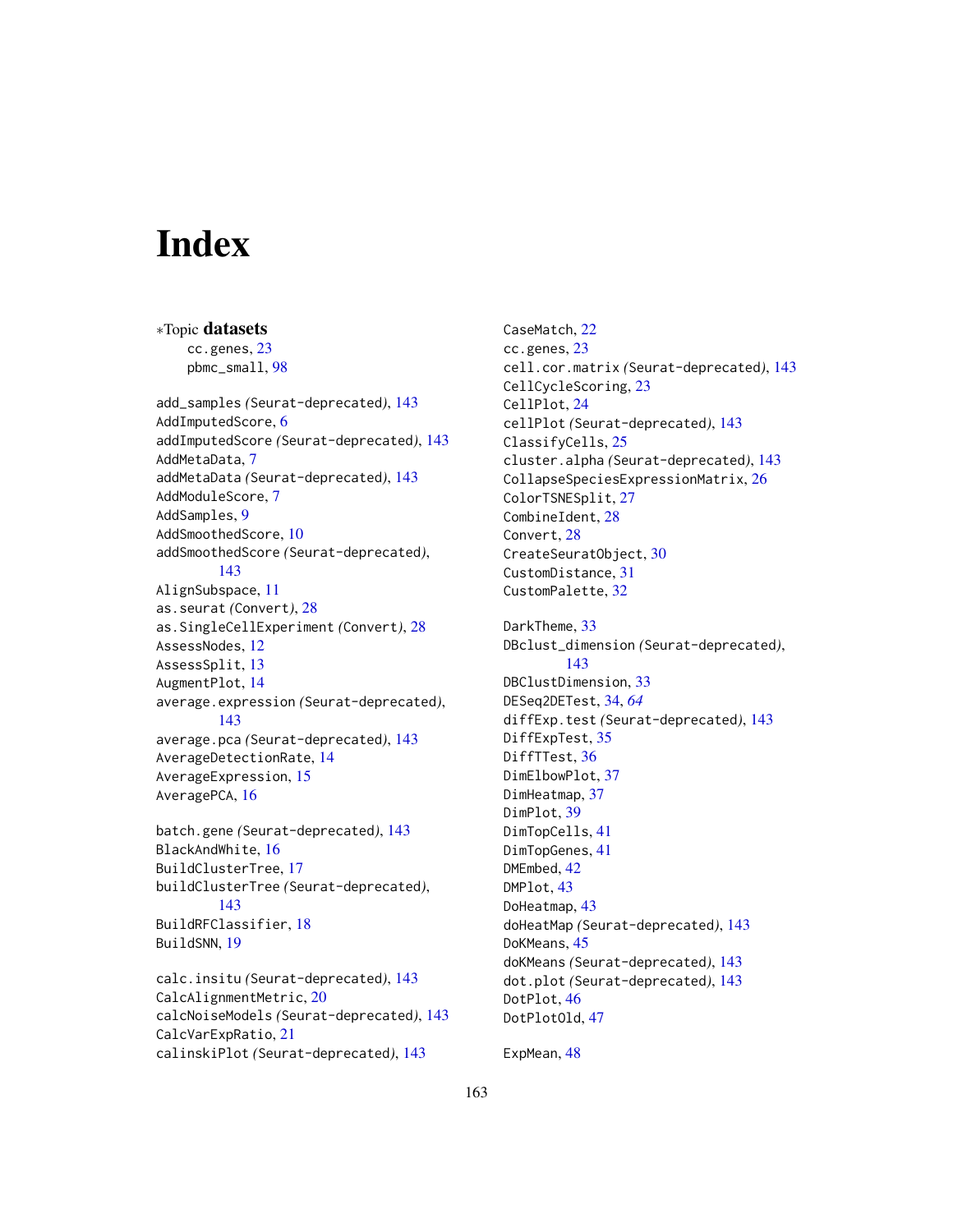# Index

*Topic **datasets**
  cc.genes, 23
  pbmc_small, 98

add_samples *(Seurat-deprecated)*, 143
AddImputedScore, 6
addImputedScore *(Seurat-deprecated)*, 143
AddMetaData, 7
addMetaData *(Seurat-deprecated)*, 143
AddModuleScore, 7
AddSamples, 9
AddSmoothedScore, 10
addSmoothedScore *(Seurat-deprecated)*, 143
AlignSubspace, 11
as.seurat *(Convert)*, 28
as.SingleCellExperiment *(Convert)*, 28
AssessNodes, 12
AssessSplit, 13
AugmentPlot, 14
average.expression *(Seurat-deprecated)*, 143
average.pca *(Seurat-deprecated)*, 143
AverageDetectionRate, 14
AverageExpression, 15
AveragePCA, 16

batch.gene *(Seurat-deprecated)*, 143
BlackAndWhite, 16
BuildClusterTree, 17
buildClusterTree *(Seurat-deprecated)*, 143
BuildRFClassifier, 18
BuildSNN, 19

calc.insitu *(Seurat-deprecated)*, 143
CalcAlignmentMetric, 20
calcNoiseModels *(Seurat-deprecated)*, 143
CalcVarExpRatio, 21
calinskiPlot *(Seurat-deprecated)*, 143
CaseMatch, 22
cc.genes, 23
cell.cor.matrix *(Seurat-deprecated)*, 143
CellCycleScoring, 23
CellPlot, 24
cellPlot *(Seurat-deprecated)*, 143
ClassifyCells, 25
cluster.alpha *(Seurat-deprecated)*, 143
CollapseSpeciesExpressionMatrix, 26
ColorTSNESplit, 27
CombineIdent, 28
Convert, 28
CreateSeuratObject, 30
CustomDistance, 31
CustomPalette, 32

DarkTheme, 33
DBclust_dimension *(Seurat-deprecated)*, 143
DBClustDimension, 33
DESeq2DETest, 34, *64*
diffExp.test *(Seurat-deprecated)*, 143
DiffExpTest, 35
DiffTTest, 36
DimElbowPlot, 37
DimHeatmap, 37
DimPlot, 39
DimTopCells, 41
DimTopGenes, 41
DMEmbed, 42
DMPlot, 43
DoHeatmap, 43
doHeatMap *(Seurat-deprecated)*, 143
DoKMeans, 45
doKMeans *(Seurat-deprecated)*, 143
dot.plot *(Seurat-deprecated)*, 143
DotPlot, 46
DotPlotOld, 47

ExpMean, 48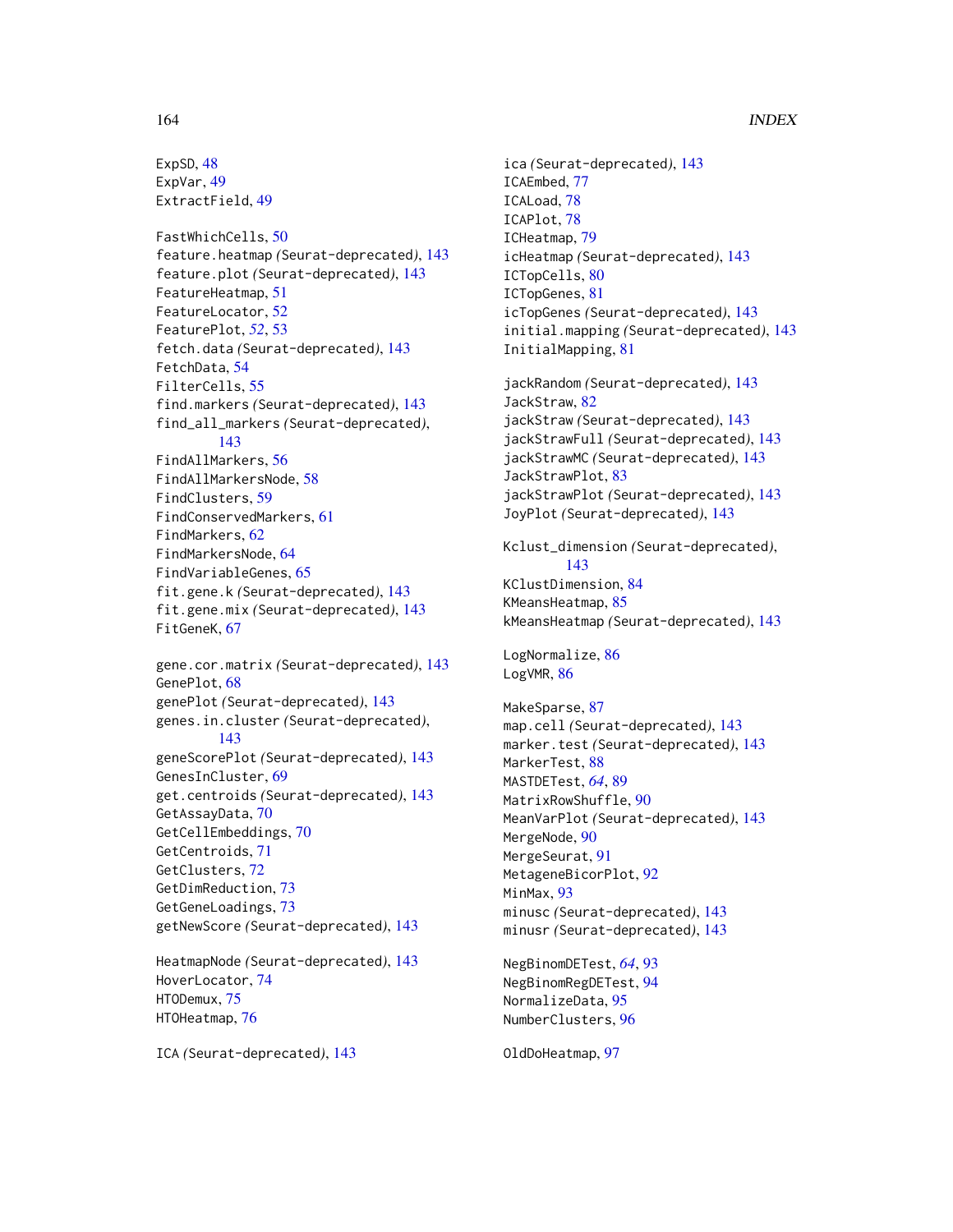ExpSD, 48
ExpVar, 49
ExtractField, 49

FastWhichCells, 50
feature.heatmap (Seurat-deprecated), 143
feature.plot (Seurat-deprecated), 143
FeatureHeatmap, 51
FeatureLocator, 52
FeaturePlot, *52*, 53
fetch.data (Seurat-deprecated), 143
FetchData, 54
FilterCells, 55
find.markers (Seurat-deprecated), 143
find_all_markers (Seurat-deprecated), 143
FindAllMarkers, 56
FindAllMarkersNode, 58
FindClusters, 59
FindConservedMarkers, 61
FindMarkers, 62
FindMarkersNode, 64
FindVariableGenes, 65
fit.gene.k (Seurat-deprecated), 143
fit.gene.mix (Seurat-deprecated), 143
FitGeneK, 67

gene.cor.matrix (Seurat-deprecated), 143
GenePlot, 68
genePlot (Seurat-deprecated), 143
genes.in.cluster (Seurat-deprecated), 143
geneScorePlot (Seurat-deprecated), 143
GenesInCluster, 69
get.centroids (Seurat-deprecated), 143
GetAssayData, 70
GetCellEmbeddings, 70
GetCentroids, 71
GetClusters, 72
GetDimReduction, 73
GetGeneLoadings, 73
getNewScore (Seurat-deprecated), 143

HeatmapNode (Seurat-deprecated), 143
HoverLocator, 74
HTODemux, 75
HTOHeatmap, 76

ICA (Seurat-deprecated), 143
ica (Seurat-deprecated), 143
ICAEmbed, 77
ICALoad, 78
ICAPlot, 78
ICHeatmap, 79
icHeatmap (Seurat-deprecated), 143
ICTopCells, 80
ICTopGenes, 81
icTopGenes (Seurat-deprecated), 143
initial.mapping (Seurat-deprecated), 143
InitialMapping, 81

jackRandom (Seurat-deprecated), 143
JackStraw, 82
jackStraw (Seurat-deprecated), 143
jackStrawFull (Seurat-deprecated), 143
jackStrawMC (Seurat-deprecated), 143
JackStrawPlot, 83
jackStrawPlot (Seurat-deprecated), 143
JoyPlot (Seurat-deprecated), 143

Kclust_dimension (Seurat-deprecated), 143
KClustDimension, 84
KMeansHeatmap, 85
kMeansHeatmap (Seurat-deprecated), 143

LogNormalize, 86
LogVMR, 86

MakeSparse, 87
map.cell (Seurat-deprecated), 143
marker.test (Seurat-deprecated), 143
MarkerTest, 88
MASTDETest, *64*, 89
MatrixRowShuffle, 90
MeanVarPlot (Seurat-deprecated), 143
MergeNode, 90
MergeSeurat, 91
MetageneBicorPlot, 92
MinMax, 93
minusc (Seurat-deprecated), 143
minusr (Seurat-deprecated), 143

NegBinomDETest, *64*, 93
NegBinomRegDETest, 94
NormalizeData, 95
NumberClusters, 96

OldDoHeatmap, 97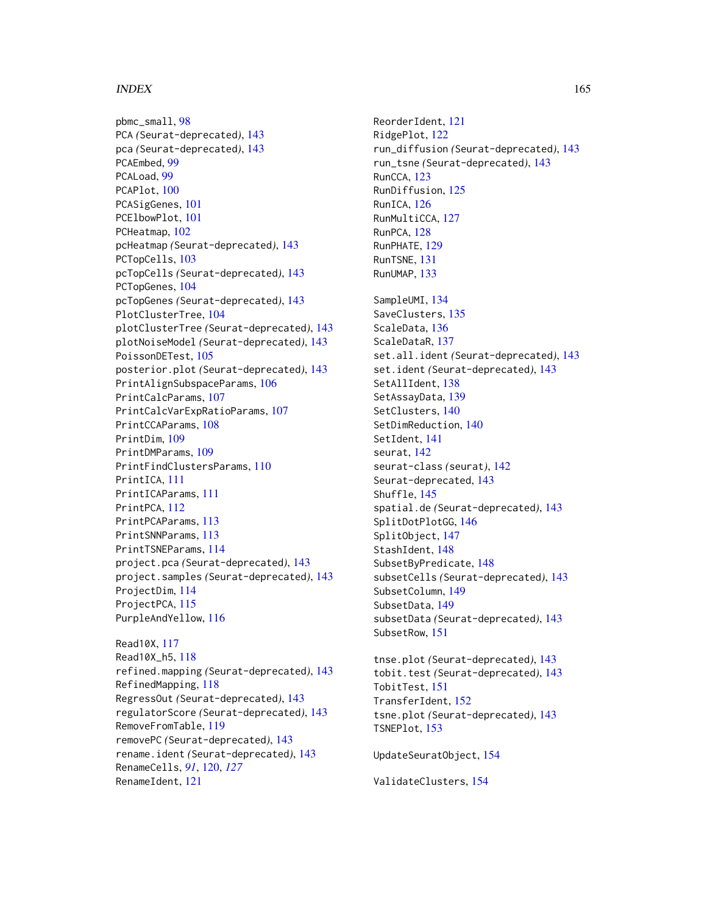pbmc_small, 98
PCA (Seurat-deprecated), 143
pca (Seurat-deprecated), 143
PCAEmbed, 99
PCALoad, 99
PCAPlot, 100
PCASigGenes, 101
PCElbowPlot, 101
PCHeatmap, 102
pcHeatmap (Seurat-deprecated), 143
PCTopCells, 103
pcTopCells (Seurat-deprecated), 143
PCTopGenes, 104
pcTopGenes (Seurat-deprecated), 143
PlotClusterTree, 104
plotClusterTree (Seurat-deprecated), 143
plotNoiseModel (Seurat-deprecated), 143
PoissonDETest, 105
posterior.plot (Seurat-deprecated), 143
PrintAlignSubspaceParams, 106
PrintCalcParams, 107
PrintCalcVarExpRatioParams, 107
PrintCCAParams, 108
PrintDim, 109
PrintDMParams, 109
PrintFindClustersParams, 110
PrintICA, 111
PrintICAParams, 111
PrintPCA, 112
PrintPCAParams, 113
PrintSNNParams, 113
PrintTSNEParams, 114
project.pca (Seurat-deprecated), 143
project.samples (Seurat-deprecated), 143
ProjectDim, 114
ProjectPCA, 115
PurpleAndYellow, 116

Read10X, 117
Read10X_h5, 118
refined.mapping (Seurat-deprecated), 143
RefinedMapping, 118
RegressOut (Seurat-deprecated), 143
regulatorScore (Seurat-deprecated), 143
RemoveFromTable, 119
removePC (Seurat-deprecated), 143
rename.ident (Seurat-deprecated), 143
RenameCells, *91*, 120, *127*
RenameIdent, 121
ReorderIdent, 121
RidgePlot, 122
run_diffusion (Seurat-deprecated), 143
run_tsne (Seurat-deprecated), 143
RunCCA, 123
RunDiffusion, 125
RunICA, 126
RunMultiCCA, 127
RunPCA, 128
RunPHATE, 129
RunTSNE, 131
RunUMAP, 133

SampleUMI, 134
SaveClusters, 135
ScaleData, 136
ScaleDataR, 137
set.all.ident (Seurat-deprecated), 143
set.ident (Seurat-deprecated), 143
SetAllIdent, 138
SetAssayData, 139
SetClusters, 140
SetDimReduction, 140
SetIdent, 141
seurat, 142
seurat-class (seurat), 142
Seurat-deprecated, 143
Shuffle, 145
spatial.de (Seurat-deprecated), 143
SplitDotPlotGG, 146
SplitObject, 147
StashIdent, 148
SubsetByPredicate, 148
subsetCells (Seurat-deprecated), 143
SubsetColumn, 149
SubsetData, 149
subsetData (Seurat-deprecated), 143
SubsetRow, 151

tnse.plot (Seurat-deprecated), 143
tobit.test (Seurat-deprecated), 143
TobitTest, 151
TransferIdent, 152
tsne.plot (Seurat-deprecated), 143
TSNEPlot, 153

UpdateSeuratObject, 154

ValidateClusters, 154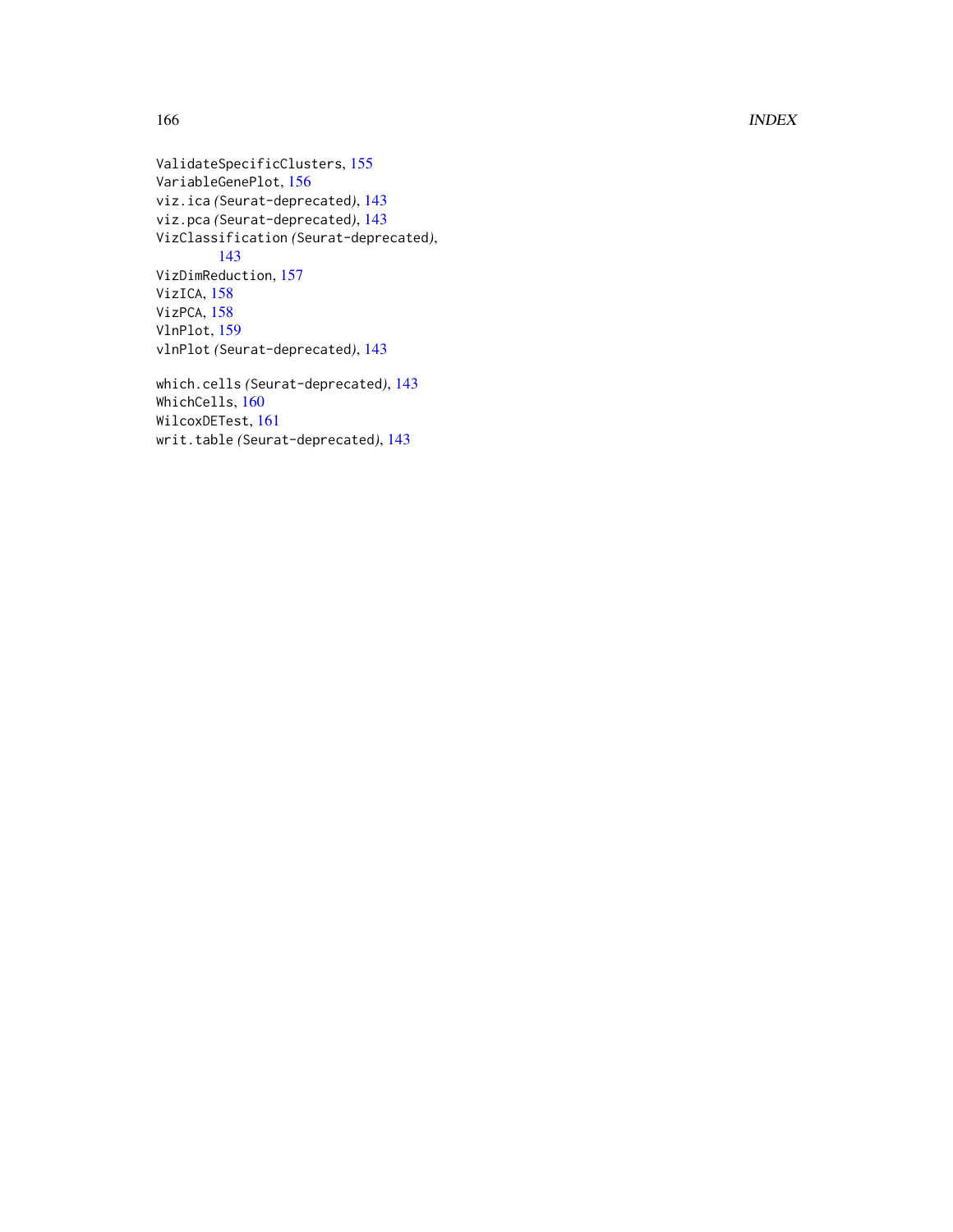ValidateSpecificClusters, 155
VariableGenePlot, 156
viz.ica *(*Seurat-deprecated*)*, 143
viz.pca *(*Seurat-deprecated*)*, 143
VizClassification *(*Seurat-deprecated*)*, 143
VizDimReduction, 157
VizICA, 158
VizPCA, 158
VlnPlot, 159
vlnPlot *(*Seurat-deprecated*)*, 143

which.cells *(*Seurat-deprecated*)*, 143
WhichCells, 160
WilcoxDETest, 161
writ.table *(*Seurat-deprecated*)*, 143